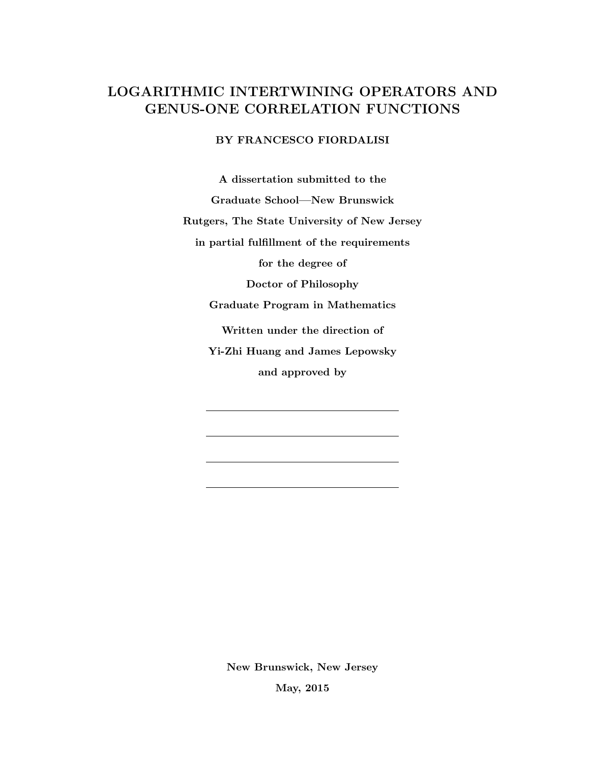# LOGARITHMIC INTERTWINING OPERATORS AND GENUS-ONE CORRELATION FUNCTIONS

**BY FRANCESCO FIORDALISI**

**A dissertation submitted to the**

**Graduate School—New Brunswick**

**Rutgers, The State University of New Jersey**

**in partial fulfillment of the requirements**

**for the degree of**

**Doctor of Philosophy**

**Graduate Program in Mathematics**

**Written under the direction of**

**Yi-Zhi Huang and James Lepowsky**

**and approved by**

\_\_\_\_\_\_\_\_\_\_\_\_\_\_\_\_\_\_\_\_\_\_\_\_\_\_\_\_\_\_

\_\_\_\_\_\_\_\_\_\_\_\_\_\_\_\_\_\_\_\_\_\_\_\_\_\_\_\_\_\_

\_\_\_\_\_\_\_\_\_\_\_\_\_\_\_\_\_\_\_\_\_\_\_\_\_\_\_\_\_\_

\_\_\_\_\_\_\_\_\_\_\_\_\_\_\_\_\_\_\_\_\_\_\_\_\_\_\_\_\_\_

**New Brunswick, New Jersey**

**May, 2015**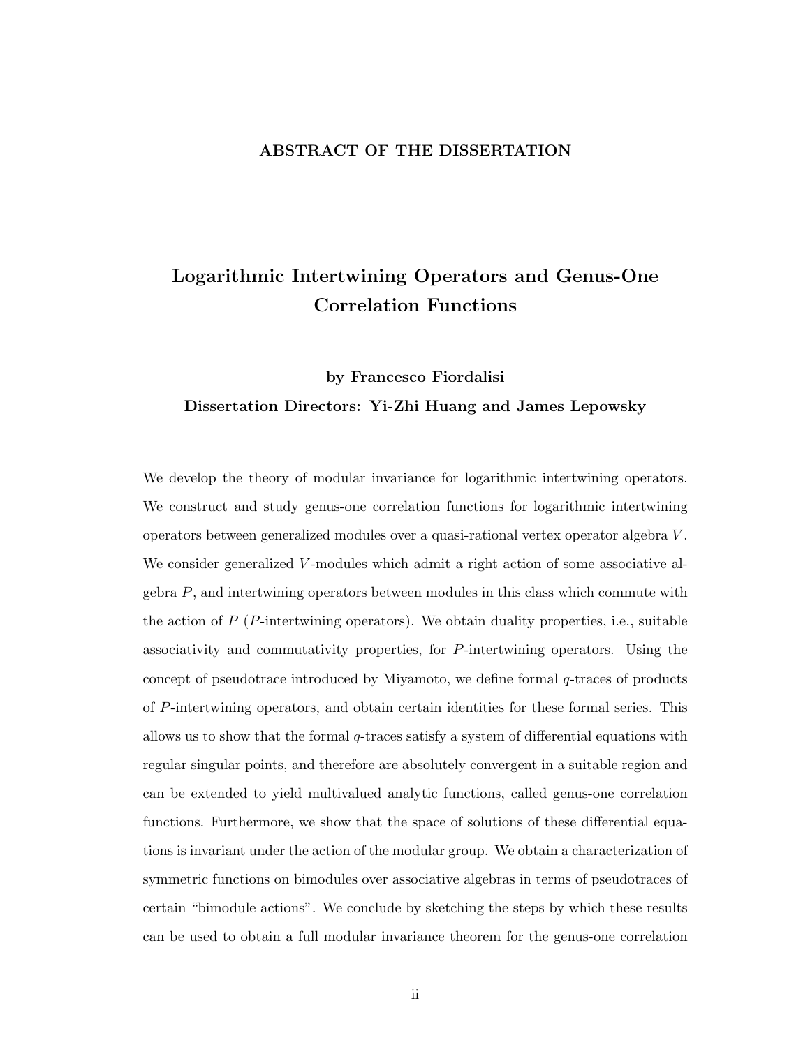## ABSTRACT OF THE DISSERTATION

# Logarithmic Intertwining Operators and Genus-One Correlation Functions

**by Francesco Fiordalisi**

**Dissertation Directors: Yi-Zhi Huang and James Lepowsky**

We develop the theory of modular invariance for logarithmic intertwining operators. We construct and study genus-one correlation functions for logarithmic intertwining operators between generalized modules over a quasi-rational vertex operator algebra $V$. We consider generalized $V$-modules which admit a right action of some associative algebra $P$, and intertwining operators between modules in this class which commute with the action of $P$ ($P$-intertwining operators). We obtain duality properties, i.e., suitable associativity and commutativity properties, for $P$-intertwining operators. Using the concept of pseudotrace introduced by Miyamoto, we define formal $q$-traces of products of $P$-intertwining operators, and obtain certain identities for these formal series. This allows us to show that the formal $q$-traces satisfy a system of differential equations with regular singular points, and therefore are absolutely convergent in a suitable region and can be extended to yield multivalued analytic functions, called genus-one correlation functions. Furthermore, we show that the space of solutions of these differential equations is invariant under the action of the modular group. We obtain a characterization of symmetric functions on bimodules over associative algebras in terms of pseudotraces of certain "bimodule actions". We conclude by sketching the steps by which these results can be used to obtain a full modular invariance theorem for the genus-one correlation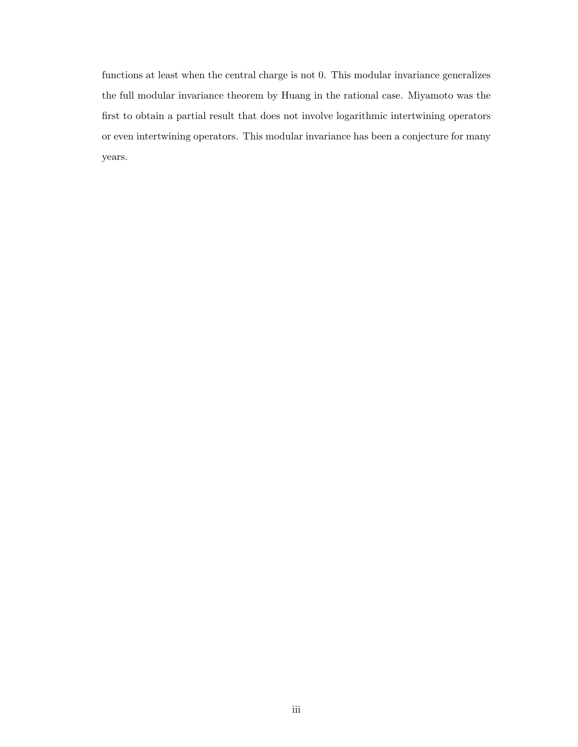functions at least when the central charge is not 0. This modular invariance generalizes the full modular invariance theorem by Huang in the rational case. Miyamoto was the first to obtain a partial result that does not involve logarithmic intertwining operators or even intertwining operators. This modular invariance has been a conjecture for many years.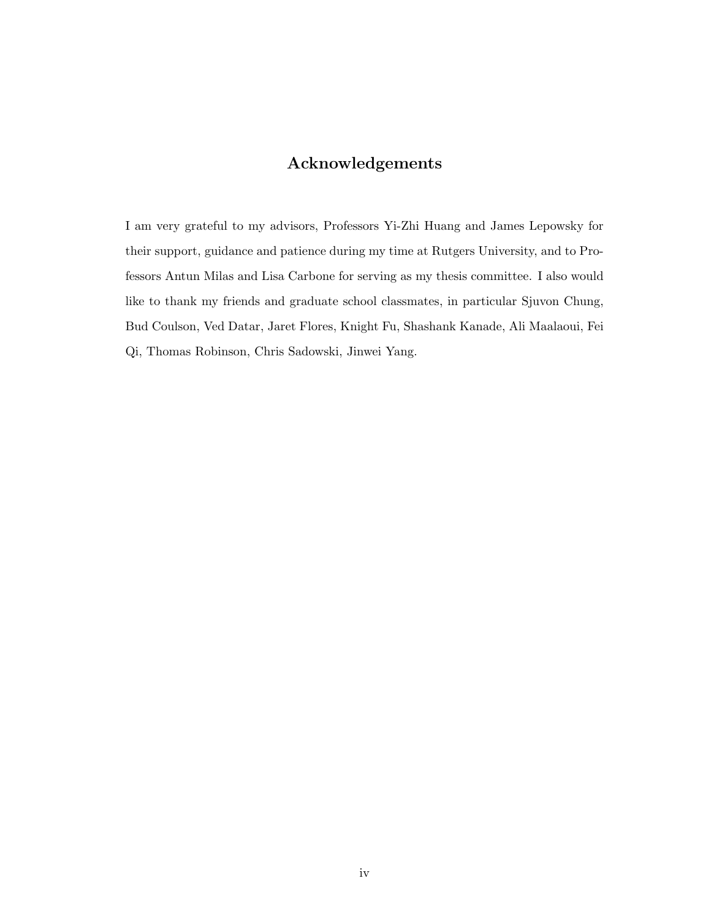# Acknowledgements

I am very grateful to my advisors, Professors Yi-Zhi Huang and James Lepowsky for their support, guidance and patience during my time at Rutgers University, and to Professors Antun Milas and Lisa Carbone for serving as my thesis committee. I also would like to thank my friends and graduate school classmates, in particular Sjuvon Chung, Bud Coulson, Ved Datar, Jaret Flores, Knight Fu, Shashank Kanade, Ali Maalaoui, Fei Qi, Thomas Robinson, Chris Sadowski, Jinwei Yang.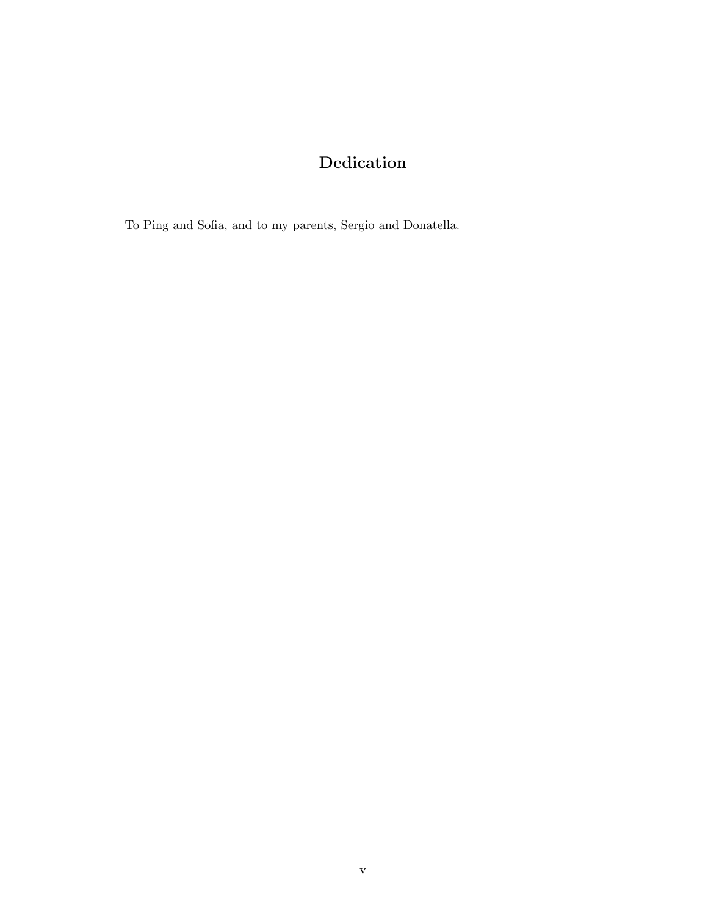# Dedication

To Ping and Sofia, and to my parents, Sergio and Donatella.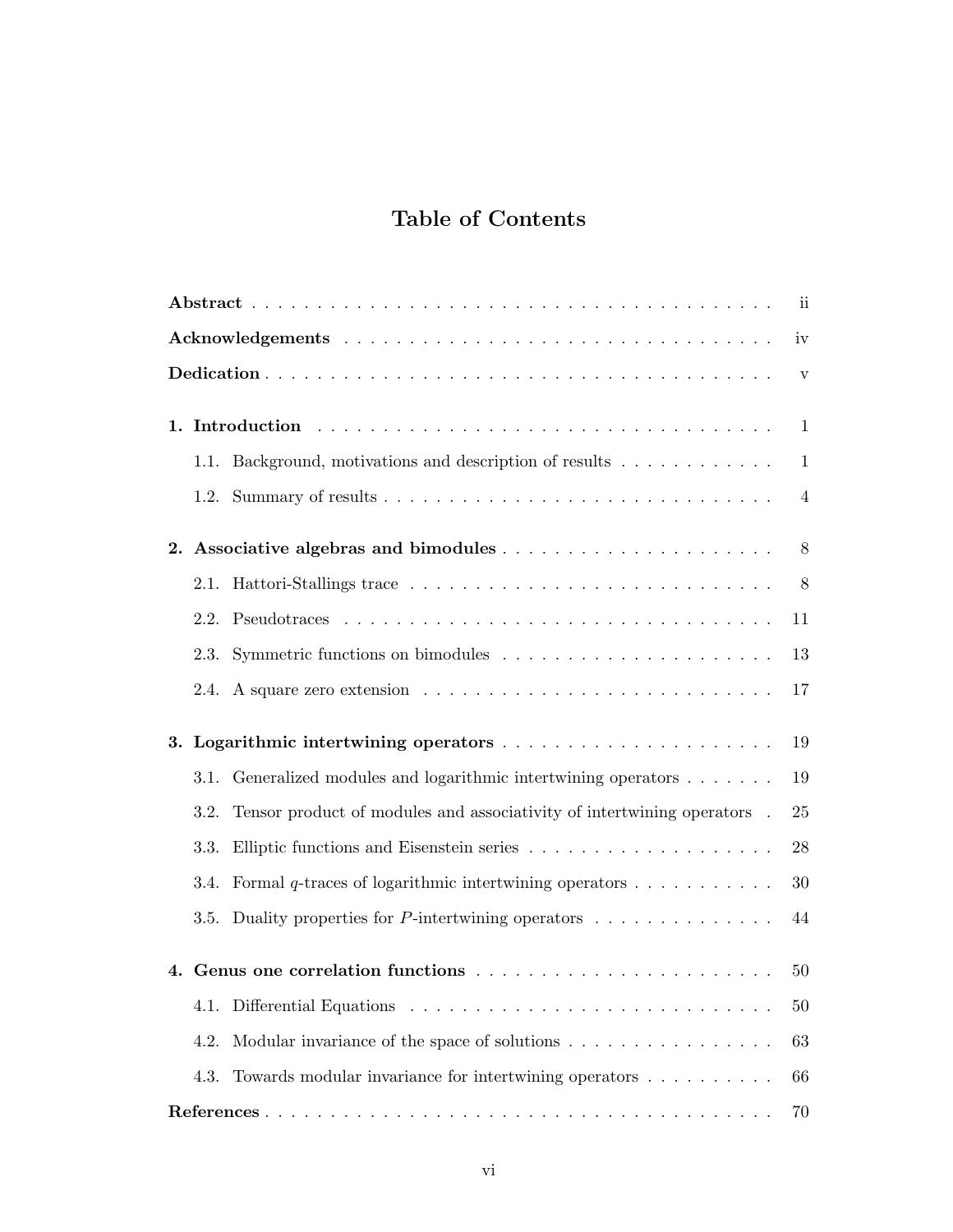# Table of Contents

**Abstract** . . . . . . . . . . . . . . . . . . . . . . . . . . . . . . . . . . . . . . . . . . ii

**Acknowledgements** . . . . . . . . . . . . . . . . . . . . . . . . . . . . . . . . . . . . . iv

**Dedication** . . . . . . . . . . . . . . . . . . . . . . . . . . . . . . . . . . . . . . . . . v

**1. Introduction** . . . . . . . . . . . . . . . . . . . . . . . . . . . . . . . . . . . . . 1

1.1. Background, motivations and description of results . . . . . . . . . . . . 1

1.2. Summary of results . . . . . . . . . . . . . . . . . . . . . . . . . . . . . . . 4

**2. Associative algebras and bimodules** . . . . . . . . . . . . . . . . . . . . . 8

2.1. Hattori-Stallings trace . . . . . . . . . . . . . . . . . . . . . . . . . . . . . 8

2.2. Pseudotraces . . . . . . . . . . . . . . . . . . . . . . . . . . . . . . . . . . 11

2.3. Symmetric functions on bimodules . . . . . . . . . . . . . . . . . . . . . . 13

2.4. A square zero extension . . . . . . . . . . . . . . . . . . . . . . . . . . . . 17

**3. Logarithmic intertwining operators** . . . . . . . . . . . . . . . . . . . . . 19

3.1. Generalized modules and logarithmic intertwining operators . . . . . . . 19

3.2. Tensor product of modules and associativity of intertwining operators . 25

3.3. Elliptic functions and Eisenstein series . . . . . . . . . . . . . . . . . . . . 28

3.4. Formal $q$-traces of logarithmic intertwining operators . . . . . . . . . . . 30

3.5. Duality properties for $P$-intertwining operators . . . . . . . . . . . . . . 44

**4. Genus one correlation functions** . . . . . . . . . . . . . . . . . . . . . . . 50

4.1. Differential Equations . . . . . . . . . . . . . . . . . . . . . . . . . . . . . 50

4.2. Modular invariance of the space of solutions . . . . . . . . . . . . . . . . 63

4.3. Towards modular invariance for intertwining operators . . . . . . . . . . 66

**References** . . . . . . . . . . . . . . . . . . . . . . . . . . . . . . . . . . . . . . . . . 70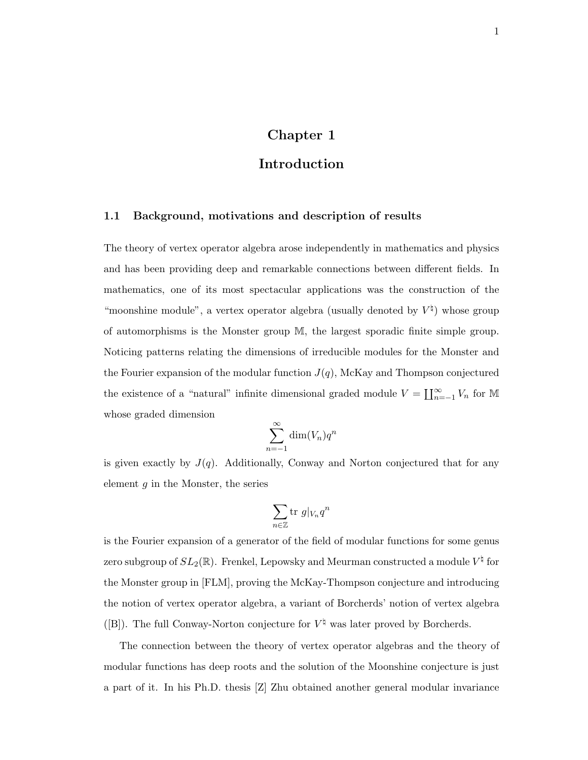# Chapter 1

# Introduction

## 1.1 Background, motivations and description of results

The theory of vertex operator algebra arose independently in mathematics and physics and has been providing deep and remarkable connections between different fields. In mathematics, one of its most spectacular applications was the construction of the "moonshine module", a vertex operator algebra (usually denoted by $V^\natural$) whose group of automorphisms is the Monster group $\mathbb{M}$, the largest sporadic finite simple group. Noticing patterns relating the dimensions of irreducible modules for the Monster and the Fourier expansion of the modular function $J(q)$, McKay and Thompson conjectured the existence of a "natural" infinite dimensional graded module $V = \coprod_{n=-1}^{\infty} V_n$ for $\mathbb{M}$ whose graded dimension

$$\sum_{n=-1}^{\infty} \dim(V_n) q^n$$

is given exactly by $J(q)$. Additionally, Conway and Norton conjectured that for any element $g$ in the Monster, the series

$$\sum_{n \in \mathbb{Z}} \mathrm{tr}\ g|_{V_n} q^n$$

is the Fourier expansion of a generator of the field of modular functions for some genus zero subgroup of $SL_2(\mathbb{R})$. Frenkel, Lepowsky and Meurman constructed a module $V^\natural$ for the Monster group in [FLM], proving the McKay-Thompson conjecture and introducing the notion of vertex operator algebra, a variant of Borcherds' notion of vertex algebra ([B]). The full Conway-Norton conjecture for $V^\natural$ was later proved by Borcherds.

The connection between the theory of vertex operator algebras and the theory of modular functions has deep roots and the solution of the Moonshine conjecture is just a part of it. In his Ph.D. thesis [Z] Zhu obtained another general modular invariance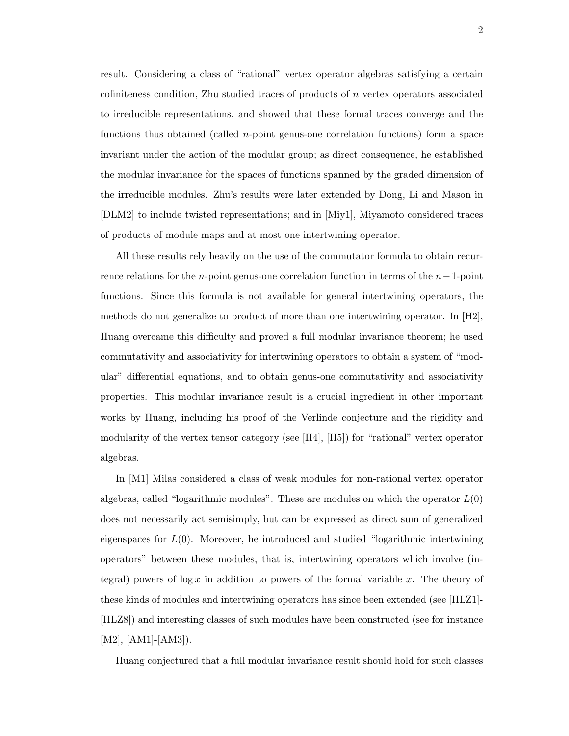result. Considering a class of "rational" vertex operator algebras satisfying a certain cofiniteness condition, Zhu studied traces of products of $n$ vertex operators associated to irreducible representations, and showed that these formal traces converge and the functions thus obtained (called $n$-point genus-one correlation functions) form a space invariant under the action of the modular group; as direct consequence, he established the modular invariance for the spaces of functions spanned by the graded dimension of the irreducible modules. Zhu's results were later extended by Dong, Li and Mason in [DLM2] to include twisted representations; and in [Miy1], Miyamoto considered traces of products of module maps and at most one intertwining operator.

All these results rely heavily on the use of the commutator formula to obtain recurrence relations for the $n$-point genus-one correlation function in terms of the $n-1$-point functions. Since this formula is not available for general intertwining operators, the methods do not generalize to product of more than one intertwining operator. In [H2], Huang overcame this difficulty and proved a full modular invariance theorem; he used commutativity and associativity for intertwining operators to obtain a system of "modular" differential equations, and to obtain genus-one commutativity and associativity properties. This modular invariance result is a crucial ingredient in other important works by Huang, including his proof of the Verlinde conjecture and the rigidity and modularity of the vertex tensor category (see [H4], [H5]) for "rational" vertex operator algebras.

In [M1] Milas considered a class of weak modules for non-rational vertex operator algebras, called "logarithmic modules". These are modules on which the operator $L(0)$ does not necessarily act semisimply, but can be expressed as direct sum of generalized eigenspaces for $L(0)$. Moreover, he introduced and studied "logarithmic intertwining operators" between these modules, that is, intertwining operators which involve (integral) powers of $\log x$ in addition to powers of the formal variable $x$. The theory of these kinds of modules and intertwining operators has since been extended (see [HLZ1]-[HLZ8]) and interesting classes of such modules have been constructed (see for instance [M2], [AM1]-[AM3]).

Huang conjectured that a full modular invariance result should hold for such classes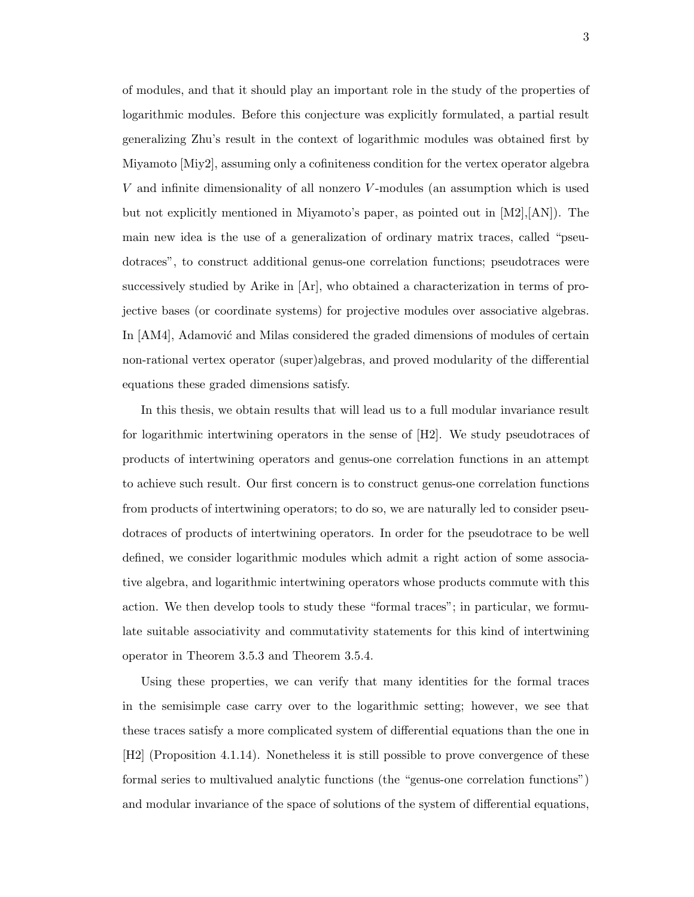of modules, and that it should play an important role in the study of the properties of logarithmic modules. Before this conjecture was explicitly formulated, a partial result generalizing Zhu's result in the context of logarithmic modules was obtained first by Miyamoto [Miy2], assuming only a cofiniteness condition for the vertex operator algebra $V$ and infinite dimensionality of all nonzero $V$-modules (an assumption which is used but not explicitly mentioned in Miyamoto's paper, as pointed out in [M2],[AN]). The main new idea is the use of a generalization of ordinary matrix traces, called "pseudotraces", to construct additional genus-one correlation functions; pseudotraces were successively studied by Arike in [Ar], who obtained a characterization in terms of projective bases (or coordinate systems) for projective modules over associative algebras. In [AM4], Adamović and Milas considered the graded dimensions of modules of certain non-rational vertex operator (super)algebras, and proved modularity of the differential equations these graded dimensions satisfy.

In this thesis, we obtain results that will lead us to a full modular invariance result for logarithmic intertwining operators in the sense of [H2]. We study pseudotraces of products of intertwining operators and genus-one correlation functions in an attempt to achieve such result. Our first concern is to construct genus-one correlation functions from products of intertwining operators; to do so, we are naturally led to consider pseudotraces of products of intertwining operators. In order for the pseudotrace to be well defined, we consider logarithmic modules which admit a right action of some associative algebra, and logarithmic intertwining operators whose products commute with this action. We then develop tools to study these "formal traces"; in particular, we formulate suitable associativity and commutativity statements for this kind of intertwining operator in Theorem 3.5.3 and Theorem 3.5.4.

Using these properties, we can verify that many identities for the formal traces in the semisimple case carry over to the logarithmic setting; however, we see that these traces satisfy a more complicated system of differential equations than the one in [H2] (Proposition 4.1.14). Nonetheless it is still possible to prove convergence of these formal series to multivalued analytic functions (the "genus-one correlation functions") and modular invariance of the space of solutions of the system of differential equations,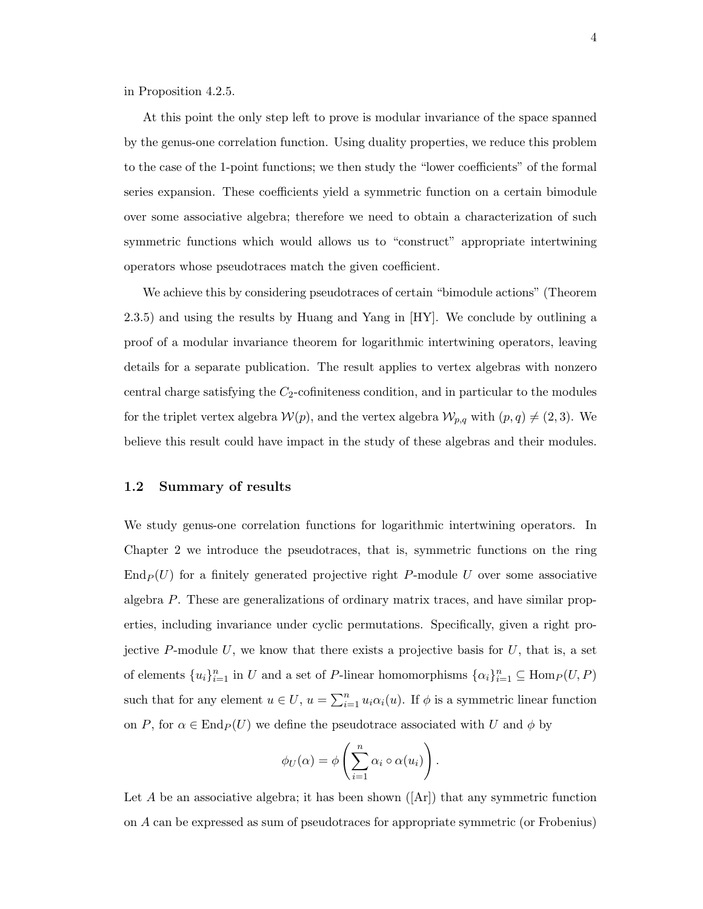in Proposition 4.2.5.

At this point the only step left to prove is modular invariance of the space spanned by the genus-one correlation function. Using duality properties, we reduce this problem to the case of the 1-point functions; we then study the "lower coefficients" of the formal series expansion. These coefficients yield a symmetric function on a certain bimodule over some associative algebra; therefore we need to obtain a characterization of such symmetric functions which would allows us to "construct" appropriate intertwining operators whose pseudotraces match the given coefficient.

We achieve this by considering pseudotraces of certain "bimodule actions" (Theorem 2.3.5) and using the results by Huang and Yang in [HY]. We conclude by outlining a proof of a modular invariance theorem for logarithmic intertwining operators, leaving details for a separate publication. The result applies to vertex algebras with nonzero central charge satisfying the $C_2$-cofiniteness condition, and in particular to the modules for the triplet vertex algebra $\mathcal{W}(p)$, and the vertex algebra $\mathcal{W}_{p,q}$ with $(p,q) \neq (2,3)$. We believe this result could have impact in the study of these algebras and their modules.

## 1.2 Summary of results

We study genus-one correlation functions for logarithmic intertwining operators. In Chapter 2 we introduce the pseudotraces, that is, symmetric functions on the ring $\mathrm{End}_P(U)$ for a finitely generated projective right $P$-module $U$ over some associative algebra $P$. These are generalizations of ordinary matrix traces, and have similar properties, including invariance under cyclic permutations. Specifically, given a right projective $P$-module $U$, we know that there exists a projective basis for $U$, that is, a set of elements $\{u_i\}_{i=1}^n$ in $U$ and a set of $P$-linear homomorphisms $\{\alpha_i\}_{i=1}^n \subseteq \mathrm{Hom}_P(U,P)$ such that for any element $u \in U$, $u = \sum_{i=1}^n u_i \alpha_i(u)$. If $\phi$ is a symmetric linear function on $P$, for $\alpha \in \mathrm{End}_P(U)$ we define the pseudotrace associated with $U$ and $\phi$ by

$$\phi_U(\alpha) = \phi\left(\sum_{i=1}^n \alpha_i \circ \alpha(u_i)\right).$$

Let $A$ be an associative algebra; it has been shown ([Ar]) that any symmetric function on $A$ can be expressed as sum of pseudotraces for appropriate symmetric (or Frobenius)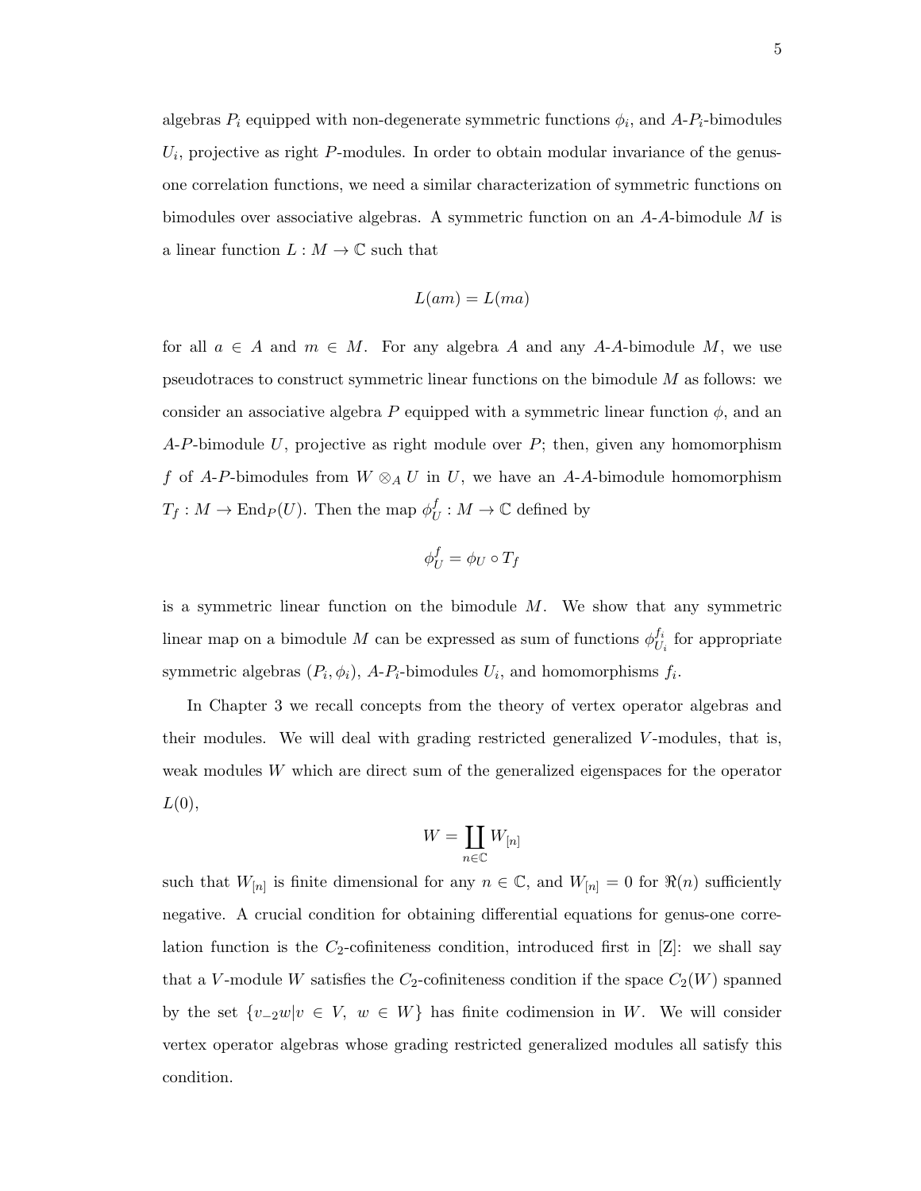algebras $P_i$ equipped with non-degenerate symmetric functions $\phi_i$, and $A$-$P_i$-bimodules $U_i$, projective as right $P$-modules. In order to obtain modular invariance of the genus-one correlation functions, we need a similar characterization of symmetric functions on bimodules over associative algebras. A symmetric function on an $A$-$A$-bimodule $M$ is a linear function $L : M \to \mathbb{C}$ such that

$$L(am) = L(ma)$$

for all $a \in A$ and $m \in M$. For any algebra $A$ and any $A$-$A$-bimodule $M$, we use pseudotraces to construct symmetric linear functions on the bimodule $M$ as follows: we consider an associative algebra $P$ equipped with a symmetric linear function $\phi$, and an $A$-$P$-bimodule $U$, projective as right module over $P$; then, given any homomorphism $f$ of $A$-$P$-bimodules from $W \otimes_A U$ in $U$, we have an $A$-$A$-bimodule homomorphism $T_f : M \to \mathrm{End}_P(U)$. Then the map $\phi_U^f : M \to \mathbb{C}$ defined by

$$\phi_U^f = \phi_U \circ T_f$$

is a symmetric linear function on the bimodule $M$. We show that any symmetric linear map on a bimodule $M$ can be expressed as sum of functions $\phi_{U_i}^{f_i}$ for appropriate symmetric algebras $(P_i, \phi_i)$, $A$-$P_i$-bimodules $U_i$, and homomorphisms $f_i$.

In Chapter 3 we recall concepts from the theory of vertex operator algebras and their modules. We will deal with grading restricted generalized $V$-modules, that is, weak modules $W$ which are direct sum of the generalized eigenspaces for the operator $L(0)$,

$$W = \coprod_{n \in \mathbb{C}} W_{[n]}$$

such that $W_{[n]}$ is finite dimensional for any $n \in \mathbb{C}$, and $W_{[n]} = 0$ for $\Re(n)$ sufficiently negative. A crucial condition for obtaining differential equations for genus-one correlation function is the $C_2$-cofiniteness condition, introduced first in [Z]: we shall say that a $V$-module $W$ satisfies the $C_2$-cofiniteness condition if the space $C_2(W)$ spanned by the set $\{v_{-2}w | v \in V,\ w \in W\}$ has finite codimension in $W$. We will consider vertex operator algebras whose grading restricted generalized modules all satisfy this condition.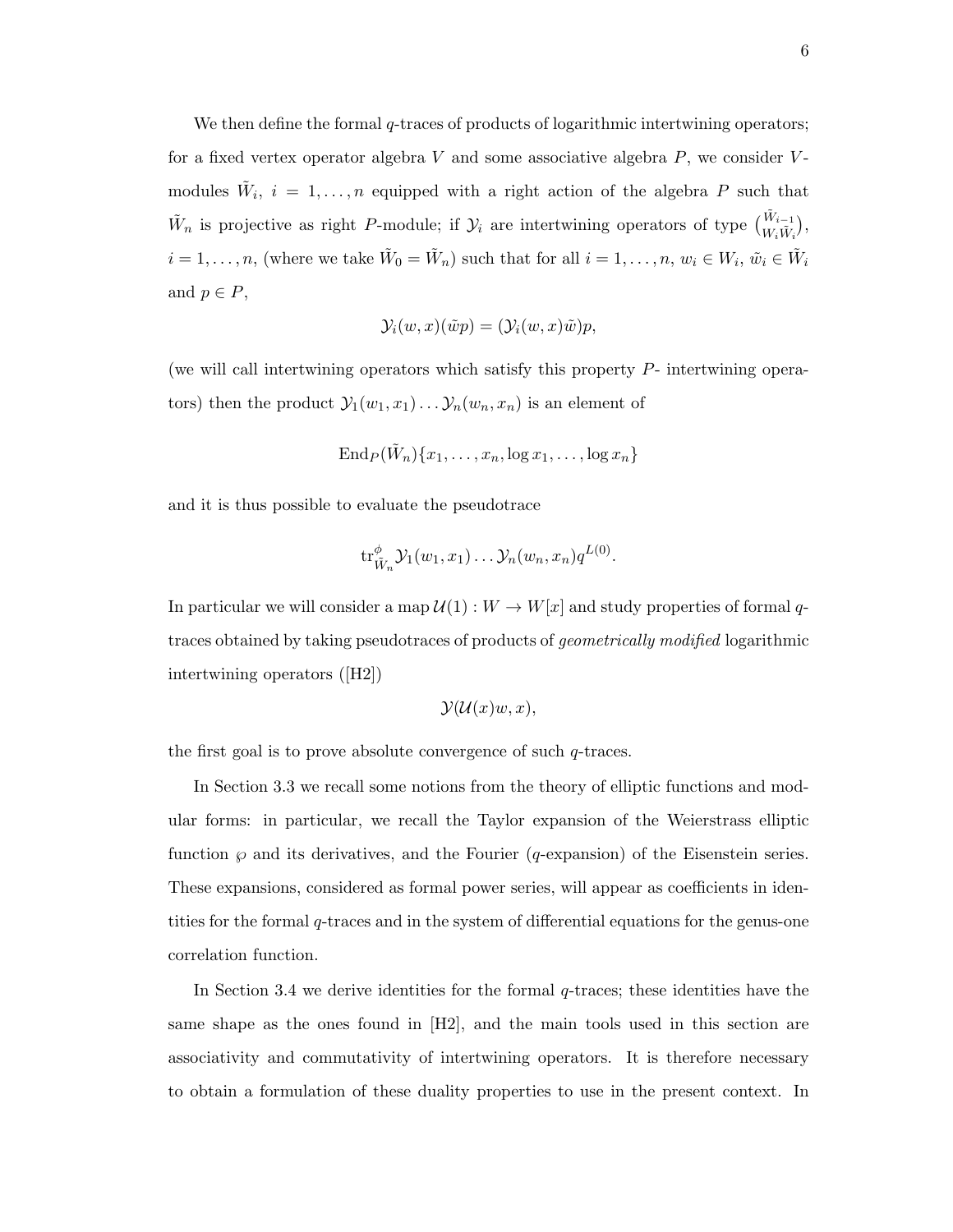We then define the formal $q$-traces of products of logarithmic intertwining operators; for a fixed vertex operator algebra $V$ and some associative algebra $P$, we consider $V$-modules $\tilde{W}_i$, $i = 1, \ldots, n$ equipped with a right action of the algebra $P$ such that $\tilde{W}_n$ is projective as right $P$-module; if $\mathcal{Y}_i$ are intertwining operators of type $\binom{\tilde{W}_{i-1}}{W_i \tilde{W}_i}$, $i = 1, \ldots, n$, (where we take $\tilde{W}_0 = \tilde{W}_n$) such that for all $i = 1, \ldots, n$, $w_i \in W_i$, $\tilde{w}_i \in \tilde{W}_i$ and $p \in P$,

$$\mathcal{Y}_i(w, x)(\tilde{w}p) = (\mathcal{Y}_i(w, x)\tilde{w})p,$$

(we will call intertwining operators which satisfy this property $P$- intertwining operators) then the product $\mathcal{Y}_1(w_1, x_1) \ldots \mathcal{Y}_n(w_n, x_n)$ is an element of

$$\mathrm{End}_P(\tilde{W}_n)\{x_1, \ldots, x_n, \log x_1, \ldots, \log x_n\}$$

and it is thus possible to evaluate the pseudotrace

$$\mathrm{tr}^{\phi}_{\tilde{W}_n} \mathcal{Y}_1(w_1, x_1) \ldots \mathcal{Y}_n(w_n, x_n) q^{L(0)}.$$

In particular we will consider a map $\mathcal{U}(1) : W \to W[x]$ and study properties of formal $q$-traces obtained by taking pseudotraces of products of *geometrically modified* logarithmic intertwining operators ([H2])

$$\mathcal{Y}(\mathcal{U}(x)w, x),$$

the first goal is to prove absolute convergence of such $q$-traces.

In Section 3.3 we recall some notions from the theory of elliptic functions and modular forms: in particular, we recall the Taylor expansion of the Weierstrass elliptic function $\wp$ and its derivatives, and the Fourier ($q$-expansion) of the Eisenstein series. These expansions, considered as formal power series, will appear as coefficients in identities for the formal $q$-traces and in the system of differential equations for the genus-one correlation function.

In Section 3.4 we derive identities for the formal $q$-traces; these identities have the same shape as the ones found in [H2], and the main tools used in this section are associativity and commutativity of intertwining operators. It is therefore necessary to obtain a formulation of these duality properties to use in the present context. In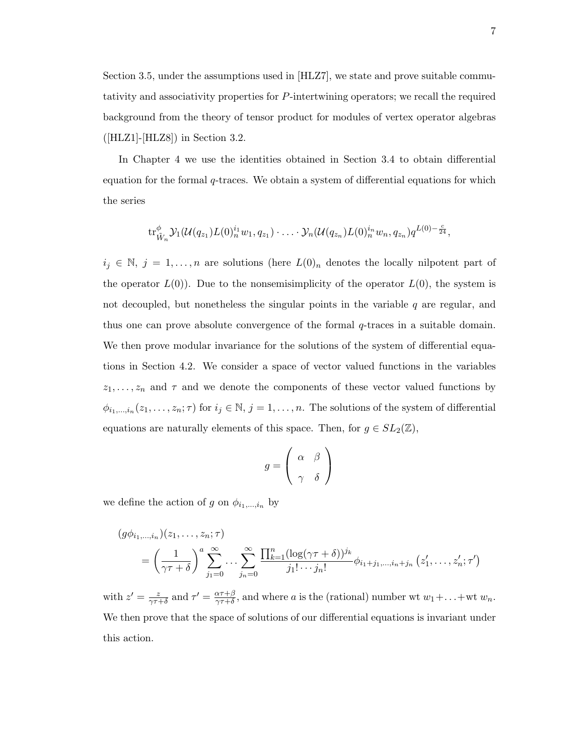Section 3.5, under the assumptions used in [HLZ7], we state and prove suitable commutativity and associativity properties for $P$-intertwining operators; we recall the required background from the theory of tensor product for modules of vertex operator algebras ([HLZ1]-[HLZ8]) in Section 3.2.

In Chapter 4 we use the identities obtained in Section 3.4 to obtain differential equation for the formal $q$-traces. We obtain a system of differential equations for which the series

$$\mathrm{tr}^{\phi}_{\tilde{W}_n} \mathcal{Y}_1(\mathcal{U}(q_{z_1})L(0)_n^{i_1} w_1, q_{z_1}) \cdot \ldots \cdot \mathcal{Y}_n(\mathcal{U}(q_{z_n})L(0)_n^{i_n} w_n, q_{z_n}) q^{L(0) - \frac{c}{24}},$$

$i_j \in \mathbb{N}$, $j = 1, \ldots, n$ are solutions (here $L(0)_n$ denotes the locally nilpotent part of the operator $L(0)$). Due to the nonsemisimplicity of the operator $L(0)$, the system is not decoupled, but nonetheless the singular points in the variable $q$ are regular, and thus one can prove absolute convergence of the formal $q$-traces in a suitable domain. We then prove modular invariance for the solutions of the system of differential equations in Section 4.2. We consider a space of vector valued functions in the variables $z_1, \ldots, z_n$ and $\tau$ and we denote the components of these vector valued functions by $\phi_{i_1,\ldots,i_n}(z_1, \ldots, z_n; \tau)$ for $i_j \in \mathbb{N}$, $j = 1, \ldots, n$. The solutions of the system of differential equations are naturally elements of this space. Then, for $g \in SL_2(\mathbb{Z})$,

$$g = \begin{pmatrix} \alpha & \beta \\ \gamma & \delta \end{pmatrix}$$

we define the action of $g$ on $\phi_{i_1,\ldots,i_n}$ by

$$\begin{aligned}
&(g\phi_{i_1,\ldots,i_n})(z_1, \ldots, z_n; \tau) \\
&\quad = \left(\frac{1}{\gamma\tau + \delta}\right)^a \sum_{j_1=0}^{\infty} \cdots \sum_{j_n=0}^{\infty} \frac{\prod_{k=1}^{n} (\log(\gamma\tau + \delta))^{j_k}}{j_1! \cdots j_n!} \phi_{i_1+j_1,\ldots,i_n+j_n}\left(z_1', \ldots, z_n'; \tau'\right)
\end{aligned}$$

with $z' = \frac{z}{\gamma\tau+\delta}$ and $\tau' = \frac{\alpha\tau+\beta}{\gamma\tau+\delta}$, and where $a$ is the (rational) number $\mathrm{wt}\ w_1 + \ldots + \mathrm{wt}\ w_n$. We then prove that the space of solutions of our differential equations is invariant under this action.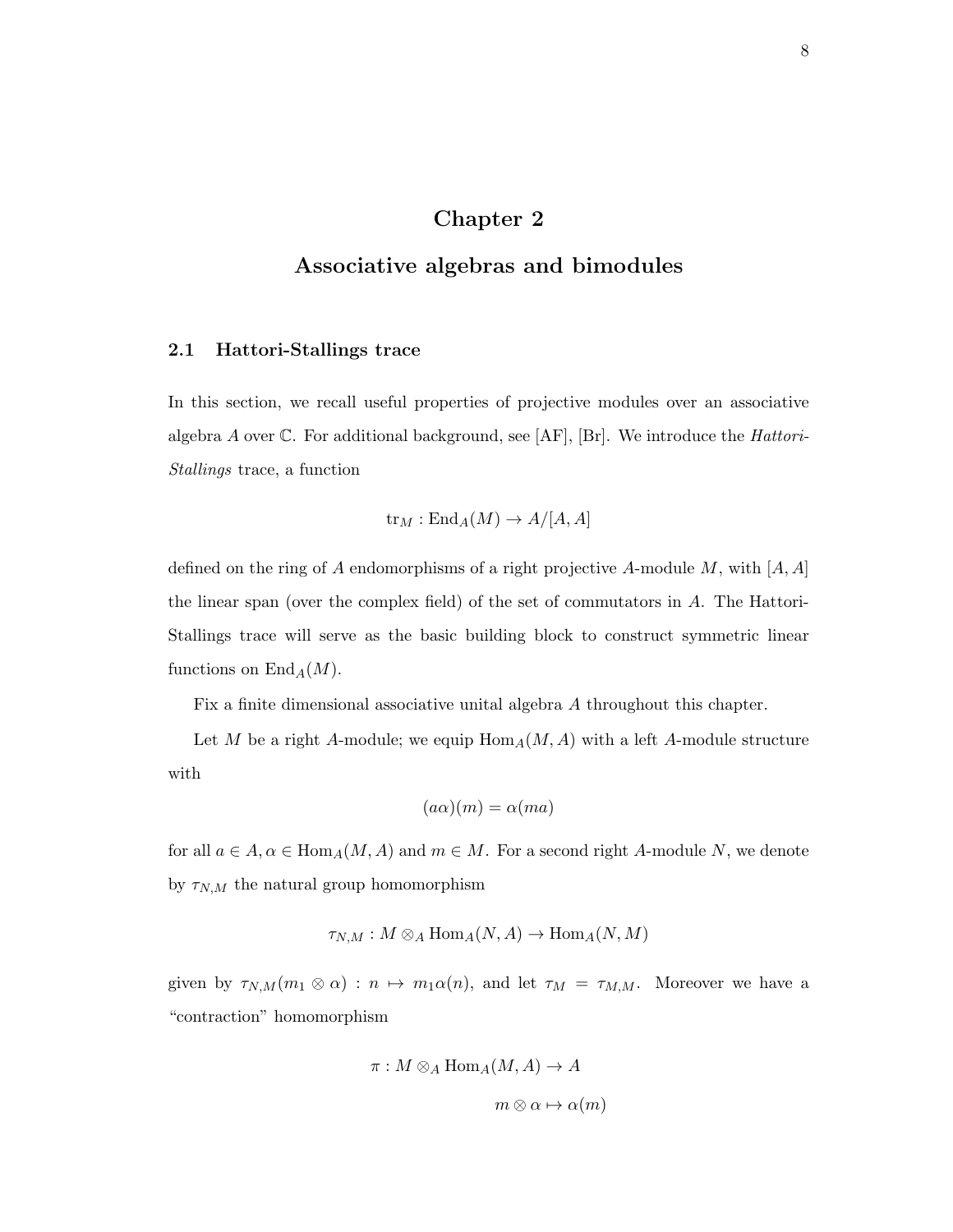# Chapter 2

# Associative algebras and bimodules

## 2.1 Hattori-Stallings trace

In this section, we recall useful properties of projective modules over an associative algebra $A$ over $\mathbb{C}$. For additional background, see [AF], [Br]. We introduce the *Hattori-Stallings* trace, a function

$$\mathrm{tr}_M : \mathrm{End}_A(M) \to A/[A,A]$$

defined on the ring of $A$ endomorphisms of a right projective $A$-module $M$, with $[A,A]$ the linear span (over the complex field) of the set of commutators in $A$. The Hattori-Stallings trace will serve as the basic building block to construct symmetric linear functions on $\mathrm{End}_A(M)$.

Fix a finite dimensional associative unital algebra $A$ throughout this chapter.

Let $M$ be a right $A$-module; we equip $\mathrm{Hom}_A(M,A)$ with a left $A$-module structure with

$$(a\alpha)(m) = \alpha(ma)$$

for all $a \in A, \alpha \in \mathrm{Hom}_A(M,A)$ and $m \in M$. For a second right $A$-module $N$, we denote by $\tau_{N,M}$ the natural group homomorphism

$$\tau_{N,M} : M \otimes_A \mathrm{Hom}_A(N,A) \to \mathrm{Hom}_A(N,M)$$

given by $\tau_{N,M}(m_1 \otimes \alpha) : n \mapsto m_1\alpha(n)$, and let $\tau_M = \tau_{M,M}$. Moreover we have a "contraction" homomorphism

$$\pi : M \otimes_A \mathrm{Hom}_A(M,A) \to A$$

$$m \otimes \alpha \mapsto \alpha(m)$$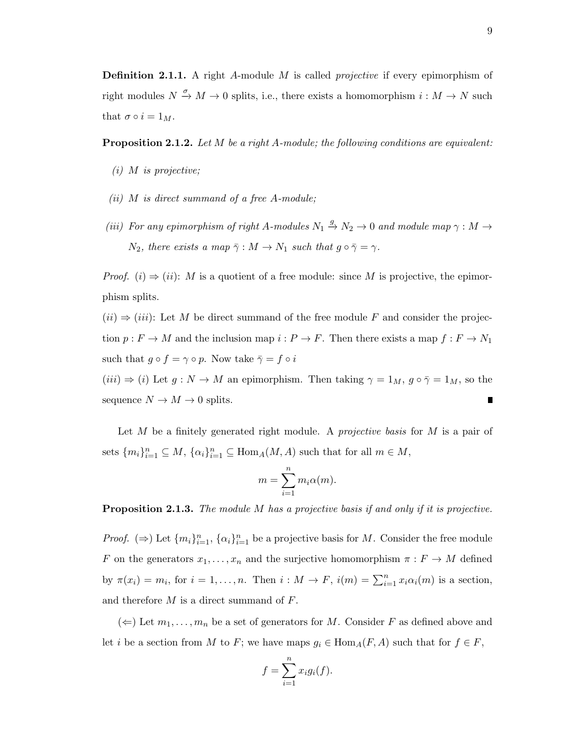**Definition 2.1.1.** A right $A$-module $M$ is called *projective* if every epimorphism of right modules $N \xrightarrow{\sigma} M \to 0$ splits, i.e., there exists a homomorphism $i : M \to N$ such that $\sigma \circ i = 1_M$.

**Proposition 2.1.2.** *Let $M$ be a right $A$-module; the following conditions are equivalent:*

*(i) $M$ is projective;*

*(ii) $M$ is direct summand of a free $A$-module;*

*(iii) For any epimorphism of right $A$-modules $N_1 \xrightarrow{g} N_2 \to 0$ and module map $\gamma : M \to N_2$, there exists a map $\bar{\gamma} : M \to N_1$ such that $g \circ \bar{\gamma} = \gamma$.*

*Proof.* $(i) \Rightarrow (ii)$: $M$ is a quotient of a free module: since $M$ is projective, the epimorphism splits.

$(ii) \Rightarrow (iii)$: Let $M$ be direct summand of the free module $F$ and consider the projection $p : F \to M$ and the inclusion map $i : P \to F$. Then there exists a map $f : F \to N_1$ such that $g \circ f = \gamma \circ p$. Now take $\bar{\gamma} = f \circ i$

$(iii) \Rightarrow (i)$ Let $g : N \to M$ an epimorphism. Then taking $\gamma = 1_M$, $g \circ \bar{\gamma} = 1_M$, so the sequence $N \to M \to 0$ splits. ∎

Let $M$ be a finitely generated right module. A *projective basis* for $M$ is a pair of sets $\{m_i\}_{i=1}^n \subseteq M$, $\{\alpha_i\}_{i=1}^n \subseteq \operatorname{Hom}_A(M, A)$ such that for all $m \in M$,

$$m = \sum_{i=1}^{n} m_i \alpha(m).$$

**Proposition 2.1.3.** *The module $M$ has a projective basis if and only if it is projective.*

*Proof.* $(\Rightarrow)$ Let $\{m_i\}_{i=1}^n$, $\{\alpha_i\}_{i=1}^n$ be a projective basis for $M$. Consider the free module $F$ on the generators $x_1, \ldots, x_n$ and the surjective homomorphism $\pi : F \to M$ defined by $\pi(x_i) = m_i$, for $i = 1, \ldots, n$. Then $i : M \to F$, $i(m) = \sum_{i=1}^n x_i \alpha_i(m)$ is a section, and therefore $M$ is a direct summand of $F$.

$(\Leftarrow)$ Let $m_1, \ldots, m_n$ be a set of generators for $M$. Consider $F$ as defined above and let $i$ be a section from $M$ to $F$; we have maps $g_i \in \operatorname{Hom}_A(F, A)$ such that for $f \in F$,

$$f = \sum_{i=1}^{n} x_i g_i(f).$$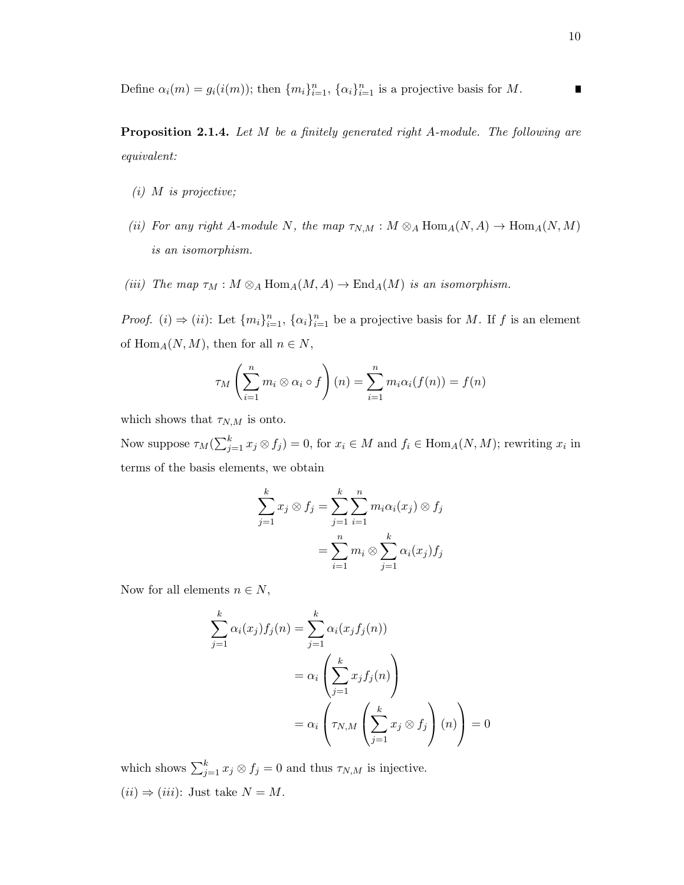Define $\alpha_i(m) = g_i(i(m))$; then $\{m_i\}_{i=1}^n$, $\{\alpha_i\}_{i=1}^n$ is a projective basis for $M$. ∎

**Proposition 2.1.4.** *Let $M$ be a finitely generated right $A$-module. The following are equivalent:*

*(i) $M$ is projective;*

*(ii) For any right $A$-module $N$, the map $\tau_{N,M} : M \otimes_A \operatorname{Hom}_A(N, A) \to \operatorname{Hom}_A(N, M)$ is an isomorphism.*

*(iii) The map $\tau_M : M \otimes_A \operatorname{Hom}_A(M, A) \to \operatorname{End}_A(M)$ is an isomorphism.*

*Proof.* $(i) \Rightarrow (ii)$: Let $\{m_i\}_{i=1}^n$, $\{\alpha_i\}_{i=1}^n$ be a projective basis for $M$. If $f$ is an element of $\operatorname{Hom}_A(N, M)$, then for all $n \in N$,

$$\tau_M \left( \sum_{i=1}^n m_i \otimes \alpha_i \circ f \right)(n) = \sum_{i=1}^n m_i \alpha_i(f(n)) = f(n)$$

which shows that $\tau_{N,M}$ is onto.

Now suppose $\tau_M(\sum_{j=1}^k x_j \otimes f_j) = 0$, for $x_i \in M$ and $f_i \in \operatorname{Hom}_A(N, M)$; rewriting $x_i$ in terms of the basis elements, we obtain

$$\begin{aligned} \sum_{j=1}^k x_j \otimes f_j &= \sum_{j=1}^k \sum_{i=1}^n m_i \alpha_i(x_j) \otimes f_j \\ &= \sum_{i=1}^n m_i \otimes \sum_{j=1}^k \alpha_i(x_j) f_j \end{aligned}$$

Now for all elements $n \in N$,

$$\begin{aligned} \sum_{j=1}^k \alpha_i(x_j) f_j(n) &= \sum_{j=1}^k \alpha_i(x_j f_j(n)) \\ &= \alpha_i \left( \sum_{j=1}^k x_j f_j(n) \right) \\ &= \alpha_i \left( \tau_{N,M} \left( \sum_{j=1}^k x_j \otimes f_j \right)(n) \right) = 0 \end{aligned}$$

which shows $\sum_{j=1}^k x_j \otimes f_j = 0$ and thus $\tau_{N,M}$ is injective.

$(ii) \Rightarrow (iii)$: Just take $N = M$.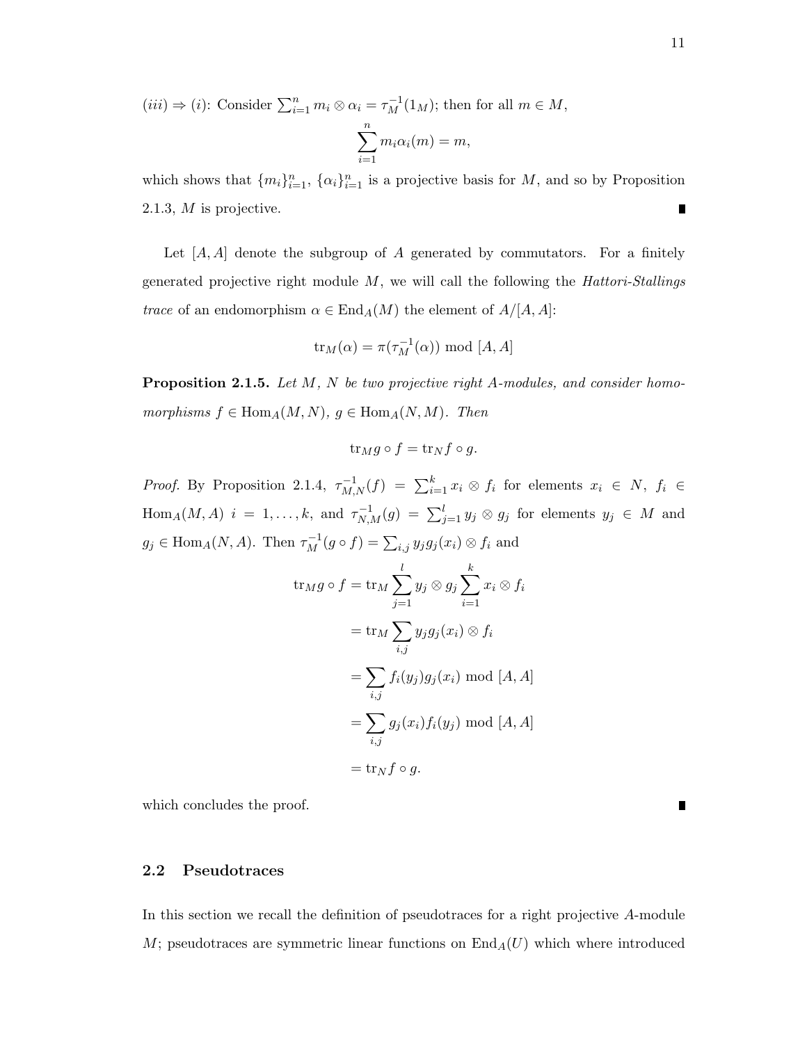$(iii) \Rightarrow (i)$: Consider $\sum_{i=1}^{n} m_i \otimes \alpha_i = \tau_M^{-1}(1_M)$; then for all $m \in M$,

$$\sum_{i=1}^{n} m_i \alpha_i(m) = m,$$

which shows that $\{m_i\}_{i=1}^n$, $\{\alpha_i\}_{i=1}^n$ is a projective basis for $M$, and so by Proposition 2.1.3, $M$ is projective. ∎

Let $[A, A]$ denote the subgroup of $A$ generated by commutators. For a finitely generated projective right module $M$, we will call the following the *Hattori-Stallings trace* of an endomorphism $\alpha \in \mathrm{End}_A(M)$ the element of $A/[A, A]$:

$$\mathrm{tr}_M(\alpha) = \pi(\tau_M^{-1}(\alpha)) \bmod [A, A]$$

**Proposition 2.1.5.** *Let $M$, $N$ be two projective right $A$-modules, and consider homomorphisms $f \in \mathrm{Hom}_A(M, N)$, $g \in \mathrm{Hom}_A(N, M)$. Then*

$$\mathrm{tr}_M g \circ f = \mathrm{tr}_N f \circ g.$$

*Proof.* By Proposition 2.1.4, $\tau_{M,N}^{-1}(f) = \sum_{i=1}^{k} x_i \otimes f_i$ for elements $x_i \in N$, $f_i \in \mathrm{Hom}_A(M, A)$ $i = 1, \ldots, k$, and $\tau_{N,M}^{-1}(g) = \sum_{j=1}^{l} y_j \otimes g_j$ for elements $y_j \in M$ and $g_j \in \mathrm{Hom}_A(N, A)$. Then $\tau_M^{-1}(g \circ f) = \sum_{i,j} y_j g_j(x_i) \otimes f_i$ and

$$\begin{aligned}
\mathrm{tr}_M g \circ f &= \mathrm{tr}_M \sum_{j=1}^{l} y_j \otimes g_j \sum_{i=1}^{k} x_i \otimes f_i \\
&= \mathrm{tr}_M \sum_{i,j} y_j g_j(x_i) \otimes f_i \\
&= \sum_{i,j} f_i(y_j) g_j(x_i) \bmod [A, A] \\
&= \sum_{i,j} g_j(x_i) f_i(y_j) \bmod [A, A] \\
&= \mathrm{tr}_N f \circ g.
\end{aligned}$$

which concludes the proof. ∎

## 2.2 Pseudotraces

In this section we recall the definition of pseudotraces for a right projective $A$-module $M$; pseudotraces are symmetric linear functions on $\mathrm{End}_A(U)$ which where introduced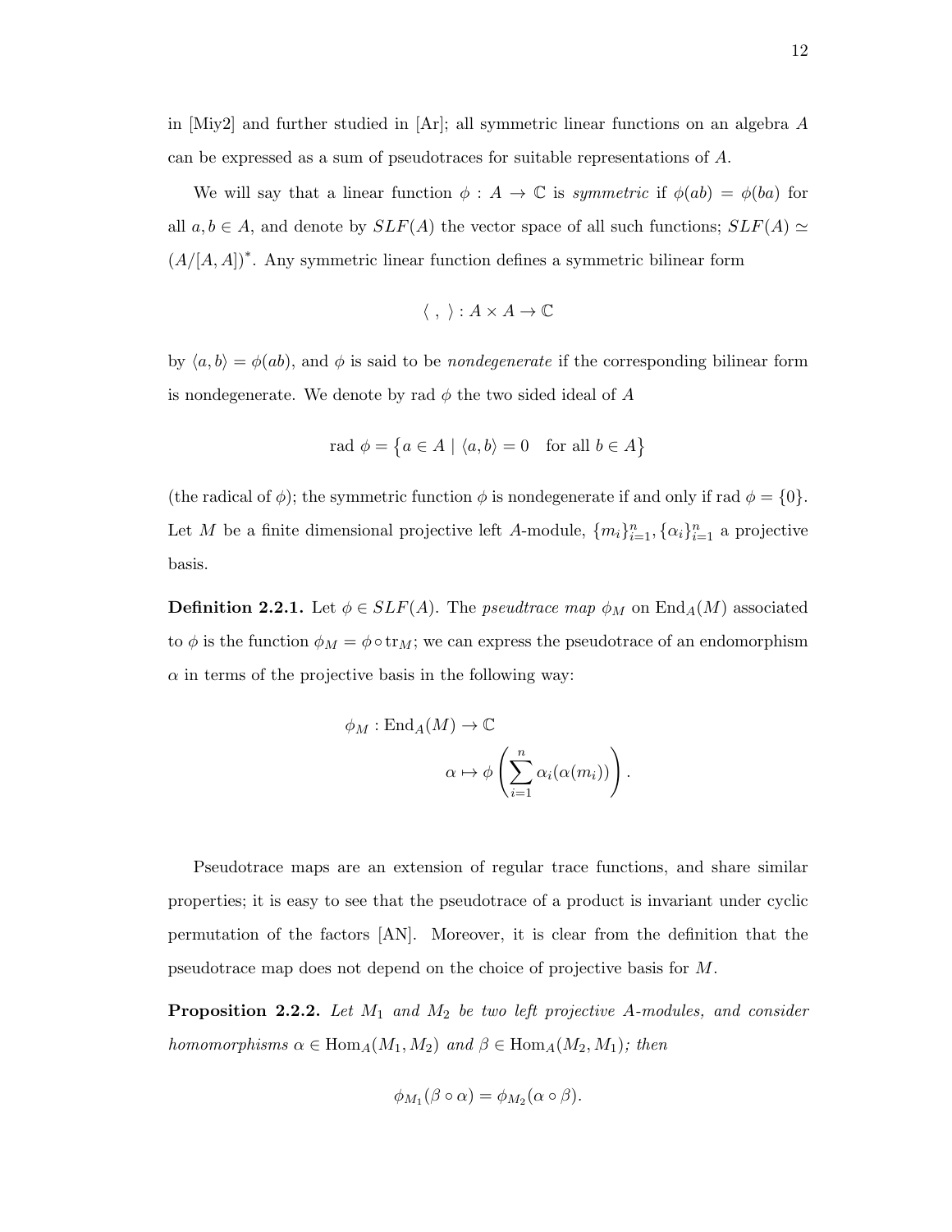in [Miy2] and further studied in [Ar]; all symmetric linear functions on an algebra $A$ can be expressed as a sum of pseudotraces for suitable representations of $A$.

We will say that a linear function $\phi : A \to \mathbb{C}$ is *symmetric* if $\phi(ab) = \phi(ba)$ for all $a, b \in A$, and denote by $SLF(A)$ the vector space of all such functions; $SLF(A) \simeq (A/[A,A])^*$. Any symmetric linear function defines a symmetric bilinear form

$$\langle\ ,\ \rangle : A \times A \to \mathbb{C}$$

by $\langle a, b\rangle = \phi(ab)$, and $\phi$ is said to be *nondegenerate* if the corresponding bilinear form is nondegenerate. We denote by rad $\phi$ the two sided ideal of $A$

$$\text{rad } \phi = \{a \in A \mid \langle a, b\rangle = 0 \quad \text{for all } b \in A\}$$

(the radical of $\phi$); the symmetric function $\phi$ is nondegenerate if and only if rad $\phi = \{0\}$. Let $M$ be a finite dimensional projective left $A$-module, $\{m_i\}_{i=1}^n, \{\alpha_i\}_{i=1}^n$ a projective basis.

**Definition 2.2.1.** Let $\phi \in SLF(A)$. The *pseudtrace map* $\phi_M$ on $\text{End}_A(M)$ associated to $\phi$ is the function $\phi_M = \phi \circ \text{tr}_M$; we can express the pseudotrace of an endomorphism $\alpha$ in terms of the projective basis in the following way:

$$\begin{aligned} \phi_M : \text{End}_A(M) &\to \mathbb{C} \\ \alpha &\mapsto \phi\left(\sum_{i=1}^n \alpha_i(\alpha(m_i))\right). \end{aligned}$$

Pseudotrace maps are an extension of regular trace functions, and share similar properties; it is easy to see that the pseudotrace of a product is invariant under cyclic permutation of the factors [AN]. Moreover, it is clear from the definition that the pseudotrace map does not depend on the choice of projective basis for $M$.

**Proposition 2.2.2.** *Let $M_1$ and $M_2$ be two left projective $A$-modules, and consider homomorphisms $\alpha \in \text{Hom}_A(M_1, M_2)$ and $\beta \in \text{Hom}_A(M_2, M_1)$; then*

$$\phi_{M_1}(\beta \circ \alpha) = \phi_{M_2}(\alpha \circ \beta).$$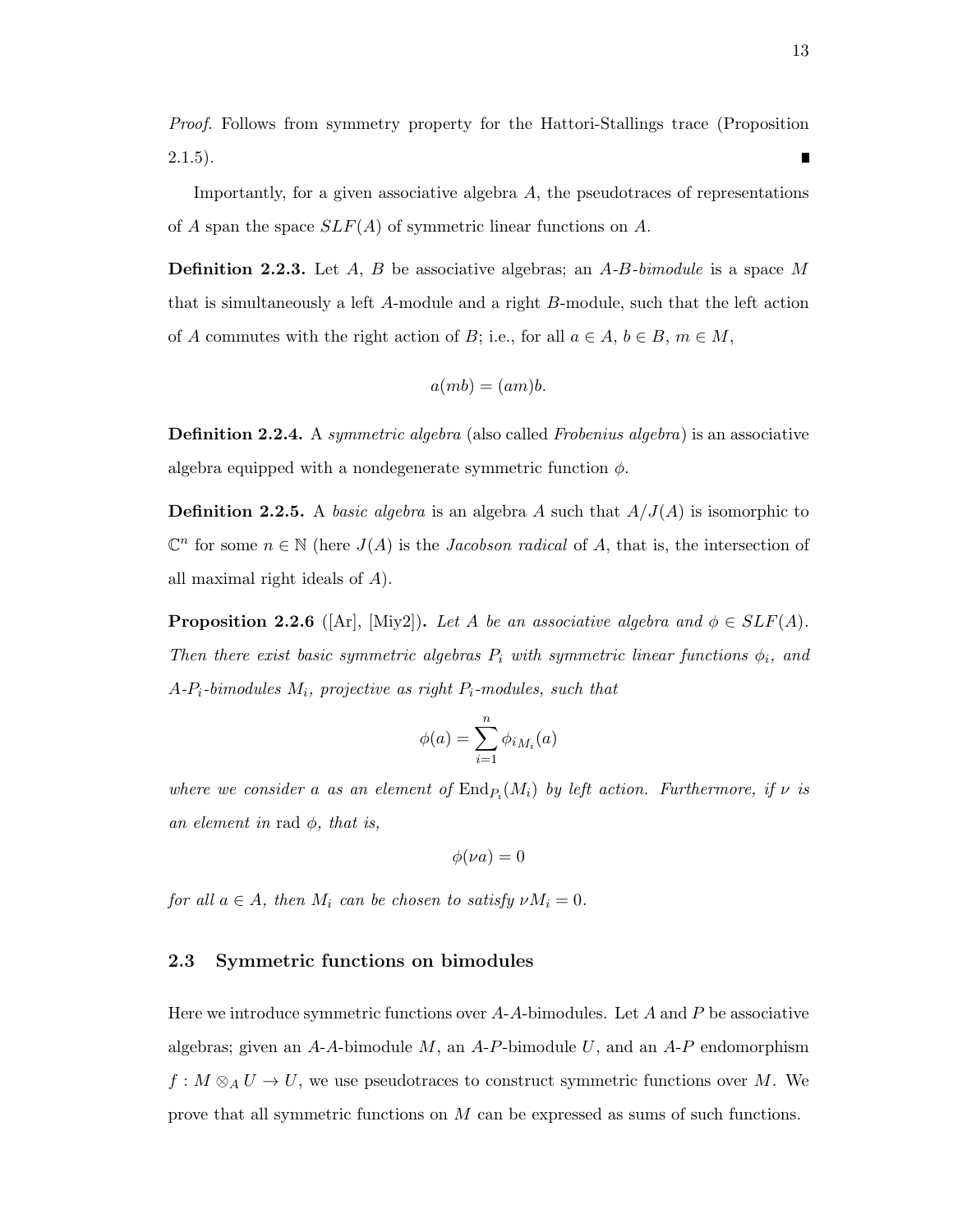*Proof.* Follows from symmetry property for the Hattori-Stallings trace (Proposition 2.1.5). ∎

Importantly, for a given associative algebra $A$, the pseudotraces of representations of $A$ span the space $SLF(A)$ of symmetric linear functions on $A$.

**Definition 2.2.3.** Let $A$, $B$ be associative algebras; an *$A$-$B$-bimodule* is a space $M$ that is simultaneously a left $A$-module and a right $B$-module, such that the left action of $A$ commutes with the right action of $B$; i.e., for all $a \in A$, $b \in B$, $m \in M$,

$$a(mb) = (am)b.$$

**Definition 2.2.4.** A *symmetric algebra* (also called *Frobenius algebra*) is an associative algebra equipped with a nondegenerate symmetric function $\phi$.

**Definition 2.2.5.** A *basic algebra* is an algebra $A$ such that $A/J(A)$ is isomorphic to $\mathbb{C}^n$ for some $n \in \mathbb{N}$ (here $J(A)$ is the *Jacobson radical* of $A$, that is, the intersection of all maximal right ideals of $A$).

**Proposition 2.2.6** ([Ar], [Miy2]). *Let $A$ be an associative algebra and $\phi \in SLF(A)$. Then there exist basic symmetric algebras $P_i$ with symmetric linear functions $\phi_i$, and $A$-$P_i$-bimodules $M_i$, projective as right $P_i$-modules, such that*

$$\phi(a) = \sum_{i=1}^{n} \phi_{i M_i}(a)$$

*where we consider $a$ as an element of $\mathrm{End}_{P_i}(M_i)$ by left action. Furthermore, if $\nu$ is an element in* rad $\phi$*, that is,*

$$\phi(\nu a) = 0$$

*for all $a \in A$, then $M_i$ can be chosen to satisfy $\nu M_i = 0$.*

## 2.3 Symmetric functions on bimodules

Here we introduce symmetric functions over $A$-$A$-bimodules. Let $A$ and $P$ be associative algebras; given an $A$-$A$-bimodule $M$, an $A$-$P$-bimodule $U$, and an $A$-$P$ endomorphism $f : M \otimes_A U \to U$, we use pseudotraces to construct symmetric functions over $M$. We prove that all symmetric functions on $M$ can be expressed as sums of such functions.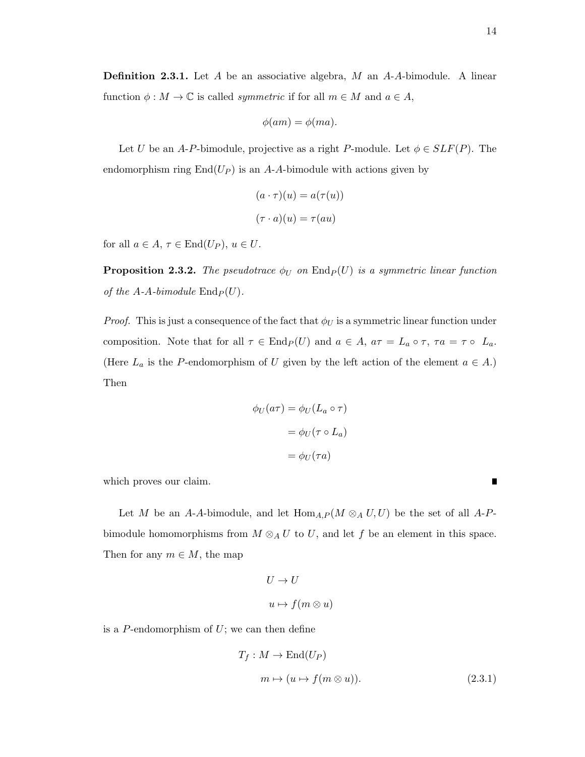**Definition 2.3.1.** Let $A$ be an associative algebra, $M$ an $A$-$A$-bimodule. A linear function $\phi : M \to \mathbb{C}$ is called *symmetric* if for all $m \in M$ and $a \in A$,

$$\phi(am) = \phi(ma).$$

Let $U$ be an $A$-$P$-bimodule, projective as a right $P$-module. Let $\phi \in SLF(P)$. The endomorphism ring $\mathrm{End}(U_P)$ is an $A$-$A$-bimodule with actions given by

$$(a \cdot \tau)(u) = a(\tau(u))$$

$$(\tau \cdot a)(u) = \tau(au)$$

for all $a \in A$, $\tau \in \mathrm{End}(U_P)$, $u \in U$.

**Proposition 2.3.2.** *The pseudotrace $\phi_U$ on $\mathrm{End}_P(U)$ is a symmetric linear function of the $A$-$A$-bimodule $\mathrm{End}_P(U)$.*

*Proof.* This is just a consequence of the fact that $\phi_U$ is a symmetric linear function under composition. Note that for all $\tau \in \mathrm{End}_P(U)$ and $a \in A$, $a\tau = L_a \circ \tau$, $\tau a = \tau \circ L_a$. (Here $L_a$ is the $P$-endomorphism of $U$ given by the left action of the element $a \in A$.) Then

$$\begin{aligned}
\phi_U(a\tau) &= \phi_U(L_a \circ \tau) \\
&= \phi_U(\tau \circ L_a) \\
&= \phi_U(\tau a)
\end{aligned}$$

which proves our claim. ∎

Let $M$ be an $A$-$A$-bimodule, and let $\mathrm{Hom}_{A,P}(M \otimes_A U, U)$ be the set of all $A$-$P$-bimodule homomorphisms from $M \otimes_A U$ to $U$, and let $f$ be an element in this space. Then for any $m \in M$, the map

$$\begin{aligned}
U &\to U \\
u &\mapsto f(m \otimes u)
\end{aligned}$$

is a $P$-endomorphism of $U$; we can then define

$$\begin{aligned}
T_f : M &\to \mathrm{End}(U_P) \\
m &\mapsto (u \mapsto f(m \otimes u)). \qquad (2.3.1)
\end{aligned}$$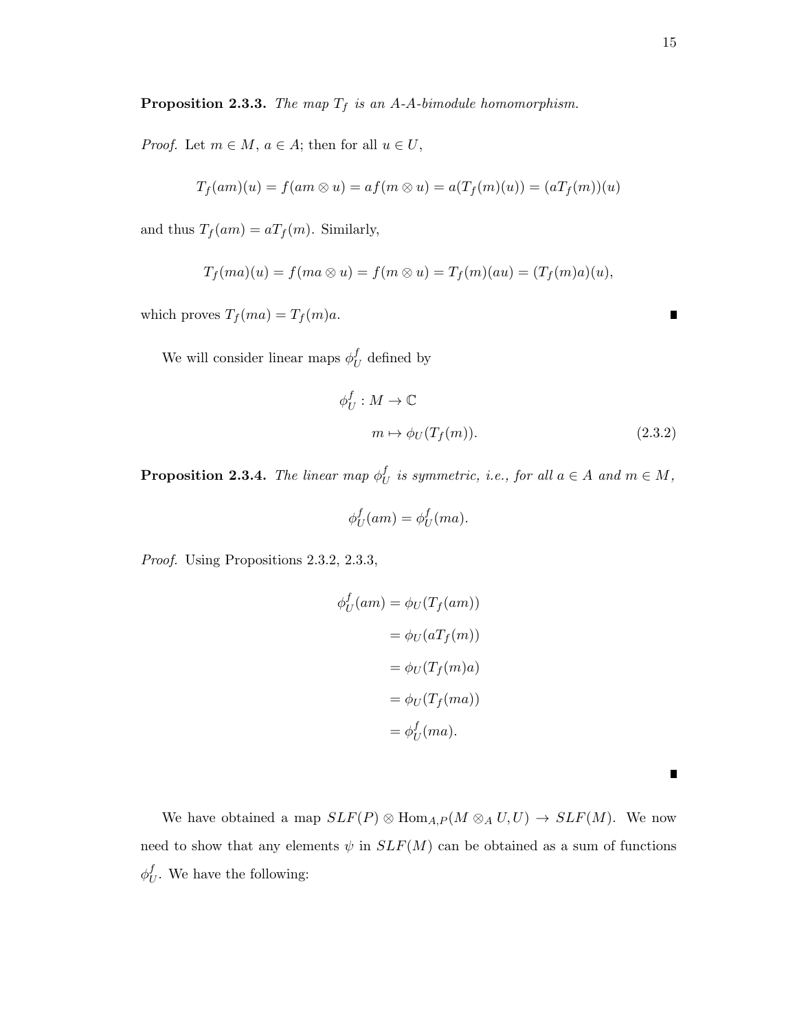**Proposition 2.3.3.** *The map $T_f$ is an A-A-bimodule homomorphism.*

*Proof.* Let $m \in M$, $a \in A$; then for all $u \in U$,

$$T_f(am)(u) = f(am \otimes u) = af(m \otimes u) = a(T_f(m)(u)) = (aT_f(m))(u)$$

and thus $T_f(am) = aT_f(m)$. Similarly,

$$T_f(ma)(u) = f(ma \otimes u) = f(m \otimes u) = T_f(m)(au) = (T_f(m)a)(u),$$

which proves $T_f(ma) = T_f(m)a$. ∎

We will consider linear maps $\phi_U^f$ defined by

$$\begin{aligned} \phi_U^f &: M \to \mathbb{C} \\ &m \mapsto \phi_U(T_f(m)). \end{aligned} \tag{2.3.2}$$

**Proposition 2.3.4.** *The linear map $\phi_U^f$ is symmetric, i.e., for all $a \in A$ and $m \in M$,*

$$\phi_U^f(am) = \phi_U^f(ma).$$

*Proof.* Using Propositions 2.3.2, 2.3.3,

$$\begin{aligned} \phi_U^f(am) &= \phi_U(T_f(am)) \\ &= \phi_U(aT_f(m)) \\ &= \phi_U(T_f(m)a) \\ &= \phi_U(T_f(ma)) \\ &= \phi_U^f(ma). \end{aligned}$$

∎

We have obtained a map $SLF(P) \otimes \mathrm{Hom}_{A,P}(M \otimes_A U, U) \to SLF(M)$. We now need to show that any elements $\psi$ in $SLF(M)$ can be obtained as a sum of functions $\phi_U^f$. We have the following: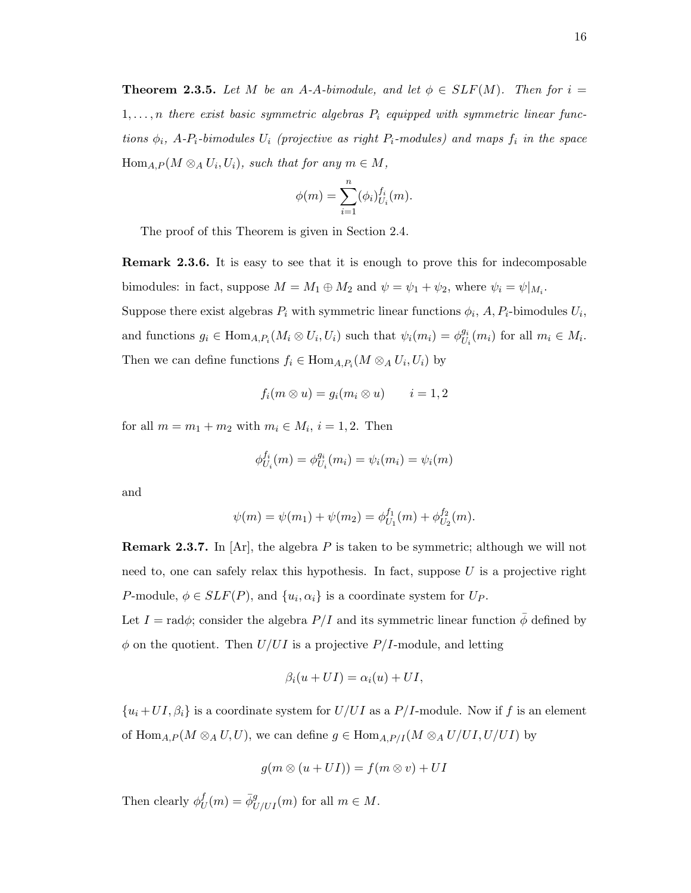**Theorem 2.3.5.** *Let $M$ be an $A$-$A$-bimodule, and let $\phi \in SLF(M)$. Then for $i = 1, \ldots, n$ there exist basic symmetric algebras $P_i$ equipped with symmetric linear functions $\phi_i$, $A$-$P_i$-bimodules $U_i$ (projective as right $P_i$-modules) and maps $f_i$ in the space $\mathrm{Hom}_{A,P}(M \otimes_A U_i, U_i)$, such that for any $m \in M$,*

$$\phi(m) = \sum_{i=1}^{n} (\phi_i)_{U_i}^{f_i}(m).$$

The proof of this Theorem is given in Section 2.4.

**Remark 2.3.6.** It is easy to see that it is enough to prove this for indecomposable bimodules: in fact, suppose $M = M_1 \oplus M_2$ and $\psi = \psi_1 + \psi_2$, where $\psi_i = \psi|_{M_i}$. Suppose there exist algebras $P_i$ with symmetric linear functions $\phi_i$, $A, P_i$-bimodules $U_i$, and functions $g_i \in \mathrm{Hom}_{A,P_i}(M_i \otimes U_i, U_i)$ such that $\psi_i(m_i) = \phi_{U_i}^{g_i}(m_i)$ for all $m_i \in M_i$. Then we can define functions $f_i \in \mathrm{Hom}_{A,P_i}(M \otimes_A U_i, U_i)$ by

$$f_i(m \otimes u) = g_i(m_i \otimes u) \qquad i = 1, 2$$

for all $m = m_1 + m_2$ with $m_i \in M_i$, $i = 1, 2$. Then

$$\phi_{U_i}^{f_i}(m) = \phi_{U_i}^{g_i}(m_i) = \psi_i(m_i) = \psi_i(m)$$

and

$$\psi(m) = \psi(m_1) + \psi(m_2) = \phi_{U_1}^{f_1}(m) + \phi_{U_2}^{f_2}(m).$$

**Remark 2.3.7.** In [Ar], the algebra $P$ is taken to be symmetric; although we will not need to, one can safely relax this hypothesis. In fact, suppose $U$ is a projective right $P$-module, $\phi \in SLF(P)$, and $\{u_i, \alpha_i\}$ is a coordinate system for $U_P$.
Let $I = \mathrm{rad}\phi$; consider the algebra $P/I$ and its symmetric linear function $\bar{\phi}$ defined by $\phi$ on the quotient. Then $U/UI$ is a projective $P/I$-module, and letting

$$\beta_i(u + UI) = \alpha_i(u) + UI,$$

$\{u_i + UI, \beta_i\}$ is a coordinate system for $U/UI$ as a $P/I$-module. Now if $f$ is an element of $\mathrm{Hom}_{A,P}(M \otimes_A U, U)$, we can define $g \in \mathrm{Hom}_{A,P/I}(M \otimes_A U/UI, U/UI)$ by

$$g(m \otimes (u + UI)) = f(m \otimes v) + UI$$

Then clearly $\phi_U^f(m) = \bar{\phi}_{U/UI}^g(m)$ for all $m \in M$.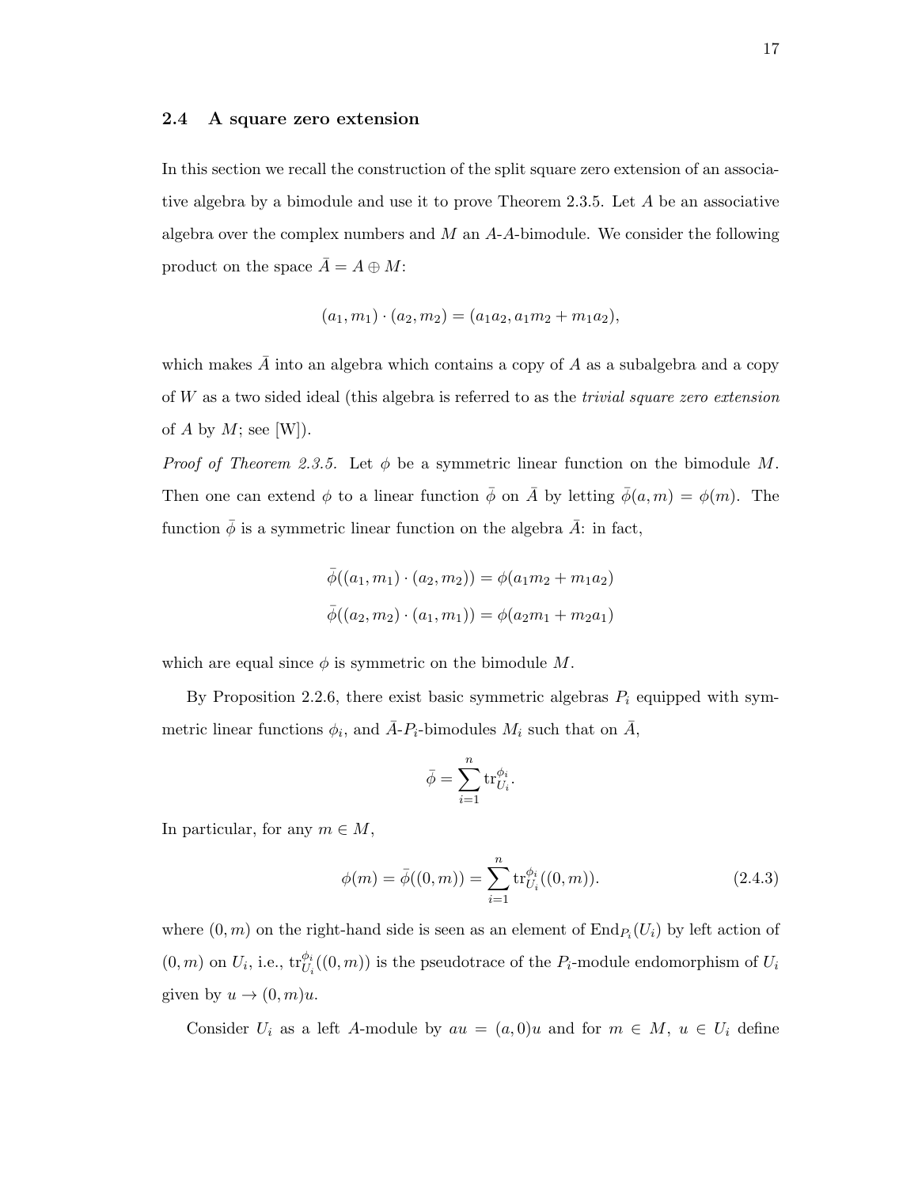## 2.4 A square zero extension

In this section we recall the construction of the split square zero extension of an associative algebra by a bimodule and use it to prove Theorem 2.3.5. Let $A$ be an associative algebra over the complex numbers and $M$ an $A$-$A$-bimodule. We consider the following product on the space $\bar{A} = A \oplus M$:

$$(a_1, m_1) \cdot (a_2, m_2) = (a_1 a_2, a_1 m_2 + m_1 a_2),$$

which makes $\bar{A}$ into an algebra which contains a copy of $A$ as a subalgebra and a copy of $W$ as a two sided ideal (this algebra is referred to as the *trivial square zero extension* of $A$ by $M$; see [W]).

*Proof of Theorem 2.3.5.* Let $\phi$ be a symmetric linear function on the bimodule $M$. Then one can extend $\phi$ to a linear function $\bar{\phi}$ on $\bar{A}$ by letting $\bar{\phi}(a, m) = \phi(m)$. The function $\bar{\phi}$ is a symmetric linear function on the algebra $\bar{A}$: in fact,

$$\bar{\phi}((a_1, m_1) \cdot (a_2, m_2)) = \phi(a_1 m_2 + m_1 a_2)$$

$$\bar{\phi}((a_2, m_2) \cdot (a_1, m_1)) = \phi(a_2 m_1 + m_2 a_1)$$

which are equal since $\phi$ is symmetric on the bimodule $M$.

By Proposition 2.2.6, there exist basic symmetric algebras $P_i$ equipped with symmetric linear functions $\phi_i$, and $\bar{A}$-$P_i$-bimodules $M_i$ such that on $\bar{A}$,

$$\bar{\phi} = \sum_{i=1}^{n} \mathrm{tr}_{U_i}^{\phi_i}.$$

In particular, for any $m \in M$,

$$\phi(m) = \bar{\phi}((0, m)) = \sum_{i=1}^{n} \mathrm{tr}_{U_i}^{\phi_i}((0, m)). \tag{2.4.3}$$

where $(0, m)$ on the right-hand side is seen as an element of $\mathrm{End}_{P_i}(U_i)$ by left action of $(0, m)$ on $U_i$, i.e., $\mathrm{tr}_{U_i}^{\phi_i}((0, m))$ is the pseudotrace of the $P_i$-module endomorphism of $U_i$ given by $u \to (0, m)u$.

Consider $U_i$ as a left $A$-module by $au = (a, 0)u$ and for $m \in M$, $u \in U_i$ define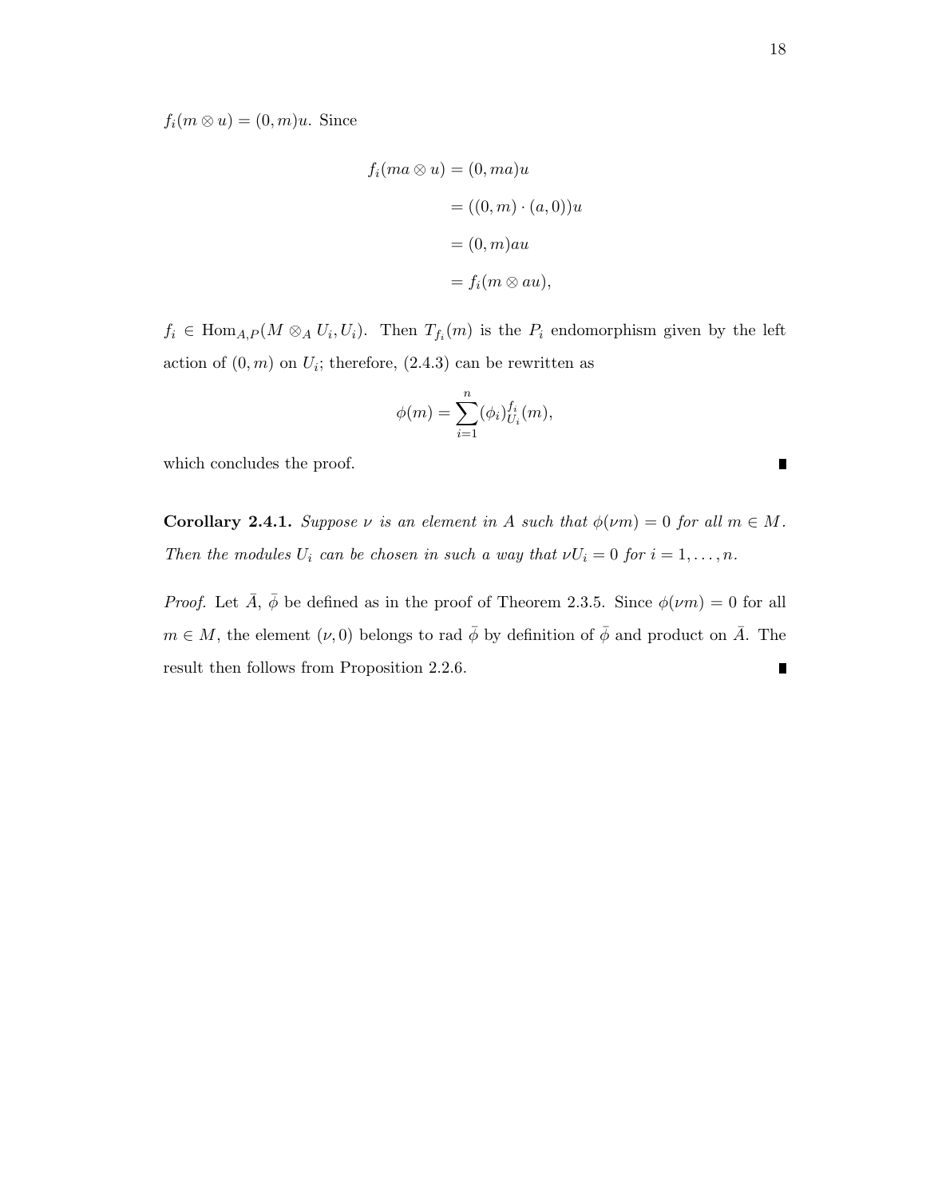$f_i(m \otimes u) = (0, m)u$. Since

$$
\begin{aligned}
f_i(ma \otimes u) &= (0, ma)u \\
&= ((0, m) \cdot (a, 0))u \\
&= (0, m)au \\
&= f_i(m \otimes au),
\end{aligned}
$$

$f_i \in \mathrm{Hom}_{A,P}(M \otimes_A U_i, U_i)$. Then $T_{f_i}(m)$ is the $P_i$ endomorphism given by the left action of $(0, m)$ on $U_i$; therefore, (2.4.3) can be rewritten as

$$
\phi(m) = \sum_{i=1}^{n} (\phi_i)_{U_i}^{f_i}(m),
$$

which concludes the proof. ∎

**Corollary 2.4.1.** *Suppose $\nu$ is an element in $A$ such that $\phi(\nu m) = 0$ for all $m \in M$. Then the modules $U_i$ can be chosen in such a way that $\nu U_i = 0$ for $i = 1, \ldots, n$.*

*Proof.* Let $\bar{A}$, $\bar{\phi}$ be defined as in the proof of Theorem 2.3.5. Since $\phi(\nu m) = 0$ for all $m \in M$, the element $(\nu, 0)$ belongs to rad $\bar{\phi}$ by definition of $\bar{\phi}$ and product on $\bar{A}$. The result then follows from Proposition 2.2.6. ∎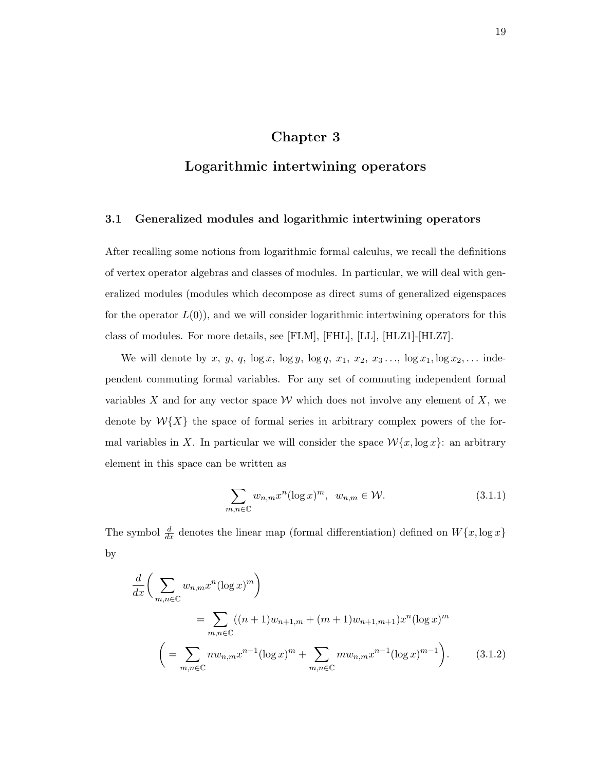# Chapter 3

# Logarithmic intertwining operators

## 3.1 Generalized modules and logarithmic intertwining operators

After recalling some notions from logarithmic formal calculus, we recall the definitions of vertex operator algebras and classes of modules. In particular, we will deal with generalized modules (modules which decompose as direct sums of generalized eigenspaces for the operator $L(0)$), and we will consider logarithmic intertwining operators for this class of modules. For more details, see [FLM], [FHL], [LL], [HLZ1]-[HLZ7].

We will denote by $x,\ y,\ q,\ \log x,\ \log y,\ \log q,\ x_1,\ x_2,\ x_3 \ldots,\ \log x_1, \log x_2, \ldots$ independent commuting formal variables. For any set of commuting independent formal variables $X$ and for any vector space $\mathcal{W}$ which does not involve any element of $X$, we denote by $\mathcal{W}\{X\}$ the space of formal series in arbitrary complex powers of the formal variables in $X$. In particular we will consider the space $\mathcal{W}\{x, \log x\}$: an arbitrary element in this space can be written as

$$\sum_{m,n \in \mathbb{C}} w_{n,m} x^n (\log x)^m, \ \ w_{n,m} \in \mathcal{W}. \tag{3.1.1}$$

The symbol $\frac{d}{dx}$ denotes the linear map (formal differentiation) defined on $W\{x, \log x\}$ by

$$\begin{aligned} \frac{d}{dx}\bigg( \sum_{m,n \in \mathbb{C}} & w_{n,m} x^n (\log x)^m \bigg) \\ &= \sum_{m,n \in \mathbb{C}} ((n+1) w_{n+1,m} + (m+1) w_{n+1,m+1}) x^n (\log x)^m \\ \bigg( &= \sum_{m,n \in \mathbb{C}} n w_{n,m} x^{n-1} (\log x)^m + \sum_{m,n \in \mathbb{C}} m w_{n,m} x^{n-1} (\log x)^{m-1} \bigg). \end{aligned} \tag{3.1.2}$$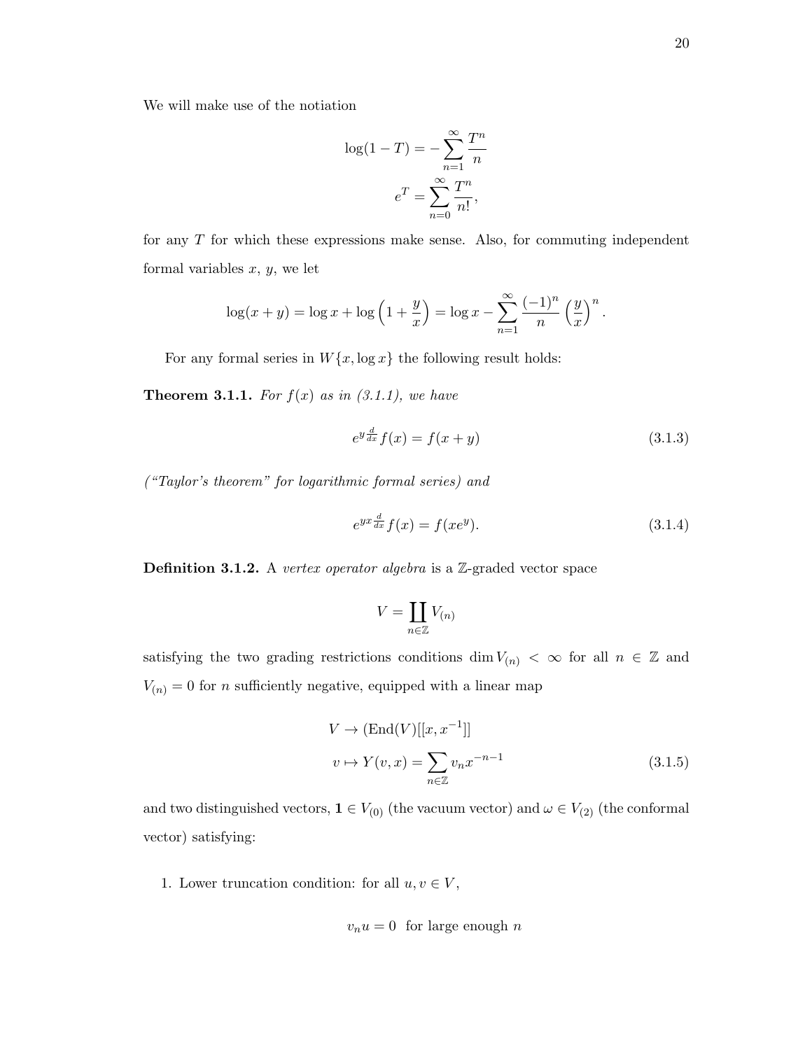We will make use of the notiation

$$\log(1-T) = -\sum_{n=1}^{\infty} \frac{T^n}{n}$$
$$e^T = \sum_{n=0}^{\infty} \frac{T^n}{n!},$$

for any $T$ for which these expressions make sense. Also, for commuting independent formal variables $x$, $y$, we let

$$\log(x+y) = \log x + \log\left(1+\frac{y}{x}\right) = \log x - \sum_{n=1}^{\infty} \frac{(-1)^n}{n}\left(\frac{y}{x}\right)^n.$$

For any formal series in $W\{x, \log x\}$ the following result holds:

**Theorem 3.1.1.** *For $f(x)$ as in (3.1.1), we have*

$$e^{y\frac{d}{dx}} f(x) = f(x+y) \tag{3.1.3}$$

*("Taylor's theorem" for logarithmic formal series) and*

$$e^{yx\frac{d}{dx}} f(x) = f(xe^y). \tag{3.1.4}$$

**Definition 3.1.2.** A *vertex operator algebra* is a $\mathbb{Z}$-graded vector space

$$V = \coprod_{n\in\mathbb{Z}} V_{(n)}$$

satisfying the two grading restrictions conditions $\dim V_{(n)} < \infty$ for all $n \in \mathbb{Z}$ and $V_{(n)} = 0$ for $n$ sufficiently negative, equipped with a linear map

$$\begin{aligned} V &\to (\mathrm{End}(V)[[x, x^{-1}]] \\ v &\mapsto Y(v,x) = \sum_{n\in\mathbb{Z}} v_n x^{-n-1} \end{aligned} \tag{3.1.5}$$

and two distinguished vectors, $\mathbf{1} \in V_{(0)}$ (the vacuum vector) and $\omega \in V_{(2)}$ (the conformal vector) satisfying:

1. Lower truncation condition: for all $u, v \in V$,

$$v_n u = 0 \;\text{ for large enough } n$$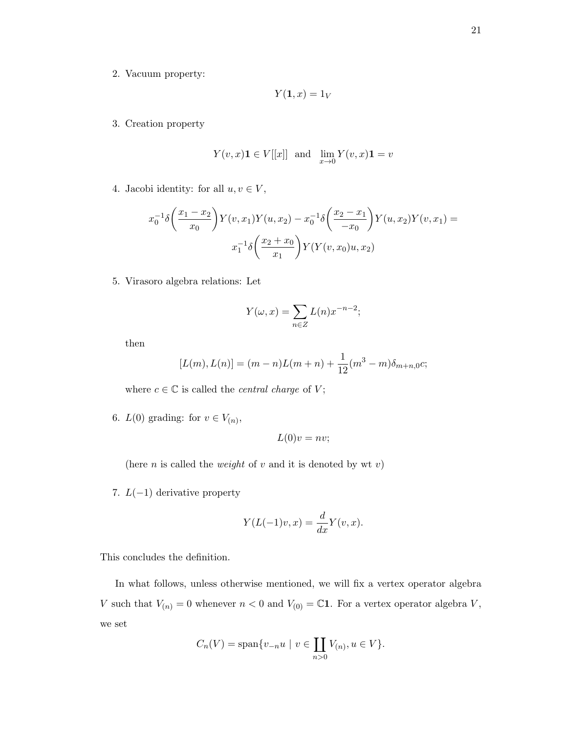2. Vacuum property:

$$Y(\mathbf{1}, x) = 1_V$$

3. Creation property

$$Y(v, x)\mathbf{1} \in V[[x]] \text{ and } \lim_{x \to 0} Y(v, x)\mathbf{1} = v$$

4. Jacobi identity: for all $u, v \in V$,

$$x_0^{-1}\delta\left(\frac{x_1 - x_2}{x_0}\right)Y(v, x_1)Y(u, x_2) - x_0^{-1}\delta\left(\frac{x_2 - x_1}{-x_0}\right)Y(u, x_2)Y(v, x_1) =$$
$$x_1^{-1}\delta\left(\frac{x_2 + x_0}{x_1}\right)Y(Y(v, x_0)u, x_2)$$

5. Virasoro algebra relations: Let

$$Y(\omega, x) = \sum_{n \in Z} L(n)x^{-n-2};$$

then

$$[L(m), L(n)] = (m - n)L(m + n) + \frac{1}{12}(m^3 - m)\delta_{m+n,0}c;$$

where $c \in \mathbb{C}$ is called the *central charge* of $V$;

6. $L(0)$ grading: for $v \in V_{(n)}$,

$$L(0)v = nv;$$

(here $n$ is called the *weight* of $v$ and it is denoted by wt $v$)

7. $L(-1)$ derivative property

$$Y(L(-1)v, x) = \frac{d}{dx}Y(v, x).$$

This concludes the definition.

In what follows, unless otherwise mentioned, we will fix a vertex operator algebra $V$ such that $V_{(n)} = 0$ whenever $n < 0$ and $V_{(0)} = \mathbb{C}\mathbf{1}$. For a vertex operator algebra $V$, we set

$$C_n(V) = \text{span}\{v_{-n}u \mid v \in \coprod_{n>0} V_{(n)}, u \in V\}.$$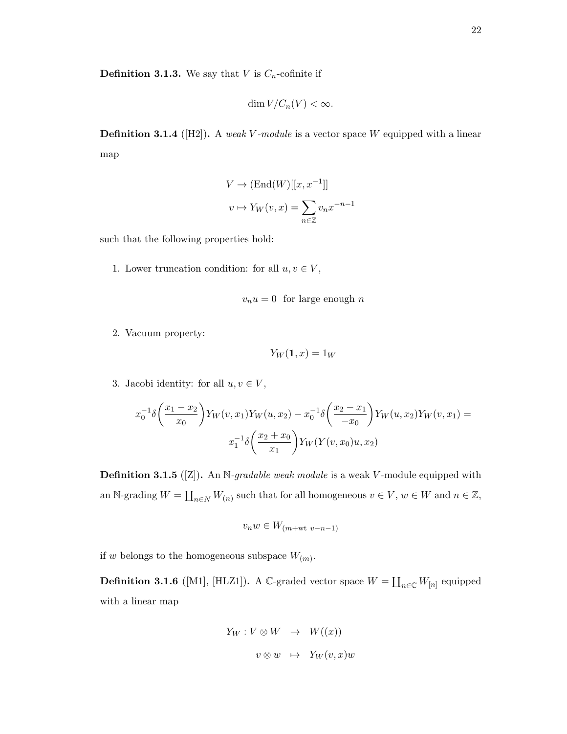**Definition 3.1.3.** We say that $V$ is $C_n$-cofinite if

$$\dim V/C_n(V) < \infty.$$

**Definition 3.1.4** ([H2])**.** A *weak $V$-module* is a vector space $W$ equipped with a linear map

$$V \to (\mathrm{End}(W)[[x, x^{-1}]]$$
$$v \mapsto Y_W(v, x) = \sum_{n\in\mathbb{Z}} v_n x^{-n-1}$$

such that the following properties hold:

1. Lower truncation condition: for all $u, v \in V$,

$$v_n u = 0 \;\; \text{for large enough } n$$

2. Vacuum property:

$$Y_W(\mathbf{1}, x) = 1_W$$

3. Jacobi identity: for all $u, v \in V$,

$$x_0^{-1}\delta\bigg(\frac{x_1 - x_2}{x_0}\bigg)Y_W(v, x_1)Y_W(u, x_2) - x_0^{-1}\delta\bigg(\frac{x_2 - x_1}{-x_0}\bigg)Y_W(u, x_2)Y_W(v, x_1) =$$
$$x_1^{-1}\delta\bigg(\frac{x_2 + x_0}{x_1}\bigg)Y_W(Y(v, x_0)u, x_2)$$

**Definition 3.1.5** ([Z])**.** An $\mathbb{N}$*-gradable weak module* is a weak $V$-module equipped with an $\mathbb{N}$-grading $W = \coprod_{n\in N} W_{(n)}$ such that for all homogeneous $v \in V$, $w \in W$ and $n \in \mathbb{Z}$,

$$v_n w \in W_{(m+\mathrm{wt}\ v-n-1)}$$

if $w$ belongs to the homogeneous subspace $W_{(m)}$.

**Definition 3.1.6** ([M1], [HLZ1])**.** A $\mathbb{C}$-graded vector space $W = \coprod_{n\in\mathbb{C}} W_{[n]}$ equipped with a linear map

$$Y_W : V \otimes W \;\;\to\;\; W((x))$$
$$v \otimes w \;\;\mapsto\;\; Y_W(v, x)w$$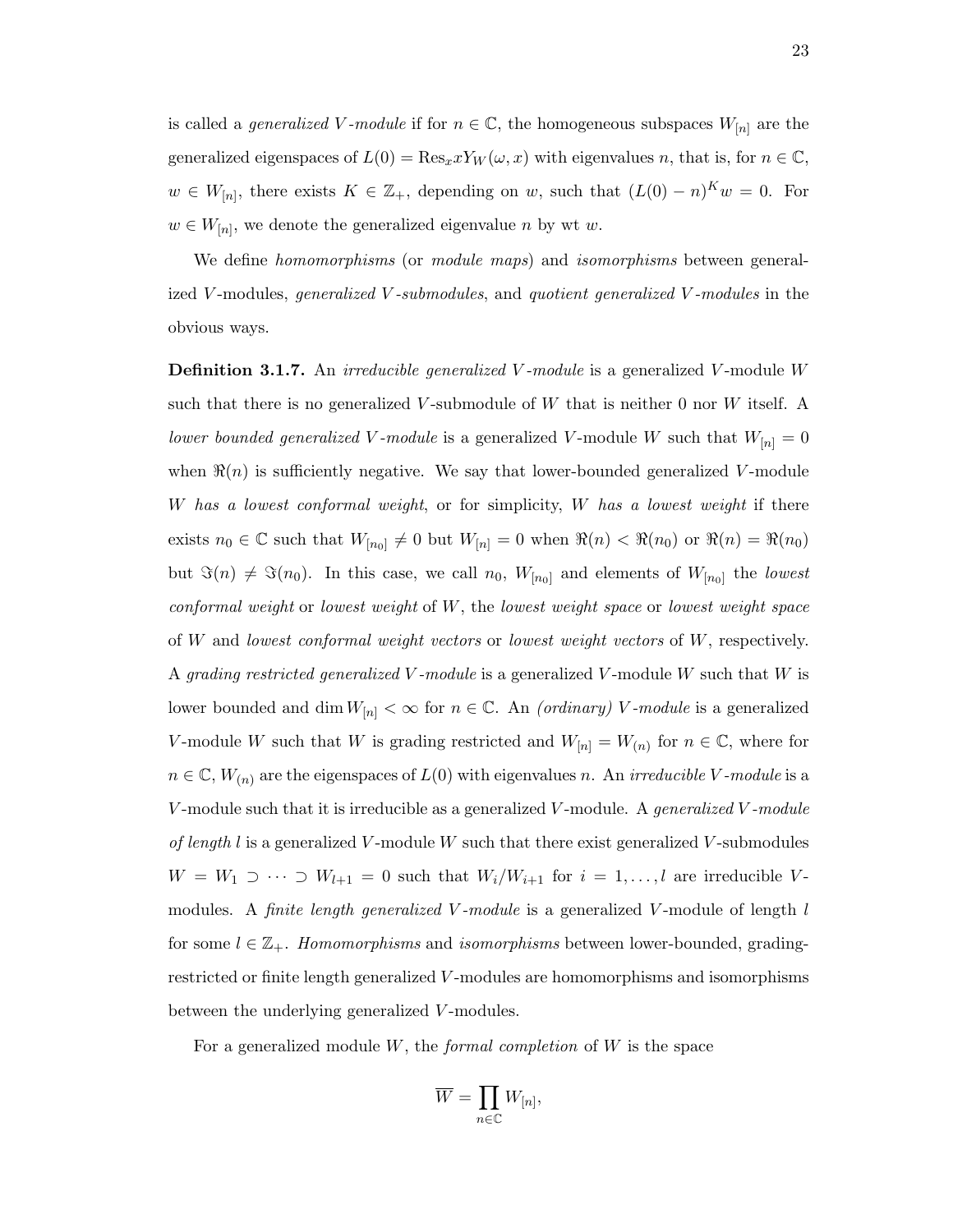is called a *generalized $V$-module* if for $n \in \mathbb{C}$, the homogeneous subspaces $W_{[n]}$ are the generalized eigenspaces of $L(0) = \mathrm{Res}_x x Y_W(\omega, x)$ with eigenvalues $n$, that is, for $n \in \mathbb{C}$, $w \in W_{[n]}$, there exists $K \in \mathbb{Z}_+$, depending on $w$, such that $(L(0) - n)^K w = 0$. For $w \in W_{[n]}$, we denote the generalized eigenvalue $n$ by wt $w$.

We define *homomorphisms* (or *module maps*) and *isomorphisms* between generalized $V$-modules, *generalized $V$-submodules*, and *quotient generalized $V$-modules* in the obvious ways.

**Definition 3.1.7.** An *irreducible generalized $V$-module* is a generalized $V$-module $W$ such that there is no generalized $V$-submodule of $W$ that is neither 0 nor $W$ itself. A *lower bounded generalized $V$-module* is a generalized $V$-module $W$ such that $W_{[n]} = 0$ when $\Re(n)$ is sufficiently negative. We say that lower-bounded generalized $V$-module $W$ *has a lowest conformal weight*, or for simplicity, $W$ *has a lowest weight* if there exists $n_0 \in \mathbb{C}$ such that $W_{[n_0]} \neq 0$ but $W_{[n]} = 0$ when $\Re(n) < \Re(n_0)$ or $\Re(n) = \Re(n_0)$ but $\Im(n) \neq \Im(n_0)$. In this case, we call $n_0$, $W_{[n_0]}$ and elements of $W_{[n_0]}$ the *lowest conformal weight* or *lowest weight* of $W$, the *lowest weight space* or *lowest weight space* of $W$ and *lowest conformal weight vectors* or *lowest weight vectors* of $W$, respectively. A *grading restricted generalized $V$-module* is a generalized $V$-module $W$ such that $W$ is lower bounded and $\dim W_{[n]} < \infty$ for $n \in \mathbb{C}$. An *(ordinary) $V$-module* is a generalized $V$-module $W$ such that $W$ is grading restricted and $W_{[n]} = W_{(n)}$ for $n \in \mathbb{C}$, where for $n \in \mathbb{C}$, $W_{(n)}$ are the eigenspaces of $L(0)$ with eigenvalues $n$. An *irreducible $V$-module* is a $V$-module such that it is irreducible as a generalized $V$-module. A *generalized $V$-module of length $l$* is a generalized $V$-module $W$ such that there exist generalized $V$-submodules $W = W_1 \supset \cdots \supset W_{l+1} = 0$ such that $W_i/W_{i+1}$ for $i = 1, \ldots, l$ are irreducible $V$-modules. A *finite length generalized $V$-module* is a generalized $V$-module of length $l$ for some $l \in \mathbb{Z}_+$. *Homomorphisms* and *isomorphisms* between lower-bounded, grading-restricted or finite length generalized $V$-modules are homomorphisms and isomorphisms between the underlying generalized $V$-modules.

For a generalized module $W$, the *formal completion* of $W$ is the space

$$\overline{W} = \prod_{n \in \mathbb{C}} W_{[n]},$$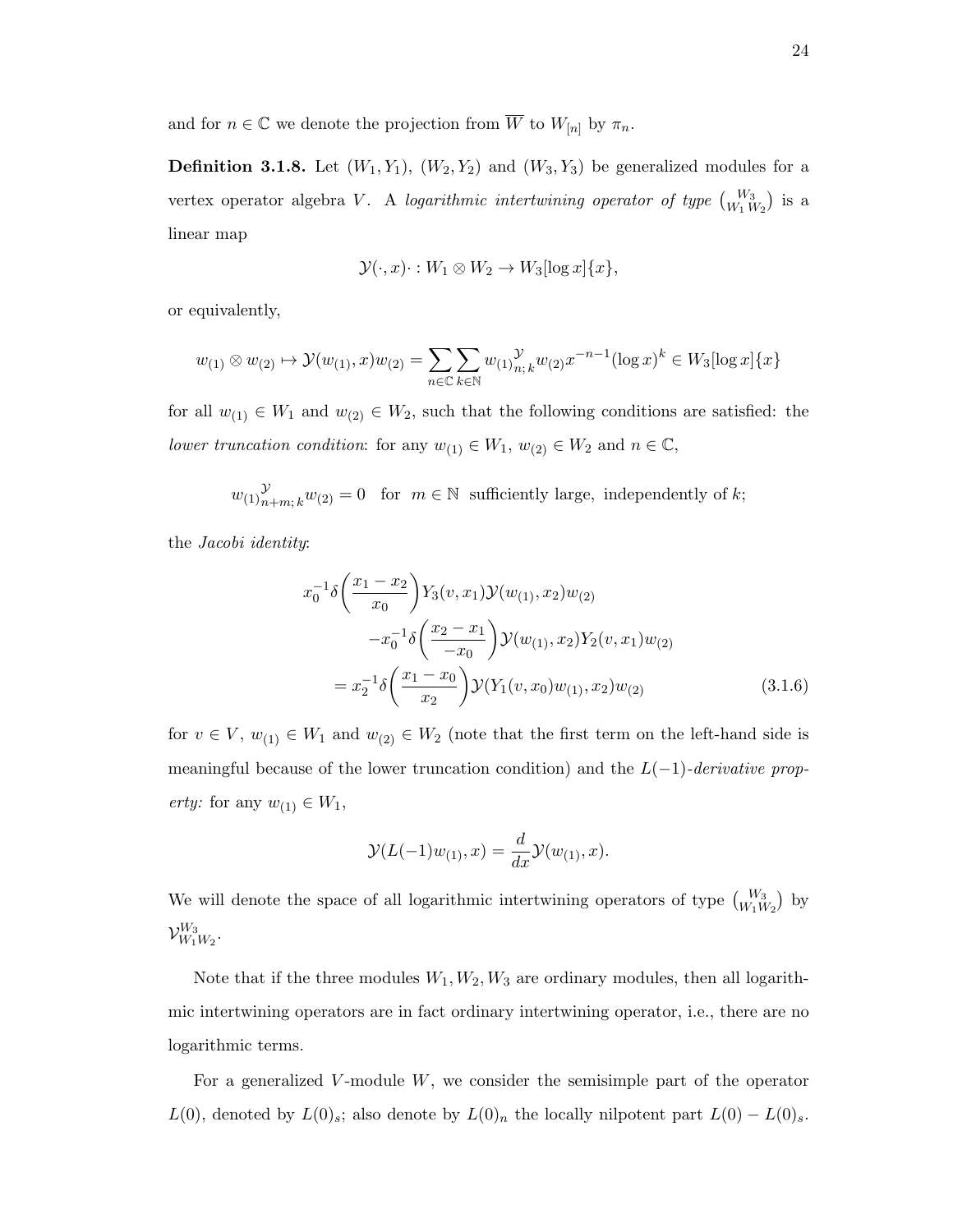and for $n \in \mathbb{C}$ we denote the projection from $\overline{W}$ to $W_{[n]}$ by $\pi_n$.

**Definition 3.1.8.** Let $(W_1, Y_1)$, $(W_2, Y_2)$ and $(W_3, Y_3)$ be generalized modules for a vertex operator algebra $V$. A *logarithmic intertwining operator of type* $\binom{W_3}{W_1\, W_2}$ is a linear map

$$\mathcal{Y}(\cdot, x)\cdot : W_1 \otimes W_2 \to W_3[\log x]\{x\},$$

or equivalently,

$$w_{(1)} \otimes w_{(2)} \mapsto \mathcal{Y}(w_{(1)}, x)w_{(2)} = \sum_{n\in\mathbb{C}} \sum_{k\in\mathbb{N}} {w_{(1)}}^{\mathcal{Y}}_{n;\,k} w_{(2)} x^{-n-1}(\log x)^k \in W_3[\log x]\{x\}$$

for all $w_{(1)} \in W_1$ and $w_{(2)} \in W_2$, such that the following conditions are satisfied: the *lower truncation condition*: for any $w_{(1)} \in W_1$, $w_{(2)} \in W_2$ and $n \in \mathbb{C}$,

$${w_{(1)}}^{\mathcal{Y}}_{n+m;\,k} w_{(2)} = 0 \quad \text{for } \; m \in \mathbb{N} \; \text{ sufficiently large, independently of } k;$$

the *Jacobi identity*:

$$\begin{aligned}
x_0^{-1}\delta\left(\frac{x_1 - x_2}{x_0}\right) & Y_3(v, x_1)\mathcal{Y}(w_{(1)}, x_2)w_{(2)} \\
& - x_0^{-1}\delta\left(\frac{x_2 - x_1}{-x_0}\right)\mathcal{Y}(w_{(1)}, x_2)Y_2(v, x_1)w_{(2)} \\
= x_2^{-1}\delta & \left(\frac{x_1 - x_0}{x_2}\right)\mathcal{Y}(Y_1(v, x_0)w_{(1)}, x_2)w_{(2)}
\end{aligned} \tag{3.1.6}$$

for $v \in V$, $w_{(1)} \in W_1$ and $w_{(2)} \in W_2$ (note that the first term on the left-hand side is meaningful because of the lower truncation condition) and the $L(-1)$-*derivative property:* for any $w_{(1)} \in W_1$,

$$\mathcal{Y}(L(-1)w_{(1)}, x) = \frac{d}{dx}\mathcal{Y}(w_{(1)}, x).$$

We will denote the space of all logarithmic intertwining operators of type $\binom{W_3}{W_1 W_2}$ by $\mathcal{V}_{W_1 W_2}^{W_3}$.

Note that if the three modules $W_1, W_2, W_3$ are ordinary modules, then all logarithmic intertwining operators are in fact ordinary intertwining operator, i.e., there are no logarithmic terms.

For a generalized $V$-module $W$, we consider the semisimple part of the operator $L(0)$, denoted by $L(0)_s$; also denote by $L(0)_n$ the locally nilpotent part $L(0) - L(0)_s$.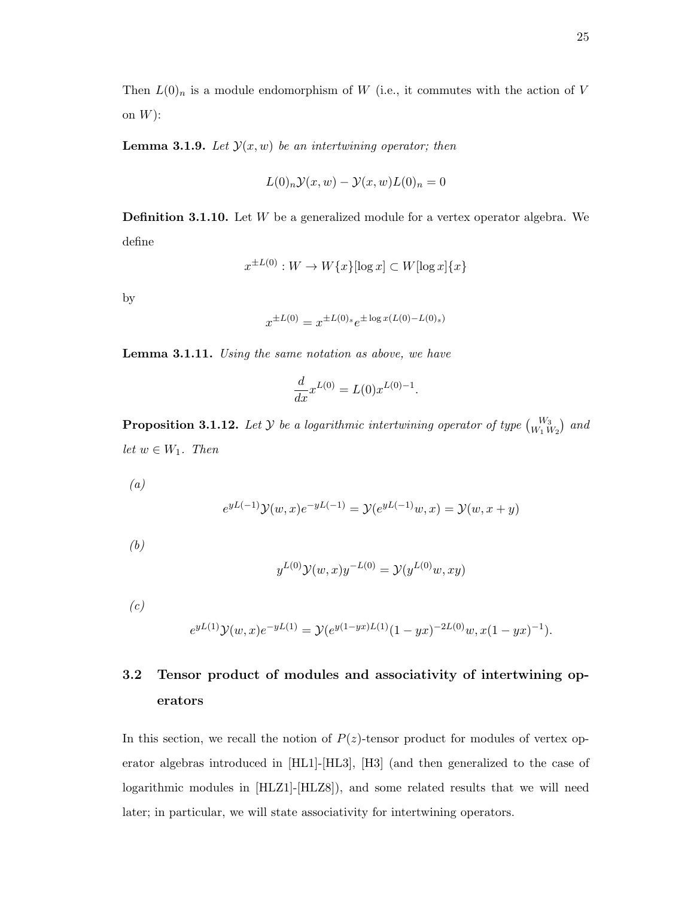Then $L(0)_n$ is a module endomorphism of $W$ (i.e., it commutes with the action of $V$ on $W$):

**Lemma 3.1.9.** *Let $\mathcal{Y}(x, w)$ be an intertwining operator; then*

$$L(0)_n \mathcal{Y}(x, w) - \mathcal{Y}(x, w) L(0)_n = 0$$

**Definition 3.1.10.** Let $W$ be a generalized module for a vertex operator algebra. We define

$$x^{\pm L(0)} : W \to W\{x\}[\log x] \subset W[\log x]\{x\}$$

by

$$x^{\pm L(0)} = x^{\pm L(0)_s} e^{\pm \log x (L(0) - L(0)_s)}$$

**Lemma 3.1.11.** *Using the same notation as above, we have*

$$\frac{d}{dx} x^{L(0)} = L(0) x^{L(0)-1}.$$

**Proposition 3.1.12.** *Let $\mathcal{Y}$ be a logarithmic intertwining operator of type $\binom{W_3}{W_1\, W_2}$ and let $w \in W_1$. Then*

*(a)*

$$e^{yL(-1)} \mathcal{Y}(w, x) e^{-yL(-1)} = \mathcal{Y}(e^{yL(-1)} w, x) = \mathcal{Y}(w, x + y)$$

*(b)*

$$y^{L(0)} \mathcal{Y}(w, x) y^{-L(0)} = \mathcal{Y}(y^{L(0)} w, xy)$$

*(c)*

$$e^{yL(1)} \mathcal{Y}(w, x) e^{-yL(1)} = \mathcal{Y}(e^{y(1-yx)L(1)} (1 - yx)^{-2L(0)} w, x(1 - yx)^{-1}).$$

## 3.2 Tensor product of modules and associativity of intertwining operators

In this section, we recall the notion of $P(z)$-tensor product for modules of vertex operator algebras introduced in [HL1]-[HL3], [H3] (and then generalized to the case of logarithmic modules in [HLZ1]-[HLZ8]), and some related results that we will need later; in particular, we will state associativity for intertwining operators.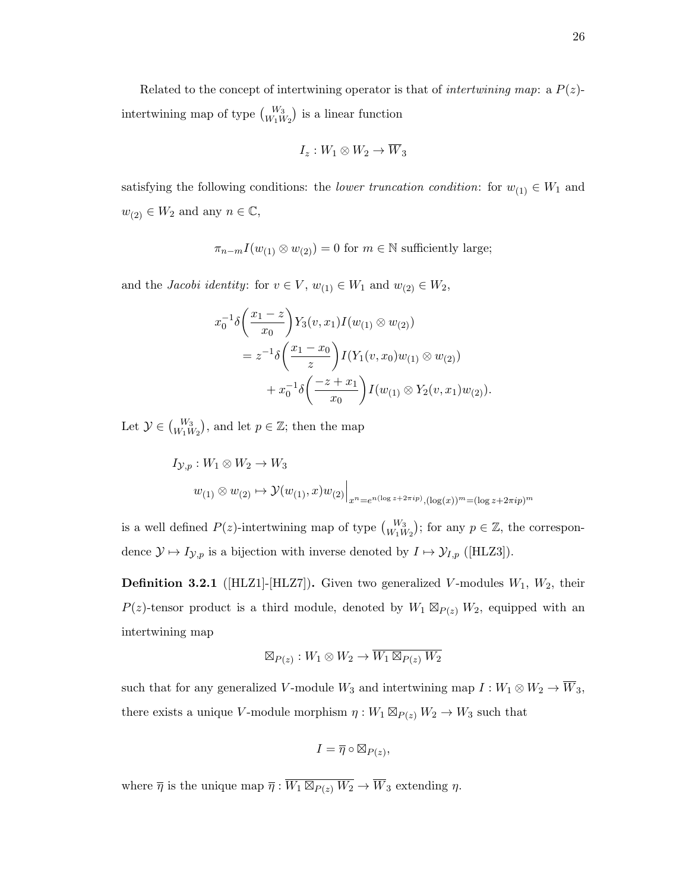Related to the concept of intertwining operator is that of *intertwining map*: a $P(z)$-intertwining map of type $\binom{W_3}{W_1 W_2}$ is a linear function

$$I_z : W_1 \otimes W_2 \to \overline{W}_3$$

satisfying the following conditions: the *lower truncation condition*: for $w_{(1)} \in W_1$ and $w_{(2)} \in W_2$ and any $n \in \mathbb{C}$,

$$\pi_{n-m} I(w_{(1)} \otimes w_{(2)}) = 0 \text{ for } m \in \mathbb{N} \text{ sufficiently large;}$$

and the *Jacobi identity*: for $v \in V$, $w_{(1)} \in W_1$ and $w_{(2)} \in W_2$,

$$\begin{aligned}
x_0^{-1}\delta\bigg(\frac{x_1 - z}{x_0}\bigg) & Y_3(v, x_1) I(w_{(1)} \otimes w_{(2)}) \\
&= z^{-1}\delta\bigg(\frac{x_1 - x_0}{z}\bigg) I(Y_1(v, x_0) w_{(1)} \otimes w_{(2)}) \\
&\quad + x_0^{-1}\delta\bigg(\frac{-z + x_1}{x_0}\bigg) I(w_{(1)} \otimes Y_2(v, x_1) w_{(2)}).
\end{aligned}$$

Let $\mathcal{Y} \in \binom{W_3}{W_1 W_2}$, and let $p \in \mathbb{Z}$; then the map

$$\begin{aligned}
I_{\mathcal{Y},p} &: W_1 \otimes W_2 \to W_3 \\
w_{(1)} \otimes w_{(2)} &\mapsto \mathcal{Y}(w_{(1)}, x) w_{(2)}\Big|_{x^n = e^{n(\log z + 2\pi i p)}, (\log(x))^m = (\log z + 2\pi i p)^m}
\end{aligned}$$

is a well defined $P(z)$-intertwining map of type $\binom{W_3}{W_1 W_2}$; for any $p \in \mathbb{Z}$, the correspondence $\mathcal{Y} \mapsto I_{\mathcal{Y},p}$ is a bijection with inverse denoted by $I \mapsto \mathcal{Y}_{I,p}$ ([HLZ3]).

**Definition 3.2.1** ([HLZ1]-[HLZ7])**.** Given two generalized $V$-modules $W_1$, $W_2$, their $P(z)$-tensor product is a third module, denoted by $W_1 \boxtimes_{P(z)} W_2$, equipped with an intertwining map

$$\boxtimes_{P(z)} : W_1 \otimes W_2 \to \overline{W_1 \boxtimes_{P(z)} W_2}$$

such that for any generalized $V$-module $W_3$ and intertwining map $I : W_1 \otimes W_2 \to \overline{W}_3$, there exists a unique $V$-module morphism $\eta : W_1 \boxtimes_{P(z)} W_2 \to W_3$ such that

$$I = \overline{\eta} \circ \boxtimes_{P(z)},$$

where $\overline{\eta}$ is the unique map $\overline{\eta} : \overline{W_1 \boxtimes_{P(z)} W_2} \to \overline{W}_3$ extending $\eta$.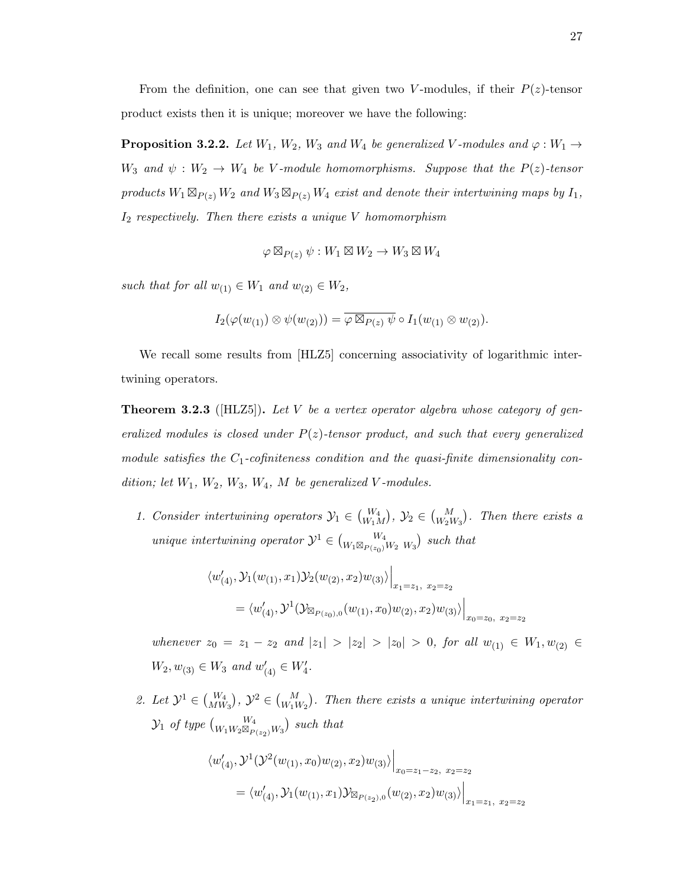From the definition, one can see that given two $V$-modules, if their $P(z)$-tensor product exists then it is unique; moreover we have the following:

**Proposition 3.2.2.** *Let $W_1$, $W_2$, $W_3$ and $W_4$ be generalized $V$-modules and $\varphi : W_1 \to W_3$ and $\psi : W_2 \to W_4$ be $V$-module homomorphisms. Suppose that the $P(z)$-tensor products $W_1 \boxtimes_{P(z)} W_2$ and $W_3 \boxtimes_{P(z)} W_4$ exist and denote their intertwining maps by $I_1$, $I_2$ respectively. Then there exists a unique $V$ homomorphism*

$$\varphi \boxtimes_{P(z)} \psi : W_1 \boxtimes W_2 \to W_3 \boxtimes W_4$$

*such that for all $w_{(1)} \in W_1$ and $w_{(2)} \in W_2$,*

$$I_2(\varphi(w_{(1)}) \otimes \psi(w_{(2)})) = \overline{\varphi \boxtimes_{P(z)} \psi} \circ I_1(w_{(1)} \otimes w_{(2)}).$$

We recall some results from [HLZ5] concerning associativity of logarithmic intertwining operators.

**Theorem 3.2.3** ([HLZ5])**.** *Let $V$ be a vertex operator algebra whose category of generalized modules is closed under $P(z)$-tensor product, and such that every generalized module satisfies the $C_1$-cofiniteness condition and the quasi-finite dimensionality condition; let $W_1$, $W_2$, $W_3$, $W_4$, $M$ be generalized $V$-modules.*

1. *Consider intertwining operators $\mathcal{Y}_1 \in \binom{W_4}{W_1 M}$, $\mathcal{Y}_2 \in \binom{M}{W_2 W_3}$. Then there exists a unique intertwining operator $\mathcal{Y}^1 \in \binom{W_4}{W_1 \boxtimes_{P(z_0)} W_2 \;\, W_3}$ such that*

$$\begin{aligned}
&\langle w'_{(4)}, \mathcal{Y}_1(w_{(1)}, x_1)\mathcal{Y}_2(w_{(2)}, x_2)w_{(3)}\rangle\Big|_{x_1=z_1,\; x_2=z_2} \\
&\quad = \langle w'_{(4)}, \mathcal{Y}^1(\mathcal{Y}_{\boxtimes_{P(z_0)},0}(w_{(1)}, x_0)w_{(2)}, x_2)w_{(3)}\rangle\Big|_{x_0=z_0,\; x_2=z_2}
\end{aligned}$$

   *whenever $z_0 = z_1 - z_2$ and $|z_1| > |z_2| > |z_0| > 0$, for all $w_{(1)} \in W_1, w_{(2)} \in W_2, w_{(3)} \in W_3$ and $w'_{(4)} \in W'_4$.*

2. *Let $\mathcal{Y}^1 \in \binom{W_4}{M W_3}$, $\mathcal{Y}^2 \in \binom{M}{W_1 W_2}$. Then there exists a unique intertwining operator $\mathcal{Y}_1$ of type $\binom{W_4}{W_1 W_2 \boxtimes_{P(z_2)} W_3}$ such that*

$$\begin{aligned}
&\langle w'_{(4)}, \mathcal{Y}^1(\mathcal{Y}^2(w_{(1)}, x_0)w_{(2)}, x_2)w_{(3)}\rangle\Big|_{x_0=z_1-z_2,\; x_2=z_2} \\
&\quad = \langle w'_{(4)}, \mathcal{Y}_1(w_{(1)}, x_1)\mathcal{Y}_{\boxtimes_{P(z_2)},0}(w_{(2)}, x_2)w_{(3)}\rangle\Big|_{x_1=z_1,\; x_2=z_2}
\end{aligned}$$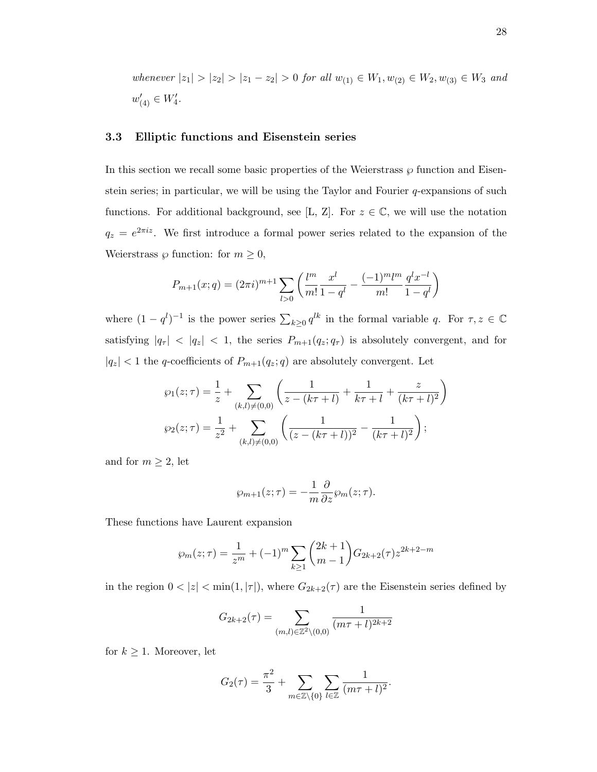*whenever* $|z_1| > |z_2| > |z_1 - z_2| > 0$ *for all* $w_{(1)} \in W_1, w_{(2)} \in W_2, w_{(3)} \in W_3$ *and* $w'_{(4)} \in W'_4$.

### 3.3 Elliptic functions and Eisenstein series

In this section we recall some basic properties of the Weierstrass $\wp$ function and Eisenstein series; in particular, we will be using the Taylor and Fourier $q$-expansions of such functions. For additional background, see [L, Z]. For $z \in \mathbb{C}$, we will use the notation $q_z = e^{2\pi i z}$. We first introduce a formal power series related to the expansion of the Weierstrass $\wp$ function: for $m \geq 0$,

$$P_{m+1}(x;q) = (2\pi i)^{m+1} \sum_{l>0} \left( \frac{l^m}{m!} \frac{x^l}{1-q^l} - \frac{(-1)^m l^m}{m!} \frac{q^l x^{-l}}{1-q^l} \right)$$

where $(1-q^l)^{-1}$ is the power series $\sum_{k\geq 0} q^{lk}$ in the formal variable $q$. For $\tau, z \in \mathbb{C}$ satisfying $|q_\tau| < |q_z| < 1$, the series $P_{m+1}(q_z; q_\tau)$ is absolutely convergent, and for $|q_z| < 1$ the $q$-coefficients of $P_{m+1}(q_z; q)$ are absolutely convergent. Let

$$\wp_1(z;\tau) = \frac{1}{z} + \sum_{(k,l)\neq(0,0)} \left( \frac{1}{z-(k\tau+l)} + \frac{1}{k\tau+l} + \frac{z}{(k\tau+l)^2} \right)$$

$$\wp_2(z;\tau) = \frac{1}{z^2} + \sum_{(k,l)\neq(0,0)} \left( \frac{1}{(z-(k\tau+l))^2} - \frac{1}{(k\tau+l)^2} \right);$$

and for $m \geq 2$, let

$$\wp_{m+1}(z;\tau) = -\frac{1}{m}\frac{\partial}{\partial z}\wp_m(z;\tau).$$

These functions have Laurent expansion

$$\wp_m(z;\tau) = \frac{1}{z^m} + (-1)^m \sum_{k\geq 1} \binom{2k+1}{m-1} G_{2k+2}(\tau) z^{2k+2-m}$$

in the region $0 < |z| < \min(1, |\tau|)$, where $G_{2k+2}(\tau)$ are the Eisenstein series defined by

$$G_{2k+2}(\tau) = \sum_{(m,l)\in\mathbb{Z}^2\setminus(0,0)} \frac{1}{(m\tau+l)^{2k+2}}$$

for $k \geq 1$. Moreover, let

$$G_2(\tau) = \frac{\pi^2}{3} + \sum_{m\in\mathbb{Z}\setminus\{0\}} \sum_{l\in\mathbb{Z}} \frac{1}{(m\tau+l)^2}.$$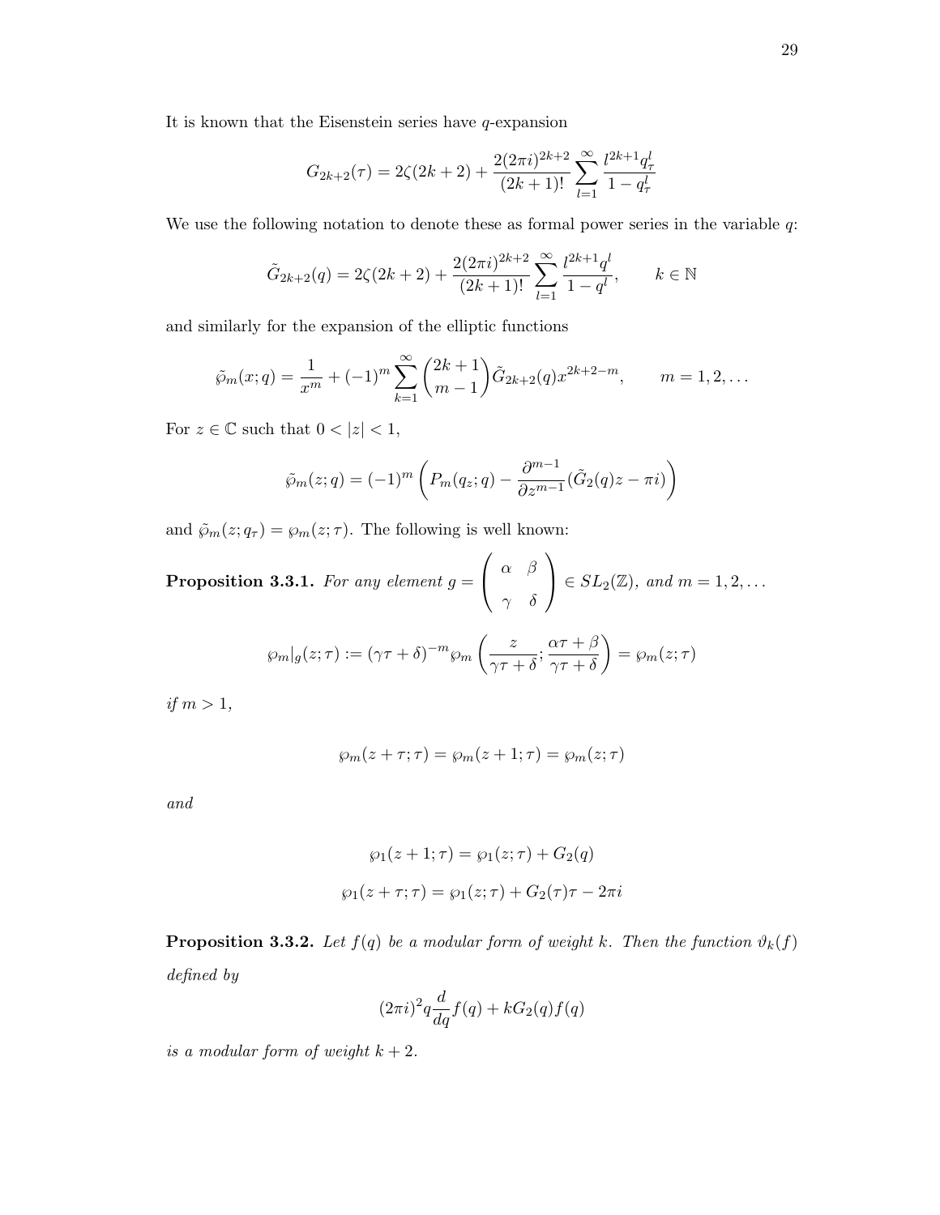It is known that the Eisenstein series have $q$-expansion

$$G_{2k+2}(\tau) = 2\zeta(2k+2) + \frac{2(2\pi i)^{2k+2}}{(2k+1)!} \sum_{l=1}^{\infty} \frac{l^{2k+1} q_\tau^l}{1 - q_\tau^l}$$

We use the following notation to denote these as formal power series in the variable $q$:

$$\tilde{G}_{2k+2}(q) = 2\zeta(2k+2) + \frac{2(2\pi i)^{2k+2}}{(2k+1)!} \sum_{l=1}^{\infty} \frac{l^{2k+1} q^l}{1 - q^l}, \qquad k \in \mathbb{N}$$

and similarly for the expansion of the elliptic functions

$$\tilde{\wp}_m(x;q) = \frac{1}{x^m} + (-1)^m \sum_{k=1}^{\infty} \binom{2k+1}{m-1} \tilde{G}_{2k+2}(q) x^{2k+2-m}, \qquad m = 1, 2, \dots$$

For $z \in \mathbb{C}$ such that $0 < |z| < 1$,

$$\tilde{\wp}_m(z;q) = (-1)^m \left( P_m(q_z;q) - \frac{\partial^{m-1}}{\partial z^{m-1}} (\tilde{G}_2(q) z - \pi i) \right)$$

and $\tilde{\wp}_m(z;q_\tau) = \wp_m(z;\tau)$. The following is well known:

**Proposition 3.3.1.** *For any element* $g = \begin{pmatrix} \alpha & \beta \\ \gamma & \delta \end{pmatrix} \in SL_2(\mathbb{Z})$*, and* $m = 1, 2, \dots$

$$\wp_m|_g(z;\tau) := (\gamma\tau + \delta)^{-m} \wp_m \left( \frac{z}{\gamma\tau + \delta}; \frac{\alpha\tau + \beta}{\gamma\tau + \delta} \right) = \wp_m(z;\tau)$$

*if* $m > 1$*,*

$$\wp_m(z + \tau;\tau) = \wp_m(z + 1;\tau) = \wp_m(z;\tau)$$

*and*

$$\wp_1(z + 1;\tau) = \wp_1(z;\tau) + G_2(q)$$

$$\wp_1(z + \tau;\tau) = \wp_1(z;\tau) + G_2(\tau)\tau - 2\pi i$$

**Proposition 3.3.2.** *Let* $f(q)$ *be a modular form of weight* $k$*. Then the function* $\vartheta_k(f)$ *defined by*

$$(2\pi i)^2 q \frac{d}{dq} f(q) + k G_2(q) f(q)$$

*is a modular form of weight* $k + 2$*.*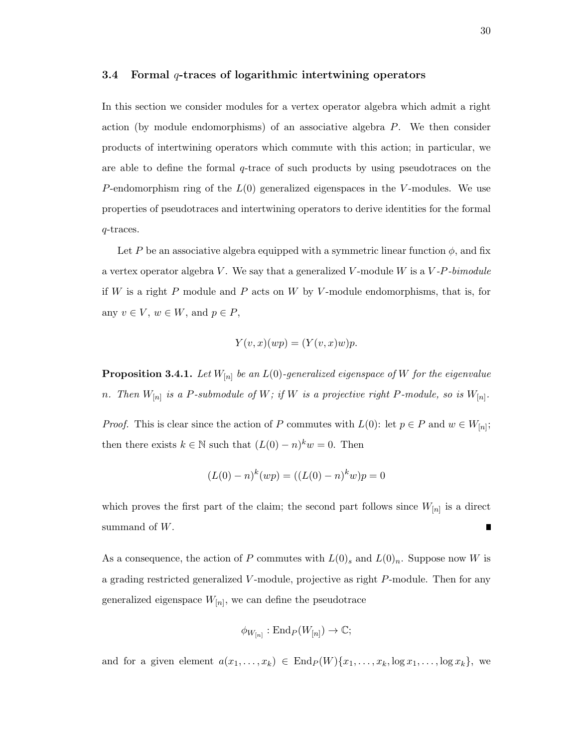### 3.4 Formal $q$-traces of logarithmic intertwining operators

In this section we consider modules for a vertex operator algebra which admit a right action (by module endomorphisms) of an associative algebra $P$. We then consider products of intertwining operators which commute with this action; in particular, we are able to define the formal $q$-trace of such products by using pseudotraces on the $P$-endomorphism ring of the $L(0)$ generalized eigenspaces in the $V$-modules. We use properties of pseudotraces and intertwining operators to derive identities for the formal $q$-traces.

Let $P$ be an associative algebra equipped with a symmetric linear function $\phi$, and fix a vertex operator algebra $V$. We say that a generalized $V$-module $W$ is a *$V$-$P$-bimodule* if $W$ is a right $P$ module and $P$ acts on $W$ by $V$-module endomorphisms, that is, for any $v \in V$, $w \in W$, and $p \in P$,

$$Y(v, x)(wp) = (Y(v, x)w)p.$$

**Proposition 3.4.1.** *Let $W_{[n]}$ be an $L(0)$-generalized eigenspace of $W$ for the eigenvalue $n$. Then $W_{[n]}$ is a $P$-submodule of $W$; if $W$ is a projective right $P$-module, so is $W_{[n]}$.*

*Proof.* This is clear since the action of $P$ commutes with $L(0)$: let $p \in P$ and $w \in W_{[n]}$; then there exists $k \in \mathbb{N}$ such that $(L(0) - n)^k w = 0$. Then

$$(L(0) - n)^k (wp) = ((L(0) - n)^k w)p = 0$$

which proves the first part of the claim; the second part follows since $W_{[n]}$ is a direct summand of $W$. ∎

As a consequence, the action of $P$ commutes with $L(0)_s$ and $L(0)_n$. Suppose now $W$ is a grading restricted generalized $V$-module, projective as right $P$-module. Then for any generalized eigenspace $W_{[n]}$, we can define the pseudotrace

$$\phi_{W_{[n]}} : \mathrm{End}_P(W_{[n]}) \to \mathbb{C};$$

and for a given element $a(x_1, \ldots, x_k) \in \mathrm{End}_P(W)\{x_1, \ldots, x_k, \log x_1, \ldots, \log x_k\}$, we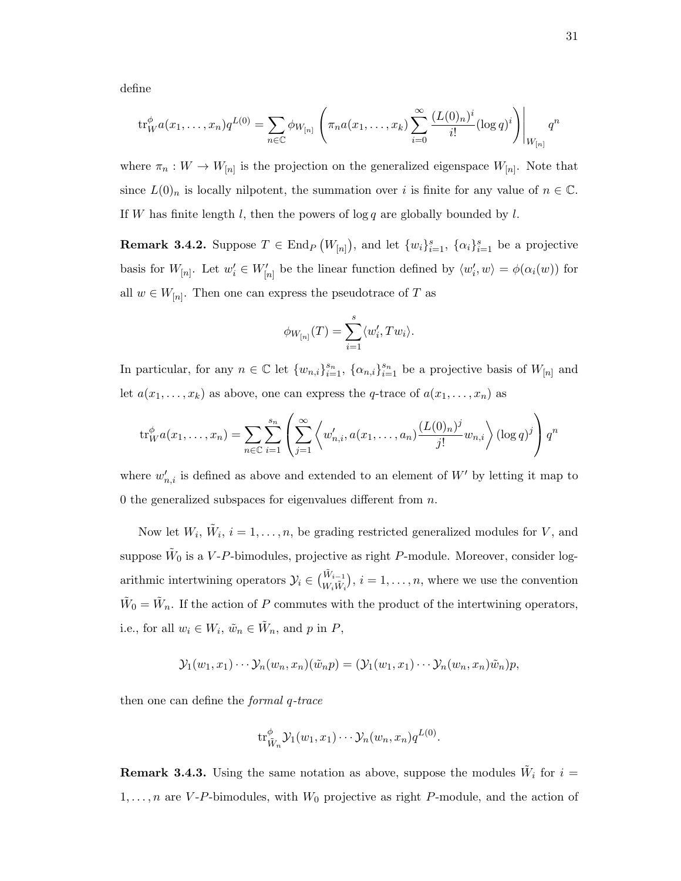define

$$\mathrm{tr}^{\phi}_{W} a(x_1,\ldots,x_n) q^{L(0)} = \sum_{n\in\mathbb{C}} \phi_{W_{[n]}} \left( \pi_n a(x_1,\ldots,x_k) \sum_{i=0}^{\infty} \frac{(L(0)_n)^i}{i!} (\log q)^i \right)\Bigg|_{W_{[n]}} q^n$$

where $\pi_n : W \to W_{[n]}$ is the projection on the generalized eigenspace $W_{[n]}$. Note that since $L(0)_n$ is locally nilpotent, the summation over $i$ is finite for any value of $n \in \mathbb{C}$. If $W$ has finite length $l$, then the powers of $\log q$ are globally bounded by $l$.

**Remark 3.4.2.** Suppose $T \in \mathrm{End}_P\left(W_{[n]}\right)$, and let $\{w_i\}_{i=1}^s$, $\{\alpha_i\}_{i=1}^s$ be a projective basis for $W_{[n]}$. Let $w_i' \in W_{[n]}'$ be the linear function defined by $\langle w_i', w\rangle = \phi(\alpha_i(w))$ for all $w \in W_{[n]}$. Then one can express the pseudotrace of $T$ as

$$\phi_{W_{[n]}}(T) = \sum_{i=1}^{s} \langle w_i', T w_i\rangle.$$

In particular, for any $n \in \mathbb{C}$ let $\{w_{n,i}\}_{i=1}^{s_n}$, $\{\alpha_{n,i}\}_{i=1}^{s_n}$ be a projective basis of $W_{[n]}$ and let $a(x_1,\ldots,x_k)$ as above, one can express the $q$-trace of $a(x_1,\ldots,x_n)$ as

$$\mathrm{tr}^{\phi}_{W} a(x_1,\ldots,x_n) = \sum_{n\in\mathbb{C}} \sum_{i=1}^{s_n} \left( \sum_{j=1}^{\infty} \left\langle w_{n,i}', a(x_1,\ldots,a_n) \frac{(L(0)_n)^j}{j!} w_{n,i} \right\rangle (\log q)^j \right) q^n$$

where $w_{n,i}'$ is defined as above and extended to an element of $W'$ by letting it map to 0 the generalized subspaces for eigenvalues different from $n$.

Now let $W_i$, $\tilde{W}_i$, $i = 1,\ldots,n$, be grading restricted generalized modules for $V$, and suppose $\tilde{W}_0$ is a $V$-$P$-bimodules, projective as right $P$-module. Moreover, consider logarithmic intertwining operators $\mathcal{Y}_i \in \binom{\tilde{W}_{i-1}}{W_i \tilde{W}_i}$, $i = 1,\ldots,n$, where we use the convention $\tilde{W}_0 = \tilde{W}_n$. If the action of $P$ commutes with the product of the intertwining operators, i.e., for all $w_i \in W_i$, $\tilde{w}_n \in \tilde{W}_n$, and $p$ in $P$,

$$\mathcal{Y}_1(w_1,x_1)\cdots\mathcal{Y}_n(w_n,x_n)(\tilde{w}_n p) = (\mathcal{Y}_1(w_1,x_1)\cdots\mathcal{Y}_n(w_n,x_n)\tilde{w}_n)p,$$

then one can define the *formal $q$-trace*

$$\mathrm{tr}^{\phi}_{\tilde{W}_n} \mathcal{Y}_1(w_1,x_1)\cdots\mathcal{Y}_n(w_n,x_n) q^{L(0)}.$$

**Remark 3.4.3.** Using the same notation as above, suppose the modules $\tilde{W}_i$ for $i = 1,\ldots,n$ are $V$-$P$-bimodules, with $W_0$ projective as right $P$-module, and the action of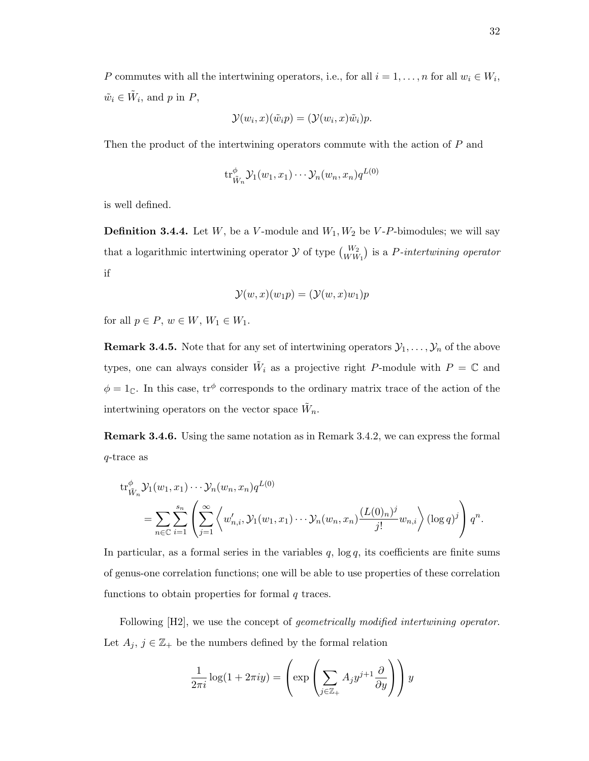$P$ commutes with all the intertwining operators, i.e., for all $i = 1, \ldots, n$ for all $w_i \in W_i$, $\tilde{w}_i \in \tilde{W}_i$, and $p$ in $P$,

$$\mathcal{Y}(w_i, x)(\tilde{w}_i p) = (\mathcal{Y}(w_i, x)\tilde{w}_i)p.$$

Then the product of the intertwining operators commute with the action of $P$ and

$$\mathrm{tr}^{\phi}_{\tilde{W}_n} \mathcal{Y}_1(w_1, x_1) \cdots \mathcal{Y}_n(w_n, x_n) q^{L(0)}$$

is well defined.

**Definition 3.4.4.** Let $W$, be a $V$-module and $W_1, W_2$ be $V$-$P$-bimodules; we will say that a logarithmic intertwining operator $\mathcal{Y}$ of type $\binom{W_2}{W W_1}$ is a $P$-*intertwining operator* if

$$\mathcal{Y}(w, x)(w_1 p) = (\mathcal{Y}(w, x) w_1)p$$

for all $p \in P$, $w \in W$, $W_1 \in W_1$.

**Remark 3.4.5.** Note that for any set of intertwining operators $\mathcal{Y}_1, \ldots, \mathcal{Y}_n$ of the above types, one can always consider $\tilde{W}_i$ as a projective right $P$-module with $P = \mathbb{C}$ and $\phi = 1_{\mathbb{C}}$. In this case, $\mathrm{tr}^{\phi}$ corresponds to the ordinary matrix trace of the action of the intertwining operators on the vector space $\tilde{W}_n$.

**Remark 3.4.6.** Using the same notation as in Remark 3.4.2, we can express the formal $q$-trace as

$$\begin{aligned}
&\mathrm{tr}^{\phi}_{\tilde{W}_n} \mathcal{Y}_1(w_1, x_1) \cdots \mathcal{Y}_n(w_n, x_n) q^{L(0)} \\
&\quad = \sum_{n \in \mathbb{C}} \sum_{i=1}^{s_n} \left( \sum_{j=1}^{\infty} \left\langle w'_{n,i}, \mathcal{Y}_1(w_1, x_1) \cdots \mathcal{Y}_n(w_n, x_n) \frac{(L(0)_n)^j}{j!} w_{n,i} \right\rangle (\log q)^j \right) q^n.
\end{aligned}$$

In particular, as a formal series in the variables $q$, $\log q$, its coefficients are finite sums of genus-one correlation functions; one will be able to use properties of these correlation functions to obtain properties for formal $q$ traces.

Following [H2], we use the concept of *geometrically modified intertwining operator*. Let $A_j$, $j \in \mathbb{Z}_+$ be the numbers defined by the formal relation

$$\frac{1}{2\pi i} \log(1 + 2\pi i y) = \left( \exp\left( \sum_{j \in \mathbb{Z}_+} A_j y^{j+1} \frac{\partial}{\partial y} \right) \right) y$$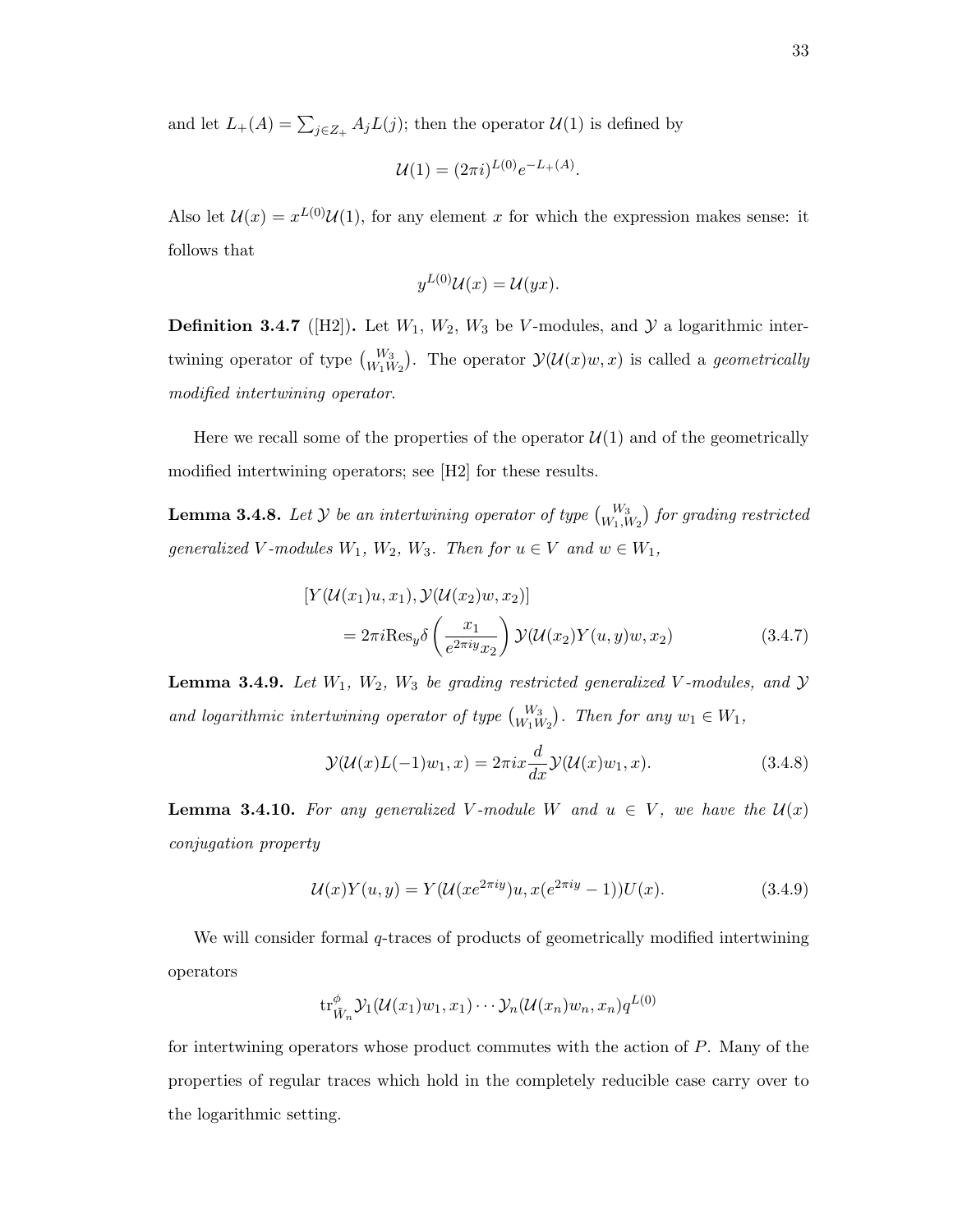and let $L_+(A) = \sum_{j \in Z_+} A_j L(j)$; then the operator $\mathcal{U}(1)$ is defined by

$$\mathcal{U}(1) = (2\pi i)^{L(0)} e^{-L_+(A)}.$$

Also let $\mathcal{U}(x) = x^{L(0)}\mathcal{U}(1)$, for any element $x$ for which the expression makes sense: it follows that

$$y^{L(0)}\mathcal{U}(x) = \mathcal{U}(yx).$$

**Definition 3.4.7** ([H2])**.** Let $W_1$, $W_2$, $W_3$ be $V$-modules, and $\mathcal{Y}$ a logarithmic intertwining operator of type $\binom{W_3}{W_1 W_2}$. The operator $\mathcal{Y}(\mathcal{U}(x)w, x)$ is called a *geometrically modified intertwining operator*.

Here we recall some of the properties of the operator $\mathcal{U}(1)$ and of the geometrically modified intertwining operators; see [H2] for these results.

**Lemma 3.4.8.** *Let $\mathcal{Y}$ be an intertwining operator of type $\binom{W_3}{W_1, W_2}$ for grading restricted generalized $V$-modules $W_1$, $W_2$, $W_3$. Then for $u \in V$ and $w \in W_1$,*

$$\begin{aligned}[] &[Y(\mathcal{U}(x_1)u, x_1), \mathcal{Y}(\mathcal{U}(x_2)w, x_2)] \\ &\qquad = 2\pi i \mathrm{Res}_y \delta\left(\frac{x_1}{e^{2\pi i y} x_2}\right) \mathcal{Y}(\mathcal{U}(x_2)Y(u, y)w, x_2) \end{aligned} \tag{3.4.7}$$

**Lemma 3.4.9.** *Let $W_1$, $W_2$, $W_3$ be grading restricted generalized $V$-modules, and $\mathcal{Y}$ and logarithmic intertwining operator of type $\binom{W_3}{W_1 W_2}$. Then for any $w_1 \in W_1$,*

$$\mathcal{Y}(\mathcal{U}(x)L(-1)w_1, x) = 2\pi i x \frac{d}{dx}\mathcal{Y}(\mathcal{U}(x)w_1, x). \tag{3.4.8}$$

**Lemma 3.4.10.** *For any generalized $V$-module $W$ and $u \in V$, we have the $\mathcal{U}(x)$ conjugation property*

$$\mathcal{U}(x)Y(u, y) = Y(\mathcal{U}(xe^{2\pi i y})u, x(e^{2\pi i y} - 1))U(x). \tag{3.4.9}$$

We will consider formal $q$-traces of products of geometrically modified intertwining operators

$$\mathrm{tr}^{\phi}_{\tilde{W}_n} \mathcal{Y}_1(\mathcal{U}(x_1)w_1, x_1) \cdots \mathcal{Y}_n(\mathcal{U}(x_n)w_n, x_n) q^{L(0)}$$

for intertwining operators whose product commutes with the action of $P$. Many of the properties of regular traces which hold in the completely reducible case carry over to the logarithmic setting.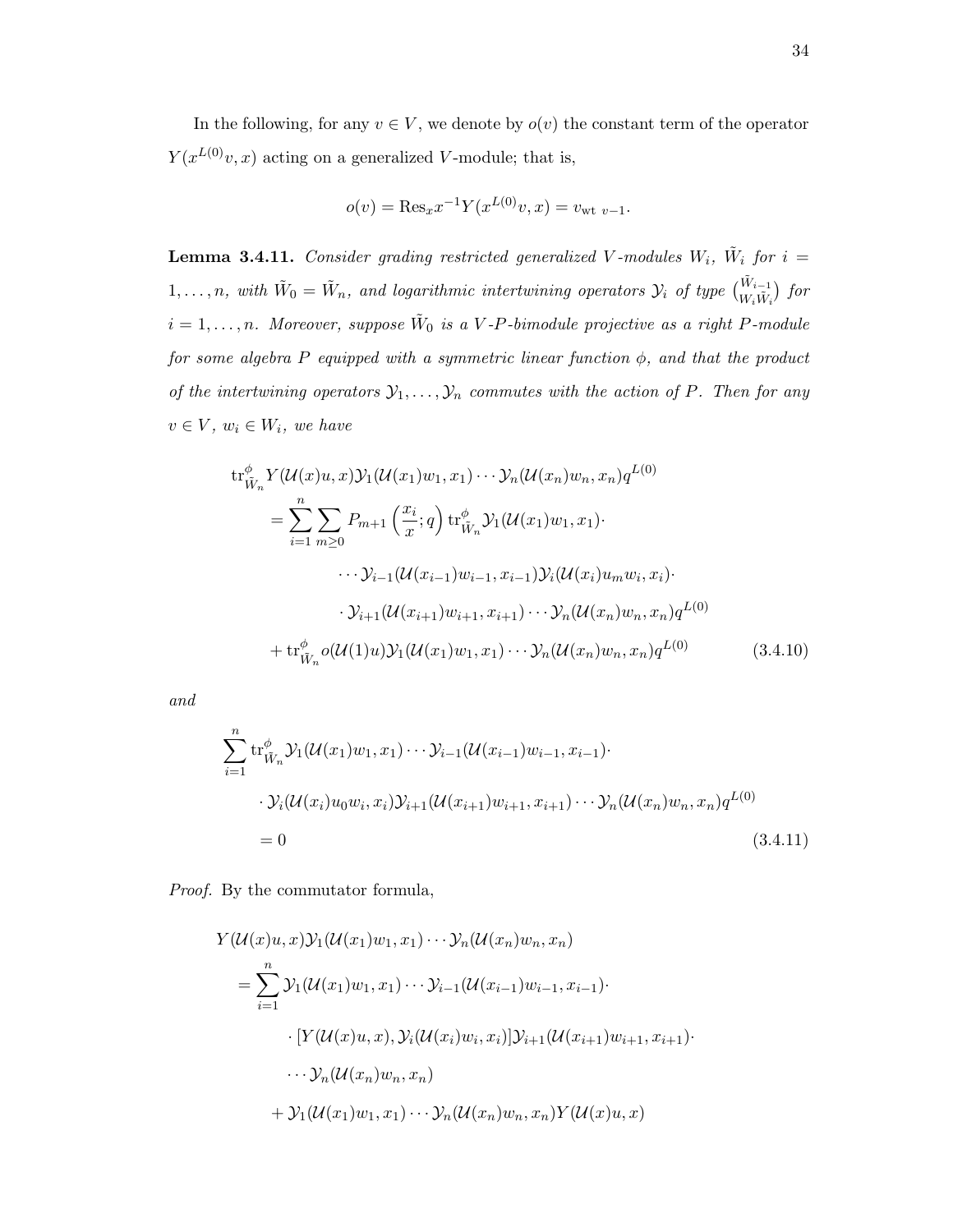In the following, for any $v \in V$, we denote by $o(v)$ the constant term of the operator $Y(x^{L(0)}v, x)$ acting on a generalized $V$-module; that is,

$$o(v) = \mathrm{Res}_x x^{-1} Y(x^{L(0)}v, x) = v_{\mathrm{wt}\ v-1}.$$

**Lemma 3.4.11.** *Consider grading restricted generalized $V$-modules $W_i$, $\tilde{W}_i$ for $i = 1, \dots, n$, with $\tilde{W}_0 = \tilde{W}_n$, and logarithmic intertwining operators $\mathcal{Y}_i$ of type $\binom{\tilde{W}_{i-1}}{W_i \tilde{W}_i}$ for $i = 1, \dots, n$. Moreover, suppose $\tilde{W}_0$ is a $V$-$P$-bimodule projective as a right $P$-module for some algebra $P$ equipped with a symmetric linear function $\phi$, and that the product of the intertwining operators $\mathcal{Y}_1, \dots, \mathcal{Y}_n$ commutes with the action of $P$. Then for any $v \in V$, $w_i \in W_i$, we have*

$$\begin{aligned}
&\mathrm{tr}^{\phi}_{\tilde{W}_n} Y(\mathcal{U}(x)u, x)\mathcal{Y}_1(\mathcal{U}(x_1)w_1, x_1) \cdots \mathcal{Y}_n(\mathcal{U}(x_n)w_n, x_n) q^{L(0)} \\
&\quad = \sum_{i=1}^{n} \sum_{m \geq 0} P_{m+1}\left(\frac{x_i}{x}; q\right) \mathrm{tr}^{\phi}_{\tilde{W}_n} \mathcal{Y}_1(\mathcal{U}(x_1)w_1, x_1) \cdot \\
&\qquad\qquad \cdots \mathcal{Y}_{i-1}(\mathcal{U}(x_{i-1})w_{i-1}, x_{i-1}) \mathcal{Y}_i(\mathcal{U}(x_i)u_m w_i, x_i) \cdot \\
&\qquad\qquad \cdot \mathcal{Y}_{i+1}(\mathcal{U}(x_{i+1})w_{i+1}, x_{i+1}) \cdots \mathcal{Y}_n(\mathcal{U}(x_n)w_n, x_n) q^{L(0)} \\
&\qquad + \mathrm{tr}^{\phi}_{\tilde{W}_n} o(\mathcal{U}(1)u) \mathcal{Y}_1(\mathcal{U}(x_1)w_1, x_1) \cdots \mathcal{Y}_n(\mathcal{U}(x_n)w_n, x_n) q^{L(0)}
\end{aligned} \tag{3.4.10}$$

*and*

$$\begin{aligned}
&\sum_{i=1}^{n} \mathrm{tr}^{\phi}_{\tilde{W}_n} \mathcal{Y}_1(\mathcal{U}(x_1)w_1, x_1) \cdots \mathcal{Y}_{i-1}(\mathcal{U}(x_{i-1})w_{i-1}, x_{i-1}) \cdot \\
&\qquad \cdot \mathcal{Y}_i(\mathcal{U}(x_i)u_0 w_i, x_i) \mathcal{Y}_{i+1}(\mathcal{U}(x_{i+1})w_{i+1}, x_{i+1}) \cdots \mathcal{Y}_n(\mathcal{U}(x_n)w_n, x_n) q^{L(0)} \\
&\qquad = 0
\end{aligned} \tag{3.4.11}$$

*Proof.* By the commutator formula,

$$\begin{aligned}
&Y(\mathcal{U}(x)u, x)\mathcal{Y}_1(\mathcal{U}(x_1)w_1, x_1) \cdots \mathcal{Y}_n(\mathcal{U}(x_n)w_n, x_n) \\
&\quad = \sum_{i=1}^{n} \mathcal{Y}_1(\mathcal{U}(x_1)w_1, x_1) \cdots \mathcal{Y}_{i-1}(\mathcal{U}(x_{i-1})w_{i-1}, x_{i-1}) \cdot \\
&\qquad\qquad \cdot [Y(\mathcal{U}(x)u, x), \mathcal{Y}_i(\mathcal{U}(x_i)w_i, x_i)] \mathcal{Y}_{i+1}(\mathcal{U}(x_{i+1})w_{i+1}, x_{i+1}) \cdot \\
&\qquad\qquad \cdots \mathcal{Y}_n(\mathcal{U}(x_n)w_n, x_n) \\
&\qquad + \mathcal{Y}_1(\mathcal{U}(x_1)w_1, x_1) \cdots \mathcal{Y}_n(\mathcal{U}(x_n)w_n, x_n) Y(\mathcal{U}(x)u, x)
\end{aligned}$$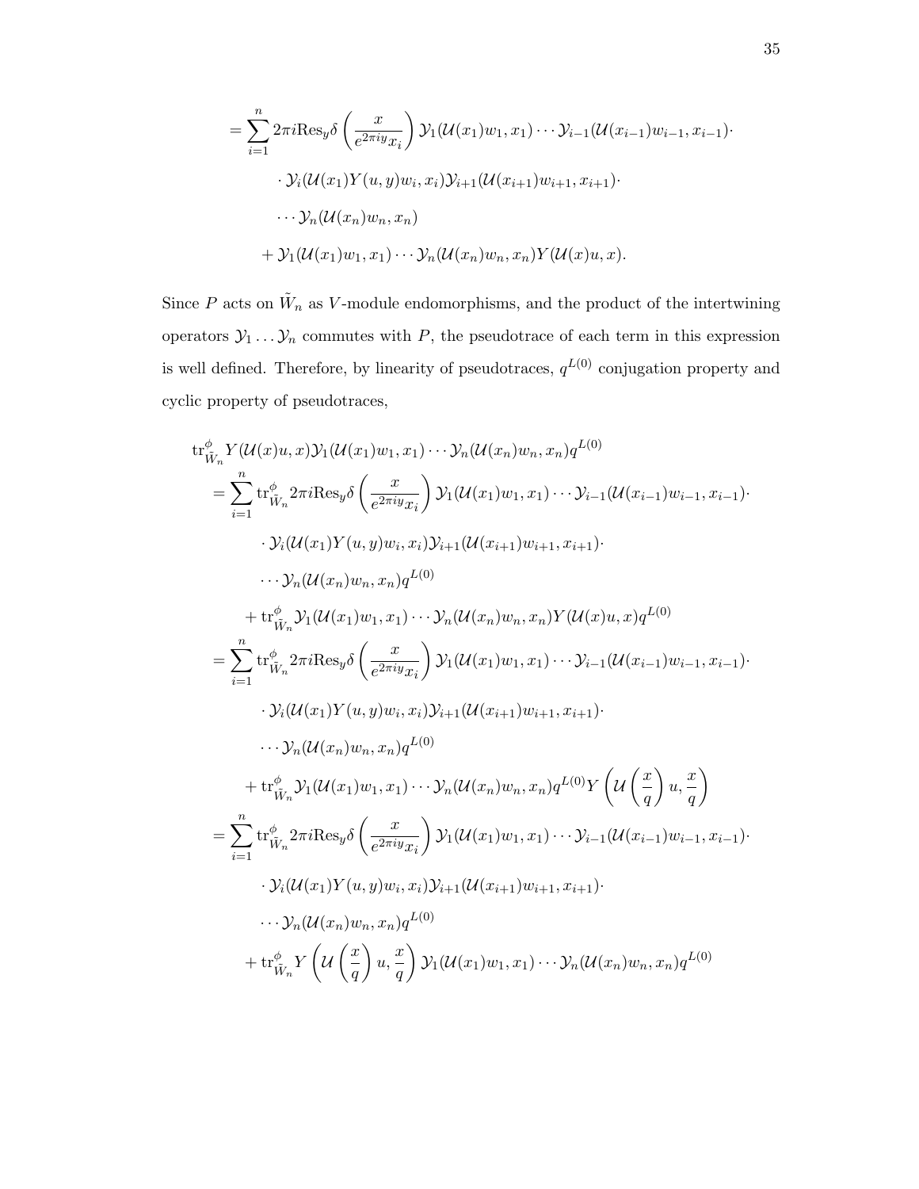$$
\begin{aligned}
&= \sum_{i=1}^{n} 2\pi i \mathrm{Res}_y \delta\left(\frac{x}{e^{2\pi i y}x_i}\right) \mathcal{Y}_1(\mathcal{U}(x_1)w_1, x_1) \cdots \mathcal{Y}_{i-1}(\mathcal{U}(x_{i-1})w_{i-1}, x_{i-1}) \cdot \\
&\qquad \cdot \mathcal{Y}_i(\mathcal{U}(x_1)Y(u,y)w_i, x_i)\mathcal{Y}_{i+1}(\mathcal{U}(x_{i+1})w_{i+1}, x_{i+1}) \cdot \\
&\qquad \cdots \mathcal{Y}_n(\mathcal{U}(x_n)w_n, x_n) \\
&\qquad + \mathcal{Y}_1(\mathcal{U}(x_1)w_1, x_1) \cdots \mathcal{Y}_n(\mathcal{U}(x_n)w_n, x_n) Y(\mathcal{U}(x)u, x).
\end{aligned}
$$

Since $P$ acts on $\tilde{W}_n$ as $V$-module endomorphisms, and the product of the intertwining operators $\mathcal{Y}_1 \ldots \mathcal{Y}_n$ commutes with $P$, the pseudotrace of each term in this expression is well defined. Therefore, by linearity of pseudotraces, $q^{L(0)}$ conjugation property and cyclic property of pseudotraces,

$$
\begin{aligned}
&\mathrm{tr}^{\phi}_{\tilde{W}_n} Y(\mathcal{U}(x)u, x)\mathcal{Y}_1(\mathcal{U}(x_1)w_1, x_1) \cdots \mathcal{Y}_n(\mathcal{U}(x_n)w_n, x_n)q^{L(0)} \\
&= \sum_{i=1}^{n} \mathrm{tr}^{\phi}_{\tilde{W}_n} 2\pi i \mathrm{Res}_y \delta\left(\frac{x}{e^{2\pi i y}x_i}\right) \mathcal{Y}_1(\mathcal{U}(x_1)w_1, x_1) \cdots \mathcal{Y}_{i-1}(\mathcal{U}(x_{i-1})w_{i-1}, x_{i-1}) \cdot \\
&\qquad \cdot \mathcal{Y}_i(\mathcal{U}(x_1)Y(u,y)w_i, x_i)\mathcal{Y}_{i+1}(\mathcal{U}(x_{i+1})w_{i+1}, x_{i+1}) \cdot \\
&\qquad \cdots \mathcal{Y}_n(\mathcal{U}(x_n)w_n, x_n)q^{L(0)} \\
&\quad + \mathrm{tr}^{\phi}_{\tilde{W}_n} \mathcal{Y}_1(\mathcal{U}(x_1)w_1, x_1) \cdots \mathcal{Y}_n(\mathcal{U}(x_n)w_n, x_n) Y(\mathcal{U}(x)u, x)q^{L(0)} \\
&= \sum_{i=1}^{n} \mathrm{tr}^{\phi}_{\tilde{W}_n} 2\pi i \mathrm{Res}_y \delta\left(\frac{x}{e^{2\pi i y}x_i}\right) \mathcal{Y}_1(\mathcal{U}(x_1)w_1, x_1) \cdots \mathcal{Y}_{i-1}(\mathcal{U}(x_{i-1})w_{i-1}, x_{i-1}) \cdot \\
&\qquad \cdot \mathcal{Y}_i(\mathcal{U}(x_1)Y(u,y)w_i, x_i)\mathcal{Y}_{i+1}(\mathcal{U}(x_{i+1})w_{i+1}, x_{i+1}) \cdot \\
&\qquad \cdots \mathcal{Y}_n(\mathcal{U}(x_n)w_n, x_n)q^{L(0)} \\
&\quad + \mathrm{tr}^{\phi}_{\tilde{W}_n} \mathcal{Y}_1(\mathcal{U}(x_1)w_1, x_1) \cdots \mathcal{Y}_n(\mathcal{U}(x_n)w_n, x_n)q^{L(0)} Y\left(\mathcal{U}\left(\frac{x}{q}\right)u, \frac{x}{q}\right) \\
&= \sum_{i=1}^{n} \mathrm{tr}^{\phi}_{\tilde{W}_n} 2\pi i \mathrm{Res}_y \delta\left(\frac{x}{e^{2\pi i y}x_i}\right) \mathcal{Y}_1(\mathcal{U}(x_1)w_1, x_1) \cdots \mathcal{Y}_{i-1}(\mathcal{U}(x_{i-1})w_{i-1}, x_{i-1}) \cdot \\
&\qquad \cdot \mathcal{Y}_i(\mathcal{U}(x_1)Y(u,y)w_i, x_i)\mathcal{Y}_{i+1}(\mathcal{U}(x_{i+1})w_{i+1}, x_{i+1}) \cdot \\
&\qquad \cdots \mathcal{Y}_n(\mathcal{U}(x_n)w_n, x_n)q^{L(0)} \\
&\quad + \mathrm{tr}^{\phi}_{\tilde{W}_n} Y\left(\mathcal{U}\left(\frac{x}{q}\right)u, \frac{x}{q}\right) \mathcal{Y}_1(\mathcal{U}(x_1)w_1, x_1) \cdots \mathcal{Y}_n(\mathcal{U}(x_n)w_n, x_n)q^{L(0)}
\end{aligned}
$$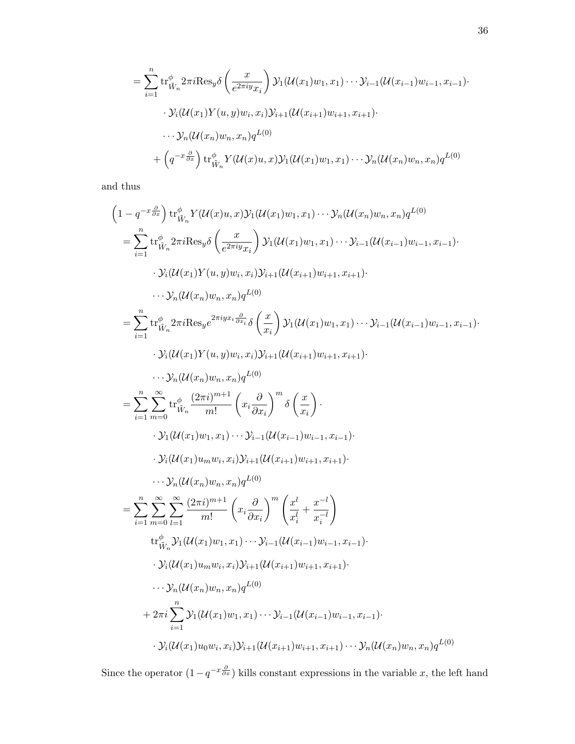$$
\begin{aligned}
&= \sum_{i=1}^{n} \mathrm{tr}^{\phi}_{\tilde{W}_n} 2\pi i \mathrm{Res}_y \delta\left(\frac{x}{e^{2\pi i y} x_i}\right) \mathcal{Y}_1(\mathcal{U}(x_1)w_1, x_1) \cdots \mathcal{Y}_{i-1}(\mathcal{U}(x_{i-1})w_{i-1}, x_{i-1}) \cdot \\
&\quad \cdot \mathcal{Y}_i(\mathcal{U}(x_1)Y(u,y)w_i, x_i)\mathcal{Y}_{i+1}(\mathcal{U}(x_{i+1})w_{i+1}, x_{i+1}) \cdot \\
&\quad \cdots \mathcal{Y}_n(\mathcal{U}(x_n)w_n, x_n) q^{L(0)} \\
&\quad + \left(q^{-x\frac{\partial}{\partial x}}\right) \mathrm{tr}^{\phi}_{\tilde{W}_n} Y(\mathcal{U}(x)u, x) \mathcal{Y}_1(\mathcal{U}(x_1)w_1, x_1) \cdots \mathcal{Y}_n(\mathcal{U}(x_n)w_n, x_n) q^{L(0)}
\end{aligned}
$$

and thus

$$
\begin{aligned}
&\left(1 - q^{-x\frac{\partial}{\partial x}}\right) \mathrm{tr}^{\phi}_{\tilde{W}_n} Y(\mathcal{U}(x)u, x) \mathcal{Y}_1(\mathcal{U}(x_1)w_1, x_1) \cdots \mathcal{Y}_n(\mathcal{U}(x_n)w_n, x_n) q^{L(0)} \\
&= \sum_{i=1}^{n} \mathrm{tr}^{\phi}_{\tilde{W}_n} 2\pi i \mathrm{Res}_y \delta\left(\frac{x}{e^{2\pi i y} x_i}\right) \mathcal{Y}_1(\mathcal{U}(x_1)w_1, x_1) \cdots \mathcal{Y}_{i-1}(\mathcal{U}(x_{i-1})w_{i-1}, x_{i-1}) \cdot \\
&\quad \cdot \mathcal{Y}_i(\mathcal{U}(x_1)Y(u,y)w_i, x_i)\mathcal{Y}_{i+1}(\mathcal{U}(x_{i+1})w_{i+1}, x_{i+1}) \cdot \\
&\quad \cdots \mathcal{Y}_n(\mathcal{U}(x_n)w_n, x_n) q^{L(0)} \\
&= \sum_{i=1}^{n} \mathrm{tr}^{\phi}_{\tilde{W}_n} 2\pi i \mathrm{Res}_y e^{2\pi i y x_i \frac{\partial}{\partial x_i}} \delta\left(\frac{x}{x_i}\right) \mathcal{Y}_1(\mathcal{U}(x_1)w_1, x_1) \cdots \mathcal{Y}_{i-1}(\mathcal{U}(x_{i-1})w_{i-1}, x_{i-1}) \cdot \\
&\quad \cdot \mathcal{Y}_i(\mathcal{U}(x_1)Y(u,y)w_i, x_i)\mathcal{Y}_{i+1}(\mathcal{U}(x_{i+1})w_{i+1}, x_{i+1}) \cdot \\
&\quad \cdots \mathcal{Y}_n(\mathcal{U}(x_n)w_n, x_n) q^{L(0)} \\
&= \sum_{i=1}^{n} \sum_{m=0}^{\infty} \mathrm{tr}^{\phi}_{\tilde{W}_n} \frac{(2\pi i)^{m+1}}{m!} \left(x_i \frac{\partial}{\partial x_i}\right)^m \delta\left(\frac{x}{x_i}\right) \cdot \\
&\quad \cdot \mathcal{Y}_1(\mathcal{U}(x_1)w_1, x_1) \cdots \mathcal{Y}_{i-1}(\mathcal{U}(x_{i-1})w_{i-1}, x_{i-1}) \cdot \\
&\quad \cdot \mathcal{Y}_i(\mathcal{U}(x_1)u_m w_i, x_i)\mathcal{Y}_{i+1}(\mathcal{U}(x_{i+1})w_{i+1}, x_{i+1}) \cdot \\
&\quad \cdots \mathcal{Y}_n(\mathcal{U}(x_n)w_n, x_n) q^{L(0)} \\
&= \sum_{i=1}^{n} \sum_{m=0}^{\infty} \sum_{l=1}^{\infty} \frac{(2\pi i)^{m+1}}{m!} \left(x_i \frac{\partial}{\partial x_i}\right)^m \left(\frac{x^l}{x_i^l} + \frac{x^{-l}}{x_i^{-l}}\right) \\
&\quad \mathrm{tr}^{\phi}_{\tilde{W}_n} \mathcal{Y}_1(\mathcal{U}(x_1)w_1, x_1) \cdots \mathcal{Y}_{i-1}(\mathcal{U}(x_{i-1})w_{i-1}, x_{i-1}) \cdot \\
&\quad \cdot \mathcal{Y}_i(\mathcal{U}(x_1)u_m w_i, x_i)\mathcal{Y}_{i+1}(\mathcal{U}(x_{i+1})w_{i+1}, x_{i+1}) \cdot \\
&\quad \cdots \mathcal{Y}_n(\mathcal{U}(x_n)w_n, x_n) q^{L(0)} \\
&\quad + 2\pi i \sum_{i=1}^{n} \mathcal{Y}_1(\mathcal{U}(x_1)w_1, x_1) \cdots \mathcal{Y}_{i-1}(\mathcal{U}(x_{i-1})w_{i-1}, x_{i-1}) \cdot \\
&\quad \cdot \mathcal{Y}_i(\mathcal{U}(x_1)u_0 w_i, x_i)\mathcal{Y}_{i+1}(\mathcal{U}(x_{i+1})w_{i+1}, x_{i+1}) \cdots \mathcal{Y}_n(\mathcal{U}(x_n)w_n, x_n) q^{L(0)}
\end{aligned}
$$

Since the operator $(1 - q^{-x\frac{\partial}{\partial x}})$ kills constant expressions in the variable $x$, the left hand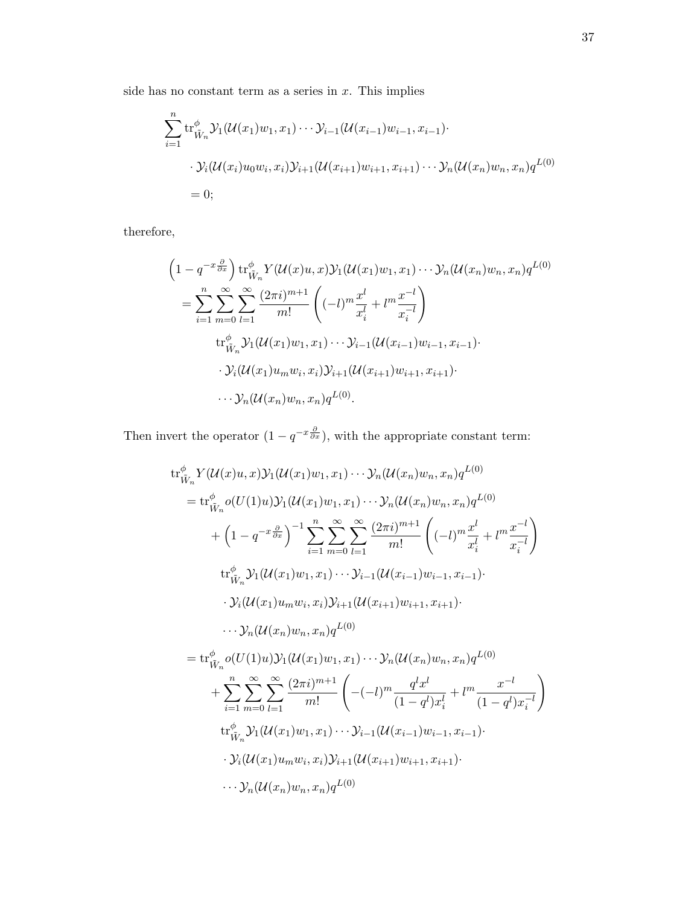side has no constant term as a series in $x$. This implies

$$
\begin{aligned}
&\sum_{i=1}^{n} \mathrm{tr}_{\tilde{W}_n}^{\phi} \mathcal{Y}_1(\mathcal{U}(x_1)w_1, x_1) \cdots \mathcal{Y}_{i-1}(\mathcal{U}(x_{i-1})w_{i-1}, x_{i-1}) \cdot \\
&\quad \cdot \mathcal{Y}_i(\mathcal{U}(x_i)u_0 w_i, x_i)\mathcal{Y}_{i+1}(\mathcal{U}(x_{i+1})w_{i+1}, x_{i+1}) \cdots \mathcal{Y}_n(\mathcal{U}(x_n)w_n, x_n) q^{L(0)} \\
&\quad = 0;
\end{aligned}
$$

therefore,

$$
\begin{aligned}
&\left(1 - q^{-x\frac{\partial}{\partial x}}\right) \mathrm{tr}_{\tilde{W}_n}^{\phi} Y(\mathcal{U}(x)u, x)\mathcal{Y}_1(\mathcal{U}(x_1)w_1, x_1) \cdots \mathcal{Y}_n(\mathcal{U}(x_n)w_n, x_n) q^{L(0)} \\
&\quad = \sum_{i=1}^{n} \sum_{m=0}^{\infty} \sum_{l=1}^{\infty} \frac{(2\pi i)^{m+1}}{m!} \left( (-l)^m \frac{x^l}{x_i^l} + l^m \frac{x^{-l}}{x_i^{-l}} \right) \\
&\qquad \mathrm{tr}_{\tilde{W}_n}^{\phi} \mathcal{Y}_1(\mathcal{U}(x_1)w_1, x_1) \cdots \mathcal{Y}_{i-1}(\mathcal{U}(x_{i-1})w_{i-1}, x_{i-1}) \cdot \\
&\qquad \cdot \mathcal{Y}_i(\mathcal{U}(x_1)u_m w_i, x_i)\mathcal{Y}_{i+1}(\mathcal{U}(x_{i+1})w_{i+1}, x_{i+1}) \cdot \\
&\qquad \cdots \mathcal{Y}_n(\mathcal{U}(x_n)w_n, x_n) q^{L(0)}.
\end{aligned}
$$

Then invert the operator $(1 - q^{-x\frac{\partial}{\partial x}})$, with the appropriate constant term:

$$
\begin{aligned}
&\mathrm{tr}_{\tilde{W}_n}^{\phi} Y(\mathcal{U}(x)u, x)\mathcal{Y}_1(\mathcal{U}(x_1)w_1, x_1) \cdots \mathcal{Y}_n(\mathcal{U}(x_n)w_n, x_n) q^{L(0)} \\
&\quad = \mathrm{tr}_{\tilde{W}_n}^{\phi} o(U(1)u)\mathcal{Y}_1(\mathcal{U}(x_1)w_1, x_1) \cdots \mathcal{Y}_n(\mathcal{U}(x_n)w_n, x_n) q^{L(0)} \\
&\qquad + \left(1 - q^{-x\frac{\partial}{\partial x}}\right)^{-1} \sum_{i=1}^{n} \sum_{m=0}^{\infty} \sum_{l=1}^{\infty} \frac{(2\pi i)^{m+1}}{m!} \left( (-l)^m \frac{x^l}{x_i^l} + l^m \frac{x^{-l}}{x_i^{-l}} \right) \\
&\qquad \mathrm{tr}_{\tilde{W}_n}^{\phi} \mathcal{Y}_1(\mathcal{U}(x_1)w_1, x_1) \cdots \mathcal{Y}_{i-1}(\mathcal{U}(x_{i-1})w_{i-1}, x_{i-1}) \cdot \\
&\qquad \cdot \mathcal{Y}_i(\mathcal{U}(x_1)u_m w_i, x_i)\mathcal{Y}_{i+1}(\mathcal{U}(x_{i+1})w_{i+1}, x_{i+1}) \cdot \\
&\qquad \cdots \mathcal{Y}_n(\mathcal{U}(x_n)w_n, x_n) q^{L(0)} \\
&\quad = \mathrm{tr}_{\tilde{W}_n}^{\phi} o(U(1)u)\mathcal{Y}_1(\mathcal{U}(x_1)w_1, x_1) \cdots \mathcal{Y}_n(\mathcal{U}(x_n)w_n, x_n) q^{L(0)} \\
&\qquad + \sum_{i=1}^{n} \sum_{m=0}^{\infty} \sum_{l=1}^{\infty} \frac{(2\pi i)^{m+1}}{m!} \left( -(-l)^m \frac{q^l x^l}{(1-q^l)x_i^l} + l^m \frac{x^{-l}}{(1-q^l)x_i^{-l}} \right) \\
&\qquad \mathrm{tr}_{\tilde{W}_n}^{\phi} \mathcal{Y}_1(\mathcal{U}(x_1)w_1, x_1) \cdots \mathcal{Y}_{i-1}(\mathcal{U}(x_{i-1})w_{i-1}, x_{i-1}) \cdot \\
&\qquad \cdot \mathcal{Y}_i(\mathcal{U}(x_1)u_m w_i, x_i)\mathcal{Y}_{i+1}(\mathcal{U}(x_{i+1})w_{i+1}, x_{i+1}) \cdot \\
&\qquad \cdots \mathcal{Y}_n(\mathcal{U}(x_n)w_n, x_n) q^{L(0)}
\end{aligned}
$$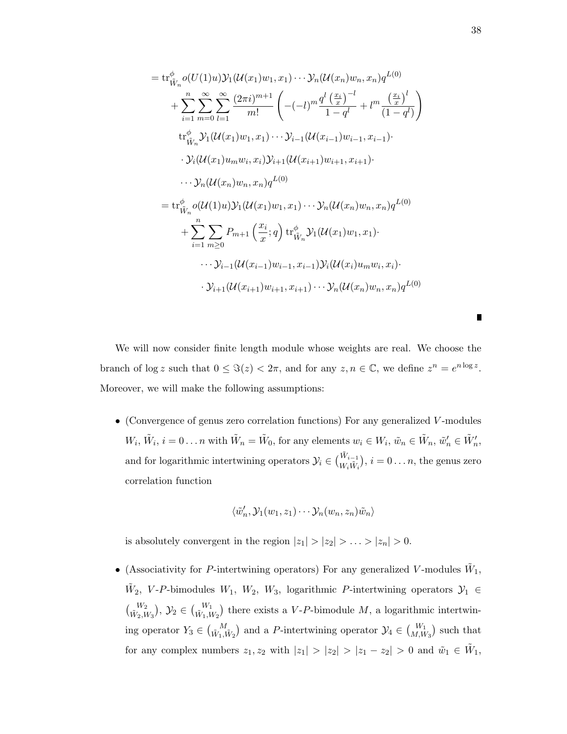$$
\begin{aligned}
&= \mathrm{tr}^{\phi}_{\tilde{W}_n} o(U(1)u)\mathcal{Y}_1(\mathcal{U}(x_1)w_1, x_1)\cdots\mathcal{Y}_n(\mathcal{U}(x_n)w_n, x_n)q^{L(0)} \\
&\quad + \sum_{i=1}^{n}\sum_{m=0}^{\infty}\sum_{l=1}^{\infty}\frac{(2\pi i)^{m+1}}{m!}\left(-(-l)^m\frac{q^l\left(\frac{x_i}{x}\right)^{-l}}{1-q^l} + l^m\frac{\left(\frac{x_i}{x}\right)^l}{(1-q^l)}\right) \\
&\quad\quad \mathrm{tr}^{\phi}_{\tilde{W}_n}\mathcal{Y}_1(\mathcal{U}(x_1)w_1, x_1)\cdots\mathcal{Y}_{i-1}(\mathcal{U}(x_{i-1})w_{i-1}, x_{i-1})\cdot \\
&\quad\quad \cdot\mathcal{Y}_i(\mathcal{U}(x_1)u_m w_i, x_i)\mathcal{Y}_{i+1}(\mathcal{U}(x_{i+1})w_{i+1}, x_{i+1})\cdot \\
&\quad\quad \cdots\mathcal{Y}_n(\mathcal{U}(x_n)w_n, x_n)q^{L(0)} \\
&= \mathrm{tr}^{\phi}_{\tilde{W}_n} o(\mathcal{U}(1)u)\mathcal{Y}_1(\mathcal{U}(x_1)w_1, x_1)\cdots\mathcal{Y}_n(\mathcal{U}(x_n)w_n, x_n)q^{L(0)} \\
&\quad + \sum_{i=1}^{n}\sum_{m\geq 0}P_{m+1}\left(\frac{x_i}{x}; q\right)\mathrm{tr}^{\phi}_{\tilde{W}_n}\mathcal{Y}_1(\mathcal{U}(x_1)w_1, x_1)\cdot \\
&\quad\quad \cdots\mathcal{Y}_{i-1}(\mathcal{U}(x_{i-1})w_{i-1}, x_{i-1})\mathcal{Y}_i(\mathcal{U}(x_i)u_m w_i, x_i)\cdot \\
&\quad\quad \cdot\mathcal{Y}_{i+1}(\mathcal{U}(x_{i+1})w_{i+1}, x_{i+1})\cdots\mathcal{Y}_n(\mathcal{U}(x_n)w_n, x_n)q^{L(0)}
\end{aligned}
$$

∎

We will now consider finite length module whose weights are real. We choose the branch of $\log z$ such that $0 \leq \Im(z) < 2\pi$, and for any $z, n \in \mathbb{C}$, we define $z^n = e^{n \log z}$. Moreover, we will make the following assumptions:

- (Convergence of genus zero correlation functions) For any generalized $V$-modules $W_i$, $\tilde{W}_i$, $i = 0 \ldots n$ with $\tilde{W}_n = \tilde{W}_0$, for any elements $w_i \in W_i$, $\tilde{w}_n \in \tilde{W}_n$, $\tilde{w}_n' \in \tilde{W}_n'$, and for logarithmic intertwining operators $\mathcal{Y}_i \in \binom{\tilde{W}_{i-1}}{W_i \tilde{W}_i}$, $i = 0 \ldots n$, the genus zero correlation function

$$
\langle \tilde{w}_n', \mathcal{Y}_1(w_1, z_1)\cdots\mathcal{Y}_n(w_n, z_n)\tilde{w}_n\rangle
$$

  is absolutely convergent in the region $|z_1| > |z_2| > \ldots > |z_n| > 0$.

- (Associativity for $P$-intertwining operators) For any generalized $V$-modules $\tilde{W}_1$, $\tilde{W}_2$, $V$-$P$-bimodules $W_1$, $W_2$, $W_3$, logarithmic $P$-intertwining operators $\mathcal{Y}_1 \in \binom{W_2}{\tilde{W}_2, W_3}$, $\mathcal{Y}_2 \in \binom{W_1}{\tilde{W}_1, W_2}$ there exists a $V$-$P$-bimodule $M$, a logarithmic intertwining operator $Y_3 \in \binom{M}{\tilde{W}_1, \tilde{W}_2}$ and a $P$-intertwining operator $\mathcal{Y}_4 \in \binom{W_1}{M, W_3}$ such that for any complex numbers $z_1, z_2$ with $|z_1| > |z_2| > |z_1 - z_2| > 0$ and $\tilde{w}_1 \in \tilde{W}_1$,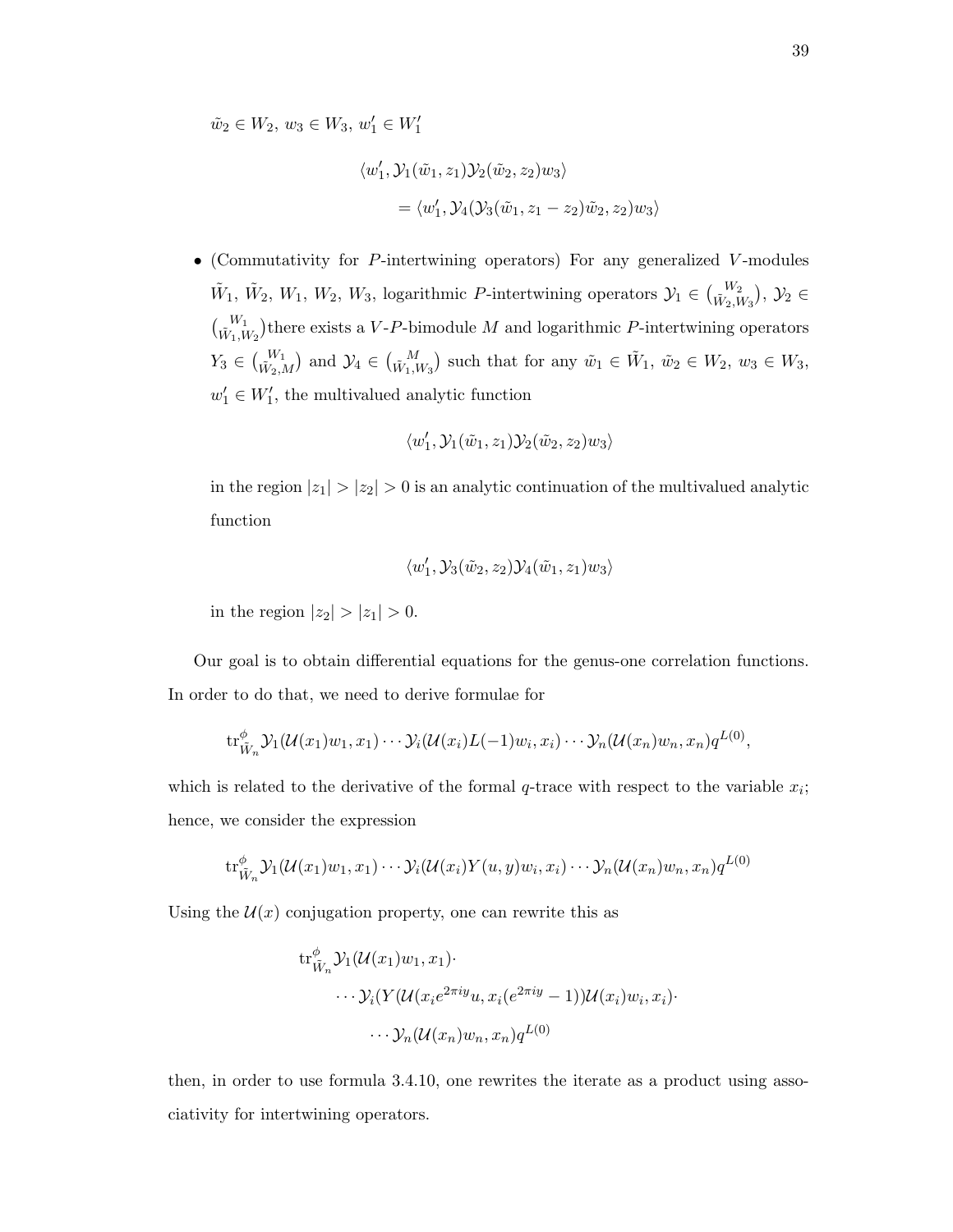$\tilde{w}_2 \in W_2$, $w_3 \in W_3$, $w_1' \in W_1'$

$$\begin{aligned}&\langle w_1', \mathcal{Y}_1(\tilde{w}_1, z_1)\mathcal{Y}_2(\tilde{w}_2, z_2)w_3\rangle \\ &\qquad = \langle w_1', \mathcal{Y}_4(\mathcal{Y}_3(\tilde{w}_1, z_1 - z_2)\tilde{w}_2, z_2)w_3\rangle\end{aligned}$$

- (Commutativity for $P$-intertwining operators) For any generalized $V$-modules $\tilde{W}_1$, $\tilde{W}_2$, $W_1$, $W_2$, $W_3$, logarithmic $P$-intertwining operators $\mathcal{Y}_1 \in \binom{W_2}{\tilde{W}_2, W_3}$, $\mathcal{Y}_2 \in \binom{W_1}{\tilde{W}_1, W_2}$there exists a $V$-$P$-bimodule $M$ and logarithmic $P$-intertwining operators $Y_3 \in \binom{W_1}{\tilde{W}_2, M}$ and $\mathcal{Y}_4 \in \binom{M}{\tilde{W}_1, W_3}$ such that for any $\tilde{w}_1 \in \tilde{W}_1$, $\tilde{w}_2 \in W_2$, $w_3 \in W_3$, $w_1' \in W_1'$, the multivalued analytic function

  $$\langle w_1', \mathcal{Y}_1(\tilde{w}_1, z_1)\mathcal{Y}_2(\tilde{w}_2, z_2)w_3\rangle$$

  in the region $|z_1| > |z_2| > 0$ is an analytic continuation of the multivalued analytic function

  $$\langle w_1', \mathcal{Y}_3(\tilde{w}_2, z_2)\mathcal{Y}_4(\tilde{w}_1, z_1)w_3\rangle$$

  in the region $|z_2| > |z_1| > 0$.

Our goal is to obtain differential equations for the genus-one correlation functions. In order to do that, we need to derive formulae for

$$\mathrm{tr}^{\phi}_{\tilde{W}_n} \mathcal{Y}_1(\mathcal{U}(x_1)w_1, x_1) \cdots \mathcal{Y}_i(\mathcal{U}(x_i)L(-1)w_i, x_i) \cdots \mathcal{Y}_n(\mathcal{U}(x_n)w_n, x_n)q^{L(0)},$$

which is related to the derivative of the formal $q$-trace with respect to the variable $x_i$; hence, we consider the expression

$$\mathrm{tr}^{\phi}_{\tilde{W}_n} \mathcal{Y}_1(\mathcal{U}(x_1)w_1, x_1) \cdots \mathcal{Y}_i(\mathcal{U}(x_i)Y(u, y)w_i, x_i) \cdots \mathcal{Y}_n(\mathcal{U}(x_n)w_n, x_n)q^{L(0)}$$

Using the $\mathcal{U}(x)$ conjugation property, one can rewrite this as

$$\begin{aligned}&\mathrm{tr}^{\phi}_{\tilde{W}_n} \mathcal{Y}_1(\mathcal{U}(x_1)w_1, x_1)\cdot \\ &\qquad \cdots \mathcal{Y}_i(Y(\mathcal{U}(x_i e^{2\pi i y}u, x_i(e^{2\pi i y} - 1))\mathcal{U}(x_i)w_i, x_i)\cdot \\ &\qquad\qquad \cdots \mathcal{Y}_n(\mathcal{U}(x_n)w_n, x_n)q^{L(0)}\end{aligned}$$

then, in order to use formula 3.4.10, one rewrites the iterate as a product using associativity for intertwining operators.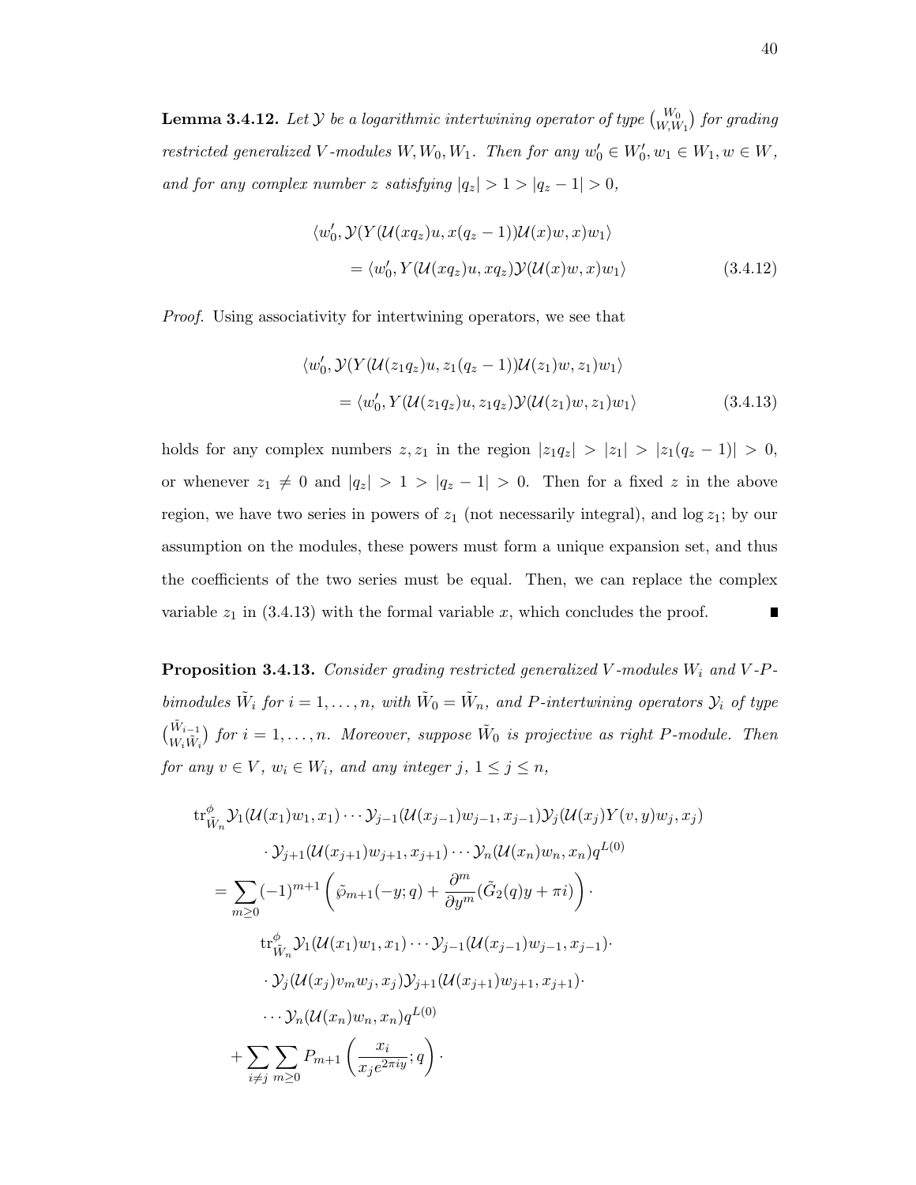**Lemma 3.4.12.** *Let $\mathcal{Y}$ be a logarithmic intertwining operator of type $\binom{W_0}{W, W_1}$ for grading restricted generalized $V$-modules $W, W_0, W_1$. Then for any $w_0' \in W_0', w_1 \in W_1, w \in W$, and for any complex number $z$ satisfying $|q_z| > 1 > |q_z - 1| > 0$,*

$$\begin{aligned} &\langle w_0', \mathcal{Y}(Y(\mathcal{U}(xq_z)u, x(q_z-1))\mathcal{U}(x)w, x)w_1\rangle \\ &\qquad = \langle w_0', Y(\mathcal{U}(xq_z)u, xq_z)\mathcal{Y}(\mathcal{U}(x)w, x)w_1\rangle \end{aligned} \tag{3.4.12}$$

*Proof.* Using associativity for intertwining operators, we see that

$$\begin{aligned} &\langle w_0', \mathcal{Y}(Y(\mathcal{U}(z_1q_z)u, z_1(q_z-1))\mathcal{U}(z_1)w, z_1)w_1\rangle \\ &\qquad = \langle w_0', Y(\mathcal{U}(z_1q_z)u, z_1q_z)\mathcal{Y}(\mathcal{U}(z_1)w, z_1)w_1\rangle \end{aligned} \tag{3.4.13}$$

holds for any complex numbers $z, z_1$ in the region $|z_1q_z| > |z_1| > |z_1(q_z - 1)| > 0$, or whenever $z_1 \neq 0$ and $|q_z| > 1 > |q_z - 1| > 0$. Then for a fixed $z$ in the above region, we have two series in powers of $z_1$ (not necessarily integral), and $\log z_1$; by our assumption on the modules, these powers must form a unique expansion set, and thus the coefficients of the two series must be equal. Then, we can replace the complex variable $z_1$ in (3.4.13) with the formal variable $x$, which concludes the proof. ∎

**Proposition 3.4.13.** *Consider grading restricted generalized $V$-modules $W_i$ and $V$-$P$-bimodules $\tilde{W}_i$ for $i = 1, \ldots, n$, with $\tilde{W}_0 = \tilde{W}_n$, and $P$-intertwining operators $\mathcal{Y}_i$ of type $\binom{\tilde{W}_{i-1}}{W_i \tilde{W}_i}$ for $i = 1, \ldots, n$. Moreover, suppose $\tilde{W}_0$ is projective as right $P$-module. Then for any $v \in V$, $w_i \in W_i$, and any integer $j$, $1 \leq j \leq n$,*

$$\begin{aligned} &\mathrm{tr}^{\phi}_{\tilde{W}_n} \mathcal{Y}_1(\mathcal{U}(x_1)w_1, x_1) \cdots \mathcal{Y}_{j-1}(\mathcal{U}(x_{j-1})w_{j-1}, x_{j-1})\mathcal{Y}_j(\mathcal{U}(x_j)Y(v, y)w_j, x_j) \\ &\qquad \cdot \mathcal{Y}_{j+1}(\mathcal{U}(x_{j+1})w_{j+1}, x_{j+1}) \cdots \mathcal{Y}_n(\mathcal{U}(x_n)w_n, x_n)q^{L(0)} \\ &= \sum_{m \geq 0} (-1)^{m+1} \left( \tilde{\wp}_{m+1}(-y; q) + \frac{\partial^m}{\partial y^m}(\tilde{G}_2(q)y + \pi i) \right) \cdot \\ &\qquad \mathrm{tr}^{\phi}_{\tilde{W}_n} \mathcal{Y}_1(\mathcal{U}(x_1)w_1, x_1) \cdots \mathcal{Y}_{j-1}(\mathcal{U}(x_{j-1})w_{j-1}, x_{j-1}) \cdot \\ &\qquad \cdot \mathcal{Y}_j(\mathcal{U}(x_j)v_m w_j, x_j)\mathcal{Y}_{j+1}(\mathcal{U}(x_{j+1})w_{j+1}, x_{j+1}) \cdot \\ &\qquad \cdots \mathcal{Y}_n(\mathcal{U}(x_n)w_n, x_n)q^{L(0)} \\ &\quad + \sum_{i \neq j} \sum_{m \geq 0} P_{m+1}\left( \frac{x_i}{x_j e^{2\pi i y}}; q \right) \cdot \end{aligned}$$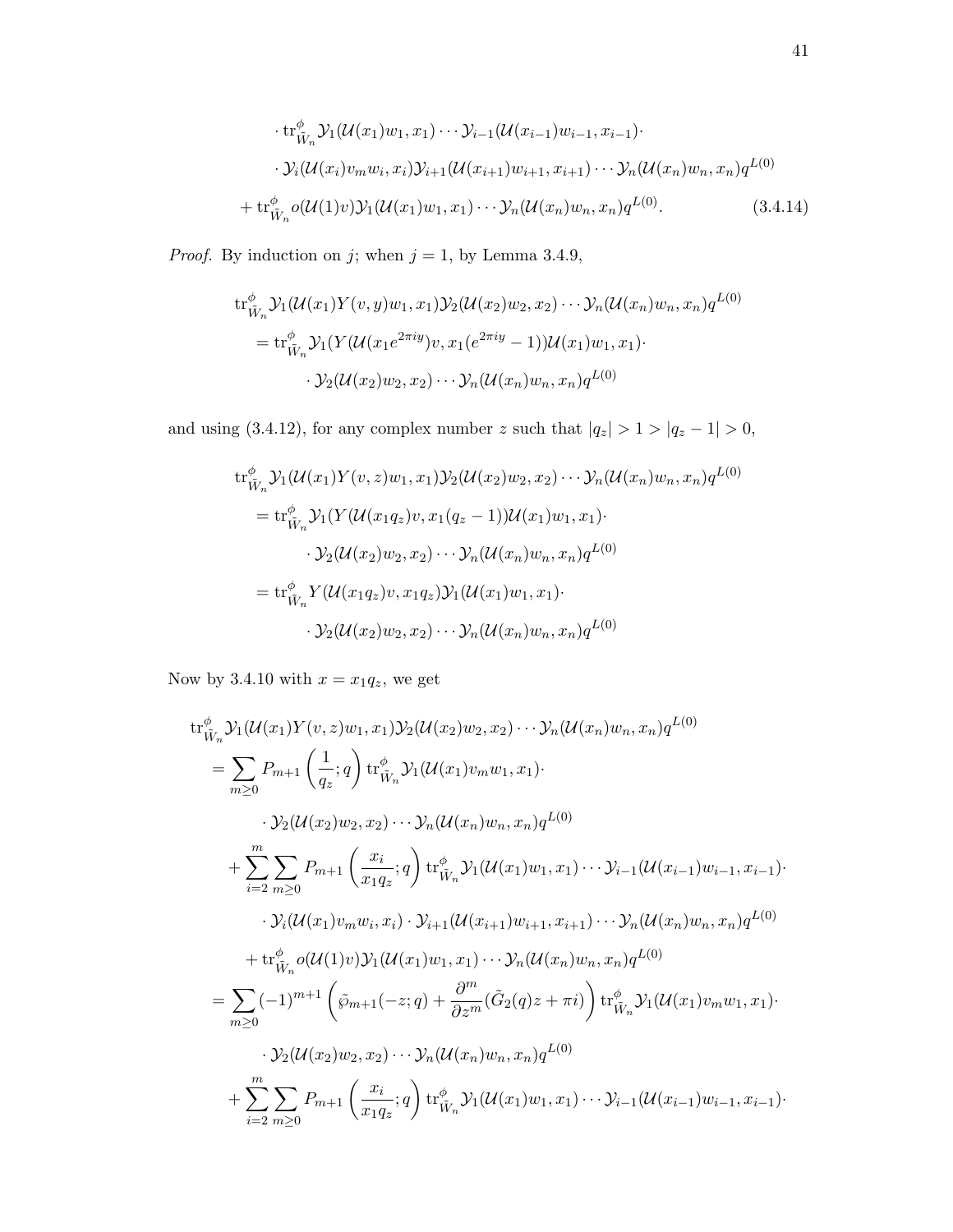$$
\begin{aligned}
&\cdot \operatorname{tr}^{\phi}_{\tilde{W}_n} \mathcal{Y}_1(\mathcal{U}(x_1)w_1, x_1) \cdots \mathcal{Y}_{i-1}(\mathcal{U}(x_{i-1})w_{i-1}, x_{i-1}) \cdot \\
&\cdot \mathcal{Y}_i(\mathcal{U}(x_i)v_m w_i, x_i) \mathcal{Y}_{i+1}(\mathcal{U}(x_{i+1})w_{i+1}, x_{i+1}) \cdots \mathcal{Y}_n(\mathcal{U}(x_n)w_n, x_n) q^{L(0)} \\
&+ \operatorname{tr}^{\phi}_{\tilde{W}_n} o(\mathcal{U}(1)v) \mathcal{Y}_1(\mathcal{U}(x_1)w_1, x_1) \cdots \mathcal{Y}_n(\mathcal{U}(x_n)w_n, x_n) q^{L(0)}. \qquad (3.4.14)
\end{aligned}
$$

*Proof.* By induction on $j$; when $j = 1$, by Lemma 3.4.9,

$$
\begin{aligned}
&\operatorname{tr}^{\phi}_{\tilde{W}_n} \mathcal{Y}_1(\mathcal{U}(x_1)Y(v, y)w_1, x_1) \mathcal{Y}_2(\mathcal{U}(x_2)w_2, x_2) \cdots \mathcal{Y}_n(\mathcal{U}(x_n)w_n, x_n) q^{L(0)} \\
&\quad = \operatorname{tr}^{\phi}_{\tilde{W}_n} \mathcal{Y}_1(Y(\mathcal{U}(x_1 e^{2\pi i y})v, x_1(e^{2\pi i y} - 1))\mathcal{U}(x_1)w_1, x_1) \cdot \\
&\qquad\qquad \cdot \mathcal{Y}_2(\mathcal{U}(x_2)w_2, x_2) \cdots \mathcal{Y}_n(\mathcal{U}(x_n)w_n, x_n) q^{L(0)}
\end{aligned}
$$

and using (3.4.12), for any complex number $z$ such that $|q_z| > 1 > |q_z - 1| > 0$,

$$
\begin{aligned}
&\operatorname{tr}^{\phi}_{\tilde{W}_n} \mathcal{Y}_1(\mathcal{U}(x_1)Y(v, z)w_1, x_1) \mathcal{Y}_2(\mathcal{U}(x_2)w_2, x_2) \cdots \mathcal{Y}_n(\mathcal{U}(x_n)w_n, x_n) q^{L(0)} \\
&\quad = \operatorname{tr}^{\phi}_{\tilde{W}_n} \mathcal{Y}_1(Y(\mathcal{U}(x_1 q_z)v, x_1(q_z - 1))\mathcal{U}(x_1)w_1, x_1) \cdot \\
&\qquad\qquad \cdot \mathcal{Y}_2(\mathcal{U}(x_2)w_2, x_2) \cdots \mathcal{Y}_n(\mathcal{U}(x_n)w_n, x_n) q^{L(0)} \\
&\quad = \operatorname{tr}^{\phi}_{\tilde{W}_n} Y(\mathcal{U}(x_1 q_z)v, x_1 q_z) \mathcal{Y}_1(\mathcal{U}(x_1)w_1, x_1) \cdot \\
&\qquad\qquad \cdot \mathcal{Y}_2(\mathcal{U}(x_2)w_2, x_2) \cdots \mathcal{Y}_n(\mathcal{U}(x_n)w_n, x_n) q^{L(0)}
\end{aligned}
$$

Now by 3.4.10 with $x = x_1 q_z$, we get

$$
\begin{aligned}
&\operatorname{tr}^{\phi}_{\tilde{W}_n} \mathcal{Y}_1(\mathcal{U}(x_1)Y(v, z)w_1, x_1) \mathcal{Y}_2(\mathcal{U}(x_2)w_2, x_2) \cdots \mathcal{Y}_n(\mathcal{U}(x_n)w_n, x_n) q^{L(0)} \\
&\quad = \sum_{m \geq 0} P_{m+1}\left(\frac{1}{q_z}; q\right) \operatorname{tr}^{\phi}_{\tilde{W}_n} \mathcal{Y}_1(\mathcal{U}(x_1)v_m w_1, x_1) \cdot \\
&\qquad\qquad \cdot \mathcal{Y}_2(\mathcal{U}(x_2)w_2, x_2) \cdots \mathcal{Y}_n(\mathcal{U}(x_n)w_n, x_n) q^{L(0)} \\
&\qquad + \sum_{i=2}^{m} \sum_{m \geq 0} P_{m+1}\left(\frac{x_i}{x_1 q_z}; q\right) \operatorname{tr}^{\phi}_{\tilde{W}_n} \mathcal{Y}_1(\mathcal{U}(x_1)w_1, x_1) \cdots \mathcal{Y}_{i-1}(\mathcal{U}(x_{i-1})w_{i-1}, x_{i-1}) \cdot \\
&\qquad\qquad \cdot \mathcal{Y}_i(\mathcal{U}(x_1)v_m w_i, x_i) \cdot \mathcal{Y}_{i+1}(\mathcal{U}(x_{i+1})w_{i+1}, x_{i+1}) \cdots \mathcal{Y}_n(\mathcal{U}(x_n)w_n, x_n) q^{L(0)} \\
&\qquad + \operatorname{tr}^{\phi}_{\tilde{W}_n} o(\mathcal{U}(1)v) \mathcal{Y}_1(\mathcal{U}(x_1)w_1, x_1) \cdots \mathcal{Y}_n(\mathcal{U}(x_n)w_n, x_n) q^{L(0)} \\
&\quad = \sum_{m \geq 0} (-1)^{m+1} \left(\tilde{\wp}_{m+1}(-z; q) + \frac{\partial^m}{\partial z^m}(\tilde{G}_2(q)z + \pi i)\right) \operatorname{tr}^{\phi}_{\tilde{W}_n} \mathcal{Y}_1(\mathcal{U}(x_1)v_m w_1, x_1) \cdot \\
&\qquad\qquad \cdot \mathcal{Y}_2(\mathcal{U}(x_2)w_2, x_2) \cdots \mathcal{Y}_n(\mathcal{U}(x_n)w_n, x_n) q^{L(0)} \\
&\qquad + \sum_{i=2}^{m} \sum_{m \geq 0} P_{m+1}\left(\frac{x_i}{x_1 q_z}; q\right) \operatorname{tr}^{\phi}_{\tilde{W}_n} \mathcal{Y}_1(\mathcal{U}(x_1)w_1, x_1) \cdots \mathcal{Y}_{i-1}(\mathcal{U}(x_{i-1})w_{i-1}, x_{i-1}) \cdot
\end{aligned}
$$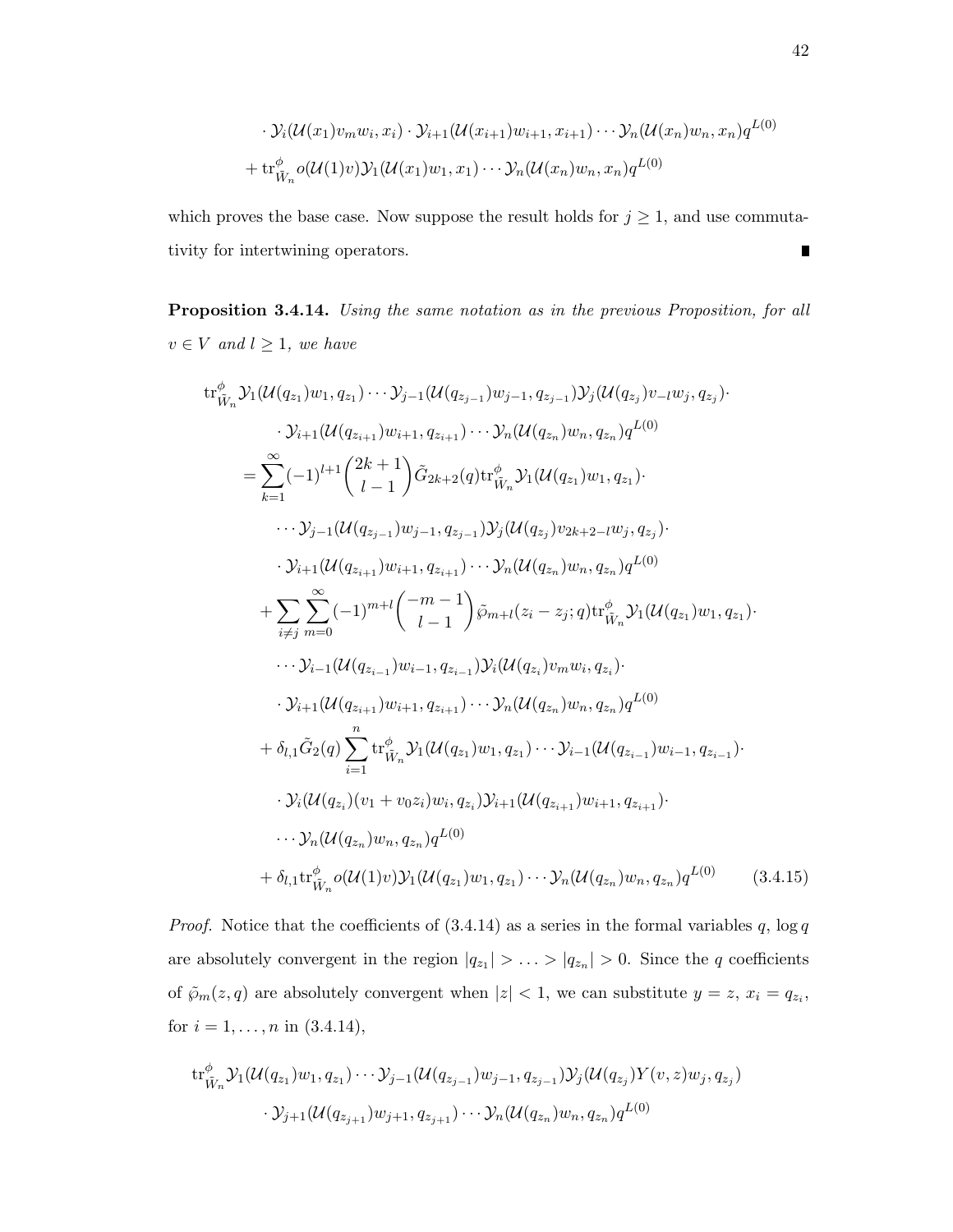$$\cdot \mathcal{Y}_i(\mathcal{U}(x_1)v_m w_i, x_i) \cdot \mathcal{Y}_{i+1}(\mathcal{U}(x_{i+1})w_{i+1}, x_{i+1}) \cdots \mathcal{Y}_n(\mathcal{U}(x_n)w_n, x_n)q^{L(0)}$$

$$+ \operatorname{tr}^{\phi}_{\tilde{W}_n} o(\mathcal{U}(1)v)\mathcal{Y}_1(\mathcal{U}(x_1)w_1, x_1) \cdots \mathcal{Y}_n(\mathcal{U}(x_n)w_n, x_n)q^{L(0)}$$

which proves the base case. Now suppose the result holds for $j \geq 1$, and use commutativity for intertwining operators. ∎

**Proposition 3.4.14.** *Using the same notation as in the previous Proposition, for all $v \in V$ and $l \geq 1$, we have*

$$
\begin{aligned}
&\operatorname{tr}^{\phi}_{\tilde{W}_n} \mathcal{Y}_1(\mathcal{U}(q_{z_1})w_1, q_{z_1}) \cdots \mathcal{Y}_{j-1}(\mathcal{U}(q_{z_{j-1}})w_{j-1}, q_{z_{j-1}})\mathcal{Y}_j(\mathcal{U}(q_{z_j})v_{-l}w_j, q_{z_j}) \cdot \\
&\qquad \cdot \mathcal{Y}_{i+1}(\mathcal{U}(q_{z_{i+1}})w_{i+1}, q_{z_{i+1}}) \cdots \mathcal{Y}_n(\mathcal{U}(q_{z_n})w_n, q_{z_n})q^{L(0)} \\
&= \sum_{k=1}^{\infty} (-1)^{l+1} \binom{2k+1}{l-1} \tilde{G}_{2k+2}(q) \operatorname{tr}^{\phi}_{\tilde{W}_n} \mathcal{Y}_1(\mathcal{U}(q_{z_1})w_1, q_{z_1}) \cdot \\
&\qquad \cdots \mathcal{Y}_{j-1}(\mathcal{U}(q_{z_{j-1}})w_{j-1}, q_{z_{j-1}})\mathcal{Y}_j(\mathcal{U}(q_{z_j})v_{2k+2-l}w_j, q_{z_j}) \cdot \\
&\qquad \cdot \mathcal{Y}_{i+1}(\mathcal{U}(q_{z_{i+1}})w_{i+1}, q_{z_{i+1}}) \cdots \mathcal{Y}_n(\mathcal{U}(q_{z_n})w_n, q_{z_n})q^{L(0)} \\
&\quad + \sum_{i \neq j} \sum_{m=0}^{\infty} (-1)^{m+l} \binom{-m-1}{l-1} \tilde{\wp}_{m+l}(z_i - z_j; q) \operatorname{tr}^{\phi}_{\tilde{W}_n} \mathcal{Y}_1(\mathcal{U}(q_{z_1})w_1, q_{z_1}) \cdot \\
&\qquad \cdots \mathcal{Y}_{i-1}(\mathcal{U}(q_{z_{i-1}})w_{i-1}, q_{z_{i-1}})\mathcal{Y}_i(\mathcal{U}(q_{z_i})v_m w_i, q_{z_i}) \cdot \\
&\qquad \cdot \mathcal{Y}_{i+1}(\mathcal{U}(q_{z_{i+1}})w_{i+1}, q_{z_{i+1}}) \cdots \mathcal{Y}_n(\mathcal{U}(q_{z_n})w_n, q_{z_n})q^{L(0)} \\
&\quad + \delta_{l,1} \tilde{G}_2(q) \sum_{i=1}^{n} \operatorname{tr}^{\phi}_{\tilde{W}_n} \mathcal{Y}_1(\mathcal{U}(q_{z_1})w_1, q_{z_1}) \cdots \mathcal{Y}_{i-1}(\mathcal{U}(q_{z_{i-1}})w_{i-1}, q_{z_{i-1}}) \cdot \\
&\qquad \cdot \mathcal{Y}_i(\mathcal{U}(q_{z_i})(v_1 + v_0 z_i)w_i, q_{z_i})\mathcal{Y}_{i+1}(\mathcal{U}(q_{z_{i+1}})w_{i+1}, q_{z_{i+1}}) \cdot \\
&\qquad \cdots \mathcal{Y}_n(\mathcal{U}(q_{z_n})w_n, q_{z_n})q^{L(0)} \\
&\quad + \delta_{l,1} \operatorname{tr}^{\phi}_{\tilde{W}_n} o(\mathcal{U}(1)v)\mathcal{Y}_1(\mathcal{U}(q_{z_1})w_1, q_{z_1}) \cdots \mathcal{Y}_n(\mathcal{U}(q_{z_n})w_n, q_{z_n})q^{L(0)} \qquad (3.4.15)
\end{aligned}
$$

*Proof.* Notice that the coefficients of (3.4.14) as a series in the formal variables $q$, $\log q$ are absolutely convergent in the region $|q_{z_1}| > \ldots > |q_{z_n}| > 0$. Since the $q$ coefficients of $\tilde{\wp}_m(z, q)$ are absolutely convergent when $|z| < 1$, we can substitute $y = z$, $x_i = q_{z_i}$, for $i = 1, \ldots, n$ in (3.4.14),

$$
\begin{aligned}
&\operatorname{tr}^{\phi}_{\tilde{W}_n} \mathcal{Y}_1(\mathcal{U}(q_{z_1})w_1, q_{z_1}) \cdots \mathcal{Y}_{j-1}(\mathcal{U}(q_{z_{j-1}})w_{j-1}, q_{z_{j-1}})\mathcal{Y}_j(\mathcal{U}(q_{z_j})Y(v, z)w_j, q_{z_j}) \\
&\qquad \cdot \mathcal{Y}_{j+1}(\mathcal{U}(q_{z_{j+1}})w_{j+1}, q_{z_{j+1}}) \cdots \mathcal{Y}_n(\mathcal{U}(q_{z_n})w_n, q_{z_n})q^{L(0)}
\end{aligned}
$$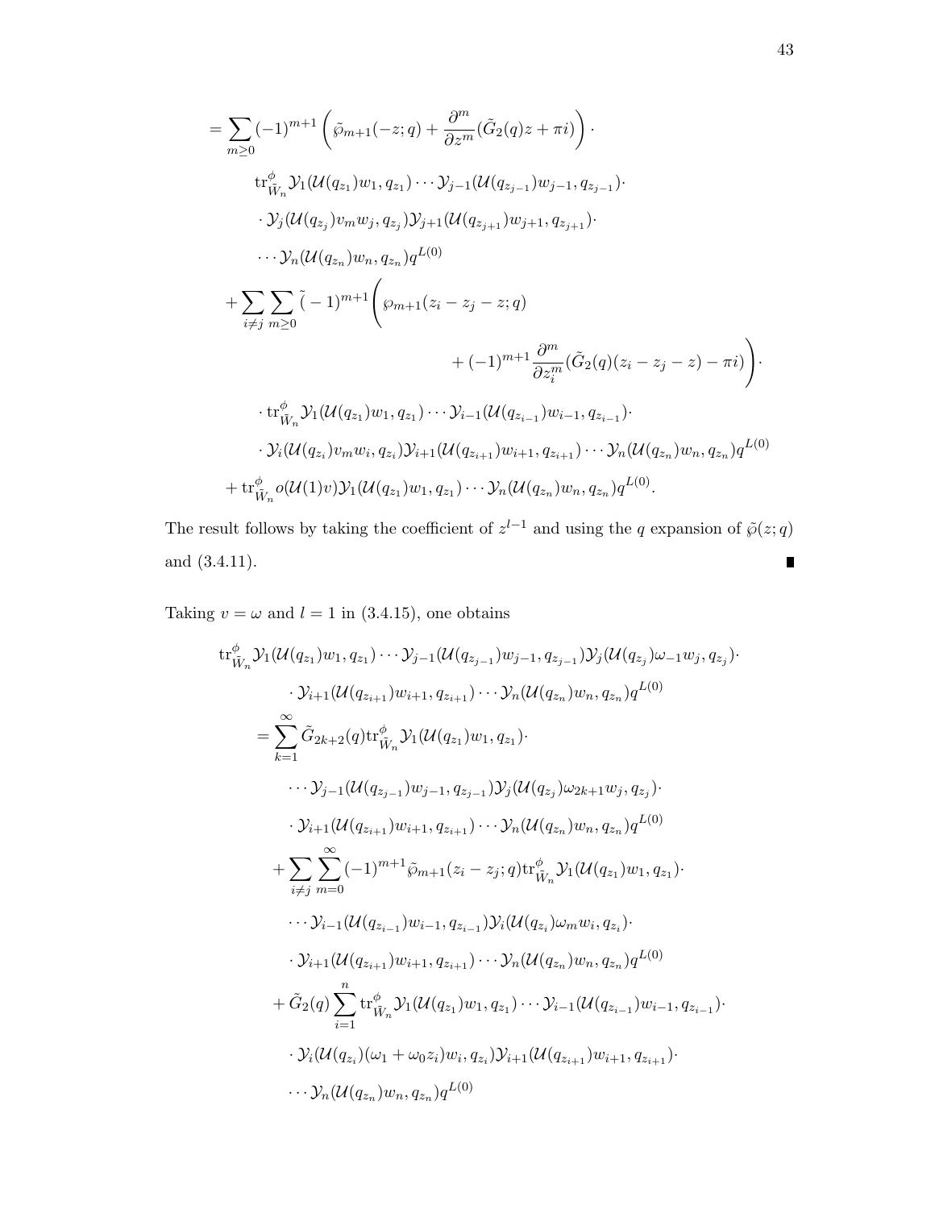$$
\begin{aligned}
&= \sum_{m\geq 0}(-1)^{m+1}\left(\tilde{\wp}_{m+1}(-z;q)+\frac{\partial^m}{\partial z^m}(\tilde{G}_2(q)z+\pi i)\right)\cdot \\
&\qquad \mathrm{tr}^{\phi}_{\tilde{W}_n}\mathcal{Y}_1(\mathcal{U}(q_{z_1})w_1,q_{z_1})\cdots\mathcal{Y}_{j-1}(\mathcal{U}(q_{z_{j-1}})w_{j-1},q_{z_{j-1}})\cdot \\
&\qquad \cdot\mathcal{Y}_j(\mathcal{U}(q_{z_j})v_m w_j,q_{z_j})\mathcal{Y}_{j+1}(\mathcal{U}(q_{z_{j+1}})w_{j+1},q_{z_{j+1}})\cdot \\
&\qquad \cdots\mathcal{Y}_n(\mathcal{U}(q_{z_n})w_n,q_{z_n})q^{L(0)} \\
&\quad +\sum_{i\neq j}\sum_{m\geq 0}\tilde{(}-1)^{m+1}\Bigg(\wp_{m+1}(z_i-z_j-z;q) \\
&\qquad\qquad\qquad\qquad +(-1)^{m+1}\frac{\partial^m}{\partial z_i^m}(\tilde{G}_2(q)(z_i-z_j-z)-\pi i)\Bigg)\cdot \\
&\qquad \cdot\mathrm{tr}^{\phi}_{\tilde{W}_n}\mathcal{Y}_1(\mathcal{U}(q_{z_1})w_1,q_{z_1})\cdots\mathcal{Y}_{i-1}(\mathcal{U}(q_{z_{i-1}})w_{i-1},q_{z_{i-1}})\cdot \\
&\qquad \cdot\mathcal{Y}_i(\mathcal{U}(q_{z_i})v_m w_i,q_{z_i})\mathcal{Y}_{i+1}(\mathcal{U}(q_{z_{i+1}})w_{i+1},q_{z_{i+1}})\cdots\mathcal{Y}_n(\mathcal{U}(q_{z_n})w_n,q_{z_n})q^{L(0)} \\
&\quad +\mathrm{tr}^{\phi}_{\tilde{W}_n}o(\mathcal{U}(1)v)\mathcal{Y}_1(\mathcal{U}(q_{z_1})w_1,q_{z_1})\cdots\mathcal{Y}_n(\mathcal{U}(q_{z_n})w_n,q_{z_n})q^{L(0)}.
\end{aligned}
$$

The result follows by taking the coefficient of $z^{l-1}$ and using the $q$ expansion of $\tilde{\wp}(z;q)$ and (3.4.11). ∎

Taking $v=\omega$ and $l=1$ in (3.4.15), one obtains

$$
\begin{aligned}
&\mathrm{tr}^{\phi}_{\tilde{W}_n}\mathcal{Y}_1(\mathcal{U}(q_{z_1})w_1,q_{z_1})\cdots\mathcal{Y}_{j-1}(\mathcal{U}(q_{z_{j-1}})w_{j-1},q_{z_{j-1}})\mathcal{Y}_j(\mathcal{U}(q_{z_j})\omega_{-1}w_j,q_{z_j})\cdot \\
&\qquad \cdot\mathcal{Y}_{i+1}(\mathcal{U}(q_{z_{i+1}})w_{i+1},q_{z_{i+1}})\cdots\mathcal{Y}_n(\mathcal{U}(q_{z_n})w_n,q_{z_n})q^{L(0)} \\
&\quad =\sum_{k=1}^{\infty}\tilde{G}_{2k+2}(q)\mathrm{tr}^{\phi}_{\tilde{W}_n}\mathcal{Y}_1(\mathcal{U}(q_{z_1})w_1,q_{z_1})\cdot \\
&\qquad \cdots\mathcal{Y}_{j-1}(\mathcal{U}(q_{z_{j-1}})w_{j-1},q_{z_{j-1}})\mathcal{Y}_j(\mathcal{U}(q_{z_j})\omega_{2k+1}w_j,q_{z_j})\cdot \\
&\qquad \cdot\mathcal{Y}_{i+1}(\mathcal{U}(q_{z_{i+1}})w_{i+1},q_{z_{i+1}})\cdots\mathcal{Y}_n(\mathcal{U}(q_{z_n})w_n,q_{z_n})q^{L(0)} \\
&\quad +\sum_{i\neq j}\sum_{m=0}^{\infty}(-1)^{m+1}\tilde{\wp}_{m+1}(z_i-z_j;q)\mathrm{tr}^{\phi}_{\tilde{W}_n}\mathcal{Y}_1(\mathcal{U}(q_{z_1})w_1,q_{z_1})\cdot \\
&\qquad \cdots\mathcal{Y}_{i-1}(\mathcal{U}(q_{z_{i-1}})w_{i-1},q_{z_{i-1}})\mathcal{Y}_i(\mathcal{U}(q_{z_i})\omega_m w_i,q_{z_i})\cdot \\
&\qquad \cdot\mathcal{Y}_{i+1}(\mathcal{U}(q_{z_{i+1}})w_{i+1},q_{z_{i+1}})\cdots\mathcal{Y}_n(\mathcal{U}(q_{z_n})w_n,q_{z_n})q^{L(0)} \\
&\quad +\tilde{G}_2(q)\sum_{i=1}^{n}\mathrm{tr}^{\phi}_{\tilde{W}_n}\mathcal{Y}_1(\mathcal{U}(q_{z_1})w_1,q_{z_1})\cdots\mathcal{Y}_{i-1}(\mathcal{U}(q_{z_{i-1}})w_{i-1},q_{z_{i-1}})\cdot \\
&\qquad \cdot\mathcal{Y}_i(\mathcal{U}(q_{z_i})(\omega_1+\omega_0 z_i)w_i,q_{z_i})\mathcal{Y}_{i+1}(\mathcal{U}(q_{z_{i+1}})w_{i+1},q_{z_{i+1}})\cdot \\
&\qquad \cdots\mathcal{Y}_n(\mathcal{U}(q_{z_n})w_n,q_{z_n})q^{L(0)}
\end{aligned}
$$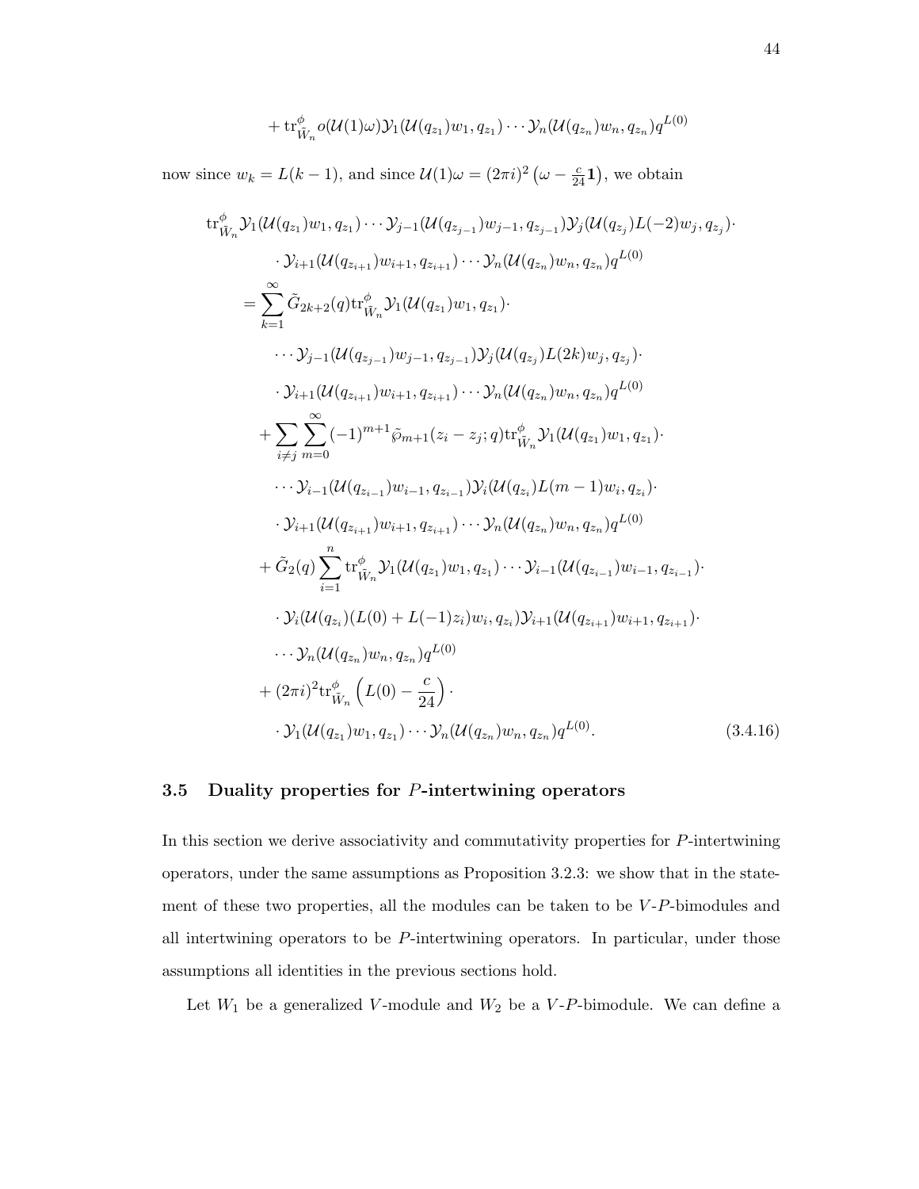$$+ \operatorname{tr}^{\phi}_{\tilde{W}_n} o(\mathcal{U}(1)\omega)\mathcal{Y}_1(\mathcal{U}(q_{z_1})w_1, q_{z_1}) \cdots \mathcal{Y}_n(\mathcal{U}(q_{z_n})w_n, q_{z_n})q^{L(0)}$$

now since $w_k = L(k-1)$, and since $\mathcal{U}(1)\omega = (2\pi i)^2 \left(\omega - \frac{c}{24}\mathbf{1}\right)$, we obtain

$$\begin{aligned}
&\operatorname{tr}^{\phi}_{\tilde{W}_n} \mathcal{Y}_1(\mathcal{U}(q_{z_1})w_1, q_{z_1}) \cdots \mathcal{Y}_{j-1}(\mathcal{U}(q_{z_{j-1}})w_{j-1}, q_{z_{j-1}})\mathcal{Y}_j(\mathcal{U}(q_{z_j})L(-2)w_j, q_{z_j}) \cdot \\
&\qquad \cdot \mathcal{Y}_{i+1}(\mathcal{U}(q_{z_{i+1}})w_{i+1}, q_{z_{i+1}}) \cdots \mathcal{Y}_n(\mathcal{U}(q_{z_n})w_n, q_{z_n})q^{L(0)} \\
&\quad = \sum_{k=1}^{\infty} \tilde{G}_{2k+2}(q) \operatorname{tr}^{\phi}_{\tilde{W}_n} \mathcal{Y}_1(\mathcal{U}(q_{z_1})w_1, q_{z_1}) \cdot \\
&\qquad \cdots \mathcal{Y}_{j-1}(\mathcal{U}(q_{z_{j-1}})w_{j-1}, q_{z_{j-1}})\mathcal{Y}_j(\mathcal{U}(q_{z_j})L(2k)w_j, q_{z_j}) \cdot \\
&\qquad \cdot \mathcal{Y}_{i+1}(\mathcal{U}(q_{z_{i+1}})w_{i+1}, q_{z_{i+1}}) \cdots \mathcal{Y}_n(\mathcal{U}(q_{z_n})w_n, q_{z_n})q^{L(0)} \\
&\quad + \sum_{i \neq j} \sum_{m=0}^{\infty} (-1)^{m+1} \tilde{\wp}_{m+1}(z_i - z_j; q) \operatorname{tr}^{\phi}_{\tilde{W}_n} \mathcal{Y}_1(\mathcal{U}(q_{z_1})w_1, q_{z_1}) \cdot \\
&\qquad \cdots \mathcal{Y}_{i-1}(\mathcal{U}(q_{z_{i-1}})w_{i-1}, q_{z_{i-1}})\mathcal{Y}_i(\mathcal{U}(q_{z_i})L(m-1)w_i, q_{z_i}) \cdot \\
&\qquad \cdot \mathcal{Y}_{i+1}(\mathcal{U}(q_{z_{i+1}})w_{i+1}, q_{z_{i+1}}) \cdots \mathcal{Y}_n(\mathcal{U}(q_{z_n})w_n, q_{z_n})q^{L(0)} \\
&\quad + \tilde{G}_2(q) \sum_{i=1}^{n} \operatorname{tr}^{\phi}_{\tilde{W}_n} \mathcal{Y}_1(\mathcal{U}(q_{z_1})w_1, q_{z_1}) \cdots \mathcal{Y}_{i-1}(\mathcal{U}(q_{z_{i-1}})w_{i-1}, q_{z_{i-1}}) \cdot \\
&\qquad \cdot \mathcal{Y}_i(\mathcal{U}(q_{z_i})(L(0) + L(-1)z_i)w_i, q_{z_i})\mathcal{Y}_{i+1}(\mathcal{U}(q_{z_{i+1}})w_{i+1}, q_{z_{i+1}}) \cdot \\
&\qquad \cdots \mathcal{Y}_n(\mathcal{U}(q_{z_n})w_n, q_{z_n})q^{L(0)} \\
&\quad + (2\pi i)^2 \operatorname{tr}^{\phi}_{\tilde{W}_n} \left(L(0) - \frac{c}{24}\right) \cdot \\
&\qquad \cdot \mathcal{Y}_1(\mathcal{U}(q_{z_1})w_1, q_{z_1}) \cdots \mathcal{Y}_n(\mathcal{U}(q_{z_n})w_n, q_{z_n})q^{L(0)}.
\end{aligned} \tag{3.4.16}$$

## 3.5 Duality properties for $P$-intertwining operators

In this section we derive associativity and commutativity properties for $P$-intertwining operators, under the same assumptions as Proposition 3.2.3: we show that in the statement of these two properties, all the modules can be taken to be $V$-$P$-bimodules and all intertwining operators to be $P$-intertwining operators. In particular, under those assumptions all identities in the previous sections hold.

Let $W_1$ be a generalized $V$-module and $W_2$ be a $V$-$P$-bimodule. We can define a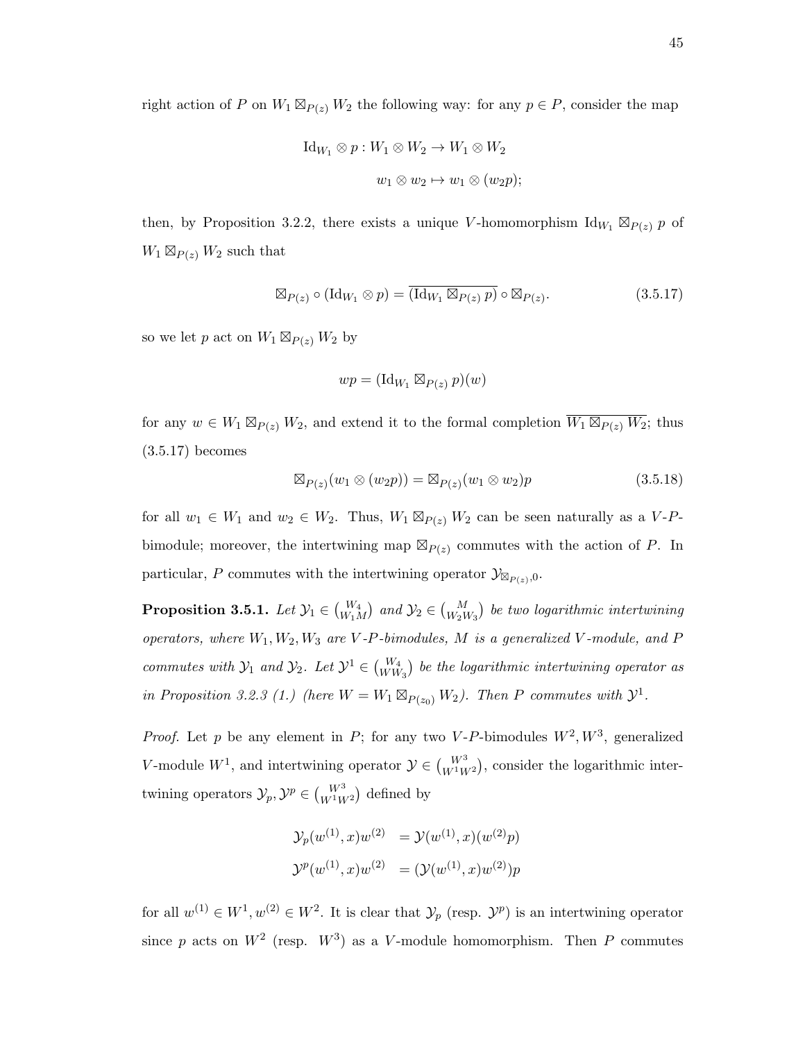right action of $P$ on $W_1 \boxtimes_{P(z)} W_2$ the following way: for any $p \in P$, consider the map

$$\mathrm{Id}_{W_1} \otimes p : W_1 \otimes W_2 \to W_1 \otimes W_2$$
$$w_1 \otimes w_2 \mapsto w_1 \otimes (w_2 p);$$

then, by Proposition 3.2.2, there exists a unique $V$-homomorphism $\mathrm{Id}_{W_1} \boxtimes_{P(z)} p$ of $W_1 \boxtimes_{P(z)} W_2$ such that

$$\boxtimes_{P(z)} \circ (\mathrm{Id}_{W_1} \otimes p) = \overline{(\mathrm{Id}_{W_1} \boxtimes_{P(z)} p)} \circ \boxtimes_{P(z)}. \tag{3.5.17}$$

so we let $p$ act on $W_1 \boxtimes_{P(z)} W_2$ by

$$wp = (\mathrm{Id}_{W_1} \boxtimes_{P(z)} p)(w)$$

for any $w \in W_1 \boxtimes_{P(z)} W_2$, and extend it to the formal completion $\overline{W_1 \boxtimes_{P(z)} W_2}$; thus (3.5.17) becomes

$$\boxtimes_{P(z)}(w_1 \otimes (w_2 p)) = \boxtimes_{P(z)}(w_1 \otimes w_2)p \tag{3.5.18}$$

for all $w_1 \in W_1$ and $w_2 \in W_2$. Thus, $W_1 \boxtimes_{P(z)} W_2$ can be seen naturally as a $V$-$P$-bimodule; moreover, the intertwining map $\boxtimes_{P(z)}$ commutes with the action of $P$. In particular, $P$ commutes with the intertwining operator $\mathcal{Y}_{\boxtimes_{P(z)},0}$.

**Proposition 3.5.1.** *Let $\mathcal{Y}_1 \in \binom{W_4}{W_1 M}$ and $\mathcal{Y}_2 \in \binom{M}{W_2 W_3}$ be two logarithmic intertwining operators, where $W_1, W_2, W_3$ are $V$-$P$-bimodules, $M$ is a generalized $V$-module, and $P$ commutes with $\mathcal{Y}_1$ and $\mathcal{Y}_2$. Let $\mathcal{Y}^1 \in \binom{W_4}{W W_3}$ be the logarithmic intertwining operator as in Proposition 3.2.3 (1.) (here $W = W_1 \boxtimes_{P(z_0)} W_2$). Then $P$ commutes with $\mathcal{Y}^1$.*

*Proof.* Let $p$ be any element in $P$; for any two $V$-$P$-bimodules $W^2, W^3$, generalized $V$-module $W^1$, and intertwining operator $\mathcal{Y} \in \binom{W^3}{W^1 W^2}$, consider the logarithmic intertwining operators $\mathcal{Y}_p, \mathcal{Y}^p \in \binom{W^3}{W^1 W^2}$ defined by

$$\begin{aligned}
\mathcal{Y}_p(w^{(1)}, x)w^{(2)} &= \mathcal{Y}(w^{(1)}, x)(w^{(2)}p) \\
\mathcal{Y}^p(w^{(1)}, x)w^{(2)} &= (\mathcal{Y}(w^{(1)}, x)w^{(2)})p
\end{aligned}$$

for all $w^{(1)} \in W^1, w^{(2)} \in W^2$. It is clear that $\mathcal{Y}_p$ (resp. $\mathcal{Y}^p$) is an intertwining operator since $p$ acts on $W^2$ (resp. $W^3$) as a $V$-module homomorphism. Then $P$ commutes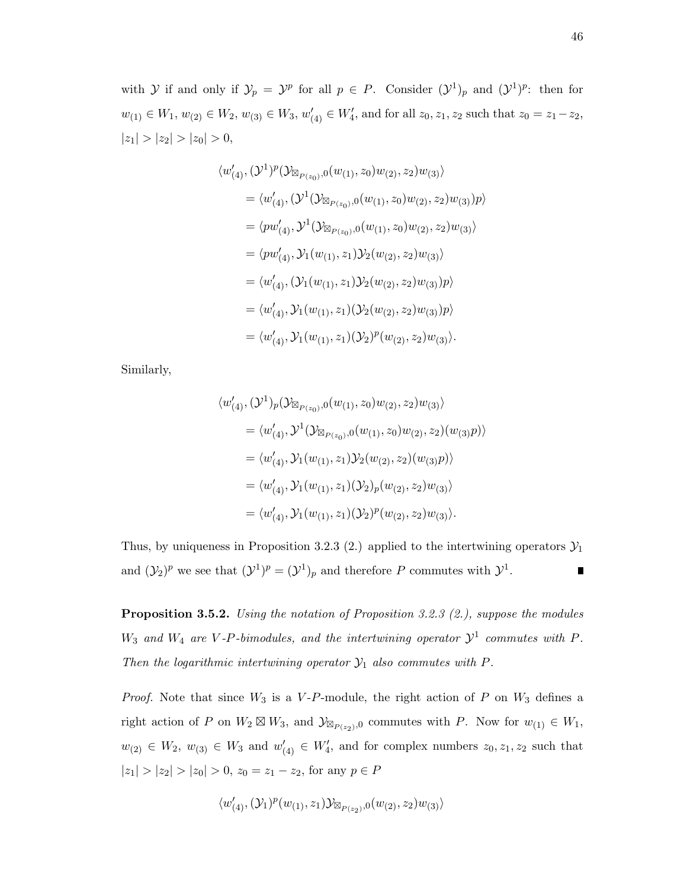with $\mathcal{Y}$ if and only if $\mathcal{Y}_p = \mathcal{Y}^p$ for all $p \in P$. Consider $(\mathcal{Y}^1)_p$ and $(\mathcal{Y}^1)^p$: then for $w_{(1)} \in W_1$, $w_{(2)} \in W_2$, $w_{(3)} \in W_3$, $w'_{(4)} \in W'_4$, and for all $z_0, z_1, z_2$ such that $z_0 = z_1 - z_2$, $|z_1| > |z_2| > |z_0| > 0$,

$$
\begin{aligned}
&\langle w'_{(4)}, (\mathcal{Y}^1)^p(\mathcal{Y}_{\boxtimes_{P(z_0)},0}(w_{(1)}, z_0)w_{(2)}, z_2)w_{(3)}\rangle \\
&\quad = \langle w'_{(4)}, (\mathcal{Y}^1(\mathcal{Y}_{\boxtimes_{P(z_0)},0}(w_{(1)}, z_0)w_{(2)}, z_2)w_{(3)})p\rangle \\
&\quad = \langle pw'_{(4)}, \mathcal{Y}^1(\mathcal{Y}_{\boxtimes_{P(z_0)},0}(w_{(1)}, z_0)w_{(2)}, z_2)w_{(3)}\rangle \\
&\quad = \langle pw'_{(4)}, \mathcal{Y}_1(w_{(1)}, z_1)\mathcal{Y}_2(w_{(2)}, z_2)w_{(3)}\rangle \\
&\quad = \langle w'_{(4)}, (\mathcal{Y}_1(w_{(1)}, z_1)\mathcal{Y}_2(w_{(2)}, z_2)w_{(3)})p\rangle \\
&\quad = \langle w'_{(4)}, \mathcal{Y}_1(w_{(1)}, z_1)(\mathcal{Y}_2(w_{(2)}, z_2)w_{(3)})p\rangle \\
&\quad = \langle w'_{(4)}, \mathcal{Y}_1(w_{(1)}, z_1)(\mathcal{Y}_2)^p(w_{(2)}, z_2)w_{(3)}\rangle.
\end{aligned}
$$

Similarly,

$$
\begin{aligned}
&\langle w'_{(4)}, (\mathcal{Y}^1)_p(\mathcal{Y}_{\boxtimes_{P(z_0)},0}(w_{(1)}, z_0)w_{(2)}, z_2)w_{(3)}\rangle \\
&\quad = \langle w'_{(4)}, \mathcal{Y}^1(\mathcal{Y}_{\boxtimes_{P(z_0)},0}(w_{(1)}, z_0)w_{(2)}, z_2)(w_{(3)}p)\rangle \\
&\quad = \langle w'_{(4)}, \mathcal{Y}_1(w_{(1)}, z_1)\mathcal{Y}_2(w_{(2)}, z_2)(w_{(3)}p)\rangle \\
&\quad = \langle w'_{(4)}, \mathcal{Y}_1(w_{(1)}, z_1)(\mathcal{Y}_2)_p(w_{(2)}, z_2)w_{(3)}\rangle \\
&\quad = \langle w'_{(4)}, \mathcal{Y}_1(w_{(1)}, z_1)(\mathcal{Y}_2)^p(w_{(2)}, z_2)w_{(3)}\rangle.
\end{aligned}
$$

Thus, by uniqueness in Proposition 3.2.3 (2.) applied to the intertwining operators $\mathcal{Y}_1$ and $(\mathcal{Y}_2)^p$ we see that $(\mathcal{Y}^1)^p = (\mathcal{Y}^1)_p$ and therefore $P$ commutes with $\mathcal{Y}^1$. ∎

**Proposition 3.5.2.** *Using the notation of Proposition 3.2.3 (2.), suppose the modules $W_3$ and $W_4$ are $V$-$P$-bimodules, and the intertwining operator $\mathcal{Y}^1$ commutes with $P$. Then the logarithmic intertwining operator $\mathcal{Y}_1$ also commutes with $P$.*

*Proof.* Note that since $W_3$ is a $V$-$P$-module, the right action of $P$ on $W_3$ defines a right action of $P$ on $W_2 \boxtimes W_3$, and $\mathcal{Y}_{\boxtimes_{P(z_2)},0}$ commutes with $P$. Now for $w_{(1)} \in W_1$, $w_{(2)} \in W_2$, $w_{(3)} \in W_3$ and $w'_{(4)} \in W'_4$, and for complex numbers $z_0, z_1, z_2$ such that $|z_1| > |z_2| > |z_0| > 0$, $z_0 = z_1 - z_2$, for any $p \in P$

$$
\langle w'_{(4)}, (\mathcal{Y}_1)^p(w_{(1)}, z_1)\mathcal{Y}_{\boxtimes_{P(z_2)},0}(w_{(2)}, z_2)w_{(3)}\rangle
$$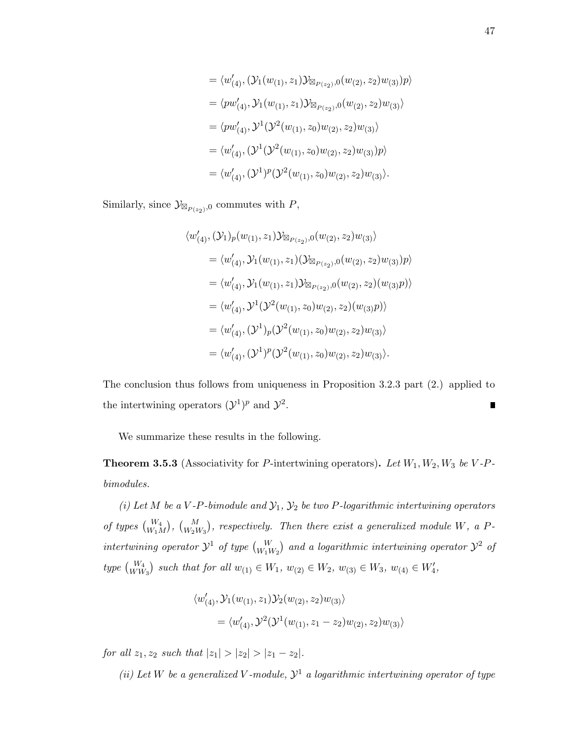$$
\begin{aligned}
&= \langle w'_{(4)}, (\mathcal{Y}_1(w_{(1)}, z_1)\mathcal{Y}_{\boxtimes_{P(z_2)},0}(w_{(2)}, z_2)w_{(3)})p\rangle \\
&= \langle pw'_{(4)}, \mathcal{Y}_1(w_{(1)}, z_1)\mathcal{Y}_{\boxtimes_{P(z_2)},0}(w_{(2)}, z_2)w_{(3)}\rangle \\
&= \langle pw'_{(4)}, \mathcal{Y}^1(\mathcal{Y}^2(w_{(1)}, z_0)w_{(2)}, z_2)w_{(3)}\rangle \\
&= \langle w'_{(4)}, (\mathcal{Y}^1(\mathcal{Y}^2(w_{(1)}, z_0)w_{(2)}, z_2)w_{(3)})p\rangle \\
&= \langle w'_{(4)}, (\mathcal{Y}^1)^p(\mathcal{Y}^2(w_{(1)}, z_0)w_{(2)}, z_2)w_{(3)}\rangle.
\end{aligned}
$$

Similarly, since $\mathcal{Y}_{\boxtimes_{P(z_2)},0}$ commutes with $P$,

$$
\begin{aligned}
\langle w'_{(4)}, &(\mathcal{Y}_1)_p(w_{(1)}, z_1)\mathcal{Y}_{\boxtimes_{P(z_2)},0}(w_{(2)}, z_2)w_{(3)}\rangle \\
&= \langle w'_{(4)}, \mathcal{Y}_1(w_{(1)}, z_1)(\mathcal{Y}_{\boxtimes_{P(z_2)},0}(w_{(2)}, z_2)w_{(3)})p\rangle \\
&= \langle w'_{(4)}, \mathcal{Y}_1(w_{(1)}, z_1)\mathcal{Y}_{\boxtimes_{P(z_2)},0}(w_{(2)}, z_2)(w_{(3)}p)\rangle \\
&= \langle w'_{(4)}, \mathcal{Y}^1(\mathcal{Y}^2(w_{(1)}, z_0)w_{(2)}, z_2)(w_{(3)}p)\rangle \\
&= \langle w'_{(4)}, (\mathcal{Y}^1)_p(\mathcal{Y}^2(w_{(1)}, z_0)w_{(2)}, z_2)w_{(3)}\rangle \\
&= \langle w'_{(4)}, (\mathcal{Y}^1)^p(\mathcal{Y}^2(w_{(1)}, z_0)w_{(2)}, z_2)w_{(3)}\rangle.
\end{aligned}
$$

The conclusion thus follows from uniqueness in Proposition 3.2.3 part (2.) applied to the intertwining operators $(\mathcal{Y}^1)^p$ and $\mathcal{Y}^2$. ∎

We summarize these results in the following.

**Theorem 3.5.3** (Associativity for $P$-intertwining operators)**.** *Let $W_1, W_2, W_3$ be $V$-$P$-bimodules.*

*(i) Let $M$ be a $V$-$P$-bimodule and $\mathcal{Y}_1$, $\mathcal{Y}_2$ be two $P$-logarithmic intertwining operators of types $\binom{W_4}{W_1 M}$, $\binom{M}{W_2 W_3}$, respectively. Then there exist a generalized module $W$, a $P$-intertwining operator $\mathcal{Y}^1$ of type $\binom{W}{W_1 W_2}$ and a logarithmic intertwining operator $\mathcal{Y}^2$ of type $\binom{W_4}{W W_3}$ such that for all $w_{(1)} \in W_1$, $w_{(2)} \in W_2$, $w_{(3)} \in W_3$, $w_{(4)} \in W'_4$,*

$$
\begin{aligned}
\langle w'_{(4)}, &\mathcal{Y}_1(w_{(1)}, z_1)\mathcal{Y}_2(w_{(2)}, z_2)w_{(3)}\rangle \\
&= \langle w'_{(4)}, \mathcal{Y}^2(\mathcal{Y}^1(w_{(1)}, z_1 - z_2)w_{(2)}, z_2)w_{(3)}\rangle
\end{aligned}
$$

*for all $z_1, z_2$ such that $|z_1| > |z_2| > |z_1 - z_2|$.*

*(ii) Let $W$ be a generalized $V$-module, $\mathcal{Y}^1$ a logarithmic intertwining operator of type*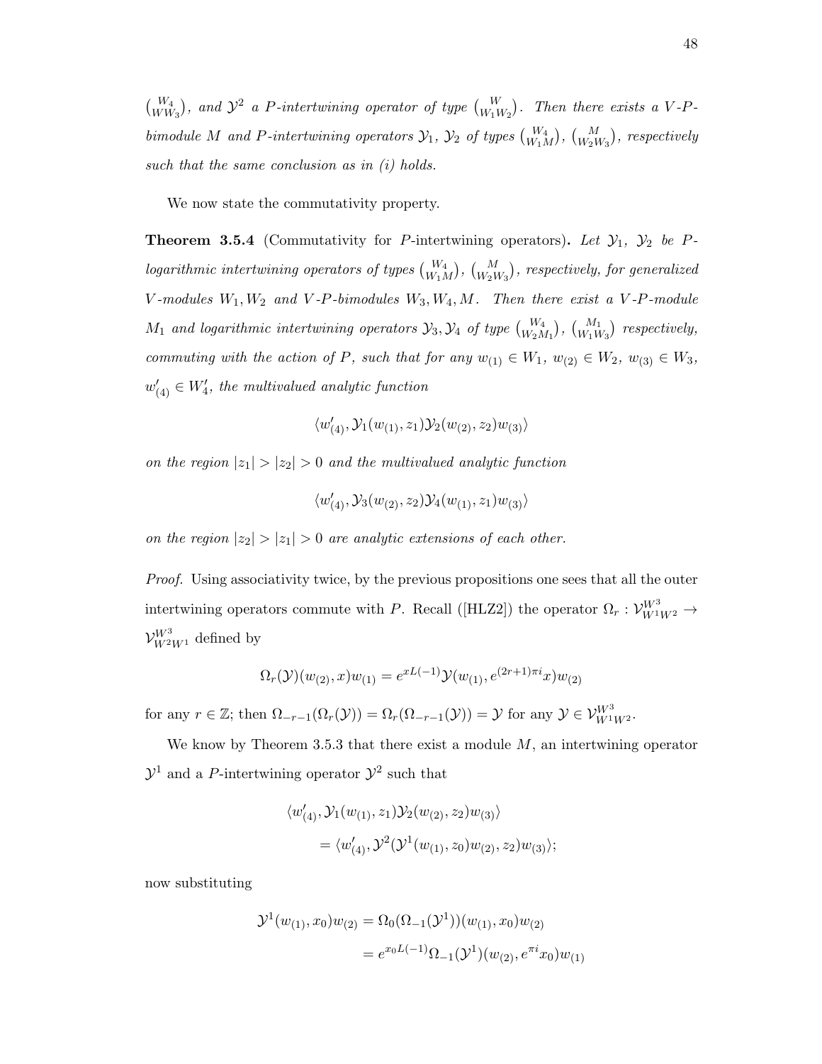$\binom{W_4}{WW_3}$, *and* $\mathcal{Y}^2$ *a* $P$*-intertwining operator of type* $\binom{W}{W_1W_2}$*. Then there exists a* $V$*-*$P$*-bimodule* $M$ *and* $P$*-intertwining operators* $\mathcal{Y}_1$*,* $\mathcal{Y}_2$ *of types* $\binom{W_4}{W_1M}$*,* $\binom{M}{W_2W_3}$*, respectively such that the same conclusion as in (i) holds.*

We now state the commutativity property.

**Theorem 3.5.4** (Commutativity for $P$-intertwining operators)**.** *Let* $\mathcal{Y}_1$*,* $\mathcal{Y}_2$ *be* $P$*-logarithmic intertwining operators of types* $\binom{W_4}{W_1M}$*,* $\binom{M}{W_2W_3}$*, respectively, for generalized* $V$*-modules* $W_1, W_2$ *and* $V$*-*$P$*-bimodules* $W_3, W_4, M$*. Then there exist a* $V$*-*$P$*-module* $M_1$ *and logarithmic intertwining operators* $\mathcal{Y}_3, \mathcal{Y}_4$ *of type* $\binom{W_4}{W_2M_1}$*,* $\binom{M_1}{W_1W_3}$ *respectively, commuting with the action of* $P$*, such that for any* $w_{(1)} \in W_1$*,* $w_{(2)} \in W_2$*,* $w_{(3)} \in W_3$*,* $w'_{(4)} \in W'_4$*, the multivalued analytic function*

$$\langle w'_{(4)}, \mathcal{Y}_1(w_{(1)}, z_1)\mathcal{Y}_2(w_{(2)}, z_2)w_{(3)}\rangle$$

*on the region* $|z_1| > |z_2| > 0$ *and the multivalued analytic function*

$$\langle w'_{(4)}, \mathcal{Y}_3(w_{(2)}, z_2)\mathcal{Y}_4(w_{(1)}, z_1)w_{(3)}\rangle$$

*on the region* $|z_2| > |z_1| > 0$ *are analytic extensions of each other.*

*Proof.* Using associativity twice, by the previous propositions one sees that all the outer intertwining operators commute with $P$. Recall ([HLZ2]) the operator $\Omega_r : \mathcal{V}_{W^1W^2}^{W^3} \to \mathcal{V}_{W^2W^1}^{W^3}$ defined by

$$\Omega_r(\mathcal{Y})(w_{(2)}, x)w_{(1)} = e^{xL(-1)}\mathcal{Y}(w_{(1)}, e^{(2r+1)\pi i}x)w_{(2)}$$

for any $r \in \mathbb{Z}$; then $\Omega_{-r-1}(\Omega_r(\mathcal{Y})) = \Omega_r(\Omega_{-r-1}(\mathcal{Y})) = \mathcal{Y}$ for any $\mathcal{Y} \in \mathcal{V}_{W^1W^2}^{W^3}$.

We know by Theorem 3.5.3 that there exist a module $M$, an intertwining operator $\mathcal{Y}^1$ and a $P$-intertwining operator $\mathcal{Y}^2$ such that

$$\begin{aligned}
&\langle w'_{(4)}, \mathcal{Y}_1(w_{(1)}, z_1)\mathcal{Y}_2(w_{(2)}, z_2)w_{(3)}\rangle \\
&\quad = \langle w'_{(4)}, \mathcal{Y}^2(\mathcal{Y}^1(w_{(1)}, z_0)w_{(2)}, z_2)w_{(3)}\rangle;
\end{aligned}$$

now substituting

$$\begin{aligned}
\mathcal{Y}^1(w_{(1)}, x_0)w_{(2)} &= \Omega_0(\Omega_{-1}(\mathcal{Y}^1))(w_{(1)}, x_0)w_{(2)} \\
&= e^{x_0L(-1)}\Omega_{-1}(\mathcal{Y}^1)(w_{(2)}, e^{\pi i}x_0)w_{(1)}
\end{aligned}$$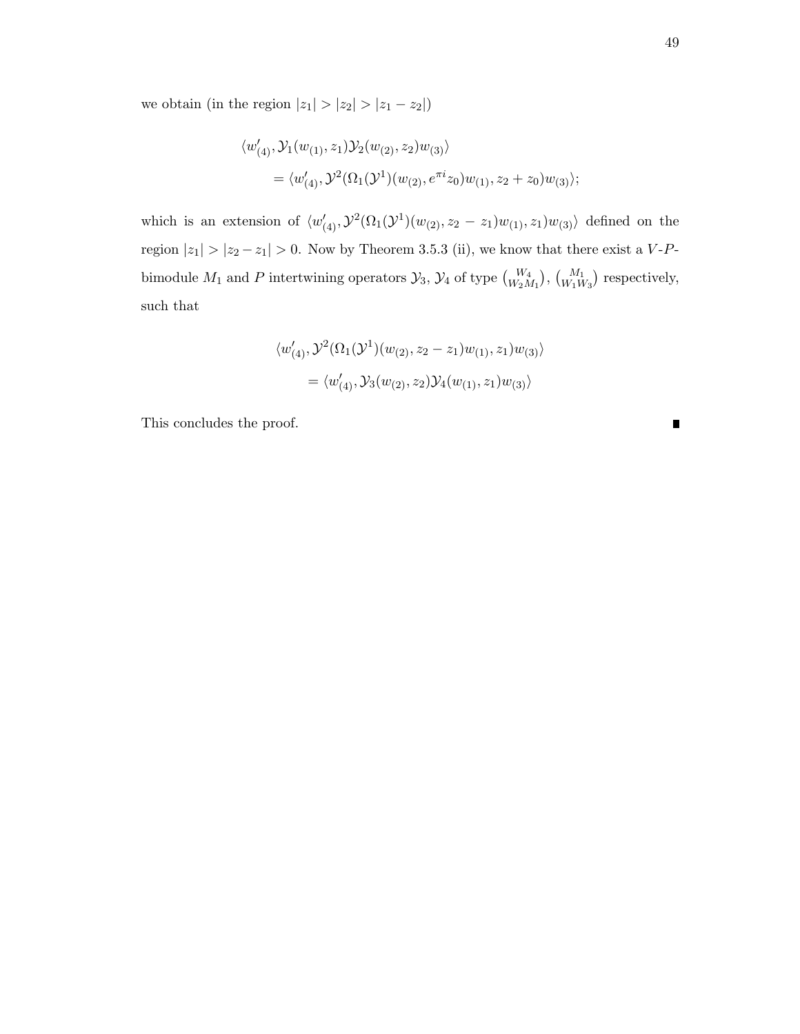we obtain (in the region $|z_1| > |z_2| > |z_1 - z_2|$)

$$
\begin{aligned}
&\langle w'_{(4)}, \mathcal{Y}_1(w_{(1)}, z_1)\mathcal{Y}_2(w_{(2)}, z_2)w_{(3)}\rangle \\
&\quad = \langle w'_{(4)}, \mathcal{Y}^2(\Omega_1(\mathcal{Y}^1)(w_{(2)}, e^{\pi i}z_0)w_{(1)}, z_2 + z_0)w_{(3)}\rangle;
\end{aligned}
$$

which is an extension of $\langle w'_{(4)}, \mathcal{Y}^2(\Omega_1(\mathcal{Y}^1)(w_{(2)}, z_2 - z_1)w_{(1)}, z_1)w_{(3)}\rangle$ defined on the region $|z_1| > |z_2 - z_1| > 0$. Now by Theorem 3.5.3 (ii), we know that there exist a $V$-$P$-bimodule $M_1$ and $P$ intertwining operators $\mathcal{Y}_3$, $\mathcal{Y}_4$ of type $\binom{W_4}{W_2 M_1}$, $\binom{M_1}{W_1 W_3}$ respectively, such that

$$
\begin{aligned}
&\langle w'_{(4)}, \mathcal{Y}^2(\Omega_1(\mathcal{Y}^1)(w_{(2)}, z_2 - z_1)w_{(1)}, z_1)w_{(3)}\rangle \\
&\quad = \langle w'_{(4)}, \mathcal{Y}_3(w_{(2)}, z_2)\mathcal{Y}_4(w_{(1)}, z_1)w_{(3)}\rangle
\end{aligned}
$$

This concludes the proof. ∎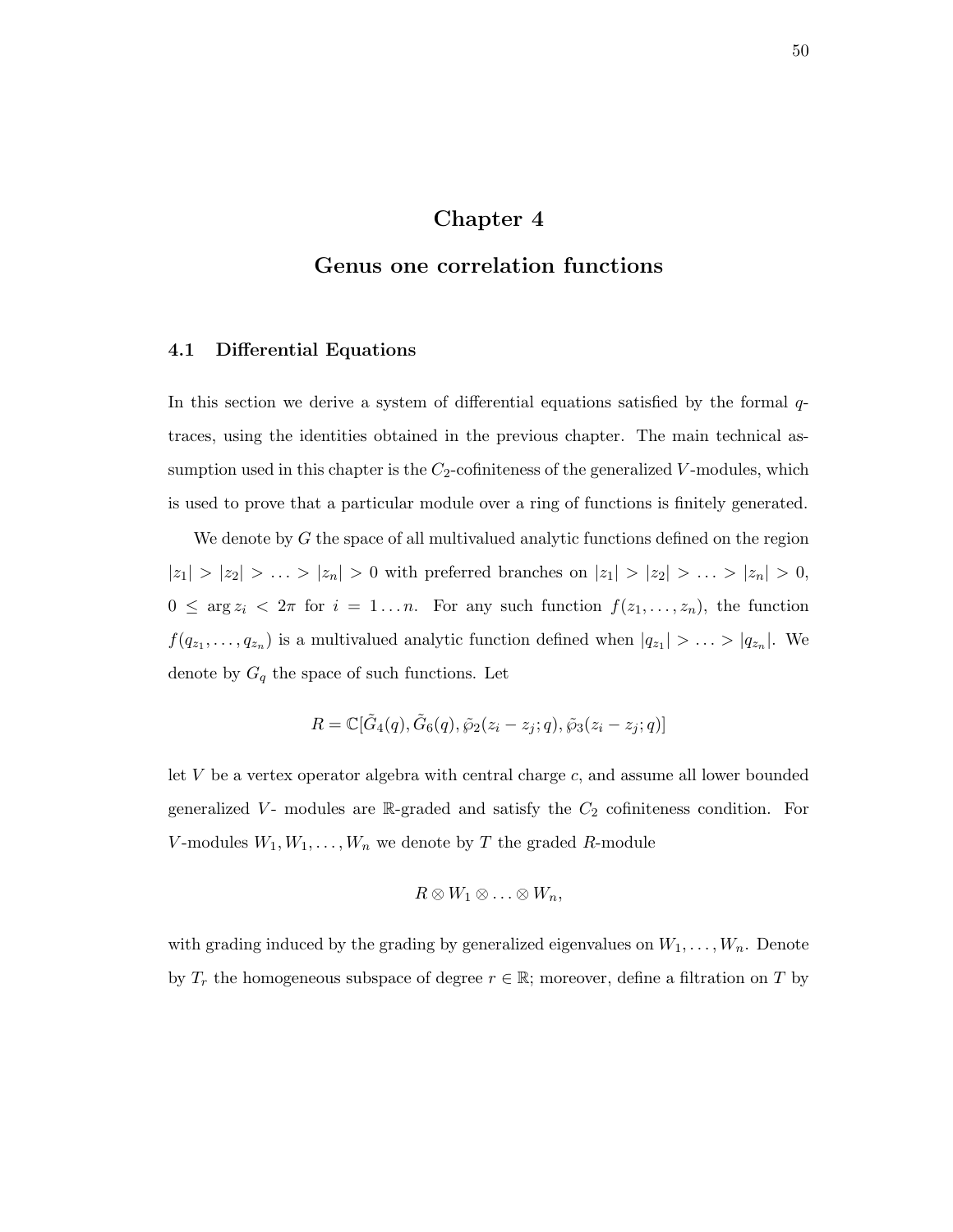# Chapter 4

# Genus one correlation functions

## 4.1 Differential Equations

In this section we derive a system of differential equations satisfied by the formal $q$-traces, using the identities obtained in the previous chapter. The main technical assumption used in this chapter is the $C_2$-cofiniteness of the generalized $V$-modules, which is used to prove that a particular module over a ring of functions is finitely generated.

We denote by $G$ the space of all multivalued analytic functions defined on the region $|z_1| > |z_2| > \ldots > |z_n| > 0$ with preferred branches on $|z_1| > |z_2| > \ldots > |z_n| > 0$, $0 \leq \arg z_i < 2\pi$ for $i = 1 \ldots n$. For any such function $f(z_1, \ldots, z_n)$, the function $f(q_{z_1}, \ldots, q_{z_n})$ is a multivalued analytic function defined when $|q_{z_1}| > \ldots > |q_{z_n}|$. We denote by $G_q$ the space of such functions. Let

$$R = \mathbb{C}[\tilde{G}_4(q), \tilde{G}_6(q), \tilde{\wp}_2(z_i - z_j; q), \tilde{\wp}_3(z_i - z_j; q)]$$

let $V$ be a vertex operator algebra with central charge $c$, and assume all lower bounded generalized $V$- modules are $\mathbb{R}$-graded and satisfy the $C_2$ cofiniteness condition. For $V$-modules $W_1, W_1, \ldots, W_n$ we denote by $T$ the graded $R$-module

$$R \otimes W_1 \otimes \ldots \otimes W_n,$$

with grading induced by the grading by generalized eigenvalues on $W_1, \ldots, W_n$. Denote by $T_r$ the homogeneous subspace of degree $r \in \mathbb{R}$; moreover, define a filtration on $T$ by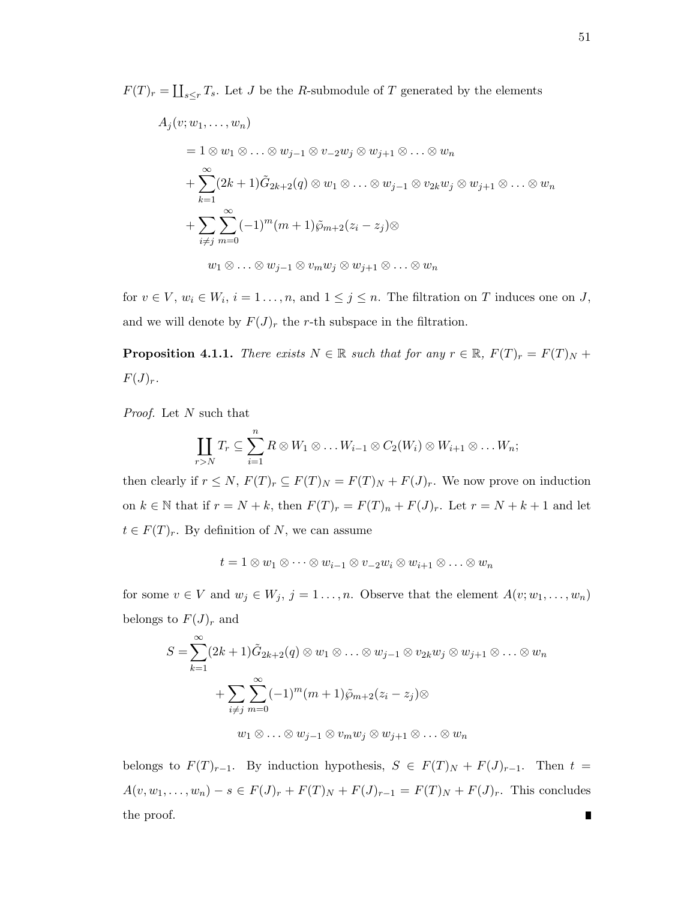$F(T)_r = \coprod_{s \leq r} T_s$. Let $J$ be the $R$-submodule of $T$ generated by the elements

$$
\begin{aligned}
&A_j(v; w_1, \ldots, w_n) \\
&\quad = 1 \otimes w_1 \otimes \ldots \otimes w_{j-1} \otimes v_{-2} w_j \otimes w_{j+1} \otimes \ldots \otimes w_n \\
&\quad + \sum_{k=1}^{\infty} (2k+1) \tilde{G}_{2k+2}(q) \otimes w_1 \otimes \ldots \otimes w_{j-1} \otimes v_{2k} w_j \otimes w_{j+1} \otimes \ldots \otimes w_n \\
&\quad + \sum_{i \neq j} \sum_{m=0}^{\infty} (-1)^m (m+1) \tilde{\wp}_{m+2}(z_i - z_j) \otimes \\
&\qquad w_1 \otimes \ldots \otimes w_{j-1} \otimes v_m w_j \otimes w_{j+1} \otimes \ldots \otimes w_n
\end{aligned}
$$

for $v \in V$, $w_i \in W_i$, $i = 1 \ldots, n$, and $1 \leq j \leq n$. The filtration on $T$ induces one on $J$, and we will denote by $F(J)_r$ the $r$-th subspace in the filtration.

**Proposition 4.1.1.** *There exists $N \in \mathbb{R}$ such that for any $r \in \mathbb{R}$, $F(T)_r = F(T)_N + F(J)_r$.*

*Proof.* Let $N$ such that

$$
\coprod_{r > N} T_r \subseteq \sum_{i=1}^{n} R \otimes W_1 \otimes \ldots W_{i-1} \otimes C_2(W_i) \otimes W_{i+1} \otimes \ldots W_n;
$$

then clearly if $r \leq N$, $F(T)_r \subseteq F(T)_N = F(T)_N + F(J)_r$. We now prove on induction on $k \in \mathbb{N}$ that if $r = N + k$, then $F(T)_r = F(T)_n + F(J)_r$. Let $r = N + k + 1$ and let $t \in F(T)_r$. By definition of $N$, we can assume

$$
t = 1 \otimes w_1 \otimes \cdots \otimes w_{i-1} \otimes v_{-2} w_i \otimes w_{i+1} \otimes \ldots \otimes w_n
$$

for some $v \in V$ and $w_j \in W_j$, $j = 1 \ldots, n$. Observe that the element $A(v; w_1, \ldots, w_n)$ belongs to $F(J)_r$ and

$$
\begin{aligned}
S = &\sum_{k=1}^{\infty} (2k+1) \tilde{G}_{2k+2}(q) \otimes w_1 \otimes \ldots \otimes w_{j-1} \otimes v_{2k} w_j \otimes w_{j+1} \otimes \ldots \otimes w_n \\
&+ \sum_{i \neq j} \sum_{m=0}^{\infty} (-1)^m (m+1) \tilde{\wp}_{m+2}(z_i - z_j) \otimes \\
&\qquad w_1 \otimes \ldots \otimes w_{j-1} \otimes v_m w_j \otimes w_{j+1} \otimes \ldots \otimes w_n
\end{aligned}
$$

belongs to $F(T)_{r-1}$. By induction hypothesis, $S \in F(T)_N + F(J)_{r-1}$. Then $t = A(v, w_1, \ldots, w_n) - s \in F(J)_r + F(T)_N + F(J)_{r-1} = F(T)_N + F(J)_r$. This concludes the proof. ∎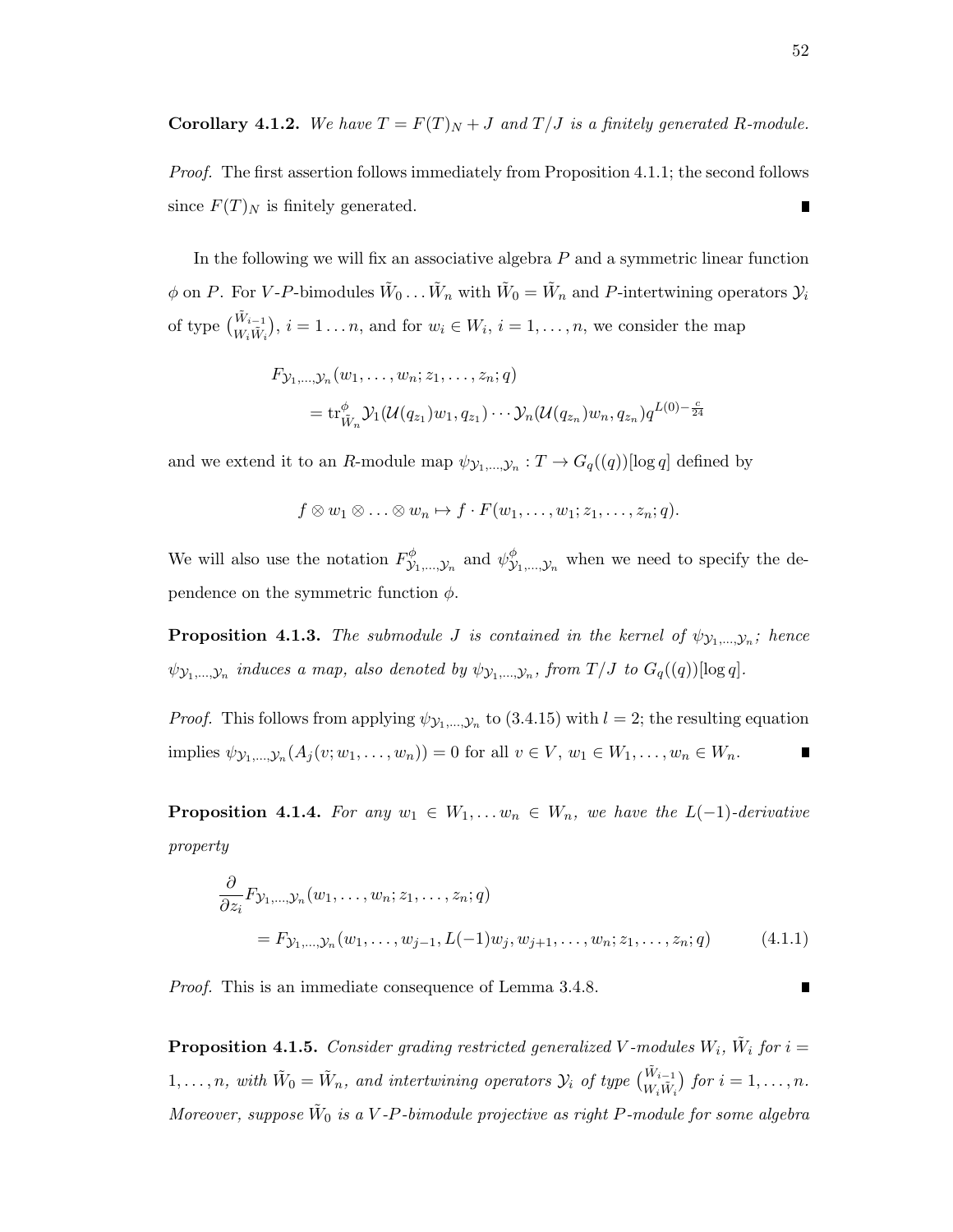**Corollary 4.1.2.** *We have $T = F(T)_N + J$ and $T/J$ is a finitely generated $R$-module.*

*Proof.* The first assertion follows immediately from Proposition 4.1.1; the second follows since $F(T)_N$ is finitely generated. ∎

In the following we will fix an associative algebra $P$ and a symmetric linear function $\phi$ on $P$. For $V$-$P$-bimodules $\tilde{W}_0 \ldots \tilde{W}_n$ with $\tilde{W}_0 = \tilde{W}_n$ and $P$-intertwining operators $\mathcal{Y}_i$ of type $\binom{\tilde{W}_{i-1}}{W_i \tilde{W}_i}$, $i = 1 \ldots n$, and for $w_i \in W_i$, $i = 1, \ldots, n$, we consider the map

$$
\begin{aligned}
&F_{\mathcal{Y}_1,\ldots,\mathcal{Y}_n}(w_1, \ldots, w_n; z_1, \ldots, z_n; q) \\
&\quad = \mathrm{tr}^{\phi}_{\tilde{W}_n} \mathcal{Y}_1(\mathcal{U}(q_{z_1})w_1, q_{z_1}) \cdots \mathcal{Y}_n(\mathcal{U}(q_{z_n})w_n, q_{z_n}) q^{L(0)-\frac{c}{24}}
\end{aligned}
$$

and we extend it to an $R$-module map $\psi_{\mathcal{Y}_1,\ldots,\mathcal{Y}_n} : T \to G_q((q))[\log q]$ defined by

$$
f \otimes w_1 \otimes \ldots \otimes w_n \mapsto f \cdot F(w_1, \ldots, w_1; z_1, \ldots, z_n; q).
$$

We will also use the notation $F^{\phi}_{\mathcal{Y}_1,\ldots,\mathcal{Y}_n}$ and $\psi^{\phi}_{\mathcal{Y}_1,\ldots,\mathcal{Y}_n}$ when we need to specify the dependence on the symmetric function $\phi$.

**Proposition 4.1.3.** *The submodule $J$ is contained in the kernel of $\psi_{\mathcal{Y}_1,\ldots,\mathcal{Y}_n}$; hence $\psi_{\mathcal{Y}_1,\ldots,\mathcal{Y}_n}$ induces a map, also denoted by $\psi_{\mathcal{Y}_1,\ldots,\mathcal{Y}_n}$, from $T/J$ to $G_q((q))[\log q]$.*

*Proof.* This follows from applying $\psi_{\mathcal{Y}_1,\ldots,\mathcal{Y}_n}$ to (3.4.15) with $l = 2$; the resulting equation implies $\psi_{\mathcal{Y}_1,\ldots,\mathcal{Y}_n}(A_j(v; w_1, \ldots, w_n)) = 0$ for all $v \in V$, $w_1 \in W_1, \ldots, w_n \in W_n$. ∎

**Proposition 4.1.4.** *For any $w_1 \in W_1, \ldots w_n \in W_n$, we have the $L(-1)$-derivative property*

$$
\begin{aligned}
&\frac{\partial}{\partial z_i} F_{\mathcal{Y}_1,\ldots,\mathcal{Y}_n}(w_1, \ldots, w_n; z_1, \ldots, z_n; q) \\
&\quad = F_{\mathcal{Y}_1,\ldots,\mathcal{Y}_n}(w_1, \ldots, w_{j-1}, L(-1)w_j, w_{j+1}, \ldots, w_n; z_1, \ldots, z_n; q)
\end{aligned}
\tag{4.1.1}
$$

*Proof.* This is an immediate consequence of Lemma 3.4.8. ∎

**Proposition 4.1.5.** *Consider grading restricted generalized $V$-modules $W_i$, $\tilde{W}_i$ for $i = 1, \ldots, n$, with $\tilde{W}_0 = \tilde{W}_n$, and intertwining operators $\mathcal{Y}_i$ of type $\binom{\tilde{W}_{i-1}}{W_i \tilde{W}_i}$ for $i = 1, \ldots, n$. Moreover, suppose $\tilde{W}_0$ is a $V$-$P$-bimodule projective as right $P$-module for some algebra*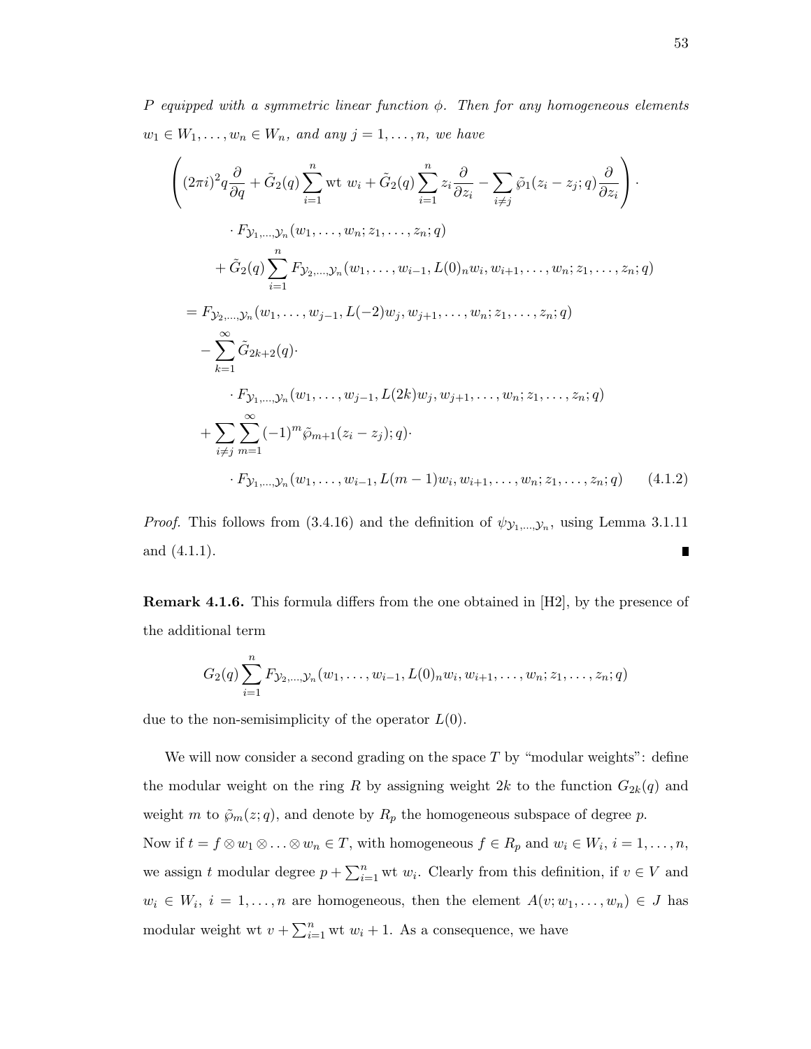*$P$ equipped with a symmetric linear function $\phi$. Then for any homogeneous elements $w_1 \in W_1, \ldots, w_n \in W_n$, and any $j = 1, \ldots, n$, we have*

$$
\begin{aligned}
&\left( (2\pi i)^2 q \frac{\partial}{\partial q} + \tilde{G}_2(q) \sum_{i=1}^{n} \text{wt } w_i + \tilde{G}_2(q) \sum_{i=1}^{n} z_i \frac{\partial}{\partial z_i} - \sum_{i \neq j} \tilde{\wp}_1(z_i - z_j; q) \frac{\partial}{\partial z_i} \right) \cdot \\
&\qquad \cdot F_{\mathcal{Y}_1, \ldots, \mathcal{Y}_n}(w_1, \ldots, w_n; z_1, \ldots, z_n; q) \\
&\qquad + \tilde{G}_2(q) \sum_{i=1}^{n} F_{\mathcal{Y}_2, \ldots, \mathcal{Y}_n}(w_1, \ldots, w_{i-1}, L(0)_n w_i, w_{i+1}, \ldots, w_n; z_1, \ldots, z_n; q) \\
&= F_{\mathcal{Y}_2, \ldots, \mathcal{Y}_n}(w_1, \ldots, w_{j-1}, L(-2) w_j, w_{j+1}, \ldots, w_n; z_1, \ldots, z_n; q) \\
&\quad - \sum_{k=1}^{\infty} \tilde{G}_{2k+2}(q) \cdot \\
&\qquad \cdot F_{\mathcal{Y}_1, \ldots, \mathcal{Y}_n}(w_1, \ldots, w_{j-1}, L(2k) w_j, w_{j+1}, \ldots, w_n; z_1, \ldots, z_n; q) \\
&\quad + \sum_{i \neq j} \sum_{m=1}^{\infty} (-1)^m \tilde{\wp}_{m+1}(z_i - z_j); q) \cdot \\
&\qquad \cdot F_{\mathcal{Y}_1, \ldots, \mathcal{Y}_n}(w_1, \ldots, w_{i-1}, L(m-1) w_i, w_{i+1}, \ldots, w_n; z_1, \ldots, z_n; q)
\end{aligned}
\tag{4.1.2}
$$

*Proof.* This follows from (3.4.16) and the definition of $\psi_{\mathcal{Y}_1, \ldots, \mathcal{Y}_n}$, using Lemma 3.1.11 and (4.1.1). ∎

**Remark 4.1.6.** This formula differs from the one obtained in [H2], by the presence of the additional term

$$
G_2(q) \sum_{i=1}^{n} F_{\mathcal{Y}_2, \ldots, \mathcal{Y}_n}(w_1, \ldots, w_{i-1}, L(0)_n w_i, w_{i+1}, \ldots, w_n; z_1, \ldots, z_n; q)
$$

due to the non-semisimplicity of the operator $L(0)$.

We will now consider a second grading on the space $T$ by "modular weights": define the modular weight on the ring $R$ by assigning weight $2k$ to the function $G_{2k}(q)$ and weight $m$ to $\tilde{\wp}_m(z; q)$, and denote by $R_p$ the homogeneous subspace of degree $p$.
Now if $t = f \otimes w_1 \otimes \ldots \otimes w_n \in T$, with homogeneous $f \in R_p$ and $w_i \in W_i$, $i = 1, \ldots, n$, we assign $t$ modular degree $p + \sum_{i=1}^{n} \text{wt } w_i$. Clearly from this definition, if $v \in V$ and $w_i \in W_i$, $i = 1, \ldots, n$ are homogeneous, then the element $A(v; w_1, \ldots, w_n) \in J$ has modular weight $\text{wt } v + \sum_{i=1}^{n} \text{wt } w_i + 1$. As a consequence, we have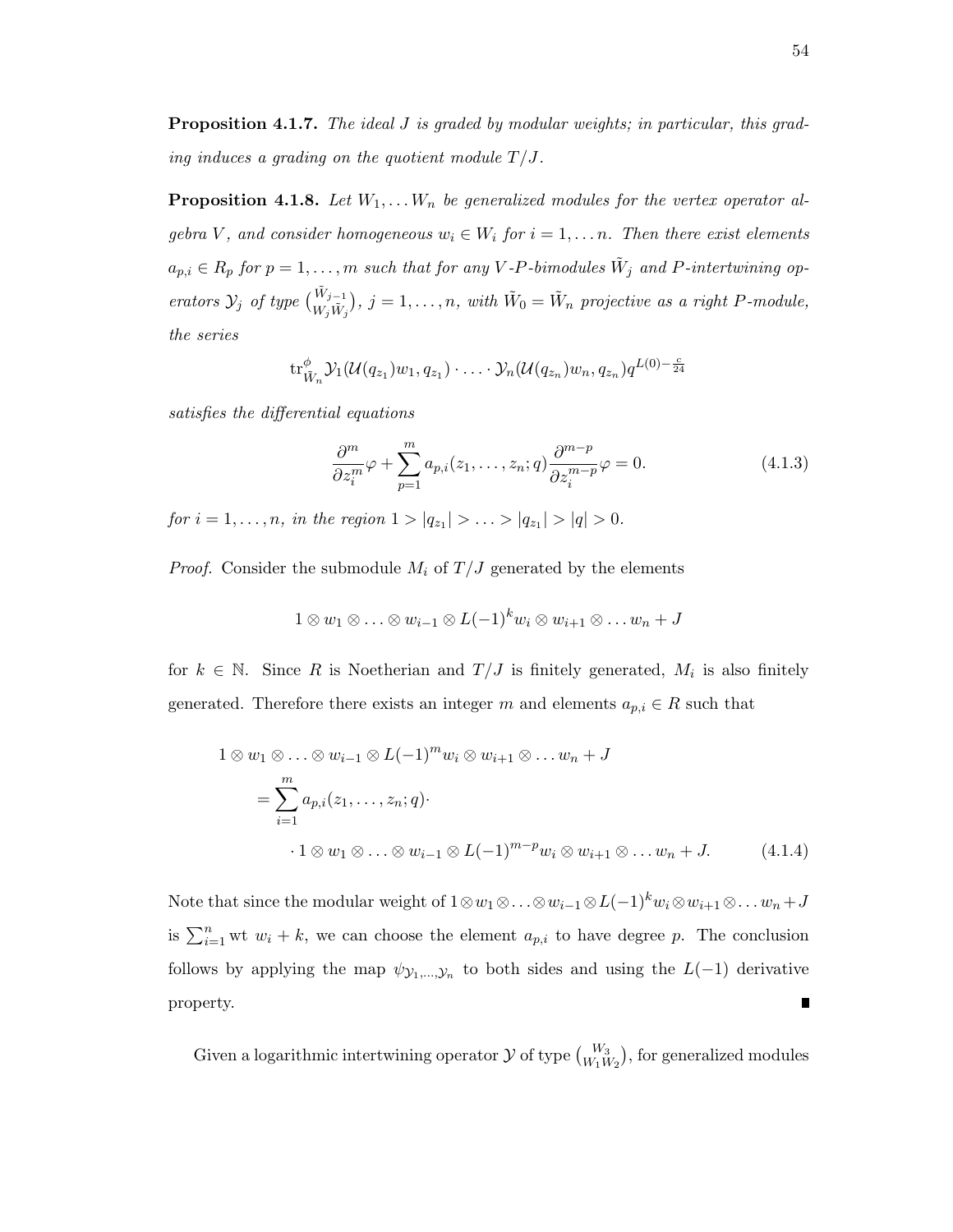**Proposition 4.1.7.** *The ideal $J$ is graded by modular weights; in particular, this grading induces a grading on the quotient module $T/J$.*

**Proposition 4.1.8.** *Let $W_1, \ldots W_n$ be generalized modules for the vertex operator algebra $V$, and consider homogeneous $w_i \in W_i$ for $i = 1, \ldots n$. Then there exist elements $a_{p,i} \in R_p$ for $p = 1, \ldots, m$ such that for any $V$-$P$-bimodules $\tilde{W}_j$ and $P$-intertwining operators $\mathcal{Y}_j$ of type $\binom{\tilde{W}_{j-1}}{W_j \tilde{W}_j}$, $j = 1, \ldots, n$, with $\tilde{W}_0 = \tilde{W}_n$ projective as a right $P$-module, the series*

$$\mathrm{tr}^{\phi}_{\tilde{W}_n} \mathcal{Y}_1(\mathcal{U}(q_{z_1})w_1, q_{z_1}) \cdot \ldots \cdot \mathcal{Y}_n(\mathcal{U}(q_{z_n})w_n, q_{z_n}) q^{L(0) - \frac{c}{24}}$$

*satisfies the differential equations*

$$\frac{\partial^m}{\partial z_i^m}\varphi + \sum_{p=1}^{m} a_{p,i}(z_1, \ldots, z_n; q) \frac{\partial^{m-p}}{\partial z_i^{m-p}}\varphi = 0. \tag{4.1.3}$$

*for $i = 1, \ldots, n$, in the region $1 > |q_{z_1}| > \ldots > |q_{z_1}| > |q| > 0$.*

*Proof.* Consider the submodule $M_i$ of $T/J$ generated by the elements

$$1 \otimes w_1 \otimes \ldots \otimes w_{i-1} \otimes L(-1)^k w_i \otimes w_{i+1} \otimes \ldots w_n + J$$

for $k \in \mathbb{N}$. Since $R$ is Noetherian and $T/J$ is finitely generated, $M_i$ is also finitely generated. Therefore there exists an integer $m$ and elements $a_{p,i} \in R$ such that

$$\begin{aligned}
1 \otimes w_1 \otimes \ldots \otimes w_{i-1} \otimes L(-1)^m w_i \otimes w_{i+1} \otimes \ldots w_n + J \\
= \sum_{i=1}^{m} a_{p,i}(z_1, \ldots, z_n; q) \cdot \\
\cdot 1 \otimes w_1 \otimes \ldots \otimes w_{i-1} \otimes L(-1)^{m-p} w_i \otimes w_{i+1} \otimes \ldots w_n + J.
\end{aligned} \tag{4.1.4}$$

Note that since the modular weight of $1 \otimes w_1 \otimes \ldots \otimes w_{i-1} \otimes L(-1)^k w_i \otimes w_{i+1} \otimes \ldots w_n + J$ is $\sum_{i=1}^{n} \mathrm{wt}\ w_i + k$, we can choose the element $a_{p,i}$ to have degree $p$. The conclusion follows by applying the map $\psi_{\mathcal{Y}_1, \ldots, \mathcal{Y}_n}$ to both sides and using the $L(-1)$ derivative property. ∎

Given a logarithmic intertwining operator $\mathcal{Y}$ of type $\binom{W_3}{W_1 W_2}$, for generalized modules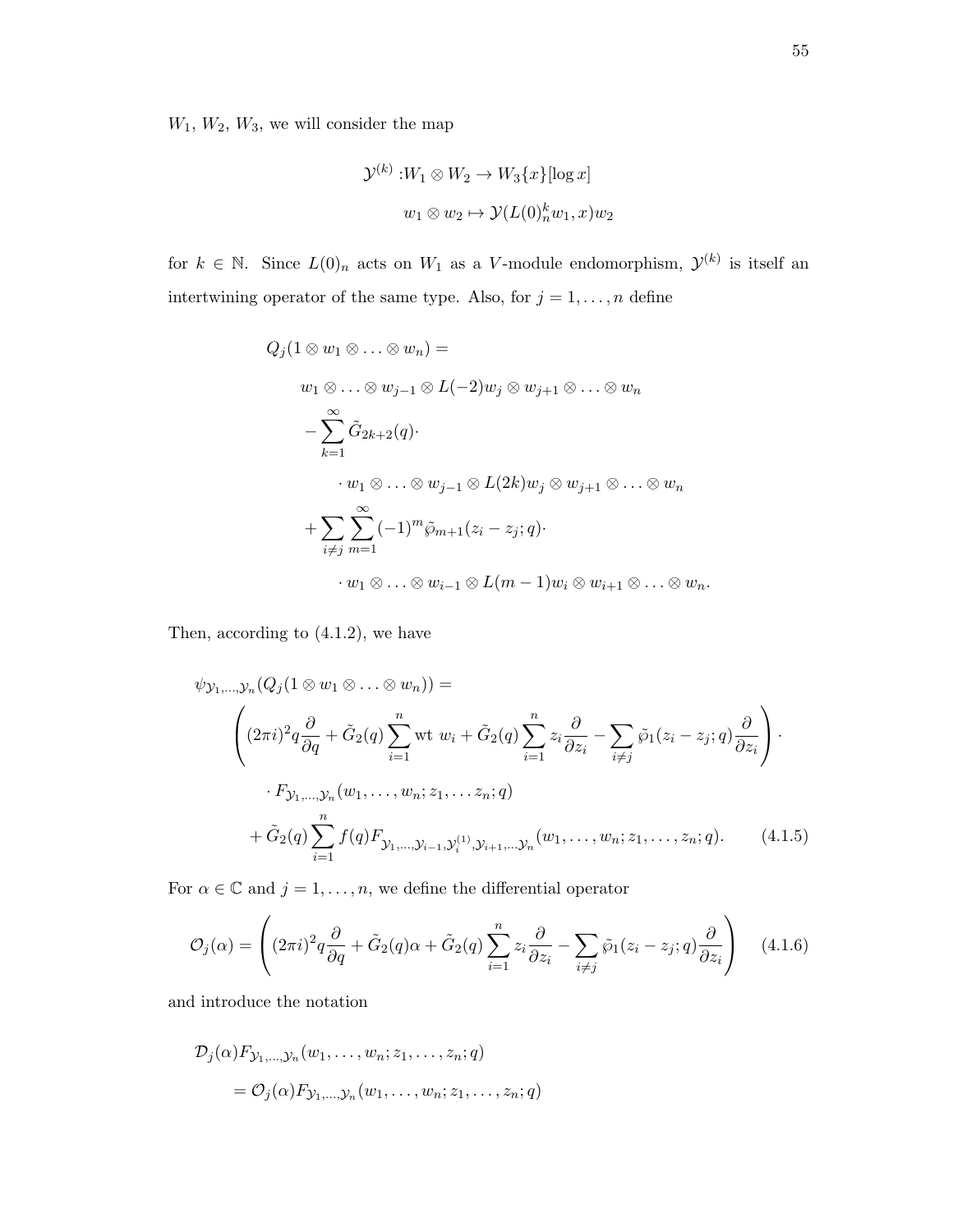$W_1$, $W_2$, $W_3$, we will consider the map

$$
\begin{aligned}
\mathcal{Y}^{(k)} : & W_1 \otimes W_2 \to W_3\{x\}[\log x] \\
& w_1 \otimes w_2 \mapsto \mathcal{Y}(L(0)_n^k w_1, x) w_2
\end{aligned}
$$

for $k \in \mathbb{N}$. Since $L(0)_n$ acts on $W_1$ as a $V$-module endomorphism, $\mathcal{Y}^{(k)}$ is itself an intertwining operator of the same type. Also, for $j = 1, \ldots, n$ define

$$
\begin{aligned}
& Q_j(1 \otimes w_1 \otimes \ldots \otimes w_n) = \\
& \quad w_1 \otimes \ldots \otimes w_{j-1} \otimes L(-2) w_j \otimes w_{j+1} \otimes \ldots \otimes w_n \\
& \quad - \sum_{k=1}^{\infty} \tilde{G}_{2k+2}(q) \cdot \\
& \qquad \cdot w_1 \otimes \ldots \otimes w_{j-1} \otimes L(2k) w_j \otimes w_{j+1} \otimes \ldots \otimes w_n \\
& \quad + \sum_{i \neq j} \sum_{m=1}^{\infty} (-1)^m \tilde{\wp}_{m+1}(z_i - z_j; q) \cdot \\
& \qquad \cdot w_1 \otimes \ldots \otimes w_{i-1} \otimes L(m-1) w_i \otimes w_{i+1} \otimes \ldots \otimes w_n.
\end{aligned}
$$

Then, according to (4.1.2), we have

$$
\begin{aligned}
& \psi_{\mathcal{Y}_1, \ldots, \mathcal{Y}_n}(Q_j(1 \otimes w_1 \otimes \ldots \otimes w_n)) = \\
& \quad \left( (2\pi i)^2 q \frac{\partial}{\partial q} + \tilde{G}_2(q) \sum_{i=1}^{n} \text{wt } w_i + \tilde{G}_2(q) \sum_{i=1}^{n} z_i \frac{\partial}{\partial z_i} - \sum_{i \neq j} \tilde{\wp}_1(z_i - z_j; q) \frac{\partial}{\partial z_i} \right) \cdot \\
& \qquad \cdot F_{\mathcal{Y}_1, \ldots, \mathcal{Y}_n}(w_1, \ldots, w_n; z_1, \ldots z_n; q) \\
& \qquad + \tilde{G}_2(q) \sum_{i=1}^{n} f(q) F_{\mathcal{Y}_1, \ldots, \mathcal{Y}_{i-1}, \mathcal{Y}_i^{(1)}, \mathcal{Y}_{i+1}, \ldots \mathcal{Y}_n}(w_1, \ldots, w_n; z_1, \ldots, z_n; q). \qquad (4.1.5)
\end{aligned}
$$

For $\alpha \in \mathbb{C}$ and $j = 1, \ldots, n$, we define the differential operator

$$
\mathcal{O}_j(\alpha) = \left( (2\pi i)^2 q \frac{\partial}{\partial q} + \tilde{G}_2(q) \alpha + \tilde{G}_2(q) \sum_{i=1}^{n} z_i \frac{\partial}{\partial z_i} - \sum_{i \neq j} \tilde{\wp}_1(z_i - z_j; q) \frac{\partial}{\partial z_i} \right) \qquad (4.1.6)
$$

and introduce the notation

$$
\begin{aligned}
& \mathcal{D}_j(\alpha) F_{\mathcal{Y}_1, \ldots, \mathcal{Y}_n}(w_1, \ldots, w_n; z_1, \ldots, z_n; q) \\
& \quad = \mathcal{O}_j(\alpha) F_{\mathcal{Y}_1, \ldots, \mathcal{Y}_n}(w_1, \ldots, w_n; z_1, \ldots, z_n; q)
\end{aligned}
$$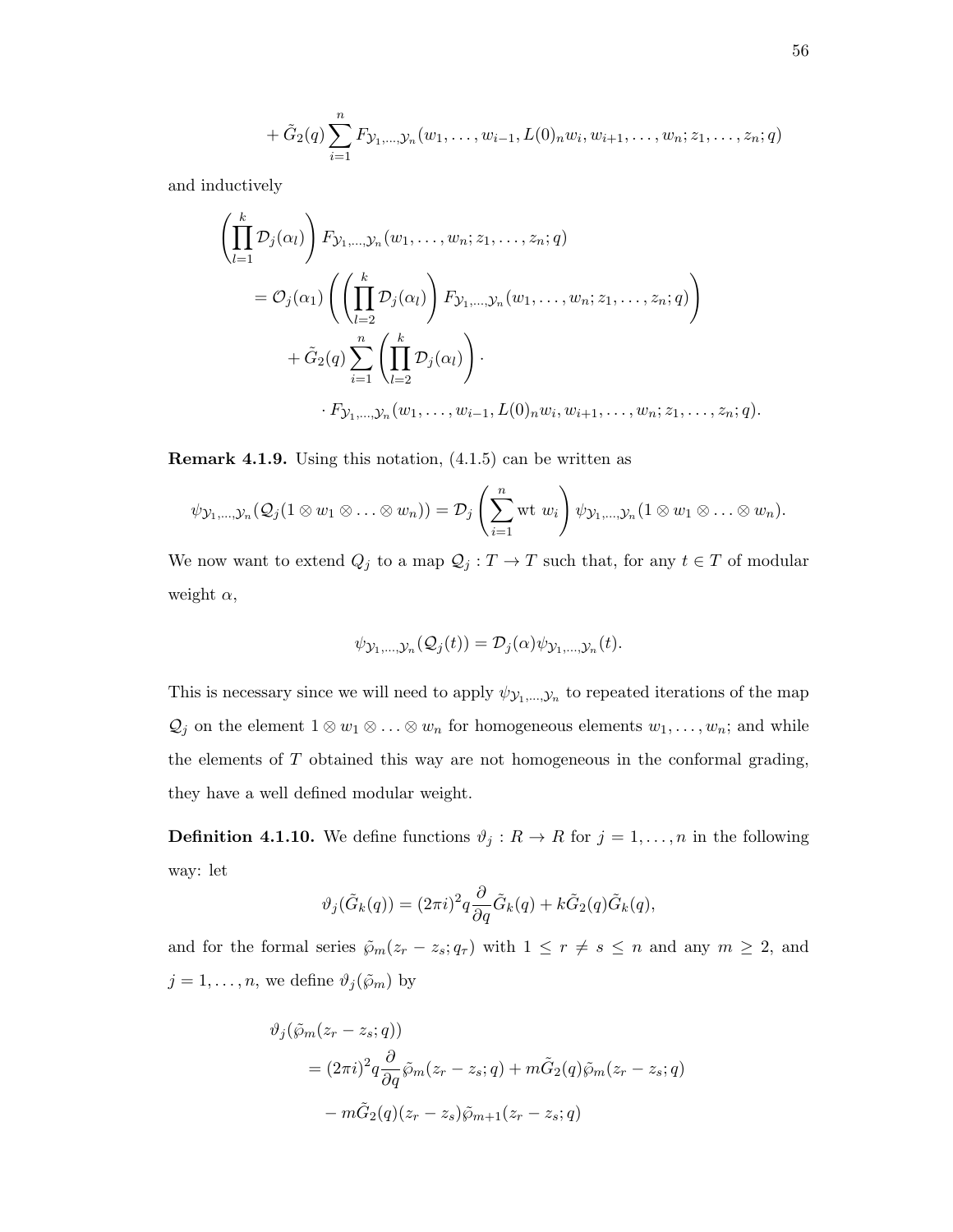$$
+ \tilde{G}_2(q) \sum_{i=1}^{n} F_{\mathcal{Y}_1,\ldots,\mathcal{Y}_n}(w_1, \ldots, w_{i-1}, L(0)_n w_i, w_{i+1}, \ldots, w_n; z_1, \ldots, z_n; q)
$$

and inductively

$$
\begin{aligned}
&\left( \prod_{l=1}^{k} \mathcal{D}_j(\alpha_l) \right) F_{\mathcal{Y}_1,\ldots,\mathcal{Y}_n}(w_1, \ldots, w_n; z_1, \ldots, z_n; q) \\
&\quad = \mathcal{O}_j(\alpha_1) \left( \left( \prod_{l=2}^{k} \mathcal{D}_j(\alpha_l) \right) F_{\mathcal{Y}_1,\ldots,\mathcal{Y}_n}(w_1, \ldots, w_n; z_1, \ldots, z_n; q) \right) \\
&\qquad + \tilde{G}_2(q) \sum_{i=1}^{n} \left( \prod_{l=2}^{k} \mathcal{D}_j(\alpha_l) \right) \cdot \\
&\qquad\qquad \cdot F_{\mathcal{Y}_1,\ldots,\mathcal{Y}_n}(w_1, \ldots, w_{i-1}, L(0)_n w_i, w_{i+1}, \ldots, w_n; z_1, \ldots, z_n; q).
\end{aligned}
$$

**Remark 4.1.9.** Using this notation, (4.1.5) can be written as

$$
\psi_{\mathcal{Y}_1,\ldots,\mathcal{Y}_n}(\mathcal{Q}_j(1 \otimes w_1 \otimes \ldots \otimes w_n)) = \mathcal{D}_j \left( \sum_{i=1}^{n} \text{wt } w_i \right) \psi_{\mathcal{Y}_1,\ldots,\mathcal{Y}_n}(1 \otimes w_1 \otimes \ldots \otimes w_n).
$$

We now want to extend $Q_j$ to a map $\mathcal{Q}_j : T \to T$ such that, for any $t \in T$ of modular weight $\alpha$,

$$
\psi_{\mathcal{Y}_1,\ldots,\mathcal{Y}_n}(\mathcal{Q}_j(t)) = \mathcal{D}_j(\alpha) \psi_{\mathcal{Y}_1,\ldots,\mathcal{Y}_n}(t).
$$

This is necessary since we will need to apply $\psi_{\mathcal{Y}_1,\ldots,\mathcal{Y}_n}$ to repeated iterations of the map $\mathcal{Q}_j$ on the element $1 \otimes w_1 \otimes \ldots \otimes w_n$ for homogeneous elements $w_1, \ldots, w_n$; and while the elements of $T$ obtained this way are not homogeneous in the conformal grading, they have a well defined modular weight.

**Definition 4.1.10.** We define functions $\vartheta_j : R \to R$ for $j = 1, \ldots, n$ in the following way: let

$$
\vartheta_j(\tilde{G}_k(q)) = (2\pi i)^2 q \frac{\partial}{\partial q} \tilde{G}_k(q) + k \tilde{G}_2(q) \tilde{G}_k(q),
$$

and for the formal series $\tilde{\wp}_m(z_r - z_s; q_\tau)$ with $1 \le r \ne s \le n$ and any $m \ge 2$, and $j = 1, \ldots, n$, we define $\vartheta_j(\tilde{\wp}_m)$ by

$$
\begin{aligned}
&\vartheta_j(\tilde{\wp}_m(z_r - z_s; q)) \\
&\quad = (2\pi i)^2 q \frac{\partial}{\partial q} \tilde{\wp}_m(z_r - z_s; q) + m \tilde{G}_2(q) \tilde{\wp}_m(z_r - z_s; q) \\
&\quad - m \tilde{G}_2(q)(z_r - z_s) \tilde{\wp}_{m+1}(z_r - z_s; q)
\end{aligned}
$$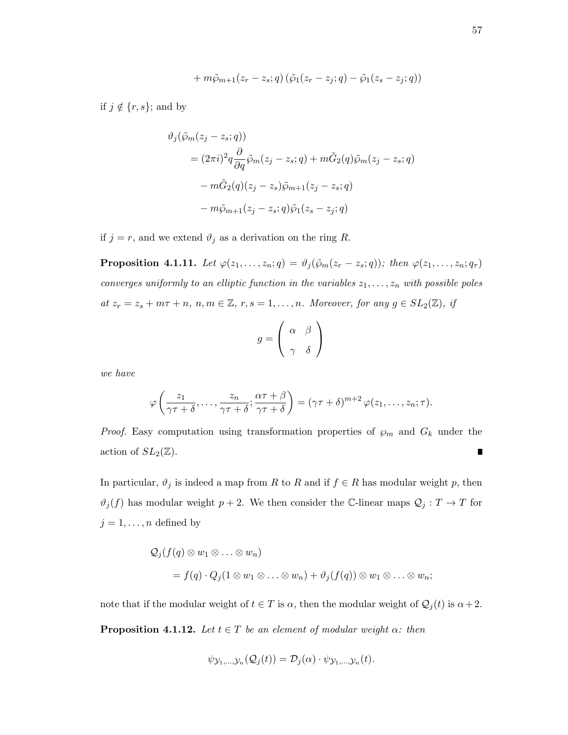$$+ m\tilde{\wp}_{m+1}(z_r - z_s; q)\left(\tilde{\wp}_1(z_r - z_j; q) - \tilde{\wp}_1(z_s - z_j; q)\right)$$

if $j \notin \{r, s\}$; and by

$$\begin{aligned}
&\vartheta_j(\tilde{\wp}_m(z_j - z_s; q)) \\
&\quad = (2\pi i)^2 q \frac{\partial}{\partial q}\tilde{\wp}_m(z_j - z_s; q) + m\tilde{G}_2(q)\tilde{\wp}_m(z_j - z_s; q) \\
&\quad\quad - m\tilde{G}_2(q)(z_j - z_s)\tilde{\wp}_{m+1}(z_j - z_s; q) \\
&\quad\quad - m\tilde{\wp}_{m+1}(z_j - z_s; q)\tilde{\wp}_1(z_s - z_j; q)
\end{aligned}$$

if $j = r$, and we extend $\vartheta_j$ as a derivation on the ring $R$.

**Proposition 4.1.11.** *Let $\varphi(z_1, \ldots, z_n; q) = \vartheta_j(\tilde{\wp}_m(z_r - z_s; q))$; then $\varphi(z_1, \ldots, z_n; q_\tau)$ converges uniformly to an elliptic function in the variables $z_1, \ldots, z_n$ with possible poles at $z_r = z_s + m\tau + n$, $n, m \in \mathbb{Z}$, $r, s = 1, \ldots, n$. Moreover, for any $g \in SL_2(\mathbb{Z})$, if*

$$g = \begin{pmatrix} \alpha & \beta \\ \gamma & \delta \end{pmatrix}$$

*we have*

$$\varphi\left(\frac{z_1}{\gamma\tau + \delta}, \ldots, \frac{z_n}{\gamma\tau + \delta}; \frac{\alpha\tau + \beta}{\gamma\tau + \delta}\right) = (\gamma\tau + \delta)^{m+2}\,\varphi(z_1, \ldots, z_n; \tau).$$

*Proof.* Easy computation using transformation properties of $\wp_m$ and $G_k$ under the action of $SL_2(\mathbb{Z})$. ∎

In particular, $\vartheta_j$ is indeed a map from $R$ to $R$ and if $f \in R$ has modular weight $p$, then $\vartheta_j(f)$ has modular weight $p + 2$. We then consider the $\mathbb{C}$-linear maps $\mathcal{Q}_j : T \to T$ for $j = 1, \ldots, n$ defined by

$$\begin{aligned}
&\mathcal{Q}_j(f(q) \otimes w_1 \otimes \ldots \otimes w_n) \\
&\quad = f(q) \cdot Q_j(1 \otimes w_1 \otimes \ldots \otimes w_n) + \vartheta_j(f(q)) \otimes w_1 \otimes \ldots \otimes w_n;
\end{aligned}$$

note that if the modular weight of $t \in T$ is $\alpha$, then the modular weight of $\mathcal{Q}_j(t)$ is $\alpha + 2$.

**Proposition 4.1.12.** *Let $t \in T$ be an element of modular weight $\alpha$: then*

$$\psi_{\mathcal{Y}_1, \ldots, \mathcal{Y}_n}(\mathcal{Q}_j(t)) = \mathcal{D}_j(\alpha) \cdot \psi_{\mathcal{Y}_1, \ldots, \mathcal{Y}_n}(t).$$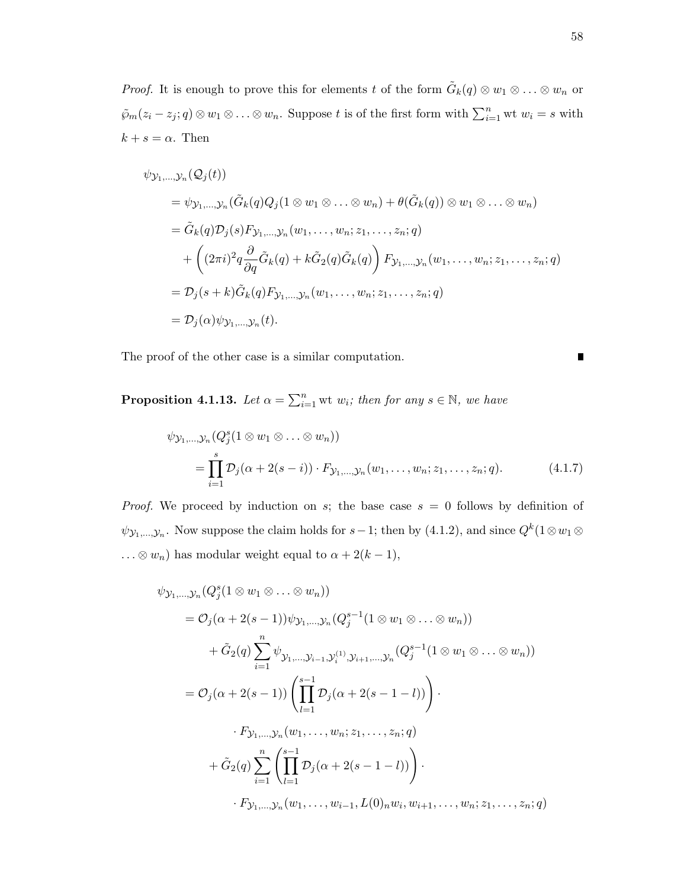*Proof.* It is enough to prove this for elements $t$ of the form $\tilde{G}_k(q) \otimes w_1 \otimes \ldots \otimes w_n$ or $\tilde{\wp}_m(z_i - z_j; q) \otimes w_1 \otimes \ldots \otimes w_n$. Suppose $t$ is of the first form with $\sum_{i=1}^n \text{wt } w_i = s$ with $k + s = \alpha$. Then

$$
\begin{aligned}
&\psi_{\mathcal{Y}_1,\ldots,\mathcal{Y}_n}(\mathcal{Q}_j(t)) \\
&\quad = \psi_{\mathcal{Y}_1,\ldots,\mathcal{Y}_n}(\tilde{G}_k(q)Q_j(1 \otimes w_1 \otimes \ldots \otimes w_n) + \theta(\tilde{G}_k(q)) \otimes w_1 \otimes \ldots \otimes w_n) \\
&\quad = \tilde{G}_k(q)\mathcal{D}_j(s)F_{\mathcal{Y}_1,\ldots,\mathcal{Y}_n}(w_1, \ldots, w_n; z_1, \ldots, z_n; q) \\
&\qquad + \left((2\pi i)^2 q \frac{\partial}{\partial q}\tilde{G}_k(q) + k\tilde{G}_2(q)\tilde{G}_k(q)\right) F_{\mathcal{Y}_1,\ldots,\mathcal{Y}_n}(w_1, \ldots, w_n; z_1, \ldots, z_n; q) \\
&\quad = \mathcal{D}_j(s+k)\tilde{G}_k(q)F_{\mathcal{Y}_1,\ldots,\mathcal{Y}_n}(w_1, \ldots, w_n; z_1, \ldots, z_n; q) \\
&\quad = \mathcal{D}_j(\alpha)\psi_{\mathcal{Y}_1,\ldots,\mathcal{Y}_n}(t).
\end{aligned}
$$

The proof of the other case is a similar computation. ∎

**Proposition 4.1.13.** *Let $\alpha = \sum_{i=1}^n \text{wt } w_i$; then for any $s \in \mathbb{N}$, we have*

$$
\begin{aligned}
&\psi_{\mathcal{Y}_1,\ldots,\mathcal{Y}_n}(Q_j^s(1 \otimes w_1 \otimes \ldots \otimes w_n)) \\
&\qquad = \prod_{i=1}^{s} \mathcal{D}_j(\alpha + 2(s-i)) \cdot F_{\mathcal{Y}_1,\ldots,\mathcal{Y}_n}(w_1, \ldots, w_n; z_1, \ldots, z_n; q). \qquad (4.1.7)
\end{aligned}
$$

*Proof.* We proceed by induction on $s$; the base case $s = 0$ follows by definition of $\psi_{\mathcal{Y}_1,\ldots,\mathcal{Y}_n}$. Now suppose the claim holds for $s-1$; then by (4.1.2), and since $Q^k(1 \otimes w_1 \otimes \ldots \otimes w_n)$ has modular weight equal to $\alpha + 2(k-1)$,

$$
\begin{aligned}
&\psi_{\mathcal{Y}_1,\ldots,\mathcal{Y}_n}(Q_j^s(1 \otimes w_1 \otimes \ldots \otimes w_n)) \\
&\quad = \mathcal{O}_j(\alpha + 2(s-1))\psi_{\mathcal{Y}_1,\ldots,\mathcal{Y}_n}(Q_j^{s-1}(1 \otimes w_1 \otimes \ldots \otimes w_n)) \\
&\qquad + \tilde{G}_2(q)\sum_{i=1}^n \psi_{\mathcal{Y}_1,\ldots,\mathcal{Y}_{i-1},\mathcal{Y}_i^{(1)},\mathcal{Y}_{i+1},\ldots,\mathcal{Y}_n}(Q_j^{s-1}(1 \otimes w_1 \otimes \ldots \otimes w_n)) \\
&\quad = \mathcal{O}_j(\alpha + 2(s-1))\left(\prod_{l=1}^{s-1}\mathcal{D}_j(\alpha + 2(s-1-l))\right) \cdot \\
&\qquad\qquad \cdot F_{\mathcal{Y}_1,\ldots,\mathcal{Y}_n}(w_1, \ldots, w_n; z_1, \ldots, z_n; q) \\
&\qquad + \tilde{G}_2(q)\sum_{i=1}^n \left(\prod_{l=1}^{s-1}\mathcal{D}_j(\alpha + 2(s-1-l))\right) \cdot \\
&\qquad\qquad \cdot F_{\mathcal{Y}_1,\ldots,\mathcal{Y}_n}(w_1, \ldots, w_{i-1}, L(0)_n w_i, w_{i+1}, \ldots, w_n; z_1, \ldots, z_n; q)
\end{aligned}
$$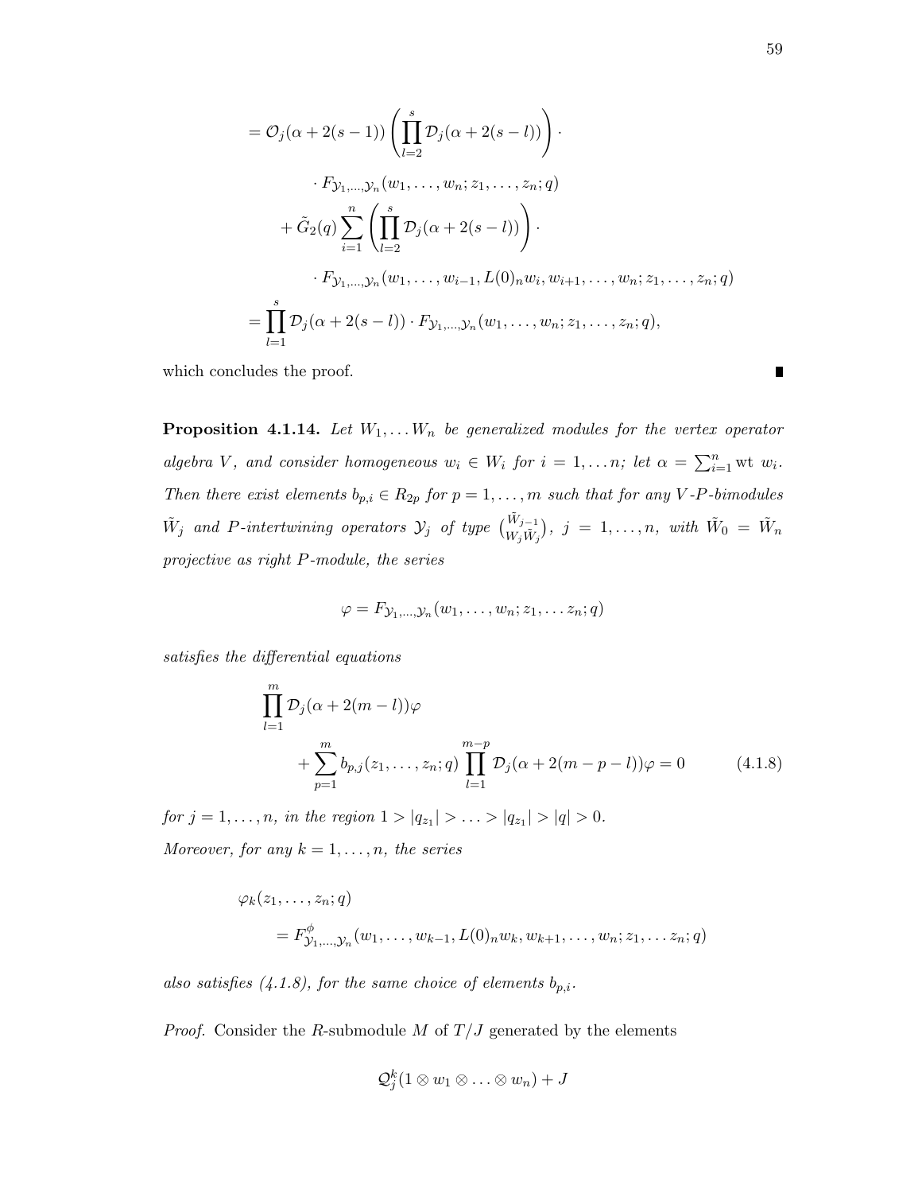$$
\begin{aligned}
&= \mathcal{O}_j(\alpha + 2(s-1)) \left( \prod_{l=2}^{s} \mathcal{D}_j(\alpha + 2(s-l)) \right) \cdot \\
&\qquad \cdot F_{\mathcal{Y}_1,\ldots,\mathcal{Y}_n}(w_1, \ldots, w_n; z_1, \ldots, z_n; q) \\
&\quad + \tilde{G}_2(q) \sum_{i=1}^{n} \left( \prod_{l=2}^{s} \mathcal{D}_j(\alpha + 2(s-l)) \right) \cdot \\
&\qquad \cdot F_{\mathcal{Y}_1,\ldots,\mathcal{Y}_n}(w_1, \ldots, w_{i-1}, L(0)_n w_i, w_{i+1}, \ldots, w_n; z_1, \ldots, z_n; q) \\
&= \prod_{l=1}^{s} \mathcal{D}_j(\alpha + 2(s-l)) \cdot F_{\mathcal{Y}_1,\ldots,\mathcal{Y}_n}(w_1, \ldots, w_n; z_1, \ldots, z_n; q),
\end{aligned}
$$

which concludes the proof. ∎

**Proposition 4.1.14.** *Let $W_1, \ldots W_n$ be generalized modules for the vertex operator algebra $V$, and consider homogeneous $w_i \in W_i$ for $i = 1, \ldots n$; let $\alpha = \sum_{i=1}^{n} \mathrm{wt}\ w_i$. Then there exist elements $b_{p,i} \in R_{2p}$ for $p = 1, \ldots, m$ such that for any $V$-$P$-bimodules $\tilde{W}_j$ and $P$-intertwining operators $\mathcal{Y}_j$ of type $\binom{\tilde{W}_{j-1}}{W_j \tilde{W}_j}$, $j = 1, \ldots, n$, with $\tilde{W}_0 = \tilde{W}_n$ projective as right $P$-module, the series*

$$
\varphi = F_{\mathcal{Y}_1,\ldots,\mathcal{Y}_n}(w_1, \ldots, w_n; z_1, \ldots z_n; q)
$$

*satisfies the differential equations*

$$
\begin{aligned}
&\prod_{l=1}^{m} \mathcal{D}_j(\alpha + 2(m-l))\varphi \\
&\qquad + \sum_{p=1}^{m} b_{p,j}(z_1, \ldots, z_n; q) \prod_{l=1}^{m-p} \mathcal{D}_j(\alpha + 2(m-p-l))\varphi = 0
\end{aligned}
\tag{4.1.8}
$$

*for $j = 1, \ldots, n$, in the region $1 > |q_{z_1}| > \ldots > |q_{z_1}| > |q| > 0$.*

*Moreover, for any $k = 1, \ldots, n$, the series*

$$
\begin{aligned}
&\varphi_k(z_1, \ldots, z_n; q) \\
&\qquad = F^{\phi}_{\mathcal{Y}_1,\ldots,\mathcal{Y}_n}(w_1, \ldots, w_{k-1}, L(0)_n w_k, w_{k+1}, \ldots, w_n; z_1, \ldots z_n; q)
\end{aligned}
$$

*also satisfies (4.1.8), for the same choice of elements $b_{p,i}$.*

*Proof.* Consider the $R$-submodule $M$ of $T/J$ generated by the elements

$$
\mathcal{Q}_j^k(1 \otimes w_1 \otimes \ldots \otimes w_n) + J
$$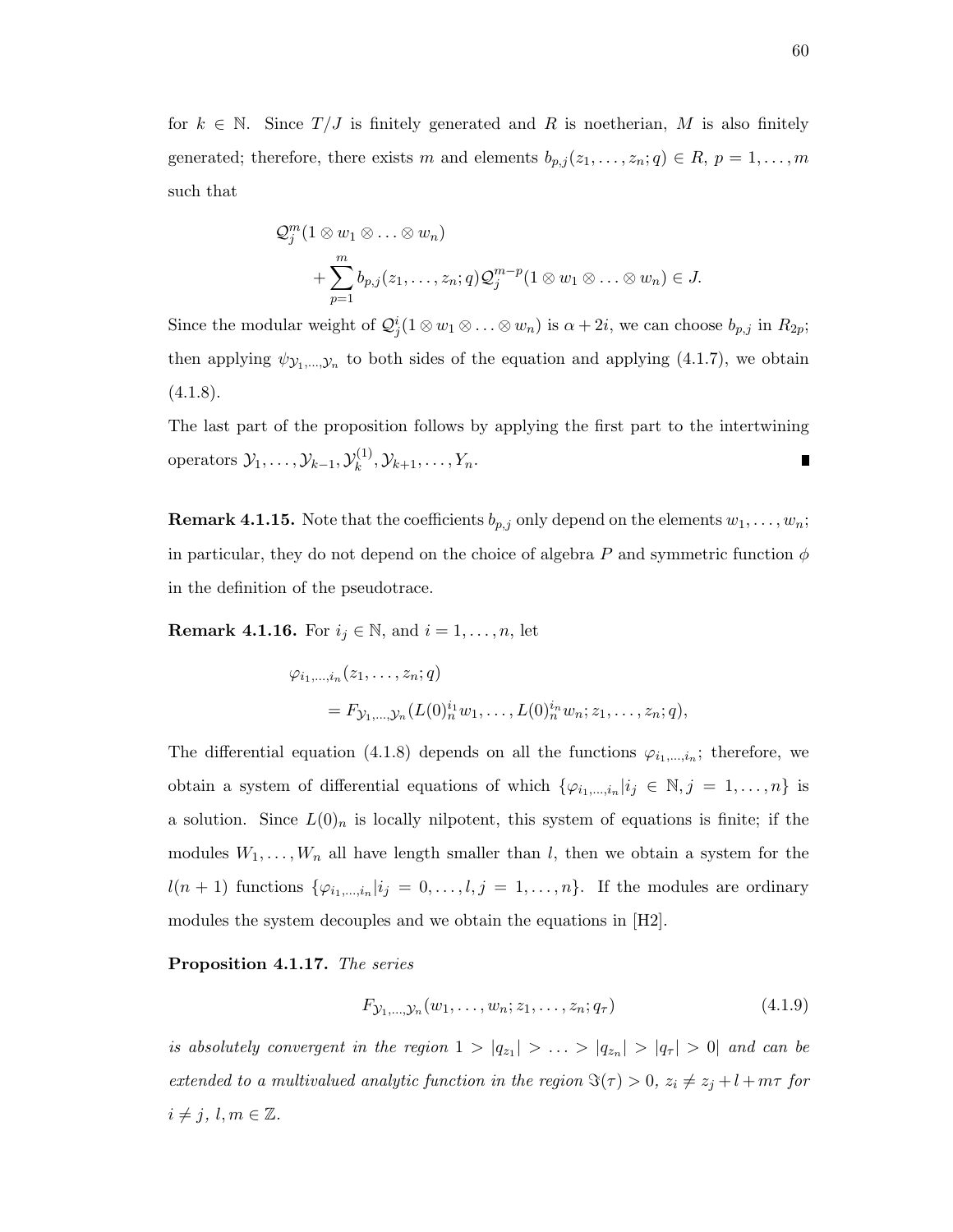for $k \in \mathbb{N}$. Since $T/J$ is finitely generated and $R$ is noetherian, $M$ is also finitely generated; therefore, there exists $m$ and elements $b_{p,j}(z_1, \ldots, z_n; q) \in R$, $p = 1, \ldots, m$ such that

$$\mathcal{Q}_j^m(1 \otimes w_1 \otimes \ldots \otimes w_n)$$
$$+ \sum_{p=1}^{m} b_{p,j}(z_1, \ldots, z_n; q) \mathcal{Q}_j^{m-p}(1 \otimes w_1 \otimes \ldots \otimes w_n) \in J.$$

Since the modular weight of $\mathcal{Q}_j^i(1 \otimes w_1 \otimes \ldots \otimes w_n)$ is $\alpha + 2i$, we can choose $b_{p,j}$ in $R_{2p}$; then applying $\psi_{\mathcal{Y}_1, \ldots, \mathcal{Y}_n}$ to both sides of the equation and applying (4.1.7), we obtain (4.1.8).

The last part of the proposition follows by applying the first part to the intertwining operators $\mathcal{Y}_1, \ldots, \mathcal{Y}_{k-1}, \mathcal{Y}_k^{(1)}, \mathcal{Y}_{k+1}, \ldots, Y_n$. ∎

**Remark 4.1.15.** Note that the coefficients $b_{p,j}$ only depend on the elements $w_1, \ldots, w_n$; in particular, they do not depend on the choice of algebra $P$ and symmetric function $\phi$ in the definition of the pseudotrace.

**Remark 4.1.16.** For $i_j \in \mathbb{N}$, and $i = 1, \ldots, n$, let

$$\varphi_{i_1, \ldots, i_n}(z_1, \ldots, z_n; q)$$
$$= F_{\mathcal{Y}_1, \ldots, \mathcal{Y}_n}(L(0)_n^{i_1} w_1, \ldots, L(0)_n^{i_n} w_n; z_1, \ldots, z_n; q),$$

The differential equation (4.1.8) depends on all the functions $\varphi_{i_1, \ldots, i_n}$; therefore, we obtain a system of differential equations of which $\{\varphi_{i_1, \ldots, i_n} | i_j \in \mathbb{N}, j = 1, \ldots, n\}$ is a solution. Since $L(0)_n$ is locally nilpotent, this system of equations is finite; if the modules $W_1, \ldots, W_n$ all have length smaller than $l$, then we obtain a system for the $l(n+1)$ functions $\{\varphi_{i_1, \ldots, i_n} | i_j = 0, \ldots, l, j = 1, \ldots, n\}$. If the modules are ordinary modules the system decouples and we obtain the equations in [H2].

**Proposition 4.1.17.** *The series*

$$F_{\mathcal{Y}_1, \ldots, \mathcal{Y}_n}(w_1, \ldots, w_n; z_1, \ldots, z_n; q_\tau) \tag{4.1.9}$$

*is absolutely convergent in the region* $1 > |q_{z_1}| > \ldots > |q_{z_n}| > |q_\tau| > 0|$ *and can be extended to a multivalued analytic function in the region* $\Im(\tau) > 0$*,* $z_i \neq z_j + l + m\tau$ *for* $i \neq j$*,* $l, m \in \mathbb{Z}$*.*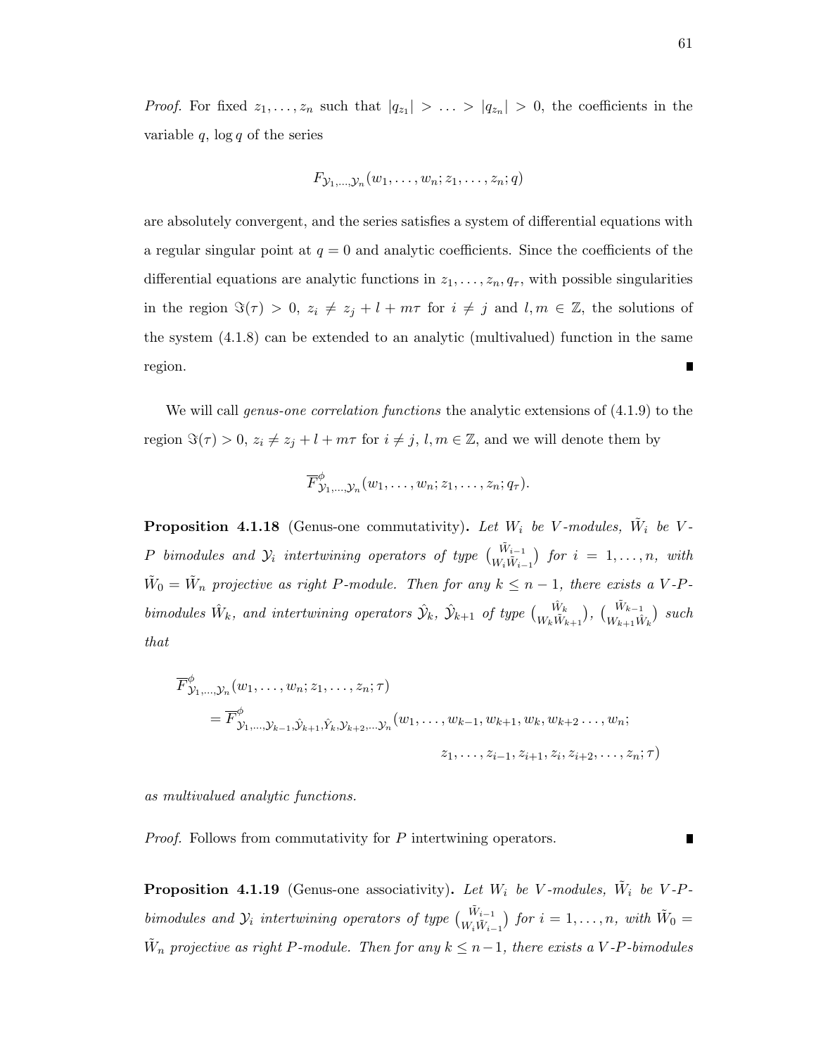*Proof.* For fixed $z_1, \ldots, z_n$ such that $|q_{z_1}| > \ldots > |q_{z_n}| > 0$, the coefficients in the variable $q$, $\log q$ of the series

$$F_{\mathcal{Y}_1,\ldots,\mathcal{Y}_n}(w_1, \ldots, w_n; z_1, \ldots, z_n; q)$$

are absolutely convergent, and the series satisfies a system of differential equations with a regular singular point at $q = 0$ and analytic coefficients. Since the coefficients of the differential equations are analytic functions in $z_1, \ldots, z_n, q_\tau$, with possible singularities in the region $\Im(\tau) > 0$, $z_i \neq z_j + l + m\tau$ for $i \neq j$ and $l, m \in \mathbb{Z}$, the solutions of the system (4.1.8) can be extended to an analytic (multivalued) function in the same region. ∎

We will call *genus-one correlation functions* the analytic extensions of (4.1.9) to the region $\Im(\tau) > 0$, $z_i \neq z_j + l + m\tau$ for $i \neq j$, $l, m \in \mathbb{Z}$, and we will denote them by

$$\overline{F}^{\phi}_{\mathcal{Y}_1,\ldots,\mathcal{Y}_n}(w_1, \ldots, w_n; z_1, \ldots, z_n; q_\tau).$$

**Proposition 4.1.18** (Genus-one commutativity)**.** *Let $W_i$ be $V$-modules, $\tilde{W}_i$ be $V$-$P$ bimodules and $\mathcal{Y}_i$ intertwining operators of type $\binom{\tilde{W}_{i-1}}{W_i \tilde{W}_{i-1}}$ for $i = 1, \ldots, n$, with $\tilde{W}_0 = \tilde{W}_n$ projective as right $P$-module. Then for any $k \leq n-1$, there exists a $V$-$P$-bimodules $\hat{W}_k$, and intertwining operators $\hat{\mathcal{Y}}_k$, $\hat{\mathcal{Y}}_{k+1}$ of type $\binom{\hat{W}_k}{W_k \tilde{W}_{k+1}}$, $\binom{\tilde{W}_{k-1}}{W_{k+1} \hat{W}_k}$ such that*

$$\begin{aligned}
&\overline{F}^{\phi}_{\mathcal{Y}_1,\ldots,\mathcal{Y}_n}(w_1, \ldots, w_n; z_1, \ldots, z_n; \tau) \\
&\qquad = \overline{F}^{\phi}_{\mathcal{Y}_1,\ldots,\mathcal{Y}_{k-1},\hat{\mathcal{Y}}_{k+1},\hat{Y}_k,\mathcal{Y}_{k+2},\ldots\mathcal{Y}_n}(w_1, \ldots, w_{k-1}, w_{k+1}, w_k, w_{k+2} \ldots, w_n; \\
&\qquad\qquad\qquad\qquad\qquad\qquad\qquad\qquad z_1, \ldots, z_{i-1}, z_{i+1}, z_i, z_{i+2}, \ldots, z_n; \tau)
\end{aligned}$$

*as multivalued analytic functions.*

*Proof.* Follows from commutativity for $P$ intertwining operators. ∎

**Proposition 4.1.19** (Genus-one associativity)**.** *Let $W_i$ be $V$-modules, $\tilde{W}_i$ be $V$-$P$-bimodules and $\mathcal{Y}_i$ intertwining operators of type $\binom{\tilde{W}_{i-1}}{W_i \tilde{W}_{i-1}}$ for $i = 1, \ldots, n$, with $\tilde{W}_0 = \tilde{W}_n$ projective as right $P$-module. Then for any $k \leq n-1$, there exists a $V$-$P$-bimodules*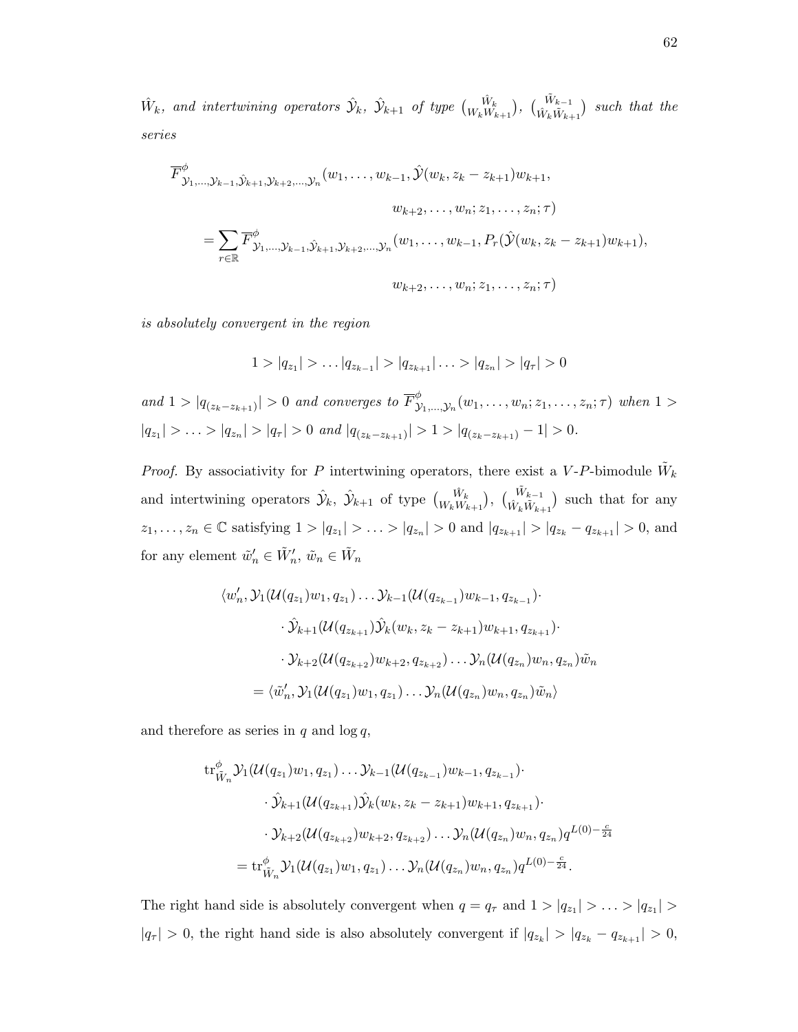*$\hat{W}_k$, and intertwining operators $\hat{\mathcal{Y}}_k$, $\hat{\mathcal{Y}}_{k+1}$ of type $\binom{\hat{W}_k}{W_k W_{k+1}}$, $\binom{\tilde{W}_{k-1}}{\hat{W}_k \tilde{W}_{k+1}}$ such that the series*

$$
\begin{aligned}
&\overline{F}^{\phi}_{\mathcal{Y}_1,\ldots,\mathcal{Y}_{k-1},\hat{\mathcal{Y}}_{k+1},\mathcal{Y}_{k+2},\ldots,\mathcal{Y}_n}(w_1,\ldots,w_{k-1},\hat{\mathcal{Y}}(w_k,z_k-z_{k+1})w_{k+1},\\
&\qquad\qquad\qquad\qquad w_{k+2},\ldots,w_n;z_1,\ldots,z_n;\tau)\\
&\quad=\sum_{r\in\mathbb{R}}\overline{F}^{\phi}_{\mathcal{Y}_1,\ldots,\mathcal{Y}_{k-1},\hat{\mathcal{Y}}_{k+1},\mathcal{Y}_{k+2},\ldots,\mathcal{Y}_n}(w_1,\ldots,w_{k-1},P_r(\hat{\mathcal{Y}}(w_k,z_k-z_{k+1})w_{k+1}),\\
&\qquad\qquad\qquad\qquad w_{k+2},\ldots,w_n;z_1,\ldots,z_n;\tau)
\end{aligned}
$$

*is absolutely convergent in the region*

$$1>|q_{z_1}|>\ldots|q_{z_{k-1}}|>|q_{z_{k+1}}|\ldots>|q_{z_n}|>|q_\tau|>0$$

*and $1>|q_{(z_k-z_{k+1})}|>0$ and converges to $\overline{F}^{\phi}_{\mathcal{Y}_1,\ldots,\mathcal{Y}_n}(w_1,\ldots,w_n;z_1,\ldots,z_n;\tau)$ when $1>|q_{z_1}|>\ldots>|q_{z_n}|>|q_\tau|>0$ and $|q_{(z_k-z_{k+1})}|>1>|q_{(z_k-z_{k+1})}-1|>0$.*

*Proof.* By associativity for $P$ intertwining operators, there exist a $V$-$P$-bimodule $\tilde{W}_k$ and intertwining operators $\hat{\mathcal{Y}}_k$, $\hat{\mathcal{Y}}_{k+1}$ of type $\binom{\hat{W}_k}{W_k W_{k+1}}$, $\binom{\tilde{W}_{k-1}}{\hat{W}_k \tilde{W}_{k+1}}$ such that for any $z_1,\ldots,z_n\in\mathbb{C}$ satisfying $1>|q_{z_1}|>\ldots>|q_{z_n}|>0$ and $|q_{z_{k+1}}|>|q_{z_k}-q_{z_{k+1}}|>0$, and for any element $\tilde{w}'_n\in\tilde{W}'_n$, $\tilde{w}_n\in\tilde{W}_n$

$$
\begin{aligned}
&\langle w'_n,\mathcal{Y}_1(\mathcal{U}(q_{z_1})w_1,q_{z_1})\ldots\mathcal{Y}_{k-1}(\mathcal{U}(q_{z_{k-1}})w_{k-1},q_{z_{k-1}})\cdot\\
&\qquad\cdot\hat{\mathcal{Y}}_{k+1}(\mathcal{U}(q_{z_{k+1}})\hat{\mathcal{Y}}_k(w_k,z_k-z_{k+1})w_{k+1},q_{z_{k+1}})\cdot\\
&\qquad\cdot\mathcal{Y}_{k+2}(\mathcal{U}(q_{z_{k+2}})w_{k+2},q_{z_{k+2}})\ldots\mathcal{Y}_n(\mathcal{U}(q_{z_n})w_n,q_{z_n})\tilde{w}_n\\
&=\langle\tilde{w}'_n,\mathcal{Y}_1(\mathcal{U}(q_{z_1})w_1,q_{z_1})\ldots\mathcal{Y}_n(\mathcal{U}(q_{z_n})w_n,q_{z_n})\tilde{w}_n\rangle
\end{aligned}
$$

and therefore as series in $q$ and $\log q$,

$$
\begin{aligned}
&\mathrm{tr}^{\phi}_{\tilde{W}_n}\mathcal{Y}_1(\mathcal{U}(q_{z_1})w_1,q_{z_1})\ldots\mathcal{Y}_{k-1}(\mathcal{U}(q_{z_{k-1}})w_{k-1},q_{z_{k-1}})\cdot\\
&\qquad\cdot\hat{\mathcal{Y}}_{k+1}(\mathcal{U}(q_{z_{k+1}})\hat{\mathcal{Y}}_k(w_k,z_k-z_{k+1})w_{k+1},q_{z_{k+1}})\cdot\\
&\qquad\cdot\mathcal{Y}_{k+2}(\mathcal{U}(q_{z_{k+2}})w_{k+2},q_{z_{k+2}})\ldots\mathcal{Y}_n(\mathcal{U}(q_{z_n})w_n,q_{z_n})q^{L(0)-\frac{c}{24}}\\
&=\mathrm{tr}^{\phi}_{\tilde{W}_n}\mathcal{Y}_1(\mathcal{U}(q_{z_1})w_1,q_{z_1})\ldots\mathcal{Y}_n(\mathcal{U}(q_{z_n})w_n,q_{z_n})q^{L(0)-\frac{c}{24}}.
\end{aligned}
$$

The right hand side is absolutely convergent when $q=q_\tau$ and $1>|q_{z_1}|>\ldots>|q_{z_1}|>|q_\tau|>0$, the right hand side is also absolutely convergent if $|q_{z_k}|>|q_{z_k}-q_{z_{k+1}}|>0$,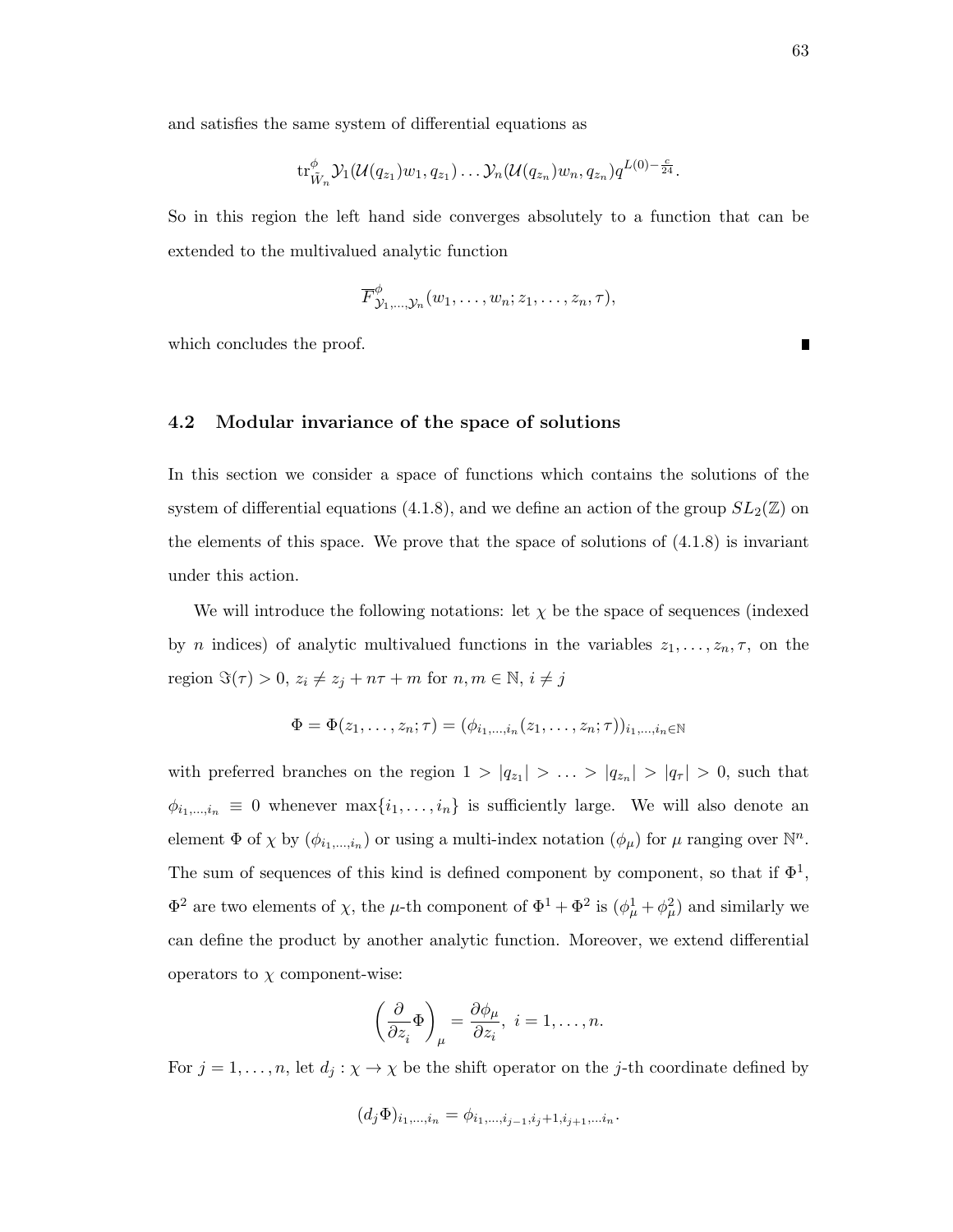and satisfies the same system of differential equations as

$$\mathrm{tr}^{\phi}_{\tilde{W}_n} \mathcal{Y}_1(\mathcal{U}(q_{z_1})w_1, q_{z_1}) \ldots \mathcal{Y}_n(\mathcal{U}(q_{z_n})w_n, q_{z_n}) q^{L(0)-\frac{c}{24}}.$$

So in this region the left hand side converges absolutely to a function that can be extended to the multivalued analytic function

$$\overline{F}^{\phi}_{\mathcal{Y}_1,\ldots,\mathcal{Y}_n}(w_1, \ldots, w_n; z_1, \ldots, z_n, \tau),$$

which concludes the proof. ∎

## 4.2 Modular invariance of the space of solutions

In this section we consider a space of functions which contains the solutions of the system of differential equations (4.1.8), and we define an action of the group $SL_2(\mathbb{Z})$ on the elements of this space. We prove that the space of solutions of (4.1.8) is invariant under this action.

We will introduce the following notations: let $\chi$ be the space of sequences (indexed by $n$ indices) of analytic multivalued functions in the variables $z_1, \ldots, z_n, \tau$, on the region $\Im(\tau) > 0$, $z_i \neq z_j + n\tau + m$ for $n, m \in \mathbb{N}$, $i \neq j$

$$\Phi = \Phi(z_1, \ldots, z_n; \tau) = (\phi_{i_1,\ldots,i_n}(z_1, \ldots, z_n; \tau))_{i_1,\ldots,i_n \in \mathbb{N}}$$

with preferred branches on the region $1 > |q_{z_1}| > \ldots > |q_{z_n}| > |q_\tau| > 0$, such that $\phi_{i_1,\ldots,i_n} \equiv 0$ whenever $\max\{i_1, \ldots, i_n\}$ is sufficiently large. We will also denote an element $\Phi$ of $\chi$ by $(\phi_{i_1,\ldots,i_n})$ or using a multi-index notation $(\phi_\mu)$ for $\mu$ ranging over $\mathbb{N}^n$. The sum of sequences of this kind is defined component by component, so that if $\Phi^1$, $\Phi^2$ are two elements of $\chi$, the $\mu$-th component of $\Phi^1 + \Phi^2$ is $(\phi^1_\mu + \phi^2_\mu)$ and similarly we can define the product by another analytic function. Moreover, we extend differential operators to $\chi$ component-wise:

$$\left(\frac{\partial}{\partial z_i}\Phi\right)_\mu = \frac{\partial \phi_\mu}{\partial z_i}, \ i = 1, \ldots, n.$$

For $j = 1, \ldots, n$, let $d_j : \chi \to \chi$ be the shift operator on the $j$-th coordinate defined by

$$(d_j \Phi)_{i_1,\ldots,i_n} = \phi_{i_1,\ldots,i_{j-1},i_j+1,i_{j+1},\ldots i_n}.$$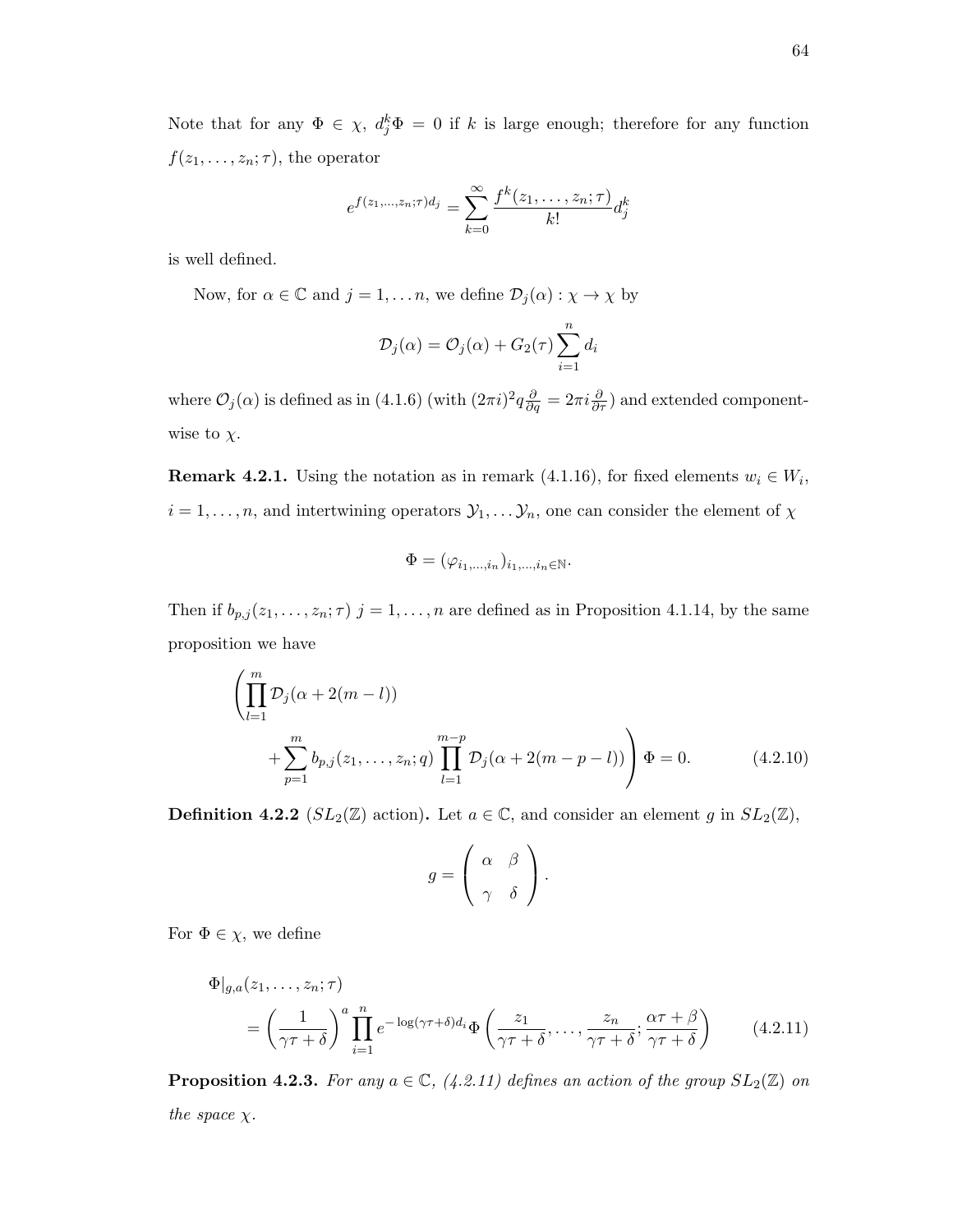Note that for any $\Phi \in \chi$, $d_j^k \Phi = 0$ if $k$ is large enough; therefore for any function $f(z_1, \ldots, z_n; \tau)$, the operator

$$e^{f(z_1,\ldots,z_n;\tau)d_j} = \sum_{k=0}^{\infty} \frac{f^k(z_1, \ldots, z_n; \tau)}{k!} d_j^k$$

is well defined.

Now, for $\alpha \in \mathbb{C}$ and $j = 1, \ldots n$, we define $\mathcal{D}_j(\alpha) : \chi \to \chi$ by

$$\mathcal{D}_j(\alpha) = \mathcal{O}_j(\alpha) + G_2(\tau) \sum_{i=1}^{n} d_i$$

where $\mathcal{O}_j(\alpha)$ is defined as in (4.1.6) (with $(2\pi i)^2 q \frac{\partial}{\partial q} = 2\pi i \frac{\partial}{\partial \tau}$) and extended componentwise to $\chi$.

**Remark 4.2.1.** Using the notation as in remark (4.1.16), for fixed elements $w_i \in W_i$, $i = 1, \ldots, n$, and intertwining operators $\mathcal{Y}_1, \ldots \mathcal{Y}_n$, one can consider the element of $\chi$

$$\Phi = (\varphi_{i_1,\ldots,i_n})_{i_1,\ldots,i_n \in \mathbb{N}}.$$

Then if $b_{p,j}(z_1, \ldots, z_n; \tau)$ $j = 1, \ldots, n$ are defined as in Proposition 4.1.14, by the same proposition we have

$$\left( \prod_{l=1}^{m} \mathcal{D}_j(\alpha + 2(m-l)) + \sum_{p=1}^{m} b_{p,j}(z_1, \ldots, z_n; q) \prod_{l=1}^{m-p} \mathcal{D}_j(\alpha + 2(m-p-l)) \right) \Phi = 0. \tag{4.2.10}$$

**Definition 4.2.2** ($SL_2(\mathbb{Z})$ action)**.** Let $a \in \mathbb{C}$, and consider an element $g$ in $SL_2(\mathbb{Z})$,

$$g = \begin{pmatrix} \alpha & \beta \\ \gamma & \delta \end{pmatrix}.$$

For $\Phi \in \chi$, we define

$$\Phi|_{g,a}(z_1, \ldots, z_n; \tau) = \left( \frac{1}{\gamma\tau + \delta} \right)^a \prod_{i=1}^{n} e^{-\log(\gamma\tau+\delta)d_i} \Phi \left( \frac{z_1}{\gamma\tau + \delta}, \ldots, \frac{z_n}{\gamma\tau + \delta}; \frac{\alpha\tau + \beta}{\gamma\tau + \delta} \right) \tag{4.2.11}$$

**Proposition 4.2.3.** *For any $a \in \mathbb{C}$, (4.2.11) defines an action of the group $SL_2(\mathbb{Z})$ on the space $\chi$.*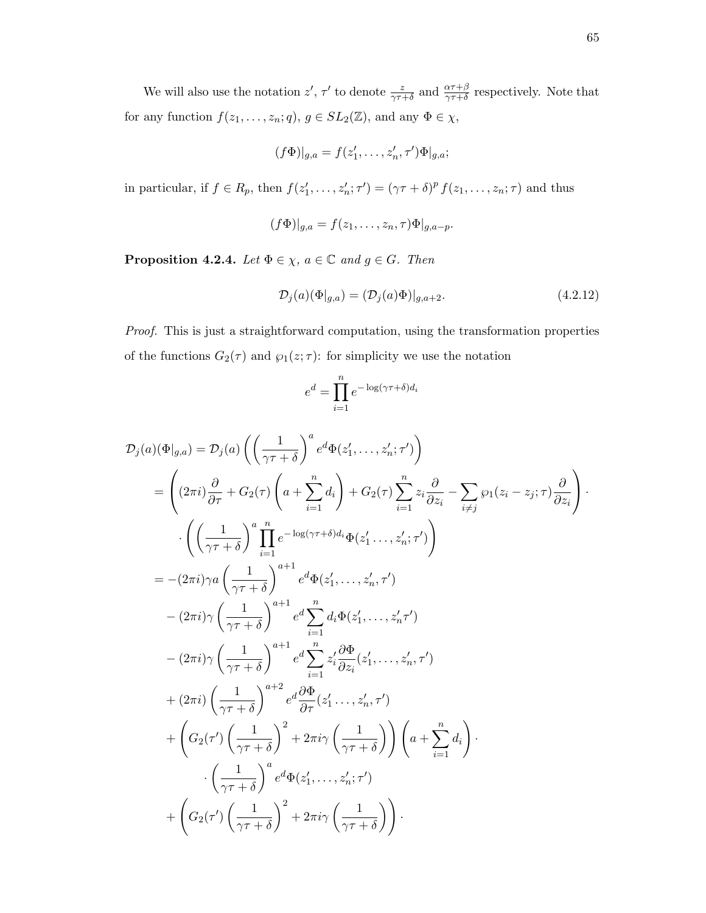We will also use the notation $z'$, $\tau'$ to denote $\frac{z}{\gamma\tau+\delta}$ and $\frac{\alpha\tau+\beta}{\gamma\tau+\delta}$ respectively. Note that for any function $f(z_1,\ldots,z_n;q)$, $g\in SL_2(\mathbb{Z})$, and any $\Phi\in\chi$,

$$(f\Phi)|_{g,a} = f(z_1',\ldots,z_n',\tau')\Phi|_{g,a};$$

in particular, if $f\in R_p$, then $f(z_1',\ldots,z_n';\tau') = (\gamma\tau+\delta)^p f(z_1,\ldots,z_n;\tau)$ and thus

$$(f\Phi)|_{g,a} = f(z_1,\ldots,z_n,\tau)\Phi|_{g,a-p}.$$

**Proposition 4.2.4.** *Let $\Phi\in\chi$, $a\in\mathbb{C}$ and $g\in G$. Then*

$$\mathcal{D}_j(a)(\Phi|_{g,a}) = (\mathcal{D}_j(a)\Phi)|_{g,a+2}. \tag{4.2.12}$$

*Proof.* This is just a straightforward computation, using the transformation properties of the functions $G_2(\tau)$ and $\wp_1(z;\tau)$: for simplicity we use the notation

$$e^d = \prod_{i=1}^n e^{-\log(\gamma\tau+\delta)d_i}$$

$$\begin{aligned}
\mathcal{D}_j(a)(\Phi|_{g,a}) &= \mathcal{D}_j(a)\left(\left(\frac{1}{\gamma\tau+\delta}\right)^a e^d\Phi(z_1',\ldots,z_n';\tau')\right)\\
&= \left((2\pi i)\frac{\partial}{\partial\tau} + G_2(\tau)\left(a+\sum_{i=1}^n d_i\right) + G_2(\tau)\sum_{i=1}^n z_i\frac{\partial}{\partial z_i} - \sum_{i\neq j}\wp_1(z_i-z_j;\tau)\frac{\partial}{\partial z_i}\right)\cdot\\
&\quad\cdot\left(\left(\frac{1}{\gamma\tau+\delta}\right)^a\prod_{i=1}^n e^{-\log(\gamma\tau+\delta)d_i}\Phi(z_1'\ldots,z_n';\tau')\right)\\
&= -(2\pi i)\gamma a\left(\frac{1}{\gamma\tau+\delta}\right)^{a+1}e^d\Phi(z_1',\ldots,z_n',\tau')\\
&\quad-(2\pi i)\gamma\left(\frac{1}{\gamma\tau+\delta}\right)^{a+1}e^d\sum_{i=1}^n d_i\Phi(z_1',\ldots,z_n'\tau')\\
&\quad-(2\pi i)\gamma\left(\frac{1}{\gamma\tau+\delta}\right)^{a+1}e^d\sum_{i=1}^n z_i'\frac{\partial\Phi}{\partial z_i}(z_1',\ldots,z_n',\tau')\\
&\quad+(2\pi i)\left(\frac{1}{\gamma\tau+\delta}\right)^{a+2}e^d\frac{\partial\Phi}{\partial\tau}(z_1'\ldots,z_n',\tau')\\
&\quad+\left(G_2(\tau')\left(\frac{1}{\gamma\tau+\delta}\right)^2 + 2\pi i\gamma\left(\frac{1}{\gamma\tau+\delta}\right)\right)\left(a+\sum_{i=1}^n d_i\right)\cdot\\
&\qquad\cdot\left(\frac{1}{\gamma\tau+\delta}\right)^a e^d\Phi(z_1',\ldots,z_n';\tau')\\
&\quad+\left(G_2(\tau')\left(\frac{1}{\gamma\tau+\delta}\right)^2 + 2\pi i\gamma\left(\frac{1}{\gamma\tau+\delta}\right)\right)\cdot
\end{aligned}$$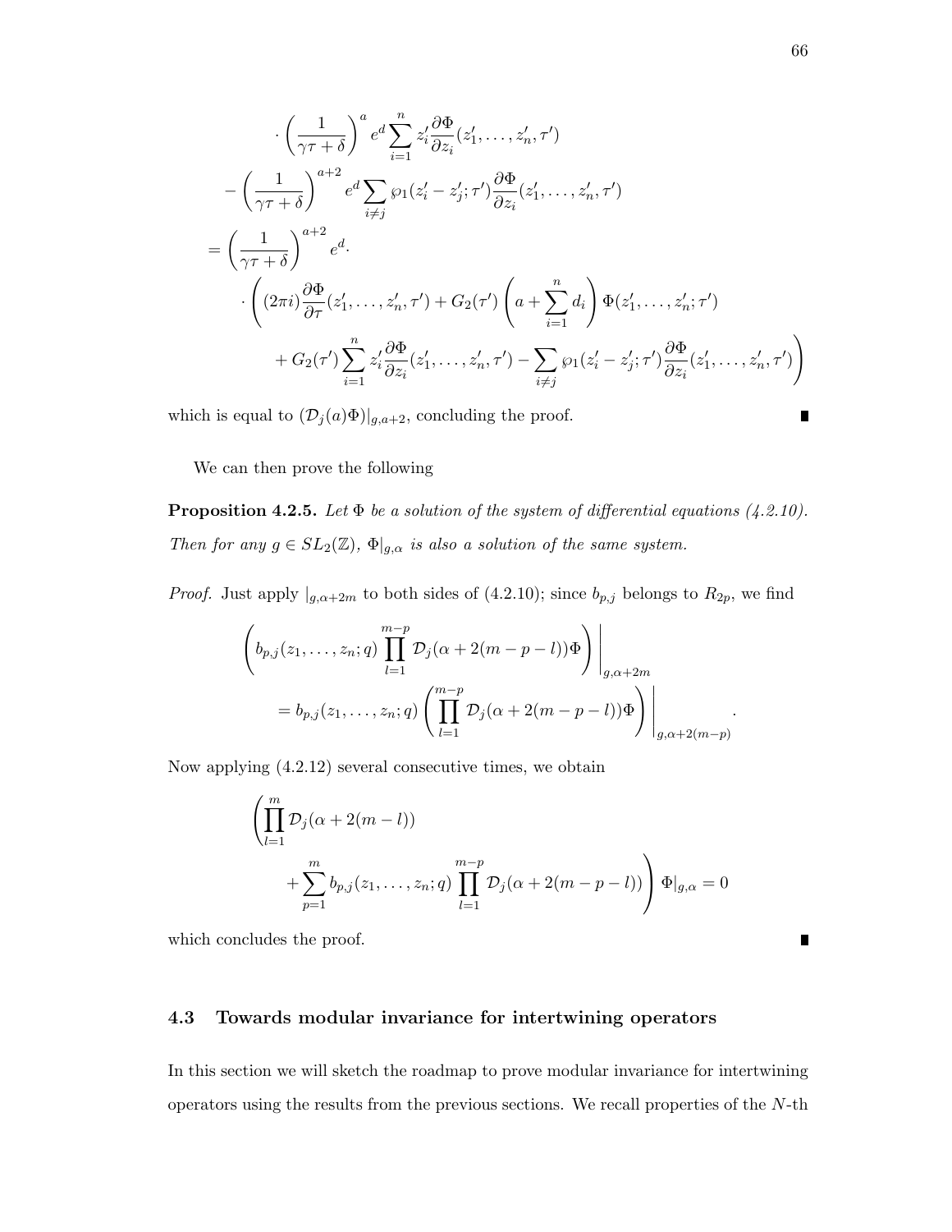$$
\begin{aligned}
&\cdot \left(\frac{1}{\gamma\tau+\delta}\right)^{a} e^{d} \sum_{i=1}^{n} z_i' \frac{\partial \Phi}{\partial z_i}(z_1', \ldots, z_n', \tau') \\
&- \left(\frac{1}{\gamma\tau+\delta}\right)^{a+2} e^{d} \sum_{i \neq j} \wp_1(z_i' - z_j'; \tau') \frac{\partial \Phi}{\partial z_i}(z_1', \ldots, z_n', \tau') \\
= &\left(\frac{1}{\gamma\tau+\delta}\right)^{a+2} e^{d} \cdot \\
&\cdot \left( (2\pi i) \frac{\partial \Phi}{\partial \tau}(z_1', \ldots, z_n', \tau') + G_2(\tau') \left(a + \sum_{i=1}^{n} d_i\right) \Phi(z_1', \ldots, z_n'; \tau') \right. \\
&\left. + G_2(\tau') \sum_{i=1}^{n} z_i' \frac{\partial \Phi}{\partial z_i}(z_1', \ldots, z_n', \tau') - \sum_{i \neq j} \wp_1(z_i' - z_j'; \tau') \frac{\partial \Phi}{\partial z_i}(z_1', \ldots, z_n', \tau') \right)
\end{aligned}
$$

which is equal to $(\mathcal{D}_j(a)\Phi)|_{g,a+2}$, concluding the proof. ∎

We can then prove the following

**Proposition 4.2.5.** *Let $\Phi$ be a solution of the system of differential equations (4.2.10). Then for any $g \in SL_2(\mathbb{Z})$, $\Phi|_{g,\alpha}$ is also a solution of the same system.*

*Proof.* Just apply $|_{g,\alpha+2m}$ to both sides of (4.2.10); since $b_{p,j}$ belongs to $R_{2p}$, we find

$$
\begin{aligned}
&\left( b_{p,j}(z_1, \ldots, z_n; q) \prod_{l=1}^{m-p} \mathcal{D}_j(\alpha + 2(m-p-l))\Phi \right) \Bigg|_{g,\alpha+2m} \\
&\qquad = b_{p,j}(z_1, \ldots, z_n; q) \left( \prod_{l=1}^{m-p} \mathcal{D}_j(\alpha + 2(m-p-l))\Phi \right) \Bigg|_{g,\alpha+2(m-p)}.
\end{aligned}
$$

Now applying (4.2.12) several consecutive times, we obtain

$$
\begin{aligned}
&\left( \prod_{l=1}^{m} \mathcal{D}_j(\alpha + 2(m-l)) \right. \\
&\qquad \left. + \sum_{p=1}^{m} b_{p,j}(z_1, \ldots, z_n; q) \prod_{l=1}^{m-p} \mathcal{D}_j(\alpha + 2(m-p-l)) \right) \Phi|_{g,\alpha} = 0
\end{aligned}
$$

which concludes the proof. ∎

## 4.3 Towards modular invariance for intertwining operators

In this section we will sketch the roadmap to prove modular invariance for intertwining operators using the results from the previous sections. We recall properties of the $N$-th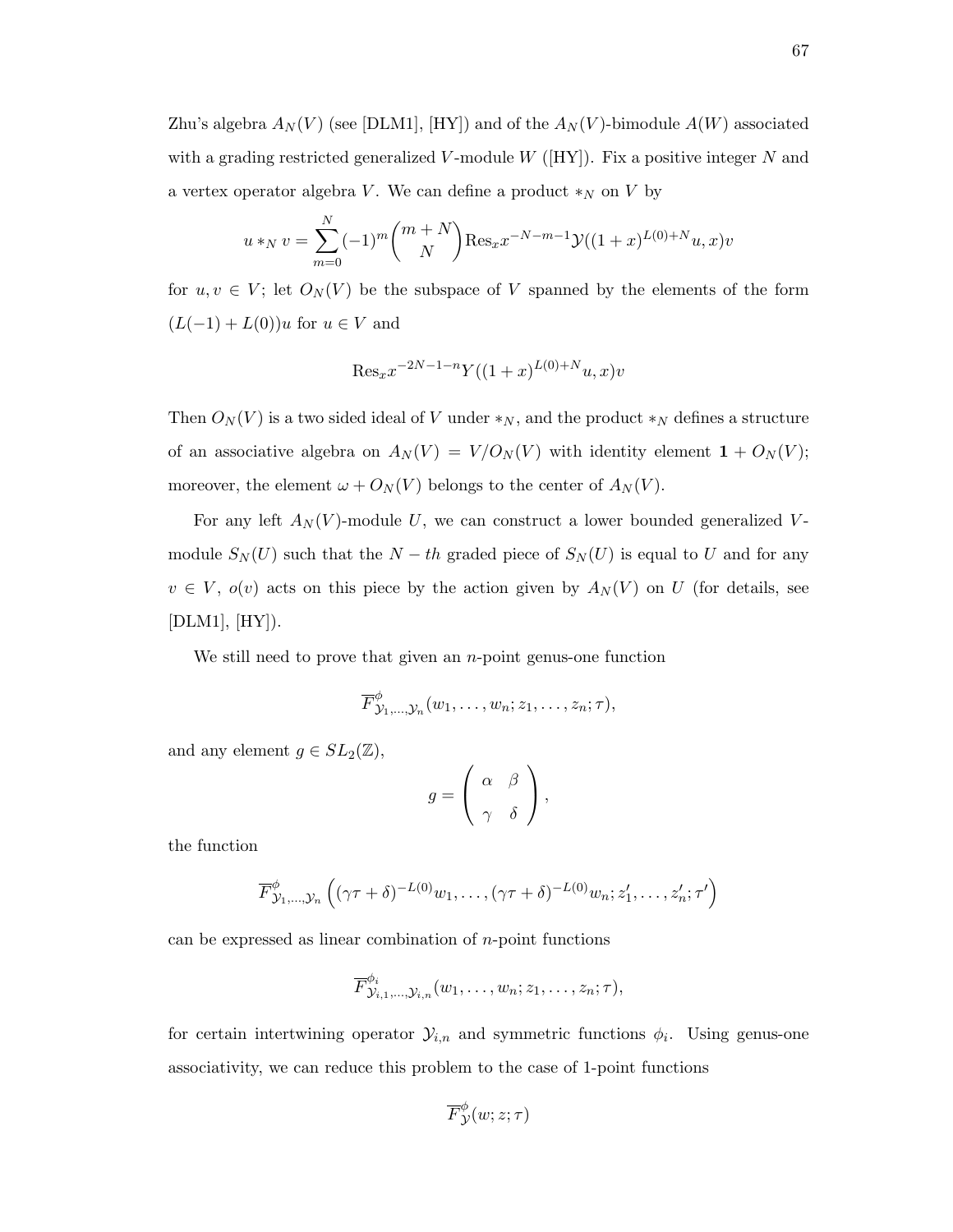Zhu's algebra $A_N(V)$ (see [DLM1], [HY]) and of the $A_N(V)$-bimodule $A(W)$ associated with a grading restricted generalized $V$-module $W$ ([HY]). Fix a positive integer $N$ and a vertex operator algebra $V$. We can define a product $*_N$ on $V$ by

$$u *_N v = \sum_{m=0}^{N} (-1)^m \binom{m+N}{N} \mathrm{Res}_x x^{-N-m-1} \mathcal{Y}((1+x)^{L(0)+N} u, x)v$$

for $u, v \in V$; let $O_N(V)$ be the subspace of $V$ spanned by the elements of the form $(L(-1) + L(0))u$ for $u \in V$ and

$$\mathrm{Res}_x x^{-2N-1-n} Y((1+x)^{L(0)+N} u, x)v$$

Then $O_N(V)$ is a two sided ideal of $V$ under $*_N$, and the product $*_N$ defines a structure of an associative algebra on $A_N(V) = V/O_N(V)$ with identity element $\mathbf{1} + O_N(V)$; moreover, the element $\omega + O_N(V)$ belongs to the center of $A_N(V)$.

For any left $A_N(V)$-module $U$, we can construct a lower bounded generalized $V$-module $S_N(U)$ such that the $N-th$ graded piece of $S_N(U)$ is equal to $U$ and for any $v \in V$, $o(v)$ acts on this piece by the action given by $A_N(V)$ on $U$ (for details, see [DLM1], [HY]).

We still need to prove that given an $n$-point genus-one function

$$\overline{F}^{\phi}_{\mathcal{Y}_1,\dots,\mathcal{Y}_n}(w_1, \dots, w_n; z_1, \dots, z_n; \tau),$$

and any element $g \in SL_2(\mathbb{Z})$,

$$g = \begin{pmatrix} \alpha & \beta \\ \gamma & \delta \end{pmatrix},$$

the function

$$\overline{F}^{\phi}_{\mathcal{Y}_1,\dots,\mathcal{Y}_n}\left((\gamma\tau+\delta)^{-L(0)} w_1, \dots, (\gamma\tau+\delta)^{-L(0)} w_n; z_1', \dots, z_n'; \tau'\right)$$

can be expressed as linear combination of $n$-point functions

$$\overline{F}^{\phi_i}_{\mathcal{Y}_{i,1},\dots,\mathcal{Y}_{i,n}}(w_1, \dots, w_n; z_1, \dots, z_n; \tau),$$

for certain intertwining operator $\mathcal{Y}_{i,n}$ and symmetric functions $\phi_i$. Using genus-one associativity, we can reduce this problem to the case of 1-point functions

$$\overline{F}^{\phi}_{\mathcal{Y}}(w; z; \tau)$$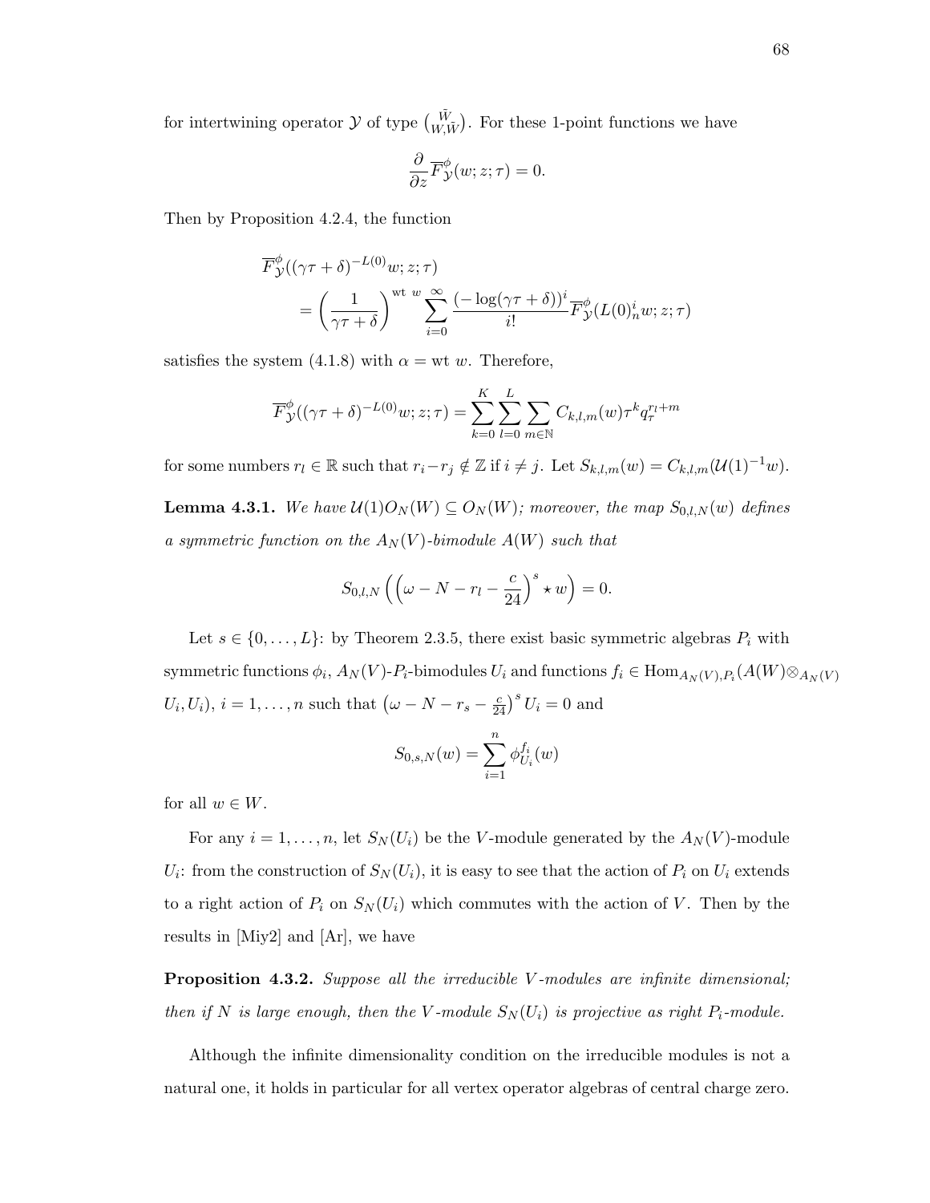for intertwining operator $\mathcal{Y}$ of type $\binom{\tilde{W}}{W,\tilde{W}}$. For these 1-point functions we have

$$\frac{\partial}{\partial z}\overline{F}^{\phi}_{\mathcal{Y}}(w;z;\tau) = 0.$$

Then by Proposition 4.2.4, the function

$$\begin{aligned}
&\overline{F}^{\phi}_{\mathcal{Y}}((\gamma\tau+\delta)^{-L(0)}w;z;\tau) \\
&\quad = \left(\frac{1}{\gamma\tau+\delta}\right)^{\mathrm{wt}\ w}\sum_{i=0}^{\infty}\frac{(-\log(\gamma\tau+\delta))^i}{i!}\overline{F}^{\phi}_{\mathcal{Y}}(L(0)_n^i w;z;\tau)
\end{aligned}$$

satisfies the system (4.1.8) with $\alpha = \mathrm{wt}\ w$. Therefore,

$$\overline{F}^{\phi}_{\mathcal{Y}}((\gamma\tau+\delta)^{-L(0)}w;z;\tau) = \sum_{k=0}^{K}\sum_{l=0}^{L}\sum_{m\in\mathbb{N}} C_{k,l,m}(w)\tau^k q_\tau^{r_l+m}$$

for some numbers $r_l \in \mathbb{R}$ such that $r_i - r_j \notin \mathbb{Z}$ if $i \neq j$. Let $S_{k,l,m}(w) = C_{k,l,m}(\mathcal{U}(1)^{-1}w)$.

**Lemma 4.3.1.** *We have $\mathcal{U}(1)O_N(W) \subseteq O_N(W)$; moreover, the map $S_{0,l,N}(w)$ defines a symmetric function on the $A_N(V)$-bimodule $A(W)$ such that*

$$S_{0,l,N}\left(\left(\omega - N - r_l - \frac{c}{24}\right)^s \star w\right) = 0.$$

Let $s \in \{0,\ldots,L\}$: by Theorem 2.3.5, there exist basic symmetric algebras $P_i$ with symmetric functions $\phi_i$, $A_N(V)$-$P_i$-bimodules $U_i$ and functions $f_i \in \mathrm{Hom}_{A_N(V),P_i}(A(W)\otimes_{A_N(V)} U_i, U_i)$, $i = 1,\ldots,n$ such that $\left(\omega - N - r_s - \frac{c}{24}\right)^s U_i = 0$ and

$$S_{0,s,N}(w) = \sum_{i=1}^{n}\phi_{U_i}^{f_i}(w)$$

for all $w \in W$.

For any $i = 1,\ldots,n$, let $S_N(U_i)$ be the $V$-module generated by the $A_N(V)$-module $U_i$: from the construction of $S_N(U_i)$, it is easy to see that the action of $P_i$ on $U_i$ extends to a right action of $P_i$ on $S_N(U_i)$ which commutes with the action of $V$. Then by the results in [Miy2] and [Ar], we have

**Proposition 4.3.2.** *Suppose all the irreducible $V$-modules are infinite dimensional; then if $N$ is large enough, then the $V$-module $S_N(U_i)$ is projective as right $P_i$-module.*

Although the infinite dimensionality condition on the irreducible modules is not a natural one, it holds in particular for all vertex operator algebras of central charge zero.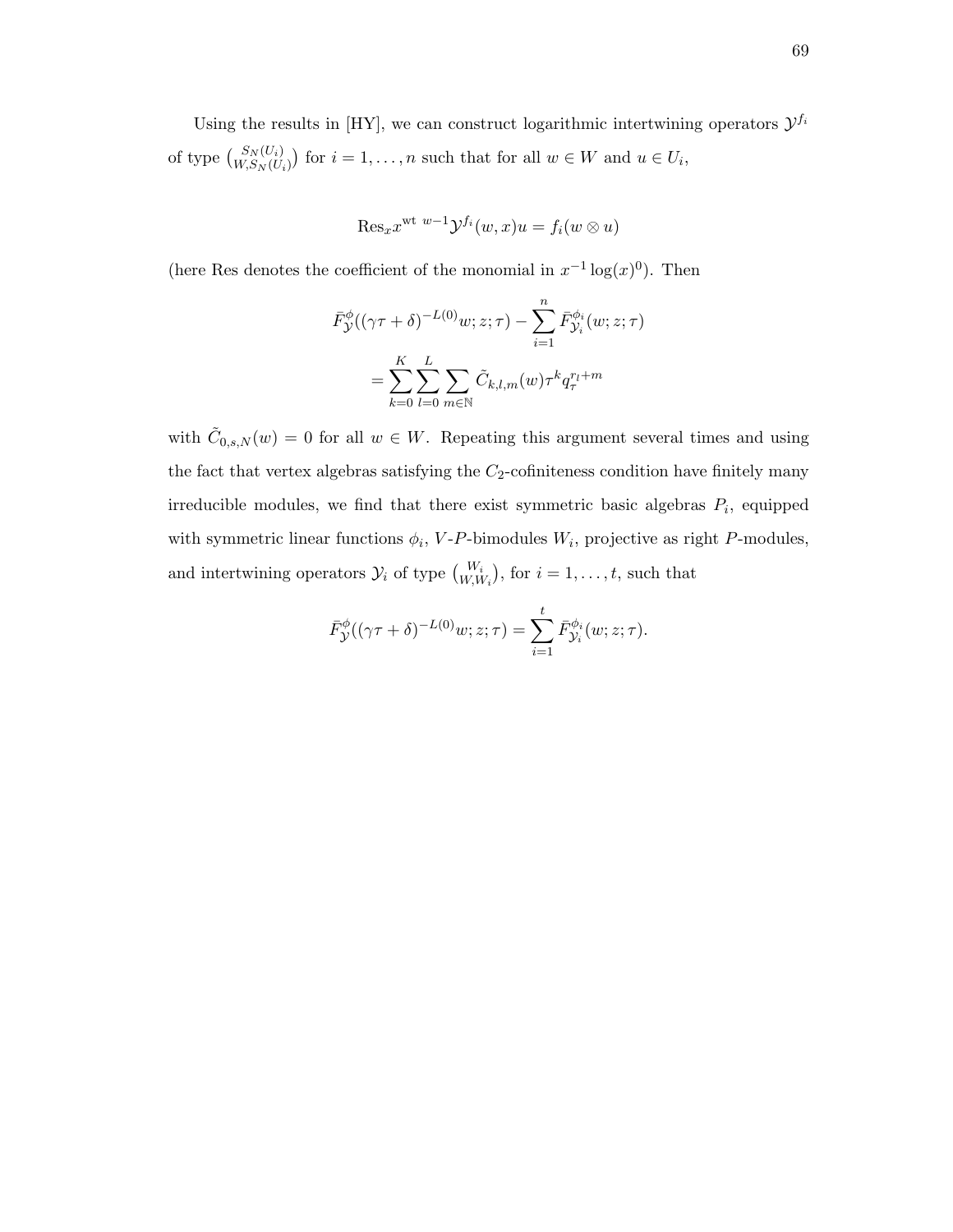Using the results in [HY], we can construct logarithmic intertwining operators $\mathcal{Y}^{f_i}$ of type $\binom{S_N(U_i)}{W, S_N(U_i)}$ for $i = 1, \ldots, n$ such that for all $w \in W$ and $u \in U_i$,

$$\mathrm{Res}_x x^{\mathrm{wt}\ w - 1} \mathcal{Y}^{f_i}(w, x) u = f_i(w \otimes u)$$

(here Res denotes the coefficient of the monomial in $x^{-1} \log(x)^0$). Then

$$\bar{F}^{\phi}_{\mathcal{Y}}((\gamma\tau + \delta)^{-L(0)} w; z; \tau) - \sum_{i=1}^{n} \bar{F}^{\phi_i}_{\mathcal{Y}_i}(w; z; \tau)$$
$$= \sum_{k=0}^{K} \sum_{l=0}^{L} \sum_{m \in \mathbb{N}} \tilde{C}_{k,l,m}(w) \tau^k q_\tau^{r_l + m}$$

with $\tilde{C}_{0,s,N}(w) = 0$ for all $w \in W$. Repeating this argument several times and using the fact that vertex algebras satisfying the $C_2$-cofiniteness condition have finitely many irreducible modules, we find that there exist symmetric basic algebras $P_i$, equipped with symmetric linear functions $\phi_i$, $V$-$P$-bimodules $W_i$, projective as right $P$-modules, and intertwining operators $\mathcal{Y}_i$ of type $\binom{W_i}{W, W_i}$, for $i = 1, \ldots, t$, such that

$$\bar{F}^{\phi}_{\mathcal{Y}}((\gamma\tau + \delta)^{-L(0)} w; z; \tau) = \sum_{i=1}^{t} \bar{F}^{\phi_i}_{\mathcal{Y}_i}(w; z; \tau).$$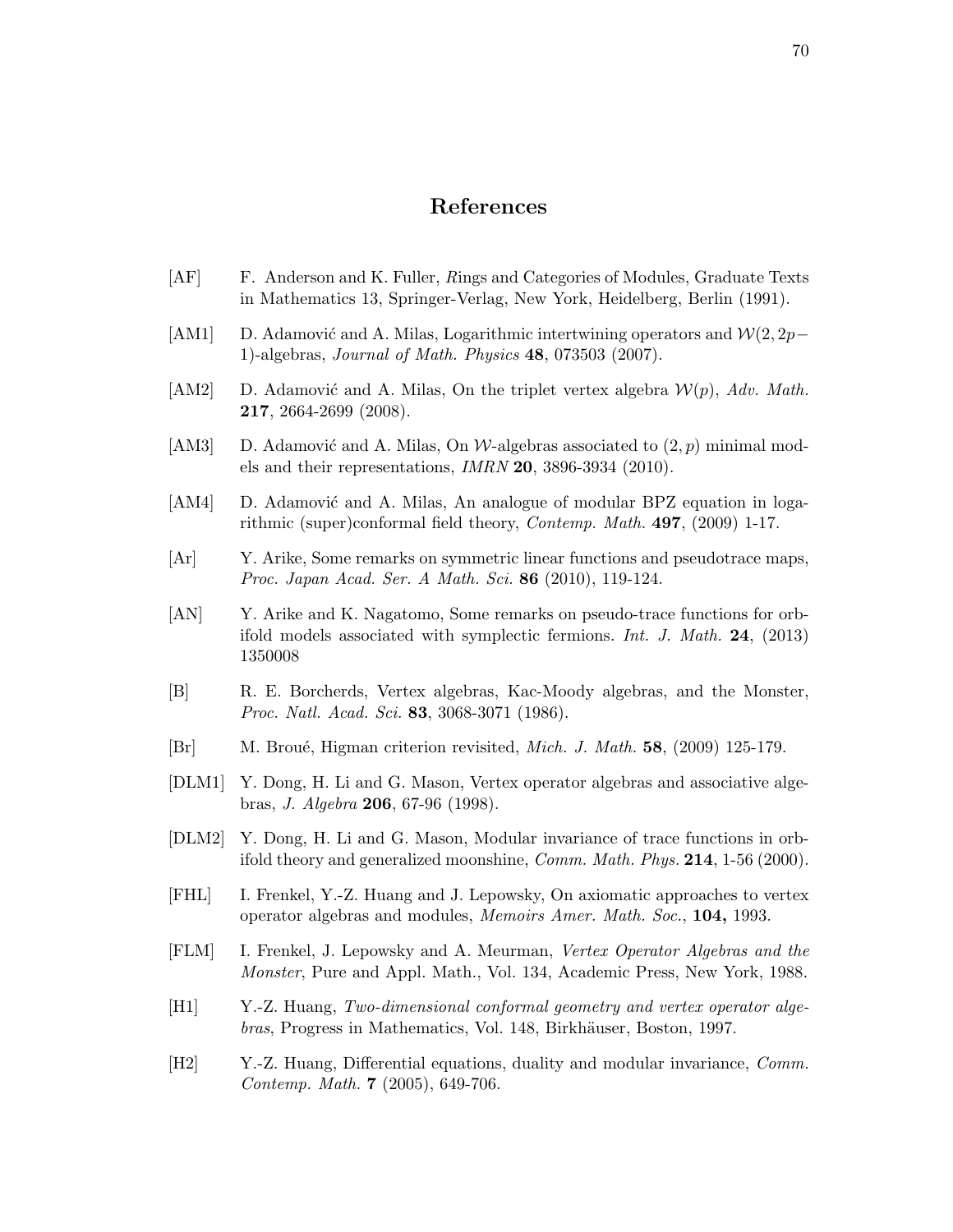# References

[AF] F. Anderson and K. Fuller, *R*ings and Categories of Modules, Graduate Texts in Mathematics 13, Springer-Verlag, New York, Heidelberg, Berlin (1991).

[AM1] D. Adamović and A. Milas, Logarithmic intertwining operators and $\mathcal{W}(2, 2p-1)$-algebras, *Journal of Math. Physics* **48**, 073503 (2007).

[AM2] D. Adamović and A. Milas, On the triplet vertex algebra $\mathcal{W}(p)$, *Adv. Math.* **217**, 2664-2699 (2008).

[AM3] D. Adamović and A. Milas, On $\mathcal{W}$-algebras associated to $(2, p)$ minimal models and their representations, *IMRN* **20**, 3896-3934 (2010).

[AM4] D. Adamović and A. Milas, An analogue of modular BPZ equation in logarithmic (super)conformal field theory, *Contemp. Math.* **497**, (2009) 1-17.

[Ar] Y. Arike, Some remarks on symmetric linear functions and pseudotrace maps, *Proc. Japan Acad. Ser. A Math. Sci.* **86** (2010), 119-124.

[AN] Y. Arike and K. Nagatomo, Some remarks on pseudo-trace functions for orbifold models associated with symplectic fermions. *Int. J. Math.* **24**, (2013) 1350008

[B] R. E. Borcherds, Vertex algebras, Kac-Moody algebras, and the Monster, *Proc. Natl. Acad. Sci.* **83**, 3068-3071 (1986).

[Br] M. Broué, Higman criterion revisited, *Mich. J. Math.* **58**, (2009) 125-179.

[DLM1] Y. Dong, H. Li and G. Mason, Vertex operator algebras and associative algebras, *J. Algebra* **206**, 67-96 (1998).

[DLM2] Y. Dong, H. Li and G. Mason, Modular invariance of trace functions in orbifold theory and generalized moonshine, *Comm. Math. Phys.* **214**, 1-56 (2000).

[FHL] I. Frenkel, Y.-Z. Huang and J. Lepowsky, On axiomatic approaches to vertex operator algebras and modules, *Memoirs Amer. Math. Soc.*, **104,** 1993.

[FLM] I. Frenkel, J. Lepowsky and A. Meurman, *Vertex Operator Algebras and the Monster*, Pure and Appl. Math., Vol. 134, Academic Press, New York, 1988.

[H1] Y.-Z. Huang, *Two-dimensional conformal geometry and vertex operator algebras*, Progress in Mathematics, Vol. 148, Birkhäuser, Boston, 1997.

[H2] Y.-Z. Huang, Differential equations, duality and modular invariance, *Comm. Contemp. Math.* **7** (2005), 649-706.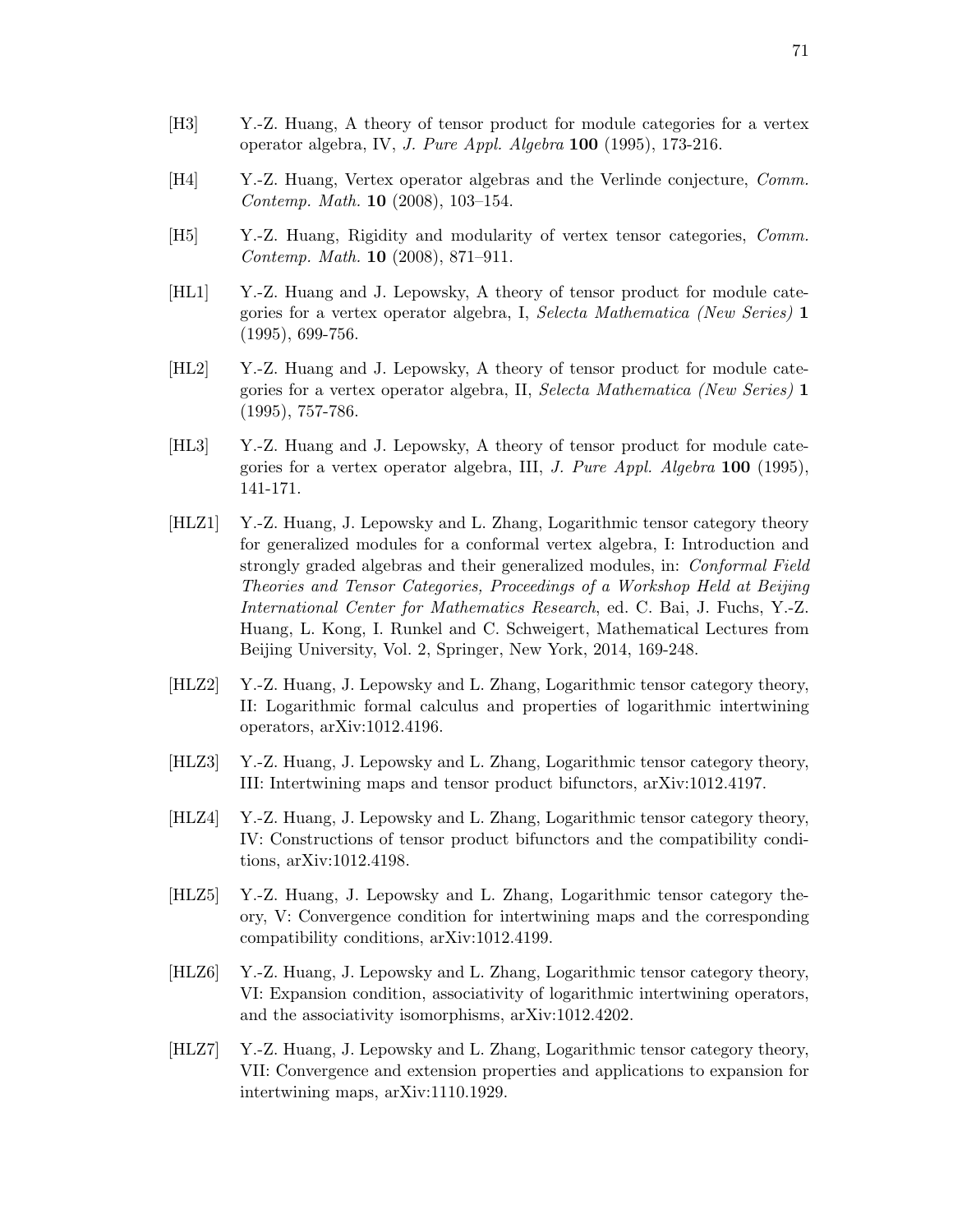[H3] Y.-Z. Huang, A theory of tensor product for module categories for a vertex operator algebra, IV, *J. Pure Appl. Algebra* **100** (1995), 173-216.

[H4] Y.-Z. Huang, Vertex operator algebras and the Verlinde conjecture, *Comm. Contemp. Math.* **10** (2008), 103–154.

[H5] Y.-Z. Huang, Rigidity and modularity of vertex tensor categories, *Comm. Contemp. Math.* **10** (2008), 871–911.

[HL1] Y.-Z. Huang and J. Lepowsky, A theory of tensor product for module categories for a vertex operator algebra, I, *Selecta Mathematica (New Series)* **1** (1995), 699-756.

[HL2] Y.-Z. Huang and J. Lepowsky, A theory of tensor product for module categories for a vertex operator algebra, II, *Selecta Mathematica (New Series)* **1** (1995), 757-786.

[HL3] Y.-Z. Huang and J. Lepowsky, A theory of tensor product for module categories for a vertex operator algebra, III, *J. Pure Appl. Algebra* **100** (1995), 141-171.

[HLZ1] Y.-Z. Huang, J. Lepowsky and L. Zhang, Logarithmic tensor category theory for generalized modules for a conformal vertex algebra, I: Introduction and strongly graded algebras and their generalized modules, in: *Conformal Field Theories and Tensor Categories, Proceedings of a Workshop Held at Beijing International Center for Mathematics Research*, ed. C. Bai, J. Fuchs, Y.-Z. Huang, L. Kong, I. Runkel and C. Schweigert, Mathematical Lectures from Beijing University, Vol. 2, Springer, New York, 2014, 169-248.

[HLZ2] Y.-Z. Huang, J. Lepowsky and L. Zhang, Logarithmic tensor category theory, II: Logarithmic formal calculus and properties of logarithmic intertwining operators, arXiv:1012.4196.

[HLZ3] Y.-Z. Huang, J. Lepowsky and L. Zhang, Logarithmic tensor category theory, III: Intertwining maps and tensor product bifunctors, arXiv:1012.4197.

[HLZ4] Y.-Z. Huang, J. Lepowsky and L. Zhang, Logarithmic tensor category theory, IV: Constructions of tensor product bifunctors and the compatibility conditions, arXiv:1012.4198.

[HLZ5] Y.-Z. Huang, J. Lepowsky and L. Zhang, Logarithmic tensor category theory, V: Convergence condition for intertwining maps and the corresponding compatibility conditions, arXiv:1012.4199.

[HLZ6] Y.-Z. Huang, J. Lepowsky and L. Zhang, Logarithmic tensor category theory, VI: Expansion condition, associativity of logarithmic intertwining operators, and the associativity isomorphisms, arXiv:1012.4202.

[HLZ7] Y.-Z. Huang, J. Lepowsky and L. Zhang, Logarithmic tensor category theory, VII: Convergence and extension properties and applications to expansion for intertwining maps, arXiv:1110.1929.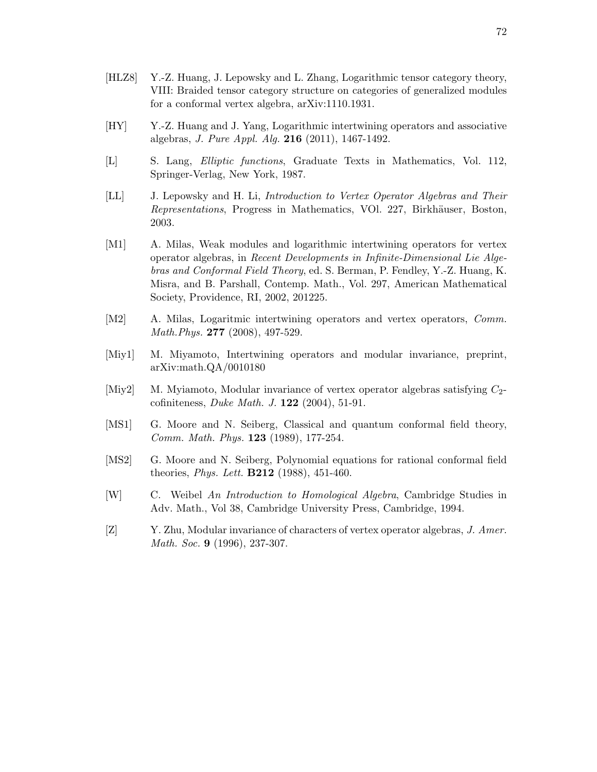[HLZ8] Y.-Z. Huang, J. Lepowsky and L. Zhang, Logarithmic tensor category theory, VIII: Braided tensor category structure on categories of generalized modules for a conformal vertex algebra, arXiv:1110.1931.

[HY] Y.-Z. Huang and J. Yang, Logarithmic intertwining operators and associative algebras, *J. Pure Appl. Alg.* **216** (2011), 1467-1492.

[L] S. Lang, *Elliptic functions*, Graduate Texts in Mathematics, Vol. 112, Springer-Verlag, New York, 1987.

[LL] J. Lepowsky and H. Li, *Introduction to Vertex Operator Algebras and Their Representations*, Progress in Mathematics, VOl. 227, Birkhäuser, Boston, 2003.

[M1] A. Milas, Weak modules and logarithmic intertwining operators for vertex operator algebras, in *Recent Developments in Infinite-Dimensional Lie Algebras and Conformal Field Theory*, ed. S. Berman, P. Fendley, Y.-Z. Huang, K. Misra, and B. Parshall, Contemp. Math., Vol. 297, American Mathematical Society, Providence, RI, 2002, 201225.

[M2] A. Milas, Logaritmic intertwining operators and vertex operators, *Comm. Math.Phys.* **277** (2008), 497-529.

[Miy1] M. Miyamoto, Intertwining operators and modular invariance, preprint, arXiv:math.QA/0010180

[Miy2] M. Myiamoto, Modular invariance of vertex operator algebras satisfying $C_2$-cofiniteness, *Duke Math. J.* **122** (2004), 51-91.

[MS1] G. Moore and N. Seiberg, Classical and quantum conformal field theory, *Comm. Math. Phys.* **123** (1989), 177-254.

[MS2] G. Moore and N. Seiberg, Polynomial equations for rational conformal field theories, *Phys. Lett.* **B212** (1988), 451-460.

[W] C. Weibel *An Introduction to Homological Algebra*, Cambridge Studies in Adv. Math., Vol 38, Cambridge University Press, Cambridge, 1994.

[Z] Y. Zhu, Modular invariance of characters of vertex operator algebras, *J. Amer. Math. Soc.* **9** (1996), 237-307.